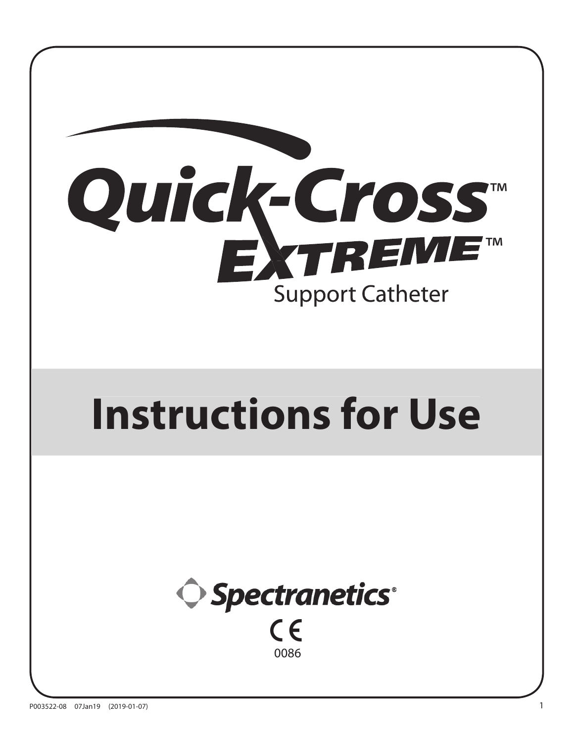# Quick-Cross™ EXTREME™

Support Catheter

# Instructions for Use

Spectranetics®

CE

0086

P003522-08 07Jan19 (2019-01-07)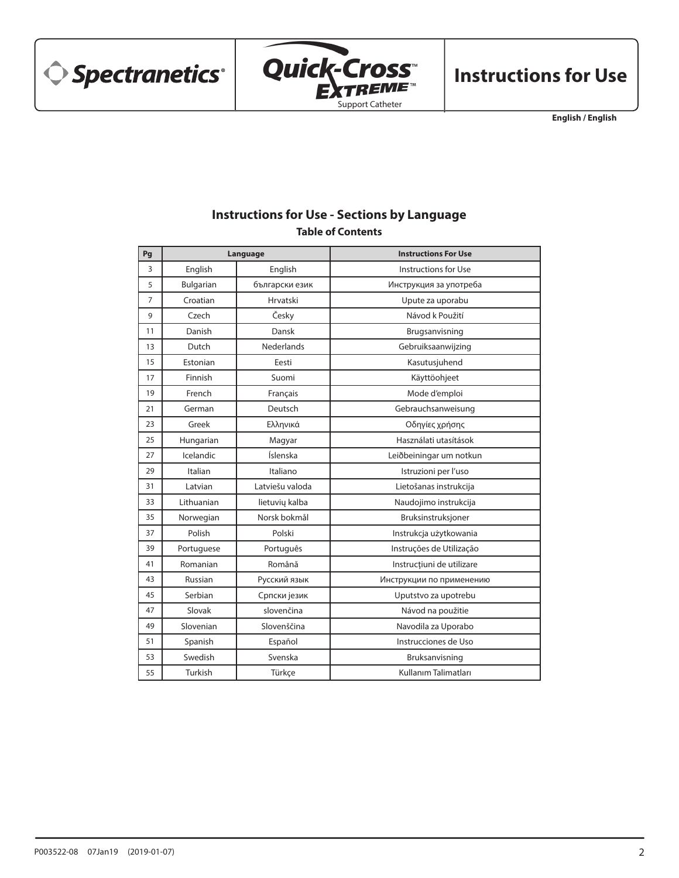Spectranetics® | Quick-Cross™ EXTREME™ Support Catheter | Instructions for Use

**English / English**

## Instructions for Use - Sections by Language

### Table of Contents

| Pg | Language | | Instructions For Use |
|---|---|---|---|
| 3 | English | English | Instructions for Use |
| 5 | Bulgarian | български език | Инструкция за употреба |
| 7 | Croatian | Hrvatski | Upute za uporabu |
| 9 | Czech | Česky | Návod k Použití |
| 11 | Danish | Dansk | Brugsanvisning |
| 13 | Dutch | Nederlands | Gebruiksaanwijzing |
| 15 | Estonian | Eesti | Kasutusjuhend |
| 17 | Finnish | Suomi | Käyttöohjeet |
| 19 | French | Français | Mode d'emploi |
| 21 | German | Deutsch | Gebrauchsanweisung |
| 23 | Greek | Ελληνικά | Οδηγίες χρήσης |
| 25 | Hungarian | Magyar | Használati utasítások |
| 27 | Icelandic | Íslenska | Leiðbeiningar um notkun |
| 29 | Italian | Italiano | Istruzioni per l'uso |
| 31 | Latvian | Latviešu valoda | Lietošanas instrukcija |
| 33 | Lithuanian | lietuvių kalba | Naudojimo instrukcija |
| 35 | Norwegian | Norsk bokmål | Bruksinstruksjoner |
| 37 | Polish | Polski | Instrukcja użytkowania |
| 39 | Portuguese | Português | Instruções de Utilização |
| 41 | Romanian | Română | Instrucţiuni de utilizare |
| 43 | Russian | Русский язык | Инструкции по применению |
| 45 | Serbian | Српски језик | Uputstvo za upotrebu |
| 47 | Slovak | slovenčina | Návod na použitie |
| 49 | Slovenian | Slovenščina | Navodila za Uporabo |
| 51 | Spanish | Español | Instrucciones de Uso |
| 53 | Swedish | Svenska | Bruksanvisning |
| 55 | Turkish | Türkçe | Kullanım Talimatları |

P003522-08 07Jan19 (2019-01-07)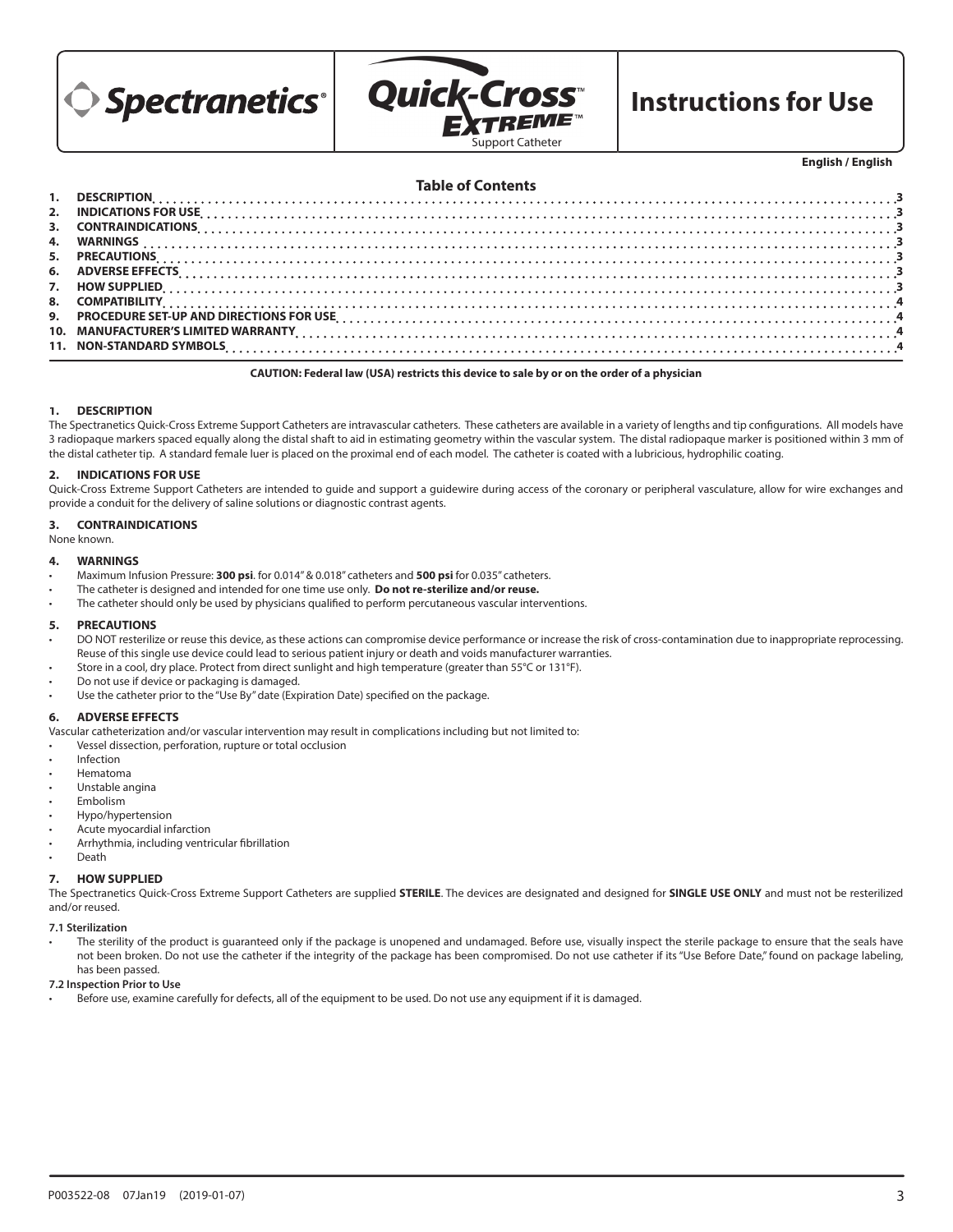Spectranetics®

Quick-Cross™ EXTREME™ Support Catheter

# Instructions for Use

**English / English**

## Table of Contents

| | | |
|---|---|---|
| 1. | DESCRIPTION | 3 |
| 2. | INDICATIONS FOR USE | 3 |
| 3. | CONTRAINDICATIONS | 3 |
| 4. | WARNINGS | 3 |
| 5. | PRECAUTIONS | 3 |
| 6. | ADVERSE EFFECTS | 3 |
| 7. | HOW SUPPLIED | 3 |
| 8. | COMPATIBILITY | 4 |
| 9. | PROCEDURE SET-UP AND DIRECTIONS FOR USE | 4 |
| 10. | MANUFACTURER'S LIMITED WARRANTY | 4 |
| 11. | NON-STANDARD SYMBOLS | 4 |

**CAUTION: Federal law (USA) restricts this device to sale by or on the order of a physician**

## 1. DESCRIPTION

The Spectranetics Quick-Cross Extreme Support Catheters are intravascular catheters. These catheters are available in a variety of lengths and tip configurations. All models have 3 radiopaque markers spaced equally along the distal shaft to aid in estimating geometry within the vascular system. The distal radiopaque marker is positioned within 3 mm of the distal catheter tip. A standard female luer is placed on the proximal end of each model. The catheter is coated with a lubricious, hydrophilic coating.

## 2. INDICATIONS FOR USE

Quick-Cross Extreme Support Catheters are intended to guide and support a guidewire during access of the coronary or peripheral vasculature, allow for wire exchanges and provide a conduit for the delivery of saline solutions or diagnostic contrast agents.

## 3. CONTRAINDICATIONS

None known.

## 4. WARNINGS

- Maximum Infusion Pressure: **300 psi**. for 0.014" & 0.018" catheters and **500 psi** for 0.035" catheters.
- The catheter is designed and intended for one time use only. **Do not re-sterilize and/or reuse.**
- The catheter should only be used by physicians qualified to perform percutaneous vascular interventions.

## 5. PRECAUTIONS

- DO NOT resterilize or reuse this device, as these actions can compromise device performance or increase the risk of cross-contamination due to inappropriate reprocessing. Reuse of this single use device could lead to serious patient injury or death and voids manufacturer warranties.
- Store in a cool, dry place. Protect from direct sunlight and high temperature (greater than 55°C or 131°F).
- Do not use if device or packaging is damaged.
- Use the catheter prior to the "Use By" date (Expiration Date) specified on the package.

## 6. ADVERSE EFFECTS

Vascular catheterization and/or vascular intervention may result in complications including but not limited to:

- Vessel dissection, perforation, rupture or total occlusion
- Infection
- Hematoma
- Unstable angina
- Embolism
- Hypo/hypertension
- Acute myocardial infarction
- Arrhythmia, including ventricular fibrillation
- Death

## 7. HOW SUPPLIED

The Spectranetics Quick-Cross Extreme Support Catheters are supplied **STERILE**. The devices are designated and designed for **SINGLE USE ONLY** and must not be resterilized and/or reused.

### 7.1 Sterilization

- The sterility of the product is guaranteed only if the package is unopened and undamaged. Before use, visually inspect the sterile package to ensure that the seals have not been broken. Do not use the catheter if the integrity of the package has been compromised. Do not use catheter if its "Use Before Date," found on package labeling, has been passed.

### 7.2 Inspection Prior to Use

- Before use, examine carefully for defects, all of the equipment to be used. Do not use any equipment if it is damaged.

P003522-08 07Jan19 (2019-01-07)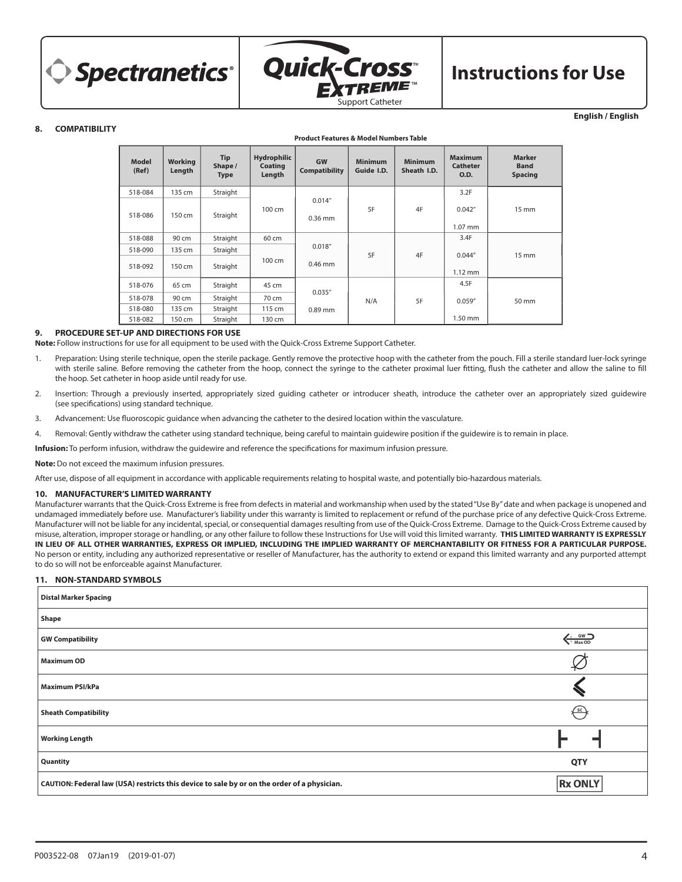**English / English**

## 8. COMPATIBILITY

**Product Features & Model Numbers Table**

| Model (Ref) | Working Length | Tip Shape / Type | Hydrophilic Coating Length | GW Compatibility | Minimum Guide I.D. | Minimum Sheath I.D. | Maximum Catheter O.D. | Marker Band Spacing |
|---|---|---|---|---|---|---|---|---|
| 518-084 | 135 cm | Straight | 100 cm | 0.014" 0.36 mm | 5F | 4F | 3.2F 0.042" 1.07 mm | 15 mm |
| 518-086 | 150 cm | Straight | | | | | | |
| 518-088 | 90 cm | Straight | 60 cm | 0.018" 0.46 mm | 5F | 4F | 3.4F 0.044" 1.12 mm | 15 mm |
| 518-090 | 135 cm | Straight | 100 cm | | | | | |
| 518-092 | 150 cm | Straight | | | | | | |
| 518-076 | 65 cm | Straight | 45 cm | 0.035" 0.89 mm | N/A | 5F | 4.5F 0.059" 1.50 mm | 50 mm |
| 518-078 | 90 cm | Straight | 70 cm | | | | | |
| 518-080 | 135 cm | Straight | 115 cm | | | | | |
| 518-082 | 150 cm | Straight | 130 cm | | | | | |

## 9. PROCEDURE SET-UP AND DIRECTIONS FOR USE

**Note:** Follow instructions for use for all equipment to be used with the Quick-Cross Extreme Support Catheter.

1. Preparation: Using sterile technique, open the sterile package. Gently remove the protective hoop with the catheter from the pouch. Fill a sterile standard luer-lock syringe with sterile saline. Before removing the catheter from the hoop, connect the syringe to the catheter proximal luer fitting, flush the catheter and allow the saline to fill the hoop. Set catheter in hoop aside until ready for use.
2. Insertion: Through a previously inserted, appropriately sized guiding catheter or introducer sheath, introduce the catheter over an appropriately sized guidewire (see specifications) using standard technique.
3. Advancement: Use fluoroscopic guidance when advancing the catheter to the desired location within the vasculature.
4. Removal: Gently withdraw the catheter using standard technique, being careful to maintain guidewire position if the guidewire is to remain in place.

**Infusion:** To perform infusion, withdraw the guidewire and reference the specifications for maximum infusion pressure.

**Note:** Do not exceed the maximum infusion pressures.

After use, dispose of all equipment in accordance with applicable requirements relating to hospital waste, and potentially bio-hazardous materials.

## 10. MANUFACTURER'S LIMITED WARRANTY

Manufacturer warrants that the Quick-Cross Extreme is free from defects in material and workmanship when used by the stated "Use By" date and when package is unopened and undamaged immediately before use. Manufacturer's liability under this warranty is limited to replacement or refund of the purchase price of any defective Quick-Cross Extreme. Manufacturer will not be liable for any incidental, special, or consequential damages resulting from use of the Quick-Cross Extreme. Damage to the Quick-Cross Extreme caused by misuse, alteration, improper storage or handling, or any other failure to follow these Instructions for Use will void this limited warranty. **THIS LIMITED WARRANTY IS EXPRESSLY IN LIEU OF ALL OTHER WARRANTIES, EXPRESS OR IMPLIED, INCLUDING THE IMPLIED WARRANTY OF MERCHANTABILITY OR FITNESS FOR A PARTICULAR PURPOSE.** No person or entity, including any authorized representative or reseller of Manufacturer, has the authority to extend or expand this limited warranty and any purported attempt to do so will not be enforceable against Manufacturer.

## 11. NON-STANDARD SYMBOLS

| | |
|---|---|
| **Distal Marker Spacing** | |
| **Shape** | |
| **GW Compatibility** | GW Max OD |
| **Maximum OD** | |
| **Maximum PSI/kPa** | |
| **Sheath Compatibility** | SC |
| **Working Length** | |
| **Quantity** | QTY |
| **CAUTION: Federal law (USA) restricts this device to sale by or on the order of a physician.** | Rx ONLY |

P003522-08 07Jan19 (2019-01-07)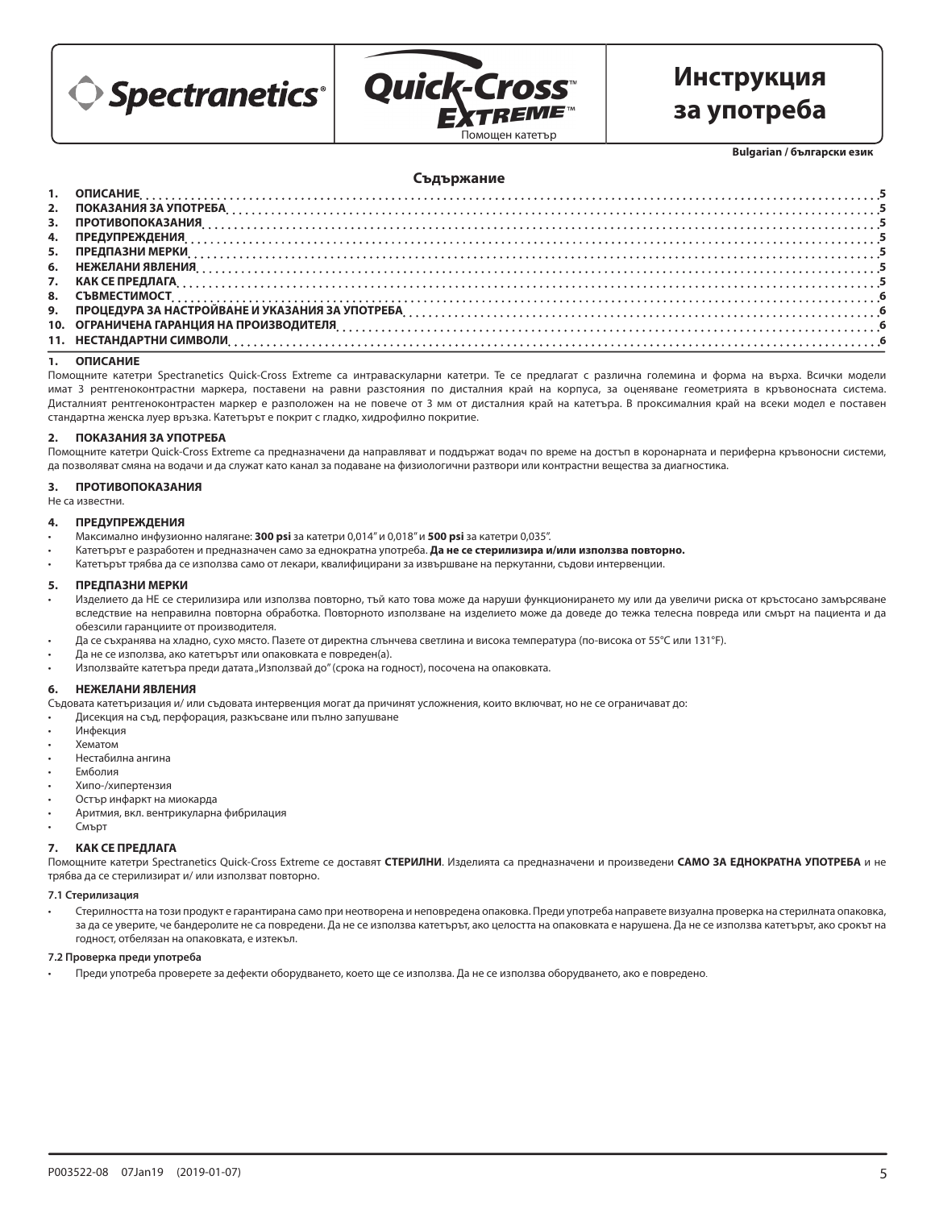Spectranetics® Quick-Cross™ EXTREME™ Помощен катетър

# Инструкция за употреба

**Bulgarian / български език**

## Съдържание

| | | |
|---|---|---|
| 1. | ОПИСАНИЕ | 5 |
| 2. | ПОКАЗАНИЯ ЗА УПОТРЕБА | 5 |
| 3. | ПРОТИВОПОКАЗАНИЯ | 5 |
| 4. | ПРЕДУПРЕЖДЕНИЯ | 5 |
| 5. | ПРЕДПАЗНИ МЕРКИ | 5 |
| 6. | НЕЖЕЛАНИ ЯВЛЕНИЯ | 5 |
| 7. | КАК СЕ ПРЕДЛАГА | 5 |
| 8. | СЪВМЕСТИМОСТ | 6 |
| 9. | ПРОЦЕДУРА ЗА НАСТРОЙВАНЕ И УКАЗАНИЯ ЗА УПОТРЕБА | 6 |
| 10. | ОГРАНИЧЕНА ГАРАНЦИЯ НА ПРОИЗВОДИТЕЛЯ | 6 |
| 11. | НЕСТАНДАРТНИ СИМВОЛИ | 6 |

## 1. ОПИСАНИЕ

Помощните катетри Spectranetics Quick-Cross Extreme са интраваскуларни катетри. Те се предлагат с различна големина и форма на върха. Всички модели имат 3 рентгеноконтрастни маркера, поставени на равни разстояния по дисталния край на корпуса, за оценяване геометрията в кръвоносната система. Дисталният рентгеноконтрастен маркер е разположен на не повече от 3 мм от дисталния край на катетъра. В проксималния край на всеки модел е поставен стандартна женска луер връзка. Катетърът е покрит с гладко, хидрофилно покритие.

## 2. ПОКАЗАНИЯ ЗА УПОТРЕБА

Помощните катетри Quick-Cross Extreme са предназначени да направляват и поддържат водач по време на достъп в коронарната и периферна кръвоносни системи, да позволяват смяна на водачи и да служат като канал за подаване на физиологични разтвори или контрастни вещества за диагностика.

## 3. ПРОТИВОПОКАЗАНИЯ

Не са известни.

## 4. ПРЕДУПРЕЖДЕНИЯ

- Максимално инфузионно налягане: **300 psi** за катетри 0,014" и 0,018" и **500 psi** за катетри 0,035".
- Катетърът е разработен и предназначен само за еднократна употреба. **Да не се стерилизира и/или използва повторно.**
- Катетърът трябва да се използва само от лекари, квалифицирани за извършване на перкутанни, съдови интервенции.

## 5. ПРЕДПАЗНИ МЕРКИ

- Изделието да НЕ се стерилизира или използва повторно, тъй като това може да наруши функционирането му или да увеличи риска от кръстосано замърсяване вследствие на неправилна повторна обработка. Повторното използване на изделието може да доведе до тежка телесна повреда или смърт на пациента и да обезсили гаранциите от производителя.
- Да се съхранява на хладно, сухо място. Пазете от директна слънчева светлина и висока температура (по-висока от 55°C или 131°F).
- Да не се използва, ако катетърът или опаковката е повреден(а).
- Използвайте катетъра преди датата „Използвай до" (срока на годност), посочена на опаковката.

## 6. НЕЖЕЛАНИ ЯВЛЕНИЯ

Съдовата катетъризация и/ или съдовата интервенция могат да причинят усложнения, които включват, но не се ограничават до:

- Дисекция на съд, перфорация, разкъсване или пълно запушване
- Инфекция
- Хематом
- Нестабилна ангина
- Емболия
- Хипо-/хипертензия
- Остър инфаркт на миокарда
- Аритмия, вкл. вентрикуларна фибрилация
- Смърт

## 7. КАК СЕ ПРЕДЛАГА

Помощните катетри Spectranetics Quick-Cross Extreme се доставят **СТЕРИЛНИ**. Изделията са предназначени и произведени **САМО ЗА ЕДНОКРАТНА УПОТРЕБА** и не трябва да се стерилизират и/ или използват повторно.

### 7.1 Стерилизация

- Стерилността на този продукт е гарантирана само при неотворена и неповредена опаковка. Преди употреба направете визуална проверка на стерилната опаковка, за да се уверите, че бандеролите не са повредени. Да не се използва катетърът, ако целостта на опаковката е нарушена. Да не се използва катетърът, ако срокът на годност, отбелязан на опаковката, е изтекъл.

### 7.2 Проверка преди употреба

- Преди употреба проверете за дефекти оборудването, което ще се използва. Да не се използва оборудването, ако е повредено.

P003522-08 07Jan19 (2019-01-07)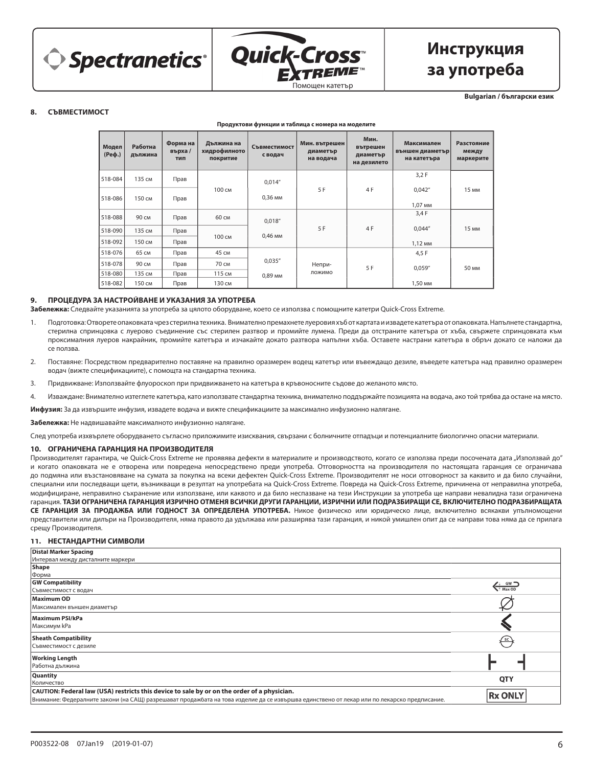# Инструкция за употреба

Quick-Cross Extreme™ Помощен катетър

Bulgarian / български език

## 8. СЪВМЕСТИМОСТ

**Продуктови функции и таблица с номера на моделите**

| Модел (Реф.) | Работна дължина | Форма на върха / тип | Дължина на хидрофилното покритие | Съвместимост с водач | Мин. вътрешен диаметър на водача | Мин. вътрешен диаметър на дезилето | Максимален външен диаметър на катетъра | Разстояние между маркерите |
|---|---|---|---|---|---|---|---|---|
| 518-084 | 135 см | Прав | 100 см | 0,014" 0,36 мм | 5 F | 4 F | 3,2 F 0,042" 1,07 мм | 15 мм |
| 518-086 | 150 см | Прав | | | | | | |
| 518-088 | 90 см | Прав | 60 см | 0,018" 0,46 мм | 5 F | 4 F | 3,4 F 0,044" 1,12 мм | 15 мм |
| 518-090 | 135 см | Прав | 100 см | | | | | |
| 518-092 | 150 см | Прав | | | | | | |
| 518-076 | 65 см | Прав | 45 см | 0,035" 0,89 мм | Неприложимо | 5 F | 4,5 F 0,059" 1,50 мм | 50 мм |
| 518-078 | 90 см | Прав | 70 см | | | | | |
| 518-080 | 135 см | Прав | 115 см | | | | | |
| 518-082 | 150 см | Прав | 130 см | | | | | |

## 9. ПРОЦЕДУРА ЗА НАСТРОЙВАНЕ И УКАЗАНИЯ ЗА УПОТРЕБА

**Забележка:** Следвайте указанията за употреба за цялото оборудване, което се използва с помощните катетри Quick-Cross Extreme.

1. Подготовка: Отворете опаковката чрез стерилна техника. Внимателно премахнете луеровия хъб от картата и извадете катетъра от опаковката. Напълнете стандартна, стерилна спринцовка с луерово съединение със стерилен разтвор и промийте лумена. Преди да отстраните катетъра от хъба, свържете спринцовката към проксималния луеров накрайник, промийте катетъра и изчакайте докато разтвора напълни хъба. Оставете настрани катетъра в обръч докато се наложи да се ползва.
2. Поставяне: Посредством предварително поставяне на правилно оразмерен водещ катетър или въвеждащо дезиле, въведете катетъра над правилно оразмерен водач (вижте спецификациите), с помощта на стандартна техника.
3. Придвижване: Използвайте флуороскоп при придвижването на катетъра в кръвоносните съдове до желаното място.
4. Изваждане: Внимателно изтеглете катетъра, като използвате стандартна техника, внимателно поддържайте позицията на водача, ако той трябва да остане на място.

**Инфузия:** За да извършите инфузия, извадете водача и вижте спецификациите за максимално инфузионно налягане.

**Забележка:** Не надвишавайте максималното инфузионно налягане.

След употреба изхвърлете оборудването съгласно приложимите изисквания, свързани с болничните отпадъци и потенциалните биологично опасни материали.

## 10. ОГРАНИЧЕНА ГАРАНЦИЯ НА ПРОИЗВОДИТЕЛЯ

Производителят гарантира, че Quick-Cross Extreme не проявява дефекти в материалите и производството, когато се използва преди посочената дата „Използвай до" и когато опаковката не е отворена или повредена непосредствено преди употреба. Отговорността на производителя по настоящата гаранция се ограничава до подмяна или възстановяване на сумата за покупка на всеки дефектен Quick-Cross Extreme. Производителят не носи отговорност за каквито и да било случайни, специални или последващи щети, възникващи в резултат на употребата на Quick-Cross Extreme. Повреда на Quick-Cross Extreme, причинена от неправилна употреба, модифициране, неправилно съхранение или използване, или каквото и да било неспазване на тези Инструкции за употреба ще направи невалидна тази ограничена гаранция. **ТАЗИ ОГРАНИЧЕНА ГАРАНЦИЯ ИЗРИЧНО ОТМЕНЯ ВСИЧКИ ДРУГИ ГАРАНЦИИ, ИЗРИЧНИ ИЛИ ПОДРАЗБИРАЩИ СЕ, ВКЛЮЧИТЕЛНО ПОДРАЗБИРАЩАТА СЕ ГАРАНЦИЯ ЗА ПРОДАЖБА ИЛИ ГОДНОСТ ЗА ОПРЕДЕЛЕНА УПОТРЕБА.** Никое физическо или юридическо лице, включително всякакви упълномощени представители или дилъри на Производителя, няма правото да удължава или разширява тази гаранция, и никой умишлен опит да се направи това няма да се прилага срещу Производителя.

## 11. НЕСТАНДАРТНИ СИМВОЛИ

| Символ | |
|---|---|
| **Distal Marker Spacing** Интервал между дисталните маркери | |
| **Shape** Форма | |
| **GW Compatibility** Съвместимост с водач | GW Max OD |
| **Maximum OD** Максимален външен диаметър | |
| **Maximum PSI/kPa** Максимум kPa | |
| **Sheath Compatibility** Съвместимост с дезиле | SC |
| **Working Length** Работна дължина | |
| **Quantity** Количество | QTY |
| **CAUTION: Federal law (USA) restricts this device to sale by or on the order of a physician.** Внимание: Федералните закони (на САЩ) разрешават продажбата на това изделие да се извършва единствено от лекар или по лекарско предписание. | Rx ONLY |

P003522-08 07Jan19 (2019-01-07)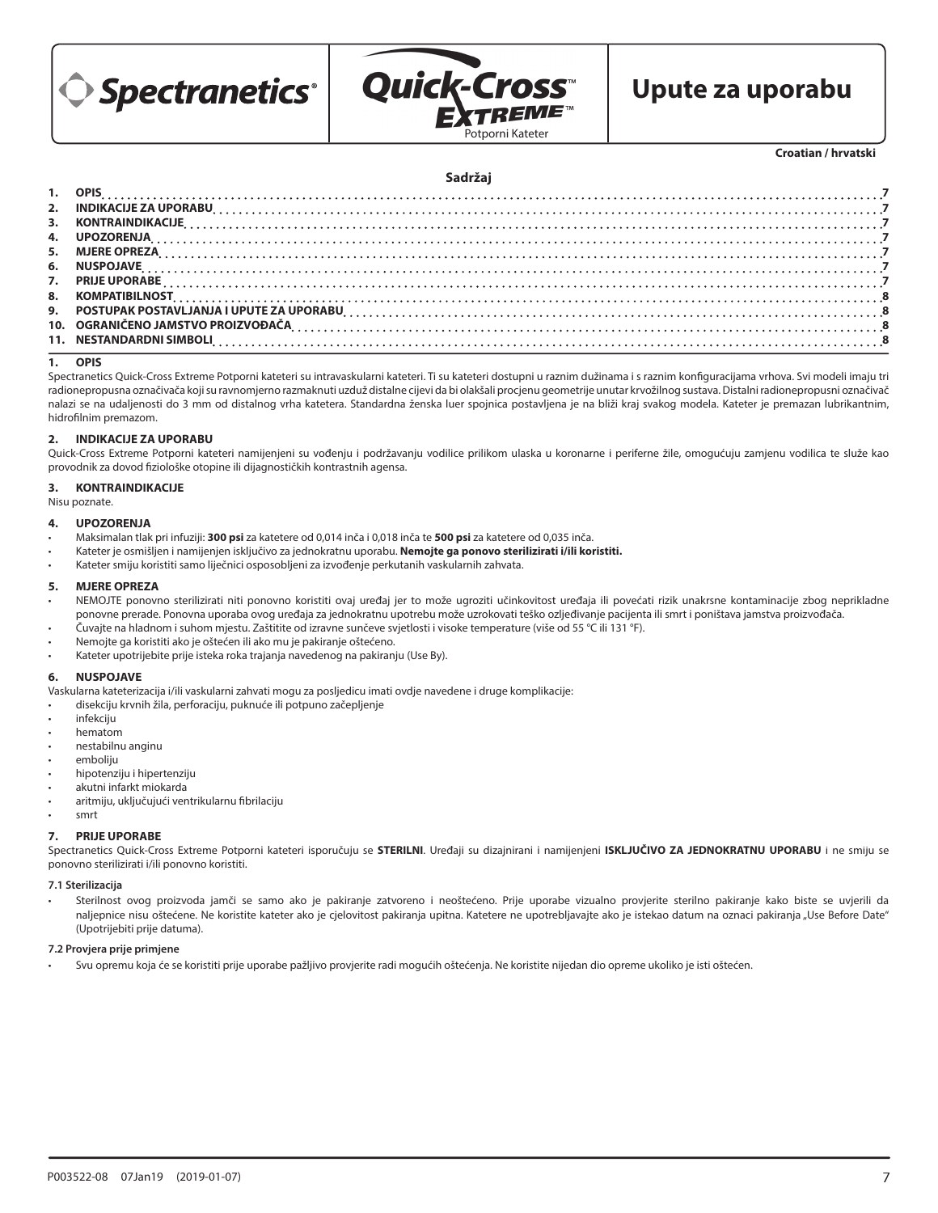Spectranetics®

Quick-Cross™ EXTREME™
Potporni Kateter

# Upute za uporabu

**Croatian / hrvatski**

## Sadržaj

1. OPIS ..... 7
2. INDIKACIJE ZA UPORABU ..... 7
3. KONTRAINDIKACIJE ..... 7
4. UPOZORENJA ..... 7
5. MJERE OPREZA ..... 7
6. NUSPOJAVE ..... 7
7. PRIJE UPORABE ..... 7
8. KOMPATIBILNOST ..... 8
9. POSTUPAK POSTAVLJANJA I UPUTE ZA UPORABU ..... 8
10. OGRANIČENO JAMSTVO PROIZVOĐAČA ..... 8
11. NESTANDARDNI SIMBOLI ..... 8

## 1. OPIS

Spectranetics Quick-Cross Extreme Potporni kateteri su intravaskularni kateteri. Ti su kateteri dostupni u raznim dužinama i s raznim konfiguracijama vrhova. Svi modeli imaju tri radionepropusna označivača koji su ravnomjerno razmaknuti uzduž distalne cijevi da bi olakšali procjenu geometrije unutar krvožilnog sustava. Distalni radionepropusni označivač nalazi se na udaljenosti do 3 mm od distalnog vrha katetera. Standardna ženska luer spojnica postavljena je na bliži kraj svakog modela. Kateter je premazan lubrikantnim, hidrofilnim premazom.

## 2. INDIKACIJE ZA UPORABU

Quick-Cross Extreme Potporni kateteri namijenjeni su vođenju i podržavanju vodilice prilikom ulaska u koronarne i periferne žile, omogućuju zamjenu vodilica te služe kao provodnik za dovod fiziološke otopine ili dijagnostičkih kontrastnih agensa.

## 3. KONTRAINDIKACIJE

Nisu poznate.

## 4. UPOZORENJA

- Maksimalan tlak pri infuziji: **300 psi** za katetere od 0,014 inča i 0,018 inča te **500 psi** za katetere od 0,035 inča.
- Kateter je osmišljen i namijenjen isključivo za jednokratnu uporabu. **Nemojte ga ponovo sterilizirati i/ili koristiti.**
- Kateter smiju koristiti samo liječnici osposobljeni za izvođenje perkutanih vaskularnih zahvata.

## 5. MJERE OPREZA

- NEMOJTE ponovno sterilizirati niti ponovno koristiti ovaj uređaj jer to može ugroziti učinkovitost uređaja ili povećati rizik unakrsne kontaminacije zbog neprikladne ponovne prerade. Ponovna uporaba ovog uređaja za jednokratnu upotrebu može uzrokovati teško ozljeđivanje pacijenta ili smrt i poništava jamstva proizvođača.
- Čuvajte na hladnom i suhom mjestu. Zaštitite od izravne sunčeve svjetlosti i visoke temperature (više od 55 °C ili 131 °F).
- Nemojte ga koristiti ako je oštećen ili ako mu je pakiranje oštećeno.
- Kateter upotrijebite prije isteka roka trajanja navedenog na pakiranju (Use By).

## 6. NUSPOJAVE

Vaskularna kateterizacija i/ili vaskularni zahvati mogu za posljedicu imati ovdje navedene i druge komplikacije:

- disekciju krvnih žila, perforaciju, puknuće ili potpuno začepljenje
- infekciju
- hematom
- nestabilnu anginu
- emboliju
- hipotenziju i hipertenziju
- akutni infarkt miokarda
- aritmiju, uključujući ventrikularnu fibrilaciju
- smrt

## 7. PRIJE UPORABE

Spectranetics Quick-Cross Extreme Potporni kateteri isporučuju se **STERILNI**. Uređaji su dizajnirani i namijenjeni **ISKLJUČIVO ZA JEDNOKRATNU UPORABU** i ne smiju se ponovno sterilizirati i/ili ponovno koristiti.

### 7.1 Sterilizacija

- Sterilnost ovog proizvoda jamči se samo ako je pakiranje zatvoreno i neoštećeno. Prije uporabe vizualno provjerite sterilno pakiranje kako biste se uvjerili da naljepnice nisu oštećene. Ne koristite kateter ako je cjelovitost pakiranja upitna. Katetere ne upotrebljavajte ako je istekao datum na oznaci pakiranja „Use Before Date" (Upotrijebiti prije datuma).

### 7.2 Provjera prije primjene

- Svu opremu koja će se koristiti prije uporabe pažljivo provjerite radi mogućih oštećenja. Ne koristite nijedan dio opreme ukoliko je isti oštećen.

P003522-08 07Jan19 (2019-01-07)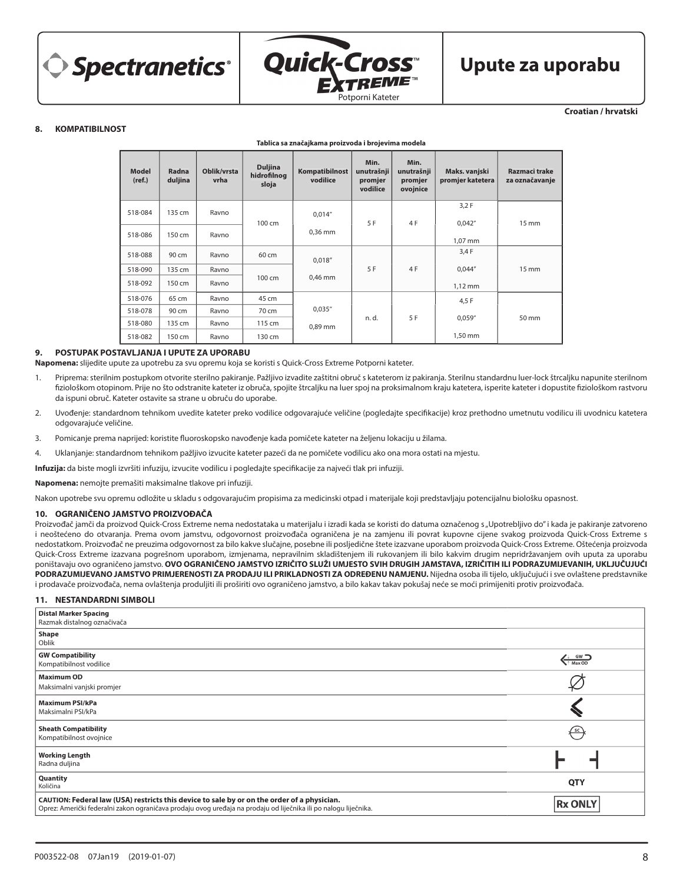Croatian / hrvatski

## 8. KOMPATIBILNOST

**Tablica sa značajkama proizvoda i brojevima modela**

| Model (ref.) | Radna duljina | Oblik/vrsta vrha | Duljina hidrofilnog sloja | Kompatibilnost vodilice | Min. unutrašnji promjer vodilice | Min. unutrašnji promjer ovojnice | Maks. vanjski promjer katetera | Razmaci trake za označavanje |
|---|---|---|---|---|---|---|---|---|
| 518-084 | 135 cm | Ravno | 100 cm | 0,014″ 0,36 mm | 5 F | 4 F | 3,2 F 0,042″ 1,07 mm | 15 mm |
| 518-086 | 150 cm | Ravno | | | | | | |
| 518-088 | 90 cm | Ravno | 60 cm | 0,018″ 0,46 mm | 5 F | 4 F | 3,4 F 0,044″ 1,12 mm | 15 mm |
| 518-090 | 135 cm | Ravno | 100 cm | | | | | |
| 518-092 | 150 cm | Ravno | | | | | | |
| 518-076 | 65 cm | Ravno | 45 cm | 0,035″ 0,89 mm | n. d. | 5 F | 4,5 F 0,059" 1,50 mm | 50 mm |
| 518-078 | 90 cm | Ravno | 70 cm | | | | | |
| 518-080 | 135 cm | Ravno | 115 cm | | | | | |
| 518-082 | 150 cm | Ravno | 130 cm | | | | | |

## 9. POSTUPAK POSTAVLJANJA I UPUTE ZA UPORABU

**Napomena:** slijedite upute za upotrebu za svu opremu koja se koristi s Quick-Cross Extreme Potporni kateter.

1. Priprema: sterilnim postupkom otvorite sterilno pakiranje. Pažljivo izvadite zaštitni obruč s kateterom iz pakiranja. Sterilnu standardnu luer-lock štrcaljku napunite sterilnom fiziološkom otopinom. Prije no što odstranite kateter iz obruča, spojite štrcaljku na luer spoj na proksimalnom kraju katetera, isperite kateter i dopustite fiziološkom rastvoru da ispuni obruč. Kateter ostavite sa strane u obruču do uporabe.
2. Uvođenje: standardnom tehnikom uvedite kateter preko vodilice odgovarajuće veličine (pogledajte specifikacije) kroz prethodno umetnutu vodilicu ili uvodnicu katetera odgovarajuće veličine.
3. Pomicanje prema naprijed: koristite fluoroskopsko navođenje kada pomičete kateter na željenu lokaciju u žilama.
4. Uklanjanje: standardnom tehnikom pažljivo izvucite kateter pazeći da ne pomičete vodilicu ako ona mora ostati na mjestu.

**Infuzija:** da biste mogli izvršiti infuziju, izvucite vodilicu i pogledajte specifikacije za najveći tlak pri infuziji.

**Napomena:** nemojte premašiti maksimalne tlakove pri infuziji.

Nakon upotrebe svu opremu odložite u skladu s odgovarajućim propisima za medicinski otpad i materijale koji predstavljaju potencijalnu biološku opasnost.

## 10. OGRANIČENO JAMSTVO PROIZVOĐAČA

Proizvođač jamči da proizvod Quick-Cross Extreme nema nedostataka u materijalu i izradi kada se koristi do datuma označenog s „Upotrebljivo do" i kada je pakiranje zatvoreno i neoštećeno do otvaranja. Prema ovom jamstvu, odgovornost proizvođača ograničena je na zamjenu ili povrat kupovne cijene svakog proizvoda Quick-Cross Extreme s nedostatkom. Proizvođač ne preuzima odgovornost za bilo kakve slučajne, posebne ili posljedične štete izazvane uporabom proizvoda Quick-Cross Extreme. Oštećenja proizvoda Quick-Cross Extreme izazvana pogrešnom uporabom, izmjenama, nepravilnim skladištenjem ili rukovanjem ili bilo kakvim drugim nepridržavanjem ovih uputa za uporabu poništavaju ovo ograničeno jamstvo. **OVO OGRANIČENO JAMSTVO IZRIČITO SLUŽI UMJESTO SVIH DRUGIH JAMSTAVA, IZRIČITIH ILI PODRAZUMIJEVANIH, UKLJUČUJUĆI PODRAZUMIJEVANO JAMSTVO PRIMJERENOSTI ZA PRODAJU ILI PRIKLADNOSTI ZA ODREĐENU NAMJENU.** Nijedna osoba ili tijelo, uključujući i sve ovlaštene predstavnike i prodavače proizvođača, nema ovlaštenja produljiti ili proširiti ovo ograničeno jamstvo, a bilo kakav takav pokušaj neće se moći primijeniti protiv proizvođača.

## 11. NESTANDARDNI SIMBOLI

| Opis | Simbol |
|---|---|
| **Distal Marker Spacing** Razmak distalnog označivača | |
| **Shape** Oblik | |
| **GW Compatibility** Kompatibilnost vodilice | GW Max OD |
| **Maximum OD** Maksimalni vanjski promjer | Ø |
| **Maximum PSI/kPa** Maksimalni PSI/kPa | |
| **Sheath Compatibility** Kompatibilnost ovojnice | SC |
| **Working Length** Radna duljina | |
| **Quantity** Količina | QTY |
| **CAUTION: Federal law (USA) restricts this device to sale by or on the order of a physician.** Oprez: Američki federalni zakon ograničava prodaju ovog uređaja na prodaju od liječnika ili po nalogu liječnika. | Rx ONLY |

P003522-08 07Jan19 (2019-01-07)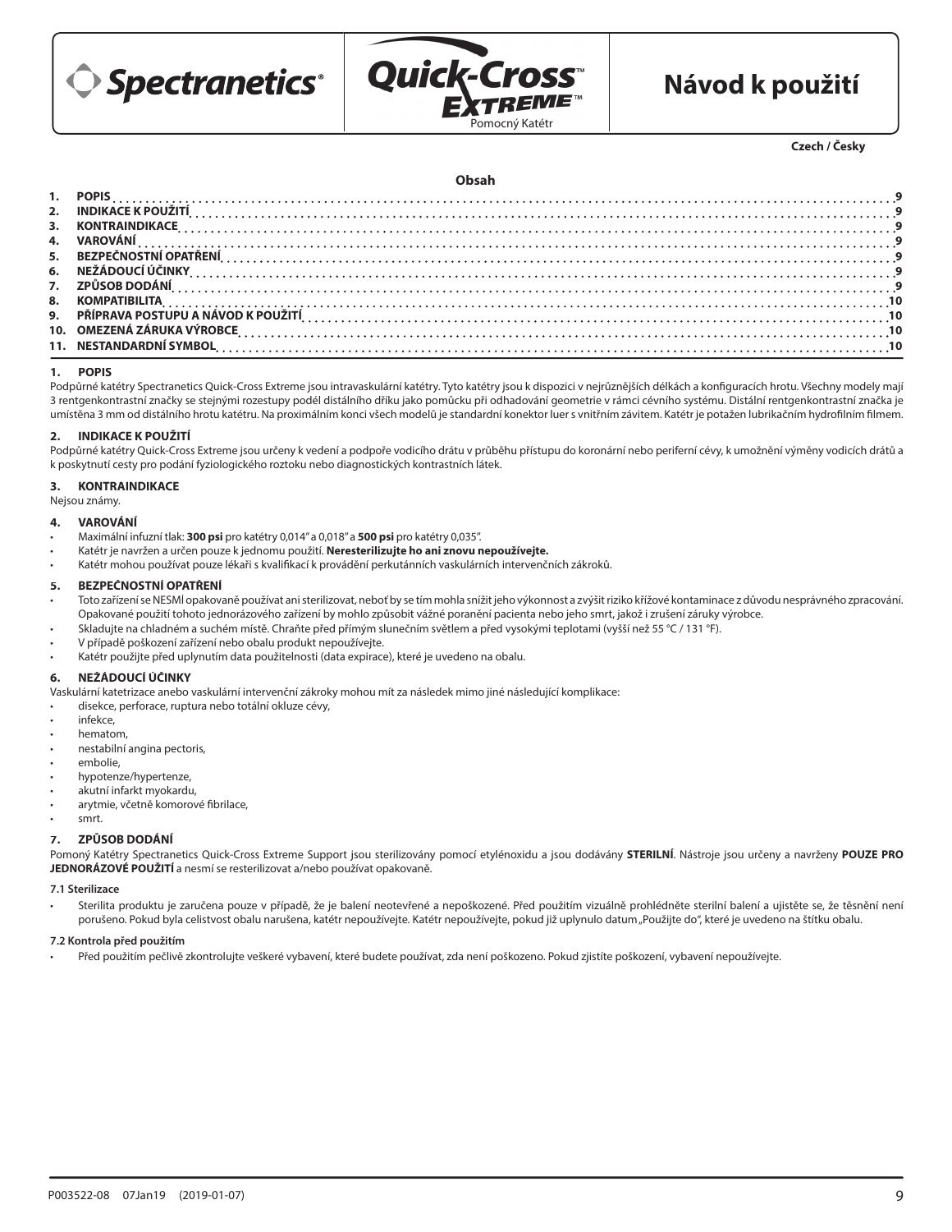Spectranetics® Quick-Cross™ Extreme™ Pomocný Katétr

# Návod k použití

**Czech / Česky**

**Obsah**

| | | |
|---|---|---|
| 1. | POPIS | 9 |
| 2. | INDIKACE K POUŽITÍ | 9 |
| 3. | KONTRAINDIKACE | 9 |
| 4. | VAROVÁNÍ | 9 |
| 5. | BEZPEČNOSTNÍ OPATŘENÍ | 9 |
| 6. | NEŽÁDOUCÍ ÚČINKY | 9 |
| 7. | ZPŮSOB DODÁNÍ | 9 |
| 8. | KOMPATIBILITA | 10 |
| 9. | PŘÍPRAVA POSTUPU A NÁVOD K POUŽITÍ | 10 |
| 10. | OMEZENÁ ZÁRUKA VÝROBCE | 10 |
| 11. | NESTANDARDNÍ SYMBOL | 10 |

## 1. POPIS

Podpůrné katétry Spectranetics Quick-Cross Extreme jsou intravaskulární katétry. Tyto katétry jsou k dispozici v nejrůznějších délkách a konfiguracích hrotu. Všechny modely mají 3 rentgenkontrastní značky se stejnými rozestupy podél distálního dříku jako pomůcku při odhadování geometrie v rámci cévního systému. Distální rentgenkontrastní značka je umístěna 3 mm od distálního hrotu katétru. Na proximálním konci všech modelů je standardní konektor luer s vnitřním závitem. Katétr je potažen lubrikačním hydrofilním filmem.

## 2. INDIKACE K POUŽITÍ

Podpůrné katétry Quick-Cross Extreme jsou určeny k vedení a podpoře vodicího drátu v průběhu přístupu do koronární nebo periferní cévy, k umožnění výměny vodicích drátů a k poskytnutí cesty pro podání fyziologického roztoku nebo diagnostických kontrastních látek.

## 3. KONTRAINDIKACE

Nejsou známy.

## 4. VAROVÁNÍ

- Maximální infuzní tlak: **300 psi** pro katétry 0,014" a 0,018" a **500 psi** pro katétry 0,035".
- Katétr je navržen a určen pouze k jednomu použití. **Neresterilizujte ho ani znovu nepoužívejte.**
- Katétr mohou používat pouze lékaři s kvalifikací k provádění perkutánních vaskulárních intervenčních zákroků.

## 5. BEZPEČNOSTNÍ OPATŘENÍ

- Toto zařízení se NESMÍ opakovaně používat ani sterilizovat, neboť by se tím mohla snížit jeho výkonnost a zvýšit riziko křížové kontaminace z důvodu nesprávného zpracování. Opakované použití tohoto jednorázového zařízení by mohlo způsobit vážné poranění pacienta nebo jeho smrt, jakož i zrušení záruky výrobce.
- Skladujte na chladném a suchém místě. Chraňte před přímým slunečním světlem a před vysokými teplotami (vyšší než 55 °C / 131 °F).
- V případě poškození zařízení nebo obalu produkt nepoužívejte.
- Katétr použijte před uplynutím data použitelnosti (data expirace), které je uvedeno na obalu.

## 6. NEŽÁDOUCÍ ÚČINKY

Vaskulární katetrizace anebo vaskulární intervenční zákroky mohou mít za následek mimo jiné následující komplikace:

- disekce, perforace, ruptura nebo totální okluze cévy,
- infekce,
- hematom,
- nestabilní angina pectoris,
- embolie,
- hypotenze/hypertenze,
- akutní infarkt myokardu,
- arytmie, včetně komorové fibrilace,
- smrt.

## 7. ZPŮSOB DODÁNÍ

Pomony Katétry Spectranetics Quick-Cross Extreme Support jsou sterilizovány pomocí etylénoxidu a jsou dodávány **STERILNÍ**. Nástroje jsou určeny a navrženy **POUZE PRO JEDNORÁZOVÉ POUŽITÍ** a nesmí se resterilizovat a/nebo používat opakovaně.

### 7.1 Sterilizace

- Sterilita produktu je zaručena pouze v případě, že je balení neotevřené a nepoškozené. Před použitím vizuálně prohlédněte sterilní balení a ujistěte se, že těsnění není porušeno. Pokud byla celistvost obalu narušena, katétr nepoužívejte. Katétr nepoužívejte, pokud již uplynulo datum „Použijte do", které je uvedeno na štítku obalu.

### 7.2 Kontrola před použitím

- Před použitím pečlivě zkontrolujte veškeré vybavení, které budete používat, zda není poškozeno. Pokud zjistíte poškození, vybavení nepoužívejte.

P003522-08 07Jan19 (2019-01-07)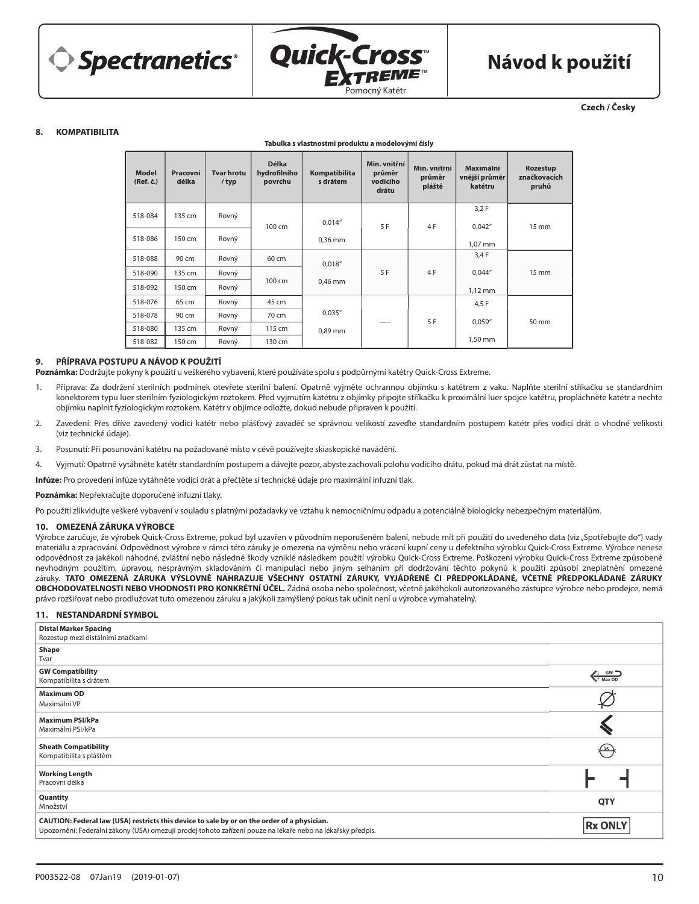**Spectranetics** | **Quick-Cross Extreme™** Pomocný Katétr | **Návod k použití**

**Czech / Česky**

## 8. KOMPATIBILITA

**Tabulka s vlastnostmi produktu a modelovými čísly**

| Model (Ref. č.) | Pracovní délka | Tvar hrotu / typ | Délka hydrofilního povrchu | Kompatibilita s drátem | Min. vnitřní průměr vodicího drátu | Min. vnitřní průměr pláště | Maximální vnější průměr katétru | Rozestup značkovacích pruhů |
|---|---|---|---|---|---|---|---|---|
| 518-084 | 135 cm | Rovný | 100 cm | 0,014″ 0,36 mm | 5 F | 4 F | 3,2 F 0,042″ 1,07 mm | 15 mm |
| 518-086 | 150 cm | Rovný | | | | | | |
| 518-088 | 90 cm | Rovný | 60 cm | 0,018″ 0,46 mm | 5 F | 4 F | 3,4 F 0,044″ 1,12 mm | 15 mm |
| 518-090 | 135 cm | Rovný | 100 cm | | | | | |
| 518-092 | 150 cm | Rovný | | | | | | |
| 518-076 | 65 cm | Rovný | 45 cm | 0,035″ 0,89 mm | --- | 5 F | 4,5 F 0,059″ 1,50 mm | 50 mm |
| 518-078 | 90 cm | Rovný | 70 cm | | | | | |
| 518-080 | 135 cm | Rovný | 115 cm | | | | | |
| 518-082 | 150 cm | Rovný | 130 cm | | | | | |

## 9. PŘÍPRAVA POSTUPU A NÁVOD K POUŽITÍ

**Poznámka:** Dodržujte pokyny k použití u veškerého vybavení, které používáte spolu s podpůrnými katétry Quick-Cross Extreme.

1. Příprava: Za dodržení sterilních podmínek otevřete sterilní balení. Opatrně vyjměte ochrannou objímku s katétrem z vaku. Naplňte sterilní stříkačku se standardním konektorem typu luer sterilním fyziologickým roztokem. Před vyjmutím katétru z objímky připojte stříkačku k proximální luer spojce katétru, propláchněte katétr a nechte objímku naplnit fyziologickým roztokem. Katétr v objímce odložte, dokud nebude připraven k použití.
2. Zavedení: Přes dříve zavedený vodicí katétr nebo plášťový zavaděč se správnou velikostí zaveďte standardním postupem katétr přes vodicí drát o vhodné velikosti (viz technické údaje).
3. Posunutí: Při posunování katétru na požadované místo v cévě používejte skiaskopické navádění.
4. Vyjmutí: Opatrně vytáhněte katétr standardním postupem a dávejte pozor, abyste zachovali polohu vodicího drátu, pokud má drát zůstat na místě.

**Infúze:** Pro provedení infúze vytáhněte vodicí drát a přečtěte si technické údaje pro maximální infuzní tlak.

**Poznámka:** Nepřekračujte doporučené infuzní tlaky.

Po použití zlikvidujte veškeré vybavení v souladu s platnými požadavky ve vztahu k nemocničnímu odpadu a potenciálně biologicky nebezpečným materiálům.

## 10. OMEZENÁ ZÁRUKA VÝROBCE

Výrobce zaručuje, že výrobek Quick-Cross Extreme, pokud byl uzavřen v původním neporušeném balení, nebude mít při použití do uvedeného data (viz „Spotřebujte do") vady materiálu a zpracování. Odpovědnost výrobce v rámci této záruky je omezena na výměnu nebo vrácení kupní ceny u defektního výrobku Quick-Cross Extreme. Výrobce nenese odpovědnost za jakékoli náhodné, zvláštní nebo následné škody vzniklé následkem použití výrobku Quick-Cross Extreme. Poškození výrobku Quick-Cross Extreme způsobené nevhodným použitím, úpravou, nesprávným skladováním či manipulací nebo jiným selháním při dodržování těchto pokynů k použití způsobí zneplatnění omezené záruky. **TATO OMEZENÁ ZÁRUKA VÝSLOVNĚ NAHRAZUJE VŠECHNY OSTATNÍ ZÁRUKY, VYJÁDŘENÉ ČI PŘEDPOKLÁDANÉ, VČETNĚ PŘEDPOKLÁDANÉ ZÁRUKY OBCHODOVATELNOSTI NEBO VHODNOSTI PRO KONKRÉTNÍ ÚČEL.** Žádná osoba nebo společnost, včetně jakéhokoli autorizovaného zástupce výrobce nebo prodejce, nemá právo rozšiřovat nebo prodlužovat tuto omezenou záruku a jakýkoli zamýšlený pokus tak učinit není u výrobce vymahatelný.

## 11. NESTANDARDNÍ SYMBOL

| Popis | Symbol |
|---|---|
| **Distal Marker Spacing** Rozestup mezi distálními značkami | |
| **Shape** Tvar | |
| **GW Compatibility** Kompatibilita s drátem | GW Max OD |
| **Maximum OD** Maximální VP | ⌀ |
| **Maximum PSI/kPa** Maximální PSI/kPa | |
| **Sheath Compatibility** Kompatibilita s pláštěm | SC |
| **Working Length** Pracovní délka | |
| **Quantity** Množství | QTY |
| **CAUTION: Federal law (USA) restricts this device to sale by or on the order of a physician.** Upozornění: Federální zákony (USA) omezují prodej tohoto zařízení pouze na lékaře nebo na lékařský předpis. | Rx ONLY |

P003522-08 07Jan19 (2019-01-07)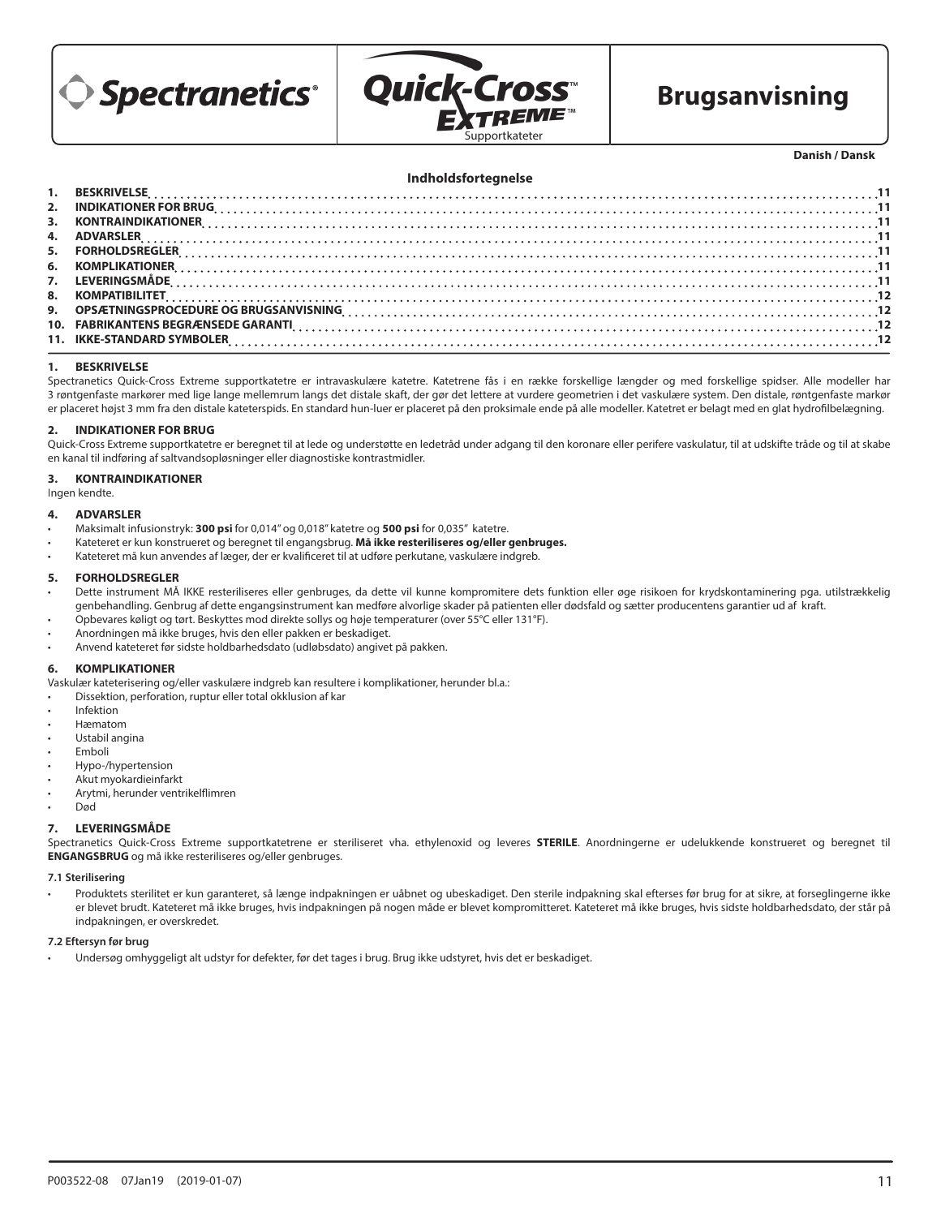Spectranetics® | Quick-Cross™ EXTREME™ Supportkateter

# Brugsanvisning

**Danish / Dansk**

### Indholdsfortegnelse

| | | |
|---|---|---|
| 1. | BESKRIVELSE | 11 |
| 2. | INDIKATIONER FOR BRUG | 11 |
| 3. | KONTRAINDIKATIONER | 11 |
| 4. | ADVARSLER | 11 |
| 5. | FORHOLDSREGLER | 11 |
| 6. | KOMPLIKATIONER | 11 |
| 7. | LEVERINGSMÅDE | 11 |
| 8. | KOMPATIBILITET | 12 |
| 9. | OPSÆTNINGSPROCEDURE OG BRUGSANVISNING | 12 |
| 10. | FABRIKANTENS BEGRÆNSEDE GARANTI | 12 |
| 11. | IKKE-STANDARD SYMBOLER | 12 |

## 1. BESKRIVELSE

Spectranetics Quick-Cross Extreme supportkatetre er intravaskulære katetre. Katetrene fås i en række forskellige længder og med forskellige spidser. Alle modeller har 3 røntgenfaste markører med lige lange mellemrum langs det distale skaft, der gør det lettere at vurdere geometrien i det vaskulære system. Den distale, røntgenfaste markør er placeret højst 3 mm fra den distale kateterspids. En standard hun-luer er placeret på den proksimale ende på alle modeller. Katetret er belagt med en glat hydrofilbelægning.

## 2. INDIKATIONER FOR BRUG

Quick-Cross Extreme supportkatetre er beregnet til at lede og understøtte en ledetråd under adgang til den koronare eller perifere vaskulatur, til at udskifte tråde og til at skabe en kanal til indføring af saltvandsopløsninger eller diagnostiske kontrastmidler.

## 3. KONTRAINDIKATIONER

Ingen kendte.

## 4. ADVARSLER

- Maksimalt infusionstryk: **300 psi** for 0,014" og 0,018" katetre og **500 psi** for 0,035" katetre.
- Kateteret er kun konstrueret og beregnet til engangsbrug. **Må ikke resteriliseres og/eller genbruges.**
- Kateteret må kun anvendes af læger, der er kvalificeret til at udføre perkutane, vaskulære indgreb.

## 5. FORHOLDSREGLER

- Dette instrument MÅ IKKE resteriliseres eller genbruges, da dette vil kunne kompromitere dets funktion eller øge risikoen for krydskontaminering pga. utilstrækkelig genbehandling. Genbrug af dette engangsinstrument kan medføre alvorlige skader på patienten eller dødsfald og sætter producentens garantier ud af kraft.
- Opbevares køligt og tørt. Beskyttes mod direkte sollys og høje temperaturer (over 55°C eller 131°F).
- Anordningen må ikke bruges, hvis den eller pakken er beskadiget.
- Anvend kateteret før sidste holdbarhedsdato (udløbsdato) angivet på pakken.

## 6. KOMPLIKATIONER

Vaskulær kateterisering og/eller vaskulære indgreb kan resultere i komplikationer, herunder bl.a.:

- Dissektion, perforation, ruptur eller total okklusion af kar
- Infektion
- Hæmatom
- Ustabil angina
- Emboli
- Hypo-/hypertension
- Akut myokardieinfarkt
- Arytmi, herunder ventrikelflimren
- Død

## 7. LEVERINGSMÅDE

Spectranetics Quick-Cross Extreme supportkatetrene er steriliseret vha. ethylenoxid og leveres **STERILE**. Anordningerne er udelukkende konstrueret og beregnet til **ENGANGSBRUG** og må ikke resteriliseres og/eller genbruges.

### 7.1 Sterilisering

- Produktets sterilitet er kun garanteret, så længe indpakningen er uåbnet og ubeskadiget. Den sterile indpakning skal efterses før brug for at sikre, at forseglingerne ikke er blevet brudt. Kateteret må ikke bruges, hvis indpakningen på nogen måde er blevet kompromitteret. Kateteret må ikke bruges, hvis sidste holdbarhedsdato, der står på indpakningen, er overskredet.

### 7.2 Eftersyn før brug

- Undersøg omhyggeligt alt udstyr for defekter, før det tages i brug. Brug ikke udstyret, hvis det er beskadiget.

P003522-08 07Jan19 (2019-01-07)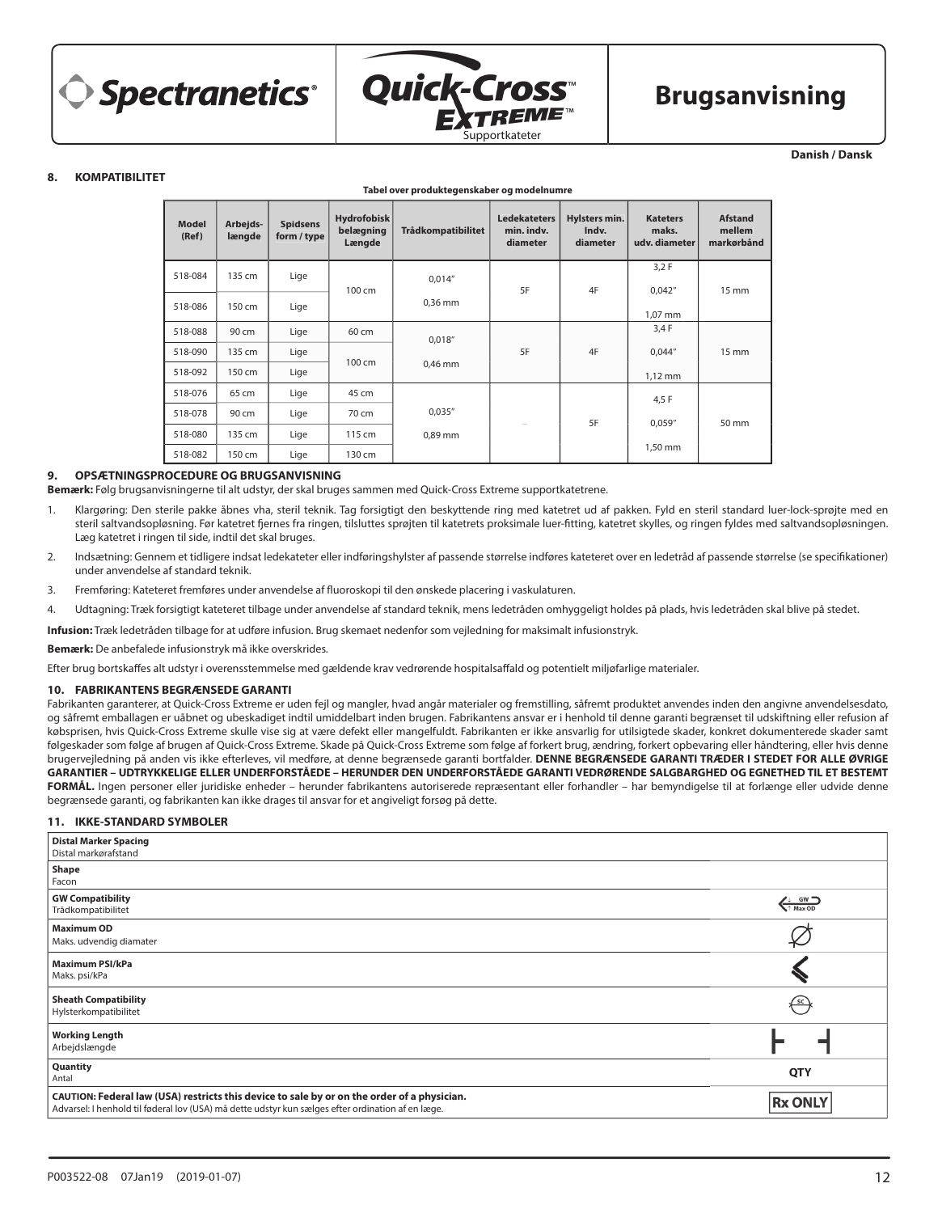**Danish / Dansk**

## 8. KOMPATIBILITET

**Tabel over produktegenskaber og modelnumre**

| Model (Ref) | Arbejds-længde | Spidsens form / type | Hydrofobisk belægning Længde | Trådkompatibilitet | Ledekateters min. indv. diameter | Hylsters min. Indv. diameter | Kateters maks. udv. diameter | Afstand mellem markørbånd |
|---|---|---|---|---|---|---|---|---|
| 518-084 | 135 cm | Lige | 100 cm | 0,014” 0,36 mm | 5F | 4F | 3,2 F 0,042” 1,07 mm | 15 mm |
| 518-086 | 150 cm | Lige | | | | | | |
| 518-088 | 90 cm | Lige | 60 cm | 0,018” 0,46 mm | 5F | 4F | 3,4 F 0,044” 1,12 mm | 15 mm |
| 518-090 | 135 cm | Lige | 100 cm | | | | | |
| 518-092 | 150 cm | Lige | | | | | | |
| 518-076 | 65 cm | Lige | 45 cm | 0,035” 0,89 mm | – | 5F | 4,5 F 0,059” 1,50 mm | 50 mm |
| 518-078 | 90 cm | Lige | 70 cm | | | | | |
| 518-080 | 135 cm | Lige | 115 cm | | | | | |
| 518-082 | 150 cm | Lige | 130 cm | | | | | |

## 9. OPSÆTNINGSPROCEDURE OG BRUGSANVISNING

**Bemærk:** Følg brugsanvisningerne til alt udstyr, der skal bruges sammen med Quick-Cross Extreme supportkatetrene.

1. Klargøring: Den sterile pakke åbnes vha, steril teknik. Tag forsigtigt den beskyttende ring med katetret ud af pakken. Fyld en steril standard luer-lock-sprøjte med en steril saltvandsopløsning. Før katetret fjernes fra ringen, tilsluttes sprøjten til katetrets proksimale luer-fitting, katetret skylles, og ringen fyldes med saltvandsopløsningen. Læg katetret i ringen til side, indtil det skal bruges.
2. Indsætning: Gennem et tidligere indsat ledekateter eller indføringshylster af passende størrelse indføres kateteret over en ledetråd af passende størrelse (se specifikationer) under anvendelse af standard teknik.
3. Fremføring: Kateteret fremføres under anvendelse af fluoroskopi til den ønskede placering i vaskulaturen.
4. Udtagning: Træk forsigtigt kateteret tilbage under anvendelse af standard teknik, mens ledetråden omhyggeligt holdes på plads, hvis ledetråden skal blive på stedet.

**Infusion:** Træk ledetråden tilbage for at udføre infusion. Brug skemaet nedenfor som vejledning for maksimalt infusionstryk.

**Bemærk:** De anbefalede infusionstryk må ikke overskrides.

Efter brug bortskaffes alt udstyr i overensstemmelse med gældende krav vedrørende hospitalsaffald og potentielt miljøfarlige materialer.

## 10. FABRIKANTENS BEGRÆNSEDE GARANTI

Fabrikanten garanterer, at Quick-Cross Extreme er uden fejl og mangler, hvad angår materialer og fremstilling, såfremt produktet anvendes inden den angivne anvendelsesdato, og såfremt emballagen er uåbnet og ubeskadiget indtil umiddelbart inden brugen. Fabrikantens ansvar er i henhold til denne garanti begrænset til udskiftning eller refusion af købsprisen, hvis Quick-Cross Extreme skulle vise sig at være defekt eller mangelfuldt. Fabrikanten er ikke ansvarlig for utilsigtede skader, konkret dokumenterede skader samt følgeskader som følge af brugen af Quick-Cross Extreme. Skade på Quick-Cross Extreme som følge af forkert brug, ændring, forkert opbevaring eller håndtering, eller hvis denne brugervejledning på anden vis ikke efterleves, vil medføre, at denne begrænsede garanti bortfalder. **DENNE BEGRÆNSEDE GARANTI TRÆDER I STEDET FOR ALLE ØVRIGE GARANTIER – UDTRYKKELIGE ELLER UNDERFORSTÅEDE – HERUNDER DEN UNDERFORSTÅEDE GARANTI VEDRØRENDE SALGBARGHED OG EGNETHED TIL ET BESTEMT FORMÅL.** Ingen personer eller juridiske enheder – herunder fabrikantens autoriserede repræsentant eller forhandler – har bemyndigelse til at forlænge eller udvide denne begrænsede garanti, og fabrikanten kan ikke drages til ansvar for et angiveligt forsøg på dette.

## 11. IKKE-STANDARD SYMBOLER

| | |
|---|---|
| **Distal Marker Spacing** Distal markørafstand | |
| **Shape** Facon | |
| **GW Compatibility** Trådkompatibilitet | GW Max OD |
| **Maximum OD** Maks. udvendig diamater | |
| **Maximum PSI/kPa** Maks. psi/kPa | |
| **Sheath Compatibility** Hylsterkompatibilitet | SC |
| **Working Length** Arbejdslængde | |
| **Quantity** Antal | QTY |
| **CAUTION: Federal law (USA) restricts this device to sale by or on the order of a physician.** Advarsel: I henhold til føderal lov (USA) må dette udstyr kun sælges efter ordination af en læge. | Rx ONLY |

P003522-08 07Jan19 (2019-01-07)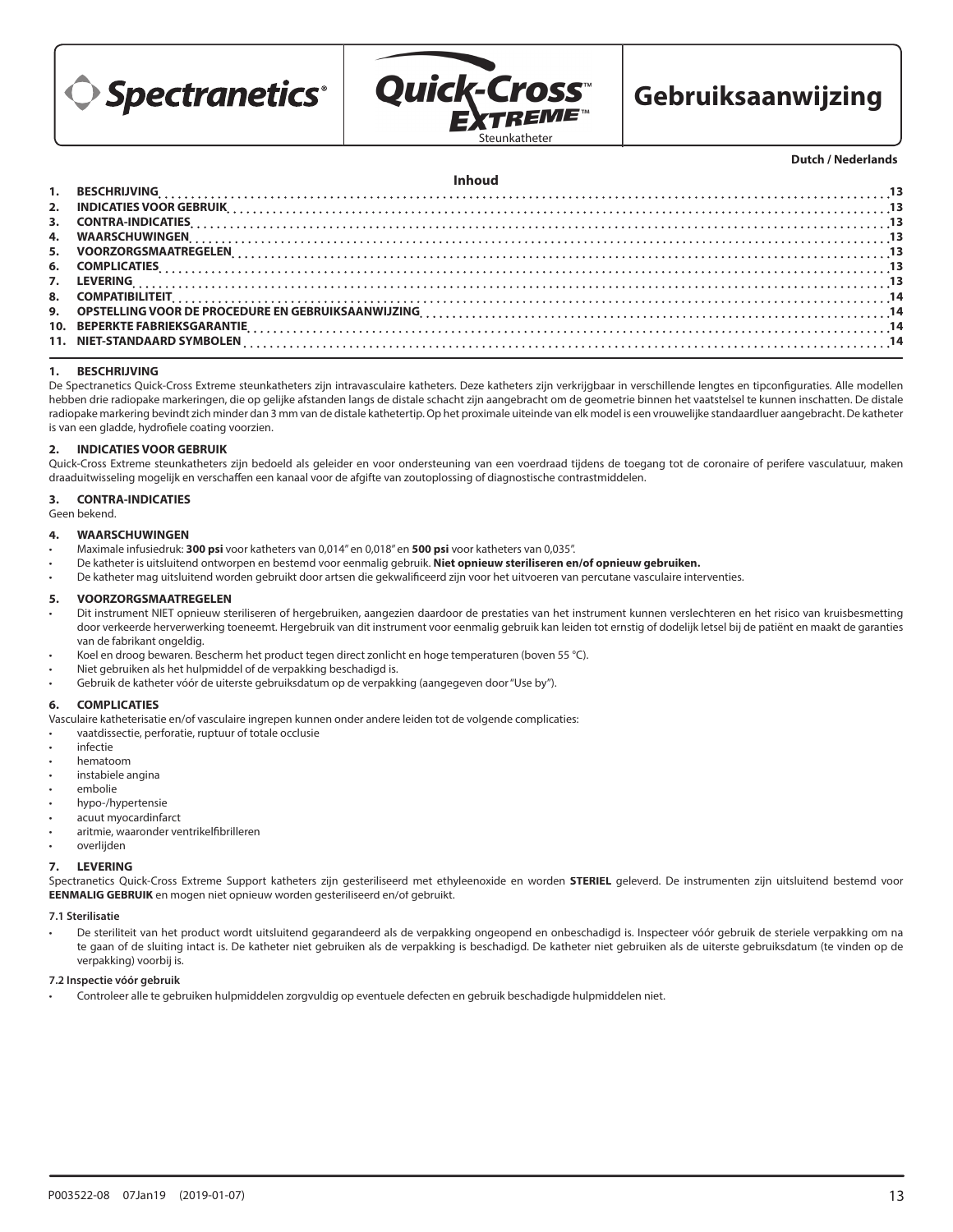Spectranetics®

Quick-Cross™ EXTREME™ Steunkatheter

# Gebruiksaanwijzing

**Dutch / Nederlands**

**Inhoud**

1. BESCHRIJVING ..... 13
2. INDICATIES VOOR GEBRUIK ..... 13
3. CONTRA-INDICATIES ..... 13
4. WAARSCHUWINGEN ..... 13
5. VOORZORGSMAATREGELEN ..... 13
6. COMPLICATIES ..... 13
7. LEVERING ..... 13
8. COMPATIBILITEIT ..... 14
9. OPSTELLING VOOR DE PROCEDURE EN GEBRUIKSAANWIJZING ..... 14
10. BEPERKTE FABRIEKSGARANTIE ..... 14
11. NIET-STANDAARD SYMBOLEN ..... 14

## 1. BESCHRIJVING

De Spectranetics Quick-Cross Extreme steunkatheters zijn intravasculaire katheters. Deze katheters zijn verkrijgbaar in verschillende lengtes en tipconfiguraties. Alle modellen hebben drie radiopake markeringen, die op gelijke afstanden langs de distale schacht zijn aangebracht om de geometrie binnen het vaatstelsel te kunnen inschatten. De distale radiopake markering bevindt zich minder dan 3 mm van de distale kathetertip. Op het proximale uiteinde van elk model is een vrouwelijke standaardluer aangebracht. De katheter is van een gladde, hydrofiele coating voorzien.

## 2. INDICATIES VOOR GEBRUIK

Quick-Cross Extreme steunkatheters zijn bedoeld als geleider en voor ondersteuning van een voerdraad tijdens de toegang tot de coronaire of perifere vasculatuur, maken draaduitwisseling mogelijk en verschaffen een kanaal voor de afgifte van zoutoplossing of diagnostische contrastmiddelen.

## 3. CONTRA-INDICATIES

Geen bekend.

## 4. WAARSCHUWINGEN

- Maximale infusiedruk: **300 psi** voor katheters van 0,014" en 0,018" en **500 psi** voor katheters van 0,035".
- De katheter is uitsluitend ontworpen en bestemd voor eenmalig gebruik. **Niet opnieuw steriliseren en/of opnieuw gebruiken.**
- De katheter mag uitsluitend worden gebruikt door artsen die gekwalificeerd zijn voor het uitvoeren van percutane vasculaire interventies.

## 5. VOORZORGSMAATREGELEN

- Dit instrument NIET opnieuw steriliseren of hergebruiken, aangezien daardoor de prestaties van het instrument kunnen verslechteren en het risico van kruisbesmetting door verkeerde herverwerking toeneemt. Hergebruik van dit instrument voor eenmalig gebruik kan leiden tot ernstig of dodelijk letsel bij de patiënt en maakt de garanties van de fabrikant ongeldig.
- Koel en droog bewaren. Bescherm het product tegen direct zonlicht en hoge temperaturen (boven 55 °C).
- Niet gebruiken als het hulpmiddel of de verpakking beschadigd is.
- Gebruik de katheter vóór de uiterste gebruiksdatum op de verpakking (aangegeven door "Use by").

## 6. COMPLICATIES

Vasculaire katheterisatie en/of vasculaire ingrepen kunnen onder andere leiden tot de volgende complicaties:

- vaatdissectie, perforatie, ruptuur of totale occlusie
- infectie
- hematoom
- instabiele angina
- embolie
- hypo-/hypertensie
- acuut myocardinfarct
- aritmie, waaronder ventrikelfibrilleren
- overlijden

## 7. LEVERING

Spectranetics Quick-Cross Extreme Support katheters zijn gesteriliseerd met ethyleenoxide en worden **STERIEL** geleverd. De instrumenten zijn uitsluitend bestemd voor **EENMALIG GEBRUIK** en mogen niet opnieuw worden gesteriliseerd en/of gebruikt.

### 7.1 Sterilisatie

- De steriliteit van het product wordt uitsluitend gegarandeerd als de verpakking ongeopend en onbeschadigd is. Inspecteer vóór gebruik de steriele verpakking om na te gaan of de sluiting intact is. De katheter niet gebruiken als de verpakking is beschadigd. De katheter niet gebruiken als de uiterste gebruiksdatum (te vinden op de verpakking) voorbij is.

### 7.2 Inspectie vóór gebruik

- Controleer alle te gebruiken hulpmiddelen zorgvuldig op eventuele defecten en gebruik beschadigde hulpmiddelen niet.

P003522-08 07Jan19 (2019-01-07)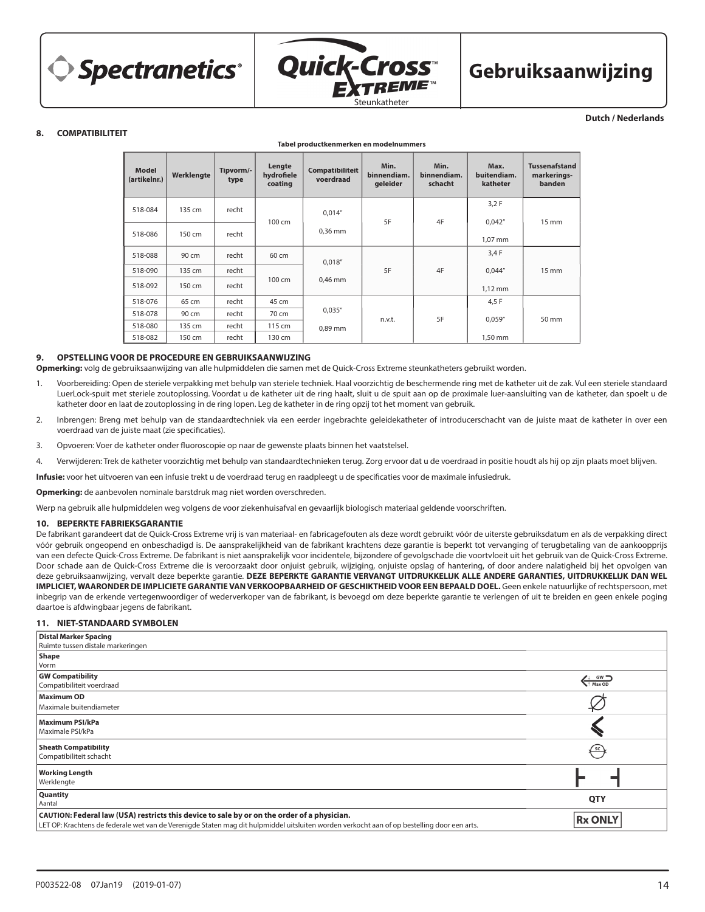Spectranetics®

Quick-Cross™ EXTREME™ Steunkatheter

# Gebruiksaanwijzing

Dutch / Nederlands

## 8. COMPATIBILITEIT

**Tabel productkenmerken en modelnummers**

| Model (artikelnr.) | Werklengte | Tipvorm/-type | Lengte hydrofiele coating | Compatibiliteit voerdraad | Min. binnendiam. geleider | Min. binnendiam. schacht | Max. buitendiam. katheter | Tussenafstand markerings-banden |
|---|---|---|---|---|---|---|---|---|
| 518-084 | 135 cm | recht | 100 cm | 0,014" 0,36 mm | 5F | 4F | 3,2 F 0,042" 1,07 mm | 15 mm |
| 518-086 | 150 cm | recht | | | | | | |
| 518-088 | 90 cm | recht | 60 cm | 0,018" 0,46 mm | 5F | 4F | 3,4 F 0,044" 1,12 mm | 15 mm |
| 518-090 | 135 cm | recht | 100 cm | | | | | |
| 518-092 | 150 cm | recht | | | | | | |
| 518-076 | 65 cm | recht | 45 cm | 0,035" 0,89 mm | n.v.t. | 5F | 4,5 F 0,059" 1,50 mm | 50 mm |
| 518-078 | 90 cm | recht | 70 cm | | | | | |
| 518-080 | 135 cm | recht | 115 cm | | | | | |
| 518-082 | 150 cm | recht | 130 cm | | | | | |

## 9. OPSTELLING VOOR DE PROCEDURE EN GEBRUIKSAANWIJZING

**Opmerking:** volg de gebruiksaanwijzing van alle hulpmiddelen die samen met de Quick-Cross Extreme steunkatheters gebruikt worden.

1. Voorbereiding: Open de steriele verpakking met behulp van steriele techniek. Haal voorzichtig de beschermende ring met de katheter uit de zak. Vul een steriele standaard LuerLock-spuit met steriele zoutoplossing. Voordat u de katheter uit de ring haalt, sluit u de spuit aan op de proximale luer-aansluiting van de katheter, dan spoelt u de katheter door en laat de zoutoplossing in de ring lopen. Leg de katheter in de ring opzij tot het moment van gebruik.
2. Inbrengen: Breng met behulp van de standaardtechniek via een eerder ingebrachte geleidekatheter of introducerschacht van de juiste maat de katheter in over een voerdraad van de juiste maat (zie specificaties).
3. Opvoeren: Voer de katheter onder fluoroscopie op naar de gewenste plaats binnen het vaatstelsel.
4. Verwijderen: Trek de katheter voorzichtig met behulp van standaardtechnieken terug. Zorg ervoor dat u de voerdraad in positie houdt als hij op zijn plaats moet blijven.

**Infusie:** voor het uitvoeren van een infusie trekt u de voerdraad terug en raadpleegt u de specificaties voor de maximale infusiedruk.

**Opmerking:** de aanbevolen nominale barstdruk mag niet worden overschreden.

Werp na gebruik alle hulpmiddelen weg volgens de voor ziekenhuisafval en gevaarlijk biologisch materiaal geldende voorschriften.

## 10. BEPERKTE FABRIEKSGARANTIE

De fabrikant garandeert dat de Quick-Cross Extreme vrij is van materiaal- en fabricagefouten als deze wordt gebruikt vóór de uiterste gebruiksdatum en als de verpakking direct vóór gebruik ongeopend en onbeschadigd is. De aansprakelijkheid van de fabrikant krachtens deze garantie is beperkt tot vervanging of terugbetaling van de aankoopprijs van een defecte Quick-Cross Extreme. De fabrikant is niet aansprakelijk voor incidentele, bijzondere of gevolgschade die voortvloeit uit het gebruik van de Quick-Cross Extreme. Door schade aan de Quick-Cross Extreme die is veroorzaakt door onjuist gebruik, wijziging, onjuiste opslag of hantering, of door andere nalatigheid bij het opvolgen van deze gebruiksaanwijzing, vervalt deze beperkte garantie. **DEZE BEPERKTE GARANTIE VERVANGT UITDRUKKELIJK ALLE ANDERE GARANTIES, UITDRUKKELIJK DAN WEL IMPLICIET, WAARONDER DE IMPLICIETE GARANTIE VAN VERKOOPBAARHEID OF GESCHIKTHEID VOOR EEN BEPAALD DOEL.** Geen enkele natuurlijke of rechtspersoon, met inbegrip van de erkende vertegenwoordiger of wederverkoper van de fabrikant, is bevoegd om deze beperkte garantie te verlengen of uit te breiden en geen enkele poging daartoe is afdwingbaar jegens de fabrikant.

## 11. NIET-STANDAARD SYMBOLEN

| Symbool | |
|---|---|
| **Distal Marker Spacing** Ruimte tussen distale markeringen | |
| **Shape** Vorm | |
| **GW Compatibility** Compatibiliteit voerdraad | GW Max OD |
| **Maximum OD** Maximale buitendiameter | |
| **Maximum PSI/kPa** Maximale PSI/kPa | |
| **Sheath Compatibility** Compatibiliteit schacht | SC |
| **Working Length** Werklengte | |
| **Quantity** Aantal | QTY |
| **CAUTION: Federal law (USA) restricts this device to sale by or on the order of a physician.** LET OP: Krachtens de federale wet van de Verenigde Staten mag dit hulpmiddel uitsluitend worden verkocht aan of op bestelling door een arts. | Rx ONLY |

P003522-08 07Jan19 (2019-01-07)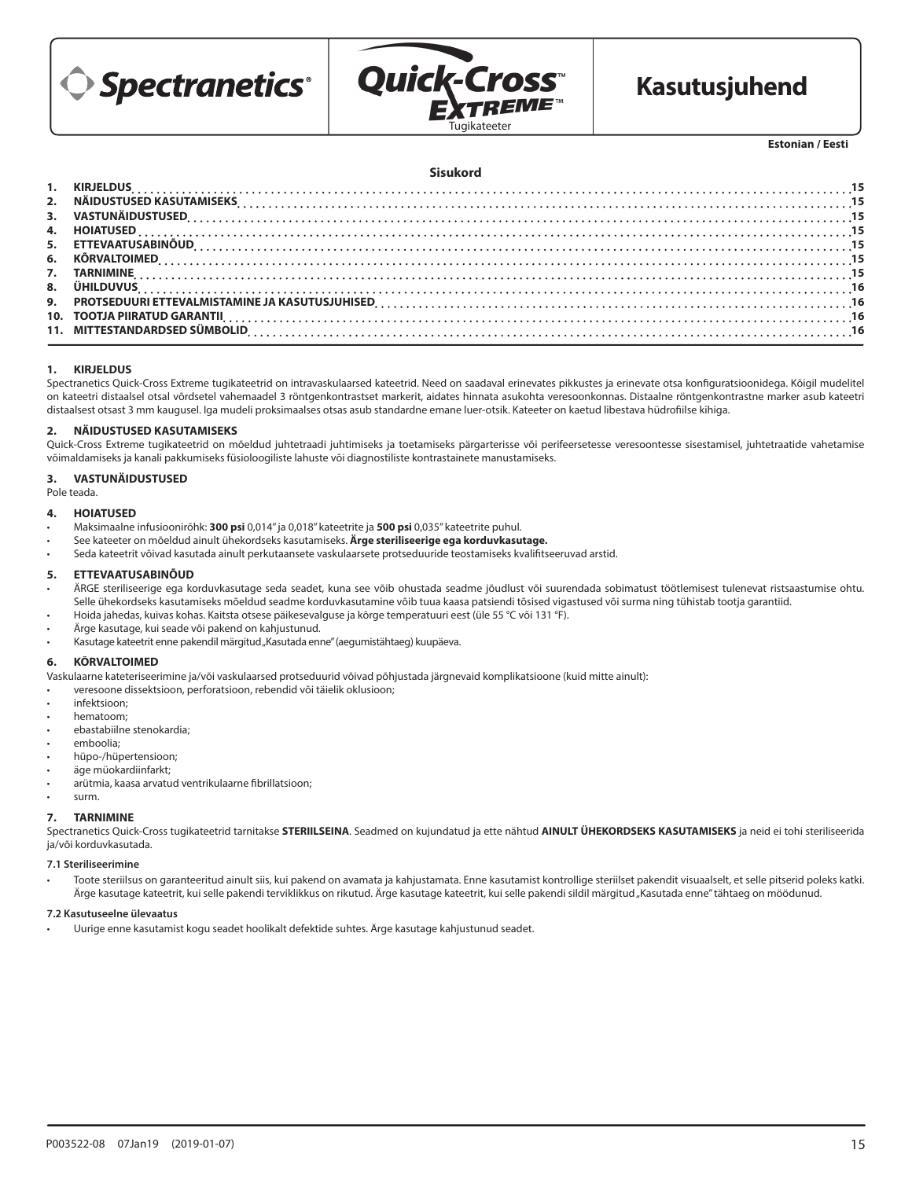Spectranetics®

Quick-Cross™ Extreme™

Tugikateeter

# Kasutusjuhend

**Estonian / Eesti**

## Sisukord

| | | |
|---|---|---|
| 1. | KIRJELDUS | 15 |
| 2. | NÄIDUSTUSED KASUTAMISEKS | 15 |
| 3. | VASTUNÄIDUSTUSED | 15 |
| 4. | HOIATUSED | 15 |
| 5. | ETTEVAATUSABINÕUD | 15 |
| 6. | KÕRVALTOIMED | 15 |
| 7. | TARNIMINE | 15 |
| 8. | ÜHILDUVUS | 16 |
| 9. | PROTSEDUURI ETTEVALMISTAMINE JA KASUTUSJUHISED | 16 |
| 10. | TOOTJA PIIRATUD GARANTII | 16 |
| 11. | MITTESTANDARDSED SÜMBOLID | 16 |

## 1. KIRJELDUS

Spectranetics Quick-Cross Extreme tugikateetrid on intravaskulaarsed kateetrid. Need on saadaval erinevates pikkustes ja erinevate otsa konfiguratsioonidega. Kõigil mudelitel on kateetri distaalsel otsal võrdsetel vahemaadel 3 röntgenkontrastset markerit, aidates hinnata asukohta veresoonkonnas. Distaalne röntgenkontrastne marker asub kateetri distaalsest otsast 3 mm kaugusel. Iga mudeli proksimaalses otsas asub standardne emane luer-otsik. Kateeter on kaetud libestava hüdrofiilse kihiga.

## 2. NÄIDUSTUSED KASUTAMISEKS

Quick-Cross Extreme tugikateetrid on mõeldud juhtetraadi juhtimiseks ja toetamiseks pärgarterisse või perifeersetesse veresoontesse sisestamisel, juhtetraatide vahetamise võimaldamiseks ja kanali pakkumiseks füsioloogiliste lahuste või diagnostiliste kontrastainete manustamiseks.

## 3. VASTUNÄIDUSTUSED

Pole teada.

## 4. HOIATUSED

- Maksimaalne infusioonirõhk: **300 psi** 0,014" ja 0,018" kateetrite ja **500 psi** 0,035" kateetrite puhul.
- See kateeter on mõeldud ainult ühekordseks kasutamiseks. **Ärge steriliseerige ega korduvkasutage.**
- Seda kateetrit võivad kasutada ainult perkutaansete vaskulaarsete protseduuride teostamiseks kvalifitseeruvad arstid.

## 5. ETTEVAATUSABINÕUD

- ÄRGE steriliseerige ega korduvkasutage seda seadet, kuna see võib ohustada seadme jõudlust või suurendada sobimatust töötlemisest tulenevat ristsaastumise ohtu. Selle ühekordseks kasutamiseks mõeldud seadme korduvkasutamine võib tuua kaasa patsiendi tõsised vigastused või surma ning tühistab tootja garantiid.
- Hoida jahedas, kuivas kohas. Kaitsta otsese päikesevalguse ja kõrge temperatuuri eest (üle 55 °C või 131 °F).
- Ärge kasutage, kui seade või pakend on kahjustunud.
- Kasutage kateetrit enne pakendil märgitud „Kasutada enne" (aegumistähtaeg) kuupäeva.

## 6. KÕRVALTOIMED

Vaskulaarne kateteriseerimine ja/või vaskulaarsed protseduurid võivad põhjustada järgnevaid komplikatsioone (kuid mitte ainult):

- veresoone dissektsioon, perforatsioon, rebendid või täielik oklusioon;
- infektsioon;
- hematoom;
- ebastabiilne stenokardia;
- emboolia;
- hüpo-/hüpertensioon;
- äge müokardiinfarkt;
- arütmia, kaasa arvatud ventrikulaarne fibrillatsioon;
- surm.

## 7. TARNIMINE

Spectranetics Quick-Cross tugikateetrid tarnitakse **STERIILSEINA**. Seadmed on kujundatud ja ette nähtud **AINULT ÜHEKORDSEKS KASUTAMISEKS** ja neid ei tohi steriliseerida ja/või korduvkasutada.

### 7.1 Steriliseerimine

- Toote steriilsus on garanteeritud ainult siis, kui pakend on avamata ja kahjustamata. Enne kasutamist kontrollige steriilset pakendit visuaalselt, et selle pitserid poleks katki. Ärge kasutage kateetrit, kui selle pakendi terviklikkus on rikutud. Ärge kasutage kateetrit, kui selle pakendi sildil märgitud „Kasutada enne" tähtaeg on möödunud.

### 7.2 Kasutuseelne ülevaatus

- Uurige enne kasutamist kogu seadet hoolikalt defektide suhtes. Ärge kasutage kahjustunud seadet.

P003522-08 07Jan19 (2019-01-07)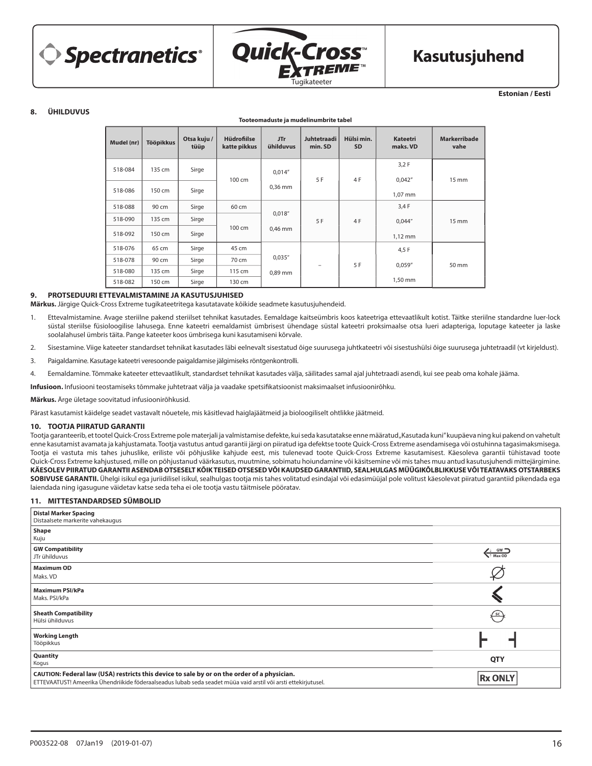Spectranetics® | Quick-Cross™ Extreme™ Tugikateeter | **Kasutusjuhend**

**Estonian / Eesti**

## 8. ÜHILDUVUS

**Tooteomaduste ja mudelinumbrite tabel**

| Mudel (nr) | Tööpikkus | Otsa kuju / tüüp | Hüdrofiilse katte pikkus | JTr ühilduvus | Juhtetraadi min. SD | Hülsi min. SD | Kateetri maks. VD | Markerribade vahe |
|---|---|---|---|---|---|---|---|---|
| 518-084 | 135 cm | Sirge | 100 cm | 0,014" 0,36 mm | 5 F | 4 F | 3,2 F 0,042" 1,07 mm | 15 mm |
| 518-086 | 150 cm | Sirge | | | | | | |
| 518-088 | 90 cm | Sirge | 60 cm | 0,018" 0,46 mm | 5 F | 4 F | 3,4 F 0,044" 1,12 mm | 15 mm |
| 518-090 | 135 cm | Sirge | 100 cm | | | | | |
| 518-092 | 150 cm | Sirge | | | | | | |
| 518-076 | 65 cm | Sirge | 45 cm | 0,035" 0,89 mm | – | 5 F | 4,5 F 0,059" 1,50 mm | 50 mm |
| 518-078 | 90 cm | Sirge | 70 cm | | | | | |
| 518-080 | 135 cm | Sirge | 115 cm | | | | | |
| 518-082 | 150 cm | Sirge | 130 cm | | | | | |

## 9. PROTSEDUURI ETTEVALMISTAMINE JA KASUTUSJUHISED

**Märkus.** Järgige Quick-Cross Extreme tugikateetritega kasutatavate kõikide seadmete kasutusjuhendeid.

1. Ettevalmistamine. Avage steriilne pakend steriilset tehnikat kasutades. Eemaldage kaitseümbris koos kateetriga ettevaatlikult kotist. Täitke steriilne standardne luer-lock süstal steriilse füsioloogilise lahusega. Enne kateetri eemaldamist ümbrisest ühendage süstal kateetri proksimaalse otsa lueri adapteriga, loputage kateeter ja laske soolalahusel ümbris täita. Pange kateeter koos ümbrisega kuni kasutamiseni kõrvale.
2. Sisestamine. Viige kateeter standardset tehnikat kasutades läbi eelnevalt sisestatud õige suurusega juhtkateetri või sisestushülsi õige suurusega juhtetraadil (vt kirjeldust).
3. Paigaldamine. Kasutage kateetri veresoonde paigaldamise jälgimiseks röntgenkontrolli.
4. Eemaldamine. Tõmmake kateeter ettevaatlikult, standardset tehnikat kasutades välja, säilitades samal ajal juhtetraadi asendi, kui see peab oma kohale jääma.

**Infusioon.** Infusiooni teostamiseks tõmmake juhtetraat välja ja vaadake spetsifikatsioonist maksimaalset infusioonirõhku.

**Märkus.** Ärge ületage soovitatud infusioonirõhkusid.

Pärast kasutamist käidelge seadet vastavalt nõuetele, mis käsitlevad haiglajäätmeid ja bioloogiliselt ohtlikke jäätmeid.

## 10. TOOTJA PIIRATUD GARANTII

Tootja garanteerib, et tootel Quick-Cross Extreme pole materjali ja valmistamise defekte, kui seda kasutatakse enne määratud „Kasutada kuni" kuupäeva ning kui pakend on vahetult enne kasutamist avamata ja kahjustamata. Tootja vastutus antud garantii järgi on piiratud iga defektse toote Quick-Cross Extreme asendamisega või ostuhinna tagasimaksmisega. Tootja ei vastuta mis tahes juhuslike, eriliste või põhjuslike kahjude eest, mis tulenevad toote Quick-Cross Extreme kasutamisest. Käesoleva garantii tühistavad toote Quick-Cross Extreme kahjustused, mille on põhjustanud väärkasutus, muutmine, sobimatu hoiundamine või käsitsemine või mis tahes muu antud kasutusjuhendi mittejärgimine. **KÄESOLEV PIIRATUD GARANTII ASENDAB OTSESELT KÕIK TEISED OTSESED VÕI KAUDSED GARANTIID, SEALHULGAS MÜÜGIKÕLBLIKKUSE VÕI TEATAVAKS OTSTARBEKS SOBIVUSE GARANTII.** Ühelgi isikul ega juriidilisel isikul, sealhulgas tootja mis tahes volitatud esindajal või edasimüüjal pole volitust käesolevat piiratud garantiid pikendada ega laiendada ning igasugune väidetav katse seda teha ei ole tootja vastu täitmisele pööratav.

## 11. MITTESTANDARDSED SÜMBOLID

| Sümbol | |
|---|---|
| **Distal Marker Spacing** Distaalsete markerite vahekaugus | |
| **Shape** Kuju | |
| **GW Compatibility** JTr ühilduvus | GW Max OD |
| **Maximum OD** Maks. VD | |
| **Maximum PSI/kPa** Maks. PSI/kPa | |
| **Sheath Compatibility** Hülsi ühilduvus | SC |
| **Working Length** Tööpikkus | |
| **Quantity** Kogus | QTY |
| **CAUTION: Federal law (USA) restricts this device to sale by or on the order of a physician.** ETTEVAATUST! Ameerika Ühendriikide föderaalseadus lubab seda seadet müüa vaid arstil või arsti ettekirjutusel. | Rx ONLY |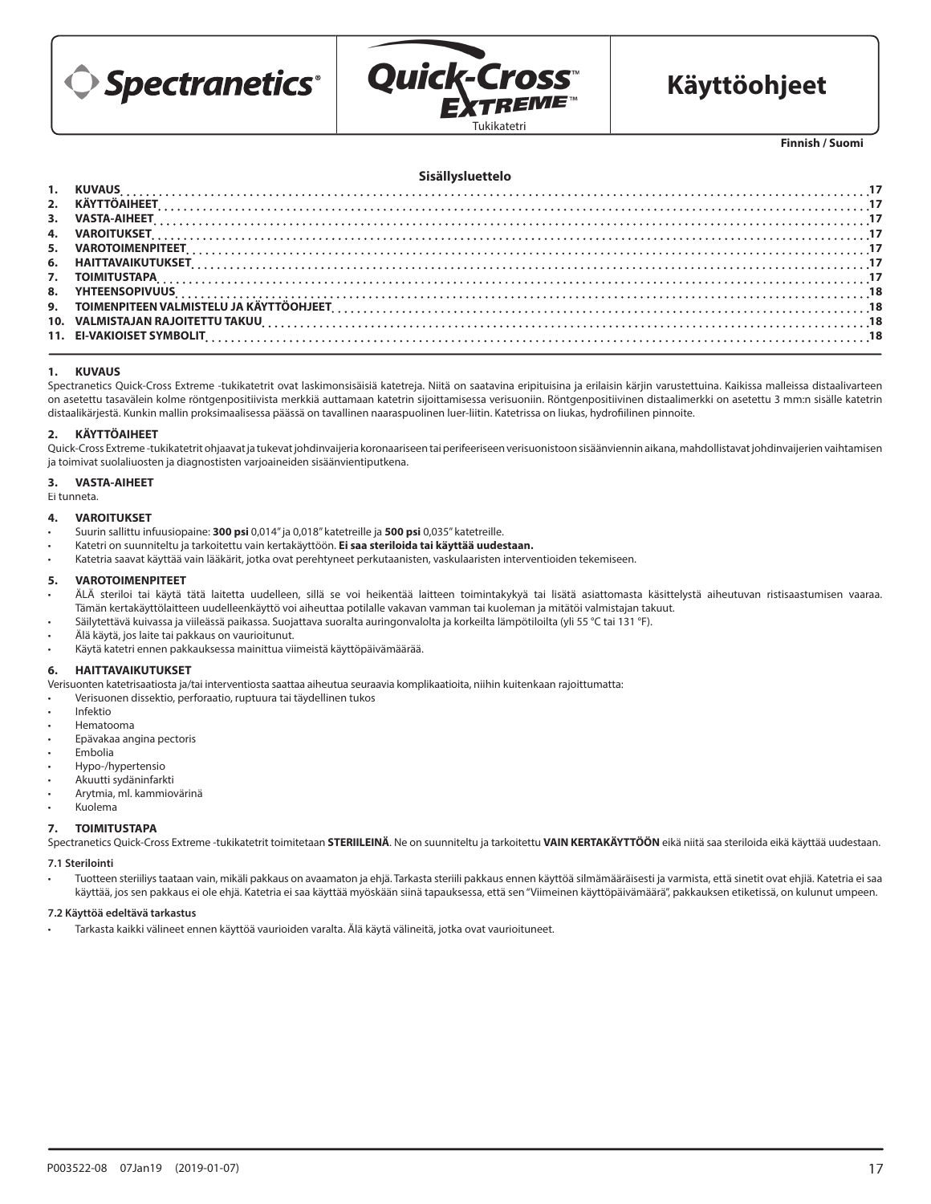Spectranetics®

Quick-Cross™ Extreme™

Tukikatetri

# Käyttöohjeet

Finnish / Suomi

## Sisällysluettelo

1. KUVAUS ..... 17
2. KÄYTTÖAIHEET ..... 17
3. VASTA-AIHEET ..... 17
4. VAROITUKSET ..... 17
5. VAROTOIMENPITEET ..... 17
6. HAITTAVAIKUTUKSET ..... 17
7. TOIMITUSTAPA ..... 17
8. YHTEENSOPIVUUS ..... 18
9. TOIMENPITEEN VALMISTELU JA KÄYTTÖOHJEET ..... 18
10. VALMISTAJAN RAJOITETTU TAKUU ..... 18
11. EI-VAKIOISET SYMBOLIT ..... 18

## 1. KUVAUS

Spectranetics Quick-Cross Extreme -tukikatetrit ovat laskimonsisäisiä katetreja. Niitä on saatavina eripituisina ja erilaisin kärjin varustettuina. Kaikissa malleissa distaalivarteen on asetettu tasavälein kolme röntgenpositiivista merkkiä auttamaan katetrin sijoittamisessa verisuoniin. Röntgenpositiivinen distaalimerkki on asetettu 3 mm:n sisälle katetrin distaalikärjestä. Kunkin mallin proksimaalisessa päässä on tavallinen naaraspuolinen luer-liitin. Katetrissa on liukas, hydrofiilinen pinnoite.

## 2. KÄYTTÖAIHEET

Quick-Cross Extreme -tukikatetrit ohjaavat ja tukevat johdinvaijeria koronaariseen tai perifeeriseen verisuonistoon sisäänviennin aikana, mahdollistavat johdinvaijerien vaihtamisen ja toimivat suolaliuosten ja diagnostisten varjoaineiden sisäänvientiputkena.

## 3. VASTA-AIHEET

Ei tunneta.

## 4. VAROITUKSET

- Suurin sallittu infuusiopaine: **300 psi** 0,014" ja 0,018" katetreille ja **500 psi** 0,035" katetreille.
- Katetri on suunniteltu ja tarkoitettu vain kertakäyttöön. **Ei saa steriloida tai käyttää uudestaan.**
- Katetria saavat käyttää vain lääkärit, jotka ovat perehtyneet perkutaanisten, vaskulaaristen interventioiden tekemiseen.

## 5. VAROTOIMENPITEET

- ÄLÄ steriloi tai käytä tätä laitetta uudelleen, sillä se voi heikentää laitteen toimintakykyä tai lisätä asiattomasta käsittelystä aiheutuvan ristisaastumisen vaaraa. Tämän kertakäyttölaitteen uudelleenkäyttö voi aiheuttaa potilalle vakavan vamman tai kuoleman ja mitätöi valmistajan takuut.
- Säilytettävä kuivassa ja viileässä paikassa. Suojattava suoralta auringonvalolta ja korkeilta lämpötiloilta (yli 55 °C tai 131 °F).
- Älä käytä, jos laite tai pakkaus on vaurioitunut.
- Käytä katetri ennen pakkauksessa mainittua viimeistä käyttöpäivämäärää.

## 6. HAITTAVAIKUTUKSET

Verisuonten katetrisaatiosta ja/tai interventiosta saattaa aiheutua seuraavia komplikaatioita, niihin kuitenkaan rajoittumatta:

- Verisuonen dissektio, perforaatio, ruptuura tai täydellinen tukos
- Infektio
- Hematooma
- Epävakaa angina pectoris
- Embolia
- Hypo-/hypertensio
- Akuutti sydäninfarkti
- Arytmia, ml. kammiovärinä
- Kuolema

## 7. TOIMITUSTAPA

Spectranetics Quick-Cross Extreme -tukikatetrit toimitetaan **STERIILEINÄ**. Ne on suunniteltu ja tarkoitettu **VAIN KERTAKÄYTTÖÖN** eikä niitä saa steriloida eikä käyttää uudestaan.

### 7.1 Sterilointi

- Tuotteen steriiliys taataan vain, mikäli pakkaus on avaamaton ja ehjä. Tarkasta steriili pakkaus ennen käyttöä silmämääräisesti ja varmista, että sinetit ovat ehjiä. Katetria ei saa käyttää, jos sen pakkaus ei ole ehjä. Katetria ei saa käyttää myöskään siinä tapauksessa, että sen "Viimeinen käyttöpäivämäärä", pakkauksen etiketissä, on kulunut umpeen.

### 7.2 Käyttöä edeltävä tarkastus

- Tarkasta kaikki välineet ennen käyttöä vaurioiden varalta. Älä käytä välineitä, jotka ovat vaurioituneet.

P003522-08 07Jan19 (2019-01-07)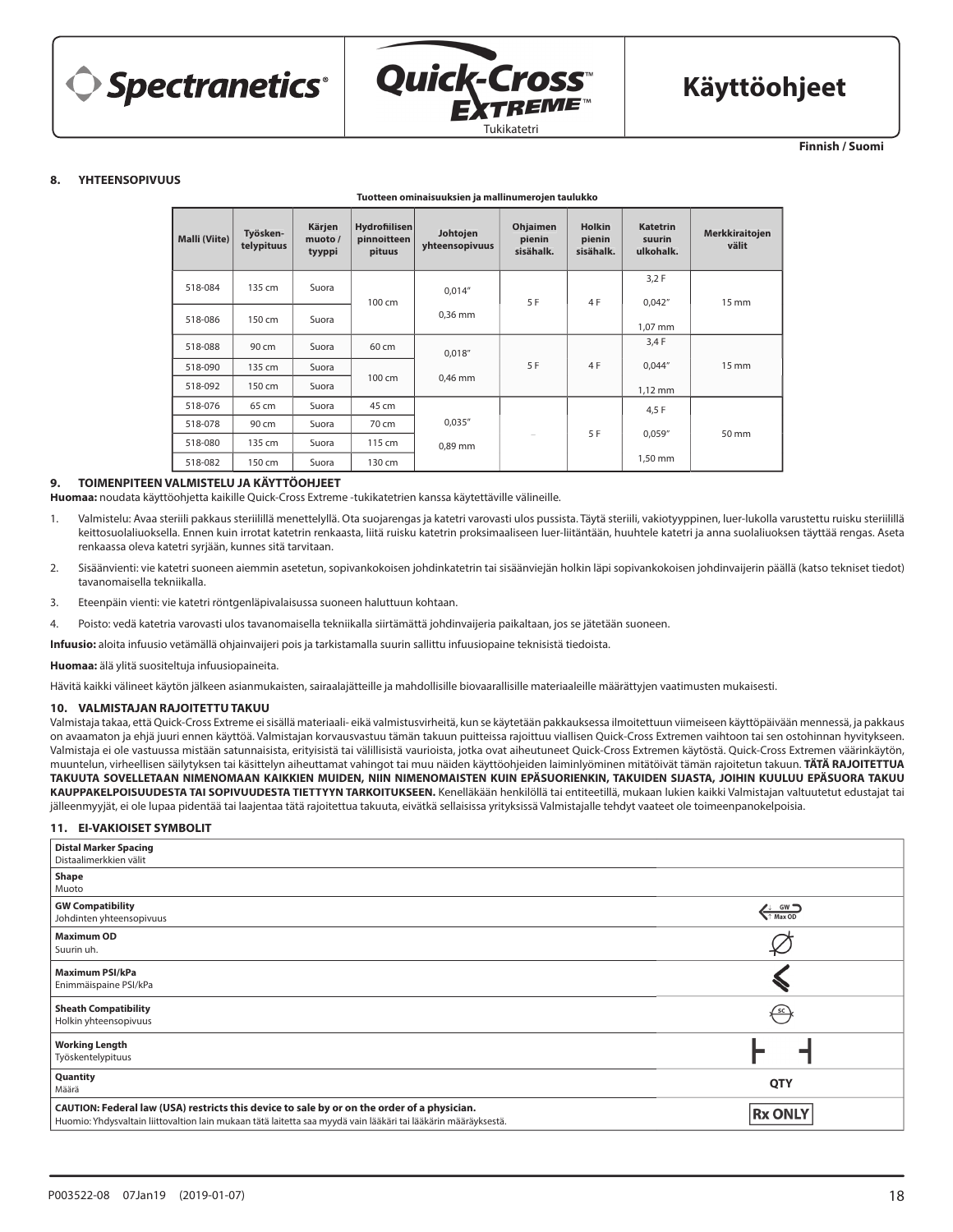Käyttöohjeet

Finnish / Suomi

## 8. YHTEENSOPIVUUS

**Tuotteen ominaisuuksien ja mallinumerojen taulukko**

| Malli (Viite) | Työskentelypituus | Kärjen muoto / tyyppi | Hydrofiilisen pinnoitteen pituus | Johtojen yhteensopivuus | Ohjaimen pienin sisähalk. | Holkin pienin sisähalk. | Katetrin suurin ulkohalk. | Merkkiraitojen välit |
|---|---|---|---|---|---|---|---|---|
| 518-084 | 135 cm | Suora | 100 cm | 0,014" 0,36 mm | 5 F | 4 F | 3,2 F 0,042" 1,07 mm | 15 mm |
| 518-086 | 150 cm | Suora | | | | | | |
| 518-088 | 90 cm | Suora | 60 cm | 0,018" 0,46 mm | 5 F | 4 F | 3,4 F 0,044" 1,12 mm | 15 mm |
| 518-090 | 135 cm | Suora | 100 cm | | | | | |
| 518-092 | 150 cm | Suora | | | | | | |
| 518-076 | 65 cm | Suora | 45 cm | 0,035" 0,89 mm | – | 5 F | 4,5 F 0,059" 1,50 mm | 50 mm |
| 518-078 | 90 cm | Suora | 70 cm | | | | | |
| 518-080 | 135 cm | Suora | 115 cm | | | | | |
| 518-082 | 150 cm | Suora | 130 cm | | | | | |

## 9. TOIMENPITEEN VALMISTELU JA KÄYTTÖOHJEET

**Huomaa:** noudata käyttöohjetta kaikille Quick-Cross Extreme -tukikatetrien kanssa käytettäville välineille.

1. Valmistelu: Avaa steriili pakkaus steriilillä menettelyllä. Ota suojarengas ja katetri varovasti ulos pussista. Täytä steriili, vakiotyyppinen, luer-lukolla varustettu ruisku steriilillä keittosuolaliuoksella. Ennen kuin irrotat katetrin renkaasta, liitä ruisku katetrin proksimaaliseen luer-liitäntään, huuhtele katetri ja anna suolaliuoksen täyttää rengas. Aseta renkaassa oleva katetri syrjään, kunnes sitä tarvitaan.
2. Sisäänvienti: vie katetri suoneen aiemmin asetetun, sopivankokoisen johdinkatetrin tai sisäänviejän holkin läpi sopivankokoisen johdinvaijerin päällä (katso tekniset tiedot) tavanomaisella tekniikalla.
3. Eteenpäin vienti: vie katetri röntgenläpivalaisussa suoneen haluttuun kohtaan.
4. Poisto: vedä katetria varovasti ulos tavanomaisella tekniikalla siirtämättä johdinvaijeria paikaltaan, jos se jätetään suoneen.

**Infuusio:** aloita infuusio vetämällä ohjainvaijeri pois ja tarkistamalla suurin sallittu infuusiopaine teknisistä tiedoista.

**Huomaa:** älä ylitä suositeltuja infuusiopaineita.

Hävitä kaikki välineet käytön jälkeen asianmukaisten, sairaalajätteille ja mahdollisille biovaarallisille materiaaleille määrättyjen vaatimusten mukaisesti.

## 10. VALMISTAJAN RAJOITETTU TAKUU

Valmistaja takaa, että Quick-Cross Extreme ei sisällä materiaali- eikä valmistusvirheitä, kun se käytetään pakkauksessa ilmoitettuun viimeiseen käyttöpäivään mennessä, ja pakkaus on avaamaton ja ehjä juuri ennen käyttöä. Valmistajan korvausvastuu tämän takuun puitteissa rajoittuu viallisen Quick-Cross Extremen vaihtoon tai sen ostohinnan hyvitykseen. Valmistaja ei ole vastuussa mistään satunnaisista, erityisistä tai välillisistä vaurioista, jotka ovat aiheutuneet Quick-Cross Extremen käytöstä. Quick-Cross Extremen väärinkäytön, muuntelun, virheellisen säilytyksen tai käsittelyn aiheuttamat vahingot tai muu näiden käyttöohjeiden laiminlyöminen mitätöivät tämän rajoitetun takuun. **TÄTÄ RAJOITETTUA TAKUUTA SOVELLETAAN NIMENOMAAN KAIKKIEN MUIDEN, NIIN NIMENOMAISTEN KUIN EPÄSUORIENKIN, TAKUIDEN SIJASTA, JOIHIN KUULUU EPÄSUORA TAKUU KAUPPAKELPOISUUDESTA TAI SOPIVUUDESTA TIETTYYN TARKOITUKSEEN.** Kenelläkään henkilöllä tai entiteetillä, mukaan lukien kaikki Valmistajan valtuutetut edustajat tai jälleenmyyjät, ei ole lupaa pidentää tai laajentaa tätä rajoitettua takuuta, eivätkä sellaisissa yrityksissä Valmistajalle tehdyt vaateet ole toimeenpanokelpoisia.

## 11. EI-VAKIOISET SYMBOLIT

| Symboli | |
|---|---|
| **Distal Marker Spacing** Distaalimerkkien välit | |
| **Shape** Muoto | |
| **GW Compatibility** Johdinten yhteensopivuus | GW Max OD |
| **Maximum OD** Suurin uh. | ⌀ |
| **Maximum PSI/kPa** Enimmäispaine PSI/kPa | |
| **Sheath Compatibility** Holkin yhteensopivuus | SC |
| **Working Length** Työskentelypituus | |
| **Quantity** Määrä | QTY |
| **CAUTION: Federal law (USA) restricts this device to sale by or on the order of a physician.** Huomio: Yhdysvaltain liittovaltion lain mukaan tätä laitetta saa myydä vain lääkäri tai lääkärin määräyksestä. | Rx ONLY |

P003522-08 07Jan19 (2019-01-07)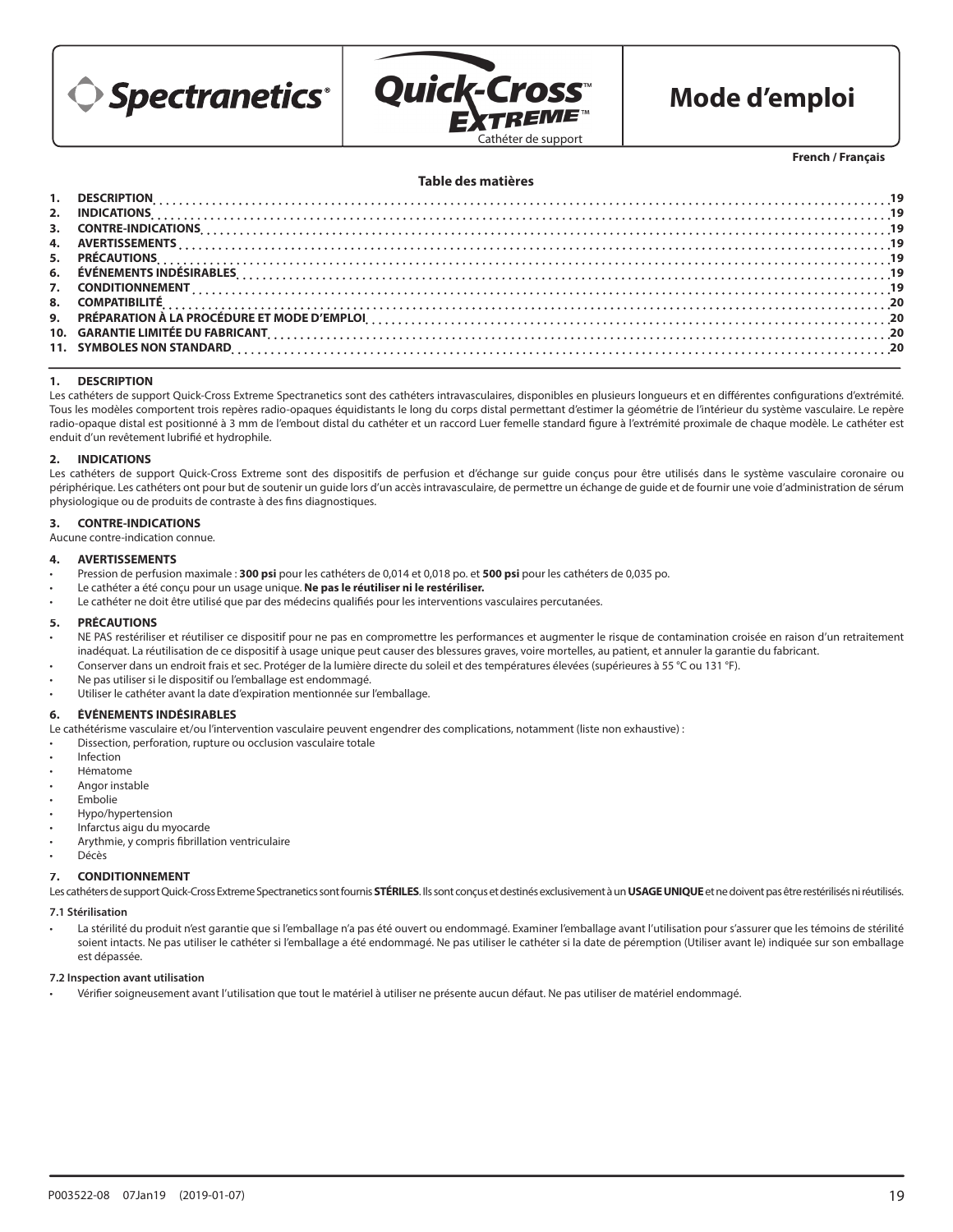Spectranetics®

Quick-Cross™ EXTREME™

Cathéter de support

# Mode d'emploi

**French / Français**

**Table des matières**

| | | |
|---|---|---|
| 1. | DESCRIPTION | 19 |
| 2. | INDICATIONS | 19 |
| 3. | CONTRE-INDICATIONS | 19 |
| 4. | AVERTISSEMENTS | 19 |
| 5. | PRÉCAUTIONS | 19 |
| 6. | ÉVÉNEMENTS INDÉSIRABLES | 19 |
| 7. | CONDITIONNEMENT | 19 |
| 8. | COMPATIBILITÉ | 20 |
| 9. | PRÉPARATION À LA PROCÉDURE ET MODE D'EMPLOI | 20 |
| 10. | GARANTIE LIMITÉE DU FABRICANT | 20 |
| 11. | SYMBOLES NON STANDARD | 20 |

## 1. DESCRIPTION

Les cathéters de support Quick-Cross Extreme Spectranetics sont des cathéters intravasculaires, disponibles en plusieurs longueurs et en différentes configurations d'extrémité. Tous les modèles comportent trois repères radio-opaques équidistants le long du corps distal permettant d'estimer la géométrie de l'intérieur du système vasculaire. Le repère radio-opaque distal est positionné à 3 mm de l'embout distal du cathéter et un raccord Luer femelle standard figure à l'extrémité proximale de chaque modèle. Le cathéter est enduit d'un revêtement lubrifié et hydrophile.

## 2. INDICATIONS

Les cathéters de support Quick-Cross Extreme sont des dispositifs de perfusion et d'échange sur guide conçus pour être utilisés dans le système vasculaire coronaire ou périphérique. Les cathéters ont pour but de soutenir un guide lors d'un accès intravasculaire, de permettre un échange de guide et de fournir une voie d'administration de sérum physiologique ou de produits de contraste à des fins diagnostiques.

## 3. CONTRE-INDICATIONS

Aucune contre-indication connue.

## 4. AVERTISSEMENTS

- Pression de perfusion maximale : **300 psi** pour les cathéters de 0,014 et 0,018 po. et **500 psi** pour les cathéters de 0,035 po.
- Le cathéter a été conçu pour un usage unique. **Ne pas le réutiliser ni le restériliser.**
- Le cathéter ne doit être utilisé que par des médecins qualifiés pour les interventions vasculaires percutanées.

## 5. PRÉCAUTIONS

- NE PAS restériliser et réutiliser ce dispositif pour ne pas en compromettre les performances et augmenter le risque de contamination croisée en raison d'un retraitement inadéquat. La réutilisation de ce dispositif à usage unique peut causer des blessures graves, voire mortelles, au patient, et annuler la garantie du fabricant.
- Conserver dans un endroit frais et sec. Protéger de la lumière directe du soleil et des températures élevées (supérieures à 55 °C ou 131 °F).
- Ne pas utiliser si le dispositif ou l'emballage est endommagé.
- Utiliser le cathéter avant la date d'expiration mentionnée sur l'emballage.

## 6. ÉVÉNEMENTS INDÉSIRABLES

Le cathétérisme vasculaire et/ou l'intervention vasculaire peuvent engendrer des complications, notamment (liste non exhaustive) :

- Dissection, perforation, rupture ou occlusion vasculaire totale
- Infection
- Hématome
- Angor instable
- Embolie
- Hypo/hypertension
- Infarctus aigu du myocarde
- Arythmie, y compris fibrillation ventriculaire
- Décès

## 7. CONDITIONNEMENT

Les cathéters de support Quick-Cross Extreme Spectranetics sont fournis **STÉRILES**. Ils sont conçus et destinés exclusivement à un **USAGE UNIQUE** et ne doivent pas être restérilisés ni réutilisés.

### 7.1 Stérilisation

- La stérilité du produit n'est garantie que si l'emballage n'a pas été ouvert ou endommagé. Examiner l'emballage avant l'utilisation pour s'assurer que les témoins de stérilité soient intacts. Ne pas utiliser le cathéter si l'emballage a été endommagé. Ne pas utiliser le cathéter si la date de péremption (Utiliser avant le) indiquée sur son emballage est dépassée.

### 7.2 Inspection avant utilisation

- Vérifier soigneusement avant l'utilisation que tout le matériel à utiliser ne présente aucun défaut. Ne pas utiliser de matériel endommagé.

P003522-08 07Jan19 (2019-01-07)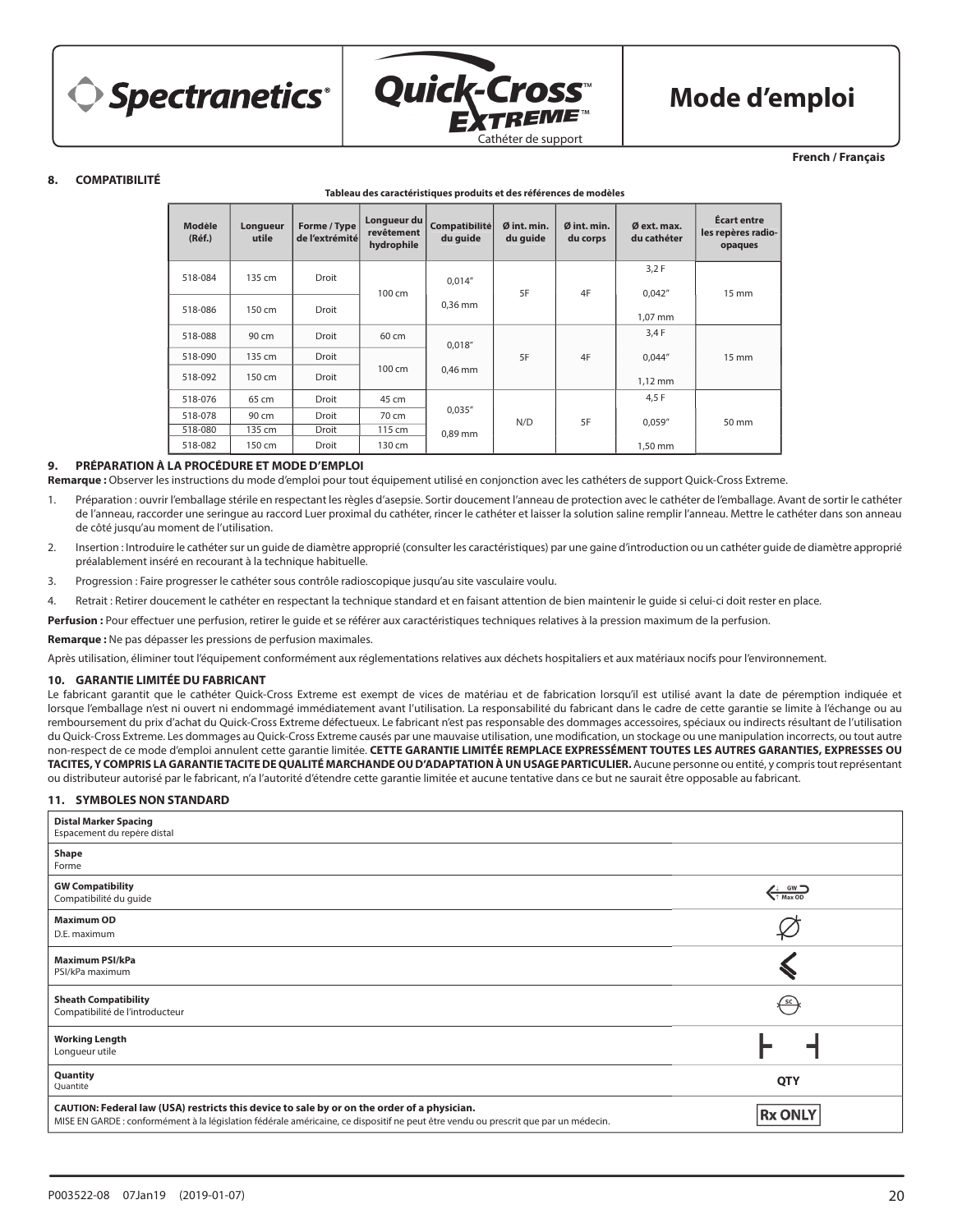Spectranetics® | Quick-Cross™ EXTREME™ Cathéter de support | **Mode d'emploi**

**French / Français**

## 8. COMPATIBILITÉ

**Tableau des caractéristiques produits et des références de modèles**

| Modèle (Réf.) | Longueur utile | Forme / Type de l'extrémité | Longueur du revêtement hydrophile | Compatibilité du guide | Ø int. min. du guide | Ø int. min. du corps | Ø ext. max. du cathéter | Écart entre les repères radio-opaques |
|---|---|---|---|---|---|---|---|---|
| 518-084 | 135 cm | Droit | 100 cm | 0,014″ 0,36 mm | 5F | 4F | 3,2 F 0,042″ 1,07 mm | 15 mm |
| 518-086 | 150 cm | Droit | | | | | | |
| 518-088 | 90 cm | Droit | 60 cm | 0,018″ 0,46 mm | 5F | 4F | 3,4 F 0,044″ 1,12 mm | 15 mm |
| 518-090 | 135 cm | Droit | 100 cm | | | | | |
| 518-092 | 150 cm | Droit | | | | | | |
| 518-076 | 65 cm | Droit | 45 cm | 0,035″ 0,89 mm | N/D | 5F | 4,5 F 0,059″ 1,50 mm | 50 mm |
| 518-078 | 90 cm | Droit | 70 cm | | | | | |
| 518-080 | 135 cm | Droit | 115 cm | | | | | |
| 518-082 | 150 cm | Droit | 130 cm | | | | | |

## 9. PRÉPARATION À LA PROCÉDURE ET MODE D'EMPLOI

**Remarque :** Observer les instructions du mode d'emploi pour tout équipement utilisé en conjonction avec les cathéters de support Quick-Cross Extreme.

1. Préparation : ouvrir l'emballage stérile en respectant les règles d'asepsie. Sortir doucement l'anneau de protection avec le cathéter de l'emballage. Avant de sortir le cathéter de l'anneau, raccorder une seringue au raccord Luer proximal du cathéter, rincer le cathéter et laisser la solution saline remplir l'anneau. Mettre le cathéter dans son anneau de côté jusqu'au moment de l'utilisation.
2. Insertion : Introduire le cathéter sur un guide de diamètre approprié (consulter les caractéristiques) par une gaine d'introduction ou un cathéter guide de diamètre approprié préalablement inséré en recourant à la technique habituelle.
3. Progression : Faire progresser le cathéter sous contrôle radioscopique jusqu'au site vasculaire voulu.
4. Retrait : Retirer doucement le cathéter en respectant la technique standard et en faisant attention de bien maintenir le guide si celui-ci doit rester en place.

**Perfusion :** Pour effectuer une perfusion, retirer le guide et se référer aux caractéristiques techniques relatives à la pression maximum de la perfusion.

**Remarque :** Ne pas dépasser les pressions de perfusion maximales.

Après utilisation, éliminer tout l'équipement conformément aux réglementations relatives aux déchets hospitaliers et aux matériaux nocifs pour l'environnement.

## 10. GARANTIE LIMITÉE DU FABRICANT

Le fabricant garantit que le cathéter Quick-Cross Extreme est exempt de vices de matériau et de fabrication lorsqu'il est utilisé avant la date de péremption indiquée et lorsque l'emballage n'est ni ouvert ni endommagé immédiatement avant l'utilisation. La responsabilité du fabricant dans le cadre de cette garantie se limite à l'échange ou au remboursement du prix d'achat du Quick-Cross Extreme défectueux. Le fabricant n'est pas responsable des dommages accessoires, spéciaux ou indirects résultant de l'utilisation du Quick-Cross Extreme. Les dommages au Quick-Cross Extreme causés par une mauvaise utilisation, une modification, un stockage ou une manipulation incorrects, ou tout autre non-respect de ce mode d'emploi annulent cette garantie limitée. **CETTE GARANTIE LIMITÉE REMPLACE EXPRESSÉMENT TOUTES LES AUTRES GARANTIES, EXPRESSES OU TACITES, Y COMPRIS LA GARANTIE TACITE DE QUALITÉ MARCHANDE OU D'ADAPTATION À UN USAGE PARTICULIER.** Aucune personne ou entité, y compris tout représentant ou distributeur autorisé par le fabricant, n'a l'autorité d'étendre cette garantie limitée et aucune tentative dans ce but ne saurait être opposable au fabricant.

## 11. SYMBOLES NON STANDARD

| Symbole | |
|---|---|
| **Distal Marker Spacing** Espacement du repère distal | |
| **Shape** Forme | |
| **GW Compatibility** Compatibilité du guide | GW Max OD |
| **Maximum OD** D.E. maximum | Ø |
| **Maximum PSI/kPa** PSI/kPa maximum | |
| **Sheath Compatibility** Compatibilité de l'introducteur | SC |
| **Working Length** Longueur utile | |
| **Quantity** Quantité | QTY |
| **CAUTION: Federal law (USA) restricts this device to sale by or on the order of a physician.** MISE EN GARDE : conformément à la législation fédérale américaine, ce dispositif ne peut être vendu ou prescrit que par un médecin. | Rx ONLY |

P003522-08 07Jan19 (2019-01-07)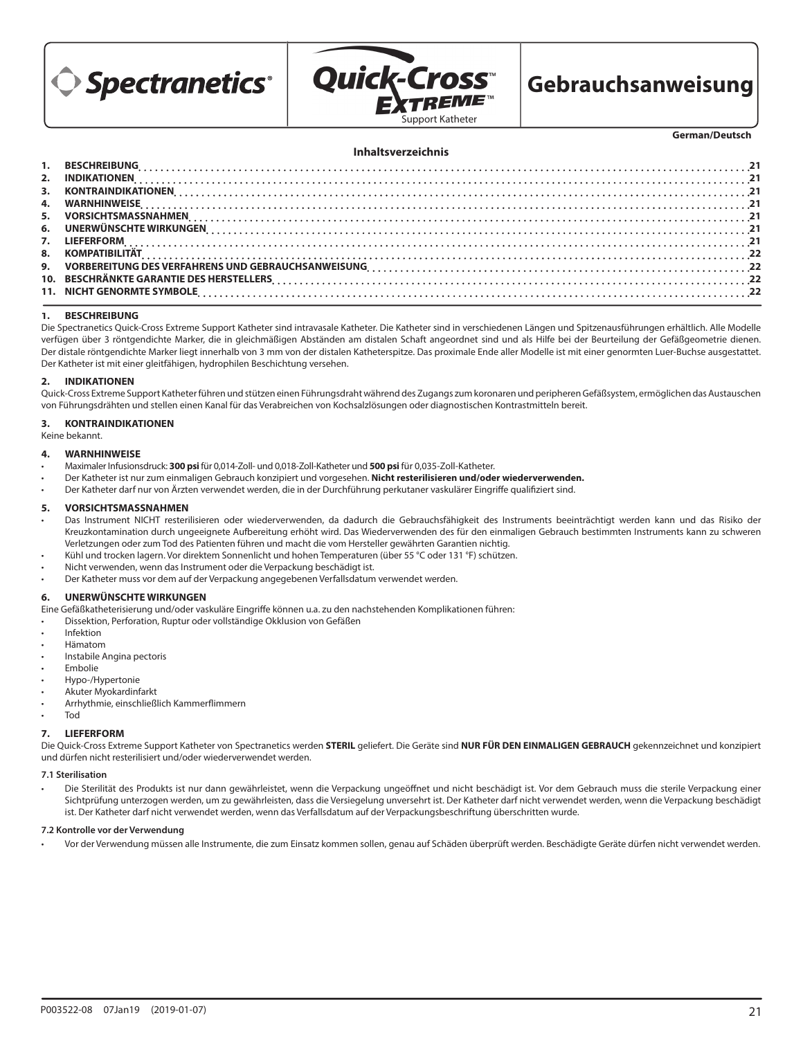# Spectranetics® Quick-Cross™ Extreme™ Support Katheter — Gebrauchsanweisung

**German/Deutsch**

## Inhaltsverzeichnis

| | | |
|---|---|---|
| 1. | BESCHREIBUNG | 21 |
| 2. | INDIKATIONEN | 21 |
| 3. | KONTRAINDIKATIONEN | 21 |
| 4. | WARNHINWEISE | 21 |
| 5. | VORSICHTSMASSNAHMEN | 21 |
| 6. | UNERWÜNSCHTE WIRKUNGEN | 21 |
| 7. | LIEFERFORM | 21 |
| 8. | KOMPATIBILITÄT | 22 |
| 9. | VORBEREITUNG DES VERFAHRENS UND GEBRAUCHSANWEISUNG | 22 |
| 10. | BESCHRÄNKTE GARANTIE DES HERSTELLERS | 22 |
| 11. | NICHT GENORMTE SYMBOLE | 22 |

## 1. BESCHREIBUNG

Die Spectranetics Quick-Cross Extreme Support Katheter sind intravasale Katheter. Die Katheter sind in verschiedenen Längen und Spitzenausführungen erhältlich. Alle Modelle verfügen über 3 röntgendichte Marker, die in gleichmäßigen Abständen am distalen Schaft angeordnet sind und als Hilfe bei der Beurteilung der Gefäßgeometrie dienen. Der distale röntgendichte Marker liegt innerhalb von 3 mm von der distalen Katheterspitze. Das proximale Ende aller Modelle ist mit einer genormten Luer-Buchse ausgestattet. Der Katheter ist mit einer gleitfähigen, hydrophilen Beschichtung versehen.

## 2. INDIKATIONEN

Quick-Cross Extreme Support Katheter führen und stützen einen Führungsdraht während des Zugangs zum koronaren und peripheren Gefäßsystem, ermöglichen das Austauschen von Führungsdrähten und stellen einen Kanal für das Verabreichen von Kochsalzlösungen oder diagnostischen Kontrastmitteln bereit.

## 3. KONTRAINDIKATIONEN

Keine bekannt.

## 4. WARNHINWEISE

- Maximaler Infusionsdruck: **300 psi** für 0,014-Zoll- und 0,018-Zoll-Katheter und **500 psi** für 0,035-Zoll-Katheter.
- Der Katheter ist nur zum einmaligen Gebrauch konzipiert und vorgesehen. **Nicht resterilisieren und/oder wiederverwenden.**
- Der Katheter darf nur von Ärzten verwendet werden, die in der Durchführung perkutaner vaskulärer Eingriffe qualifiziert sind.

## 5. VORSICHTSMASSNAHMEN

- Das Instrument NICHT resterilisieren oder wiederverwenden, da dadurch die Gebrauchsfähigkeit des Instruments beeinträchtigt werden kann und das Risiko der Kreuzkontamination durch ungeeignete Aufbereitung erhöht wird. Das Wiederverwenden des für den einmaligen Gebrauch bestimmten Instruments kann zu schweren Verletzungen oder zum Tod des Patienten führen und macht die vom Hersteller gewährten Garantien nichtig.
- Kühl und trocken lagern. Vor direktem Sonnenlicht und hohen Temperaturen (über 55 °C oder 131 °F) schützen.
- Nicht verwenden, wenn das Instrument oder die Verpackung beschädigt ist.
- Der Katheter muss vor dem auf der Verpackung angegebenen Verfallsdatum verwendet werden.

## 6. UNERWÜNSCHTE WIRKUNGEN

Eine Gefäßkatheterisierung und/oder vaskuläre Eingriffe können u.a. zu den nachstehenden Komplikationen führen:

- Dissektion, Perforation, Ruptur oder vollständige Okklusion von Gefäßen
- Infektion
- Hämatom
- Instabile Angina pectoris
- Embolie
- Hypo-/Hypertonie
- Akuter Myokardinfarkt
- Arrhythmie, einschließlich Kammerflimmern
- Tod

## 7. LIEFERFORM

Die Quick-Cross Extreme Support Katheter von Spectranetics werden **STERIL** geliefert. Die Geräte sind **NUR FÜR DEN EINMALIGEN GEBRAUCH** gekennzeichnet und konzipiert und dürfen nicht resterilisiert und/oder wiederverwendet werden.

### 7.1 Sterilisation

- Die Sterilität des Produkts ist nur dann gewährleistet, wenn die Verpackung ungeöffnet und nicht beschädigt ist. Vor dem Gebrauch muss die sterile Verpackung einer Sichtprüfung unterzogen werden, um zu gewährleisten, dass die Versiegelung unversehrt ist. Der Katheter darf nicht verwendet werden, wenn die Verpackung beschädigt ist. Der Katheter darf nicht verwendet werden, wenn das Verfallsdatum auf der Verpackungsbeschriftung überschritten wurde.

### 7.2 Kontrolle vor der Verwendung

- Vor der Verwendung müssen alle Instrumente, die zum Einsatz kommen sollen, genau auf Schäden überprüft werden. Beschädigte Geräte dürfen nicht verwendet werden.

P003522-08 07Jan19 (2019-01-07)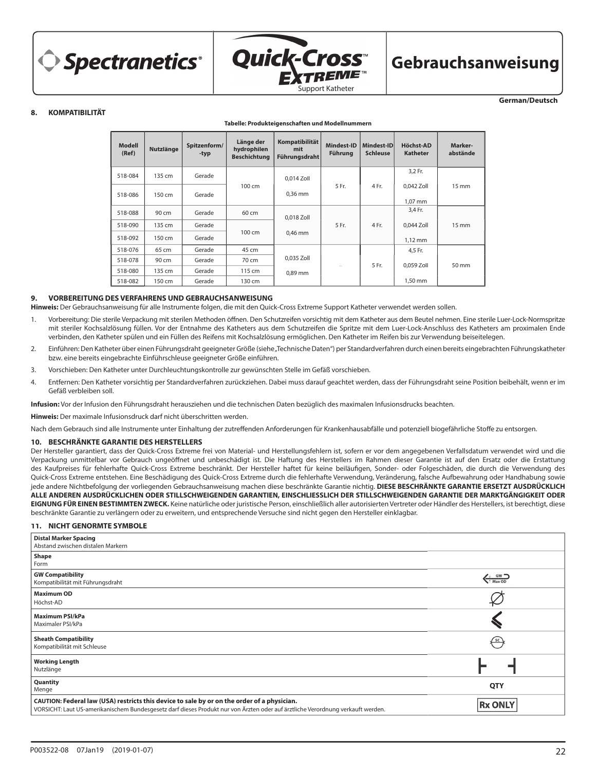**German/Deutsch**

## 8. KOMPATIBILITÄT

**Tabelle: Produkteigenschaften und Modellnummern**

| Modell (Ref) | Nutzlänge | Spitzenform/-typ | Länge der hydrophilen Beschichtung | Kompatibilität mit Führungsdraht | Mindest-ID Führung | Mindest-ID Schleuse | Höchst-AD Katheter | Marker-abstände |
|---|---|---|---|---|---|---|---|---|
| 518-084 | 135 cm | Gerade | 100 cm | 0,014 Zoll 0,36 mm | 5 Fr. | 4 Fr. | 3,2 Fr. 0,042 Zoll 1,07 mm | 15 mm |
| 518-086 | 150 cm | Gerade | | | | | | |
| 518-088 | 90 cm | Gerade | 60 cm | 0,018 Zoll 0,46 mm | 5 Fr. | 4 Fr. | 3,4 Fr. 0,044 Zoll 1,12 mm | 15 mm |
| 518-090 | 135 cm | Gerade | 100 cm | | | | | |
| 518-092 | 150 cm | Gerade | | | | | | |
| 518-076 | 65 cm | Gerade | 45 cm | 0,035 Zoll 0,89 mm | – | 5 Fr. | 4,5 Fr. 0,059 Zoll 1,50 mm | 50 mm |
| 518-078 | 90 cm | Gerade | 70 cm | | | | | |
| 518-080 | 135 cm | Gerade | 115 cm | | | | | |
| 518-082 | 150 cm | Gerade | 130 cm | | | | | |

## 9. VORBEREITUNG DES VERFAHRENS UND GEBRAUCHSANWEISUNG

**Hinweis:** Der Gebrauchsanweisung für alle Instrumente folgen, die mit den Quick-Cross Extreme Support Katheter verwendet werden sollen.

1. Vorbereitung: Die sterile Verpackung mit sterilen Methoden öffnen. Den Schutzreifen vorsichtig mit dem Katheter aus dem Beutel nehmen. Eine sterile Luer-Lock-Normspritze mit steriler Kochsalzlösung füllen. Vor der Entnahme des Katheters aus dem Schutzreifen die Spritze mit dem Luer-Lock-Anschluss des Katheters am proximalen Ende verbinden, den Katheter spülen und ein Füllen des Reifens mit Kochsalzlösung ermöglichen. Den Katheter im Reifen bis zur Verwendung beiseitelegen.
2. Einführen: Den Katheter über einen Führungsdraht geeigneter Größe (siehe„Technische Daten") per Standardverfahren durch einen bereits eingebrachten Führungskatheter bzw. eine bereits eingebrachte Einführschleuse geeigneter Größe einführen.
3. Vorschieben: Den Katheter unter Durchleuchtungskontrolle zur gewünschten Stelle im Gefäß vorschieben.
4. Entfernen: Den Katheter vorsichtig per Standardverfahren zurückziehen. Dabei muss darauf geachtet werden, dass der Führungsdraht seine Position beibehält, wenn er im Gefäß verbleiben soll.

**Infusion:** Vor der Infusion den Führungsdraht herausziehen und die technischen Daten bezüglich des maximalen Infusionsdrucks beachten.

**Hinweis:** Der maximale Infusionsdruck darf nicht überschritten werden.

Nach dem Gebrauch sind alle Instrumente unter Einhaltung der zutreffenden Anforderungen für Krankenhausabfälle und potenziell biogefährliche Stoffe zu entsorgen.

## 10. BESCHRÄNKTE GARANTIE DES HERSTELLERS

Der Hersteller garantiert, dass der Quick-Cross Extreme frei von Material- und Herstellungsfehlern ist, sofern er vor dem angegebenen Verfallsdatum verwendet wird und die Verpackung unmittelbar vor Gebrauch ungeöffnet und unbeschädigt ist. Die Haftung des Herstellers im Rahmen dieser Garantie ist auf den Ersatz oder die Erstattung des Kaufpreises für fehlerhafte Quick-Cross Extreme beschränkt. Der Hersteller haftet für keine beiläufigen, Sonder- oder Folgeschäden, die durch die Verwendung des Quick-Cross Extreme entstehen. Eine Beschädigung des Quick-Cross Extreme durch die fehlerhafte Verwendung, Veränderung, falsche Aufbewahrung oder Handhabung sowie jede andere Nichtbefolgung der vorliegenden Gebrauchsanweisung machen diese beschränkte Garantie nichtig. **DIESE BESCHRÄNKTE GARANTIE ERSETZT AUSDRÜCKLICH ALLE ANDEREN AUSDRÜCKLICHEN ODER STILLSCHWEIGENDEN GARANTIEN, EINSCHLIESSLICH DER STILLSCHWEIGENDEN GARANTIE DER MARKTGÄNGIGKEIT ODER EIGNUNG FÜR EINEN BESTIMMTEN ZWECK.** Keine natürliche oder juristische Person, einschließlich aller autorisierten Vertreter oder Händler des Herstellers, ist berechtigt, diese beschränkte Garantie zu verlängern oder zu erweitern, und entsprechende Versuche sind nicht gegen den Hersteller einklagbar.

## 11. NICHT GENORMTE SYMBOLE

| Beschreibung | Symbol |
|---|---|
| **Distal Marker Spacing** Abstand zwischen distalen Markern | |
| **Shape** Form | |
| **GW Compatibility** Kompatibilität mit Führungsdraht | GW Max OD |
| **Maximum OD** Höchst-AD | Ø |
| **Maximum PSI/kPa** Maximaler PSI/kPa | |
| **Sheath Compatibility** Kompatibilität mit Schleuse | SC |
| **Working Length** Nutzlänge | |
| **Quantity** Menge | QTY |
| **CAUTION: Federal law (USA) restricts this device to sale by or on the order of a physician.** VORSICHT: Laut US-amerikanischem Bundesgesetz darf dieses Produkt nur von Ärzten oder auf ärztliche Verordnung verkauft werden. | Rx ONLY |

P003522-08 07Jan19 (2019-01-07)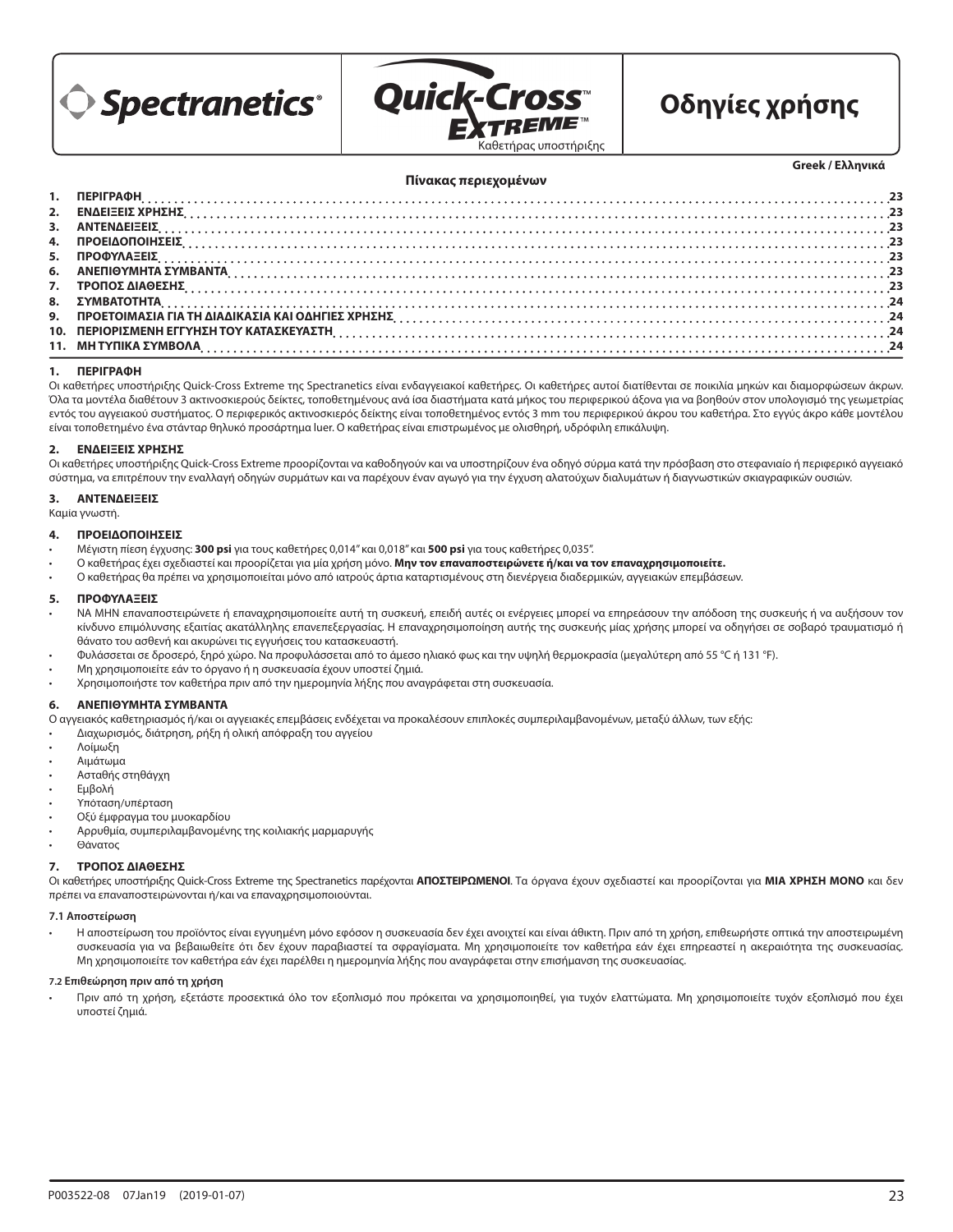Spectranetics® | Quick-Cross™ EXTREME™ Καθετήρας υποστήριξης | **Οδηγίες χρήσης**

**Greek / Ελληνικά**

**Πίνακας περιεχομένων**

| | | |
|---|---|---|
| 1. | ΠΕΡΙΓΡΑΦΗ | 23 |
| 2. | ΕΝΔΕΙΞΕΙΣ ΧΡΗΣΗΣ | 23 |
| 3. | ΑΝΤΕΝΔΕΙΞΕΙΣ | 23 |
| 4. | ΠΡΟΕΙΔΟΠΟΙΗΣΕΙΣ | 23 |
| 5. | ΠΡΟΦΥΛΑΞΕΙΣ | 23 |
| 6. | ΑΝΕΠΙΘΥΜΗΤΑ ΣΥΜΒΑΝΤΑ | 23 |
| 7. | ΤΡΟΠΟΣ ΔΙΑΘΕΣΗΣ | 23 |
| 8. | ΣΥΜΒΑΤΟΤΗΤΑ | 24 |
| 9. | ΠΡΟΕΤΟΙΜΑΣΙΑ ΓΙΑ ΤΗ ΔΙΑΔΙΚΑΣΙΑ ΚΑΙ ΟΔΗΓΙΕΣ ΧΡΗΣΗΣ | 24 |
| 10. | ΠΕΡΙΟΡΙΣΜΕΝΗ ΕΓΓΥΗΣΗ ΤΟΥ ΚΑΤΑΣΚΕΥΑΣΤΗ | 24 |
| 11. | ΜΗ ΤΥΠΙΚΑ ΣΥΜΒΟΛΑ | 24 |

## 1. ΠΕΡΙΓΡΑΦΗ

Οι καθετήρες υποστήριξης Quick-Cross Extreme της Spectranetics είναι ενδαγγειακοί καθετήρες. Οι καθετήρες αυτοί διατίθενται σε ποικιλία μηκών και διαμορφώσεων άκρων. Όλα τα μοντέλα διαθέτουν 3 ακτινοσκιερούς δείκτες, τοποθετημένους ανά ίσα διαστήματα κατά μήκος του περιφερικού άξονα για να βοηθούν στον υπολογισμό της γεωμετρίας εντός του αγγειακού συστήματος. Ο περιφερικός ακτινοσκιερός δείκτης είναι τοποθετημένος εντός 3 mm του περιφερικού άκρου του καθετήρα. Στο εγγύς άκρο κάθε μοντέλου είναι τοποθετημένο ένα στάνταρ θηλυκό προσάρτημα luer. Ο καθετήρας είναι επιστρωμένος με ολισθηρή, υδρόφιλη επικάλυψη.

## 2. ΕΝΔΕΙΞΕΙΣ ΧΡΗΣΗΣ

Οι καθετήρες υποστήριξης Quick-Cross Extreme προορίζονται να καθοδηγούν και να υποστηρίζουν ένα οδηγό σύρμα κατά την πρόσβαση στο στεφανιαίο ή περιφερικό αγγειακό σύστημα, να επιτρέπουν την εναλλαγή οδηγών συρμάτων και να παρέχουν έναν αγωγό για την έγχυση αλατούχων διαλυμάτων ή διαγνωστικών σκιαγραφικών ουσιών.

## 3. ΑΝΤΕΝΔΕΙΞΕΙΣ

Καμία γνωστή.

## 4. ΠΡΟΕΙΔΟΠΟΙΗΣΕΙΣ

- Μέγιστη πίεση έγχυσης: **300 psi** για τους καθετήρες 0,014" και 0,018" και **500 psi** για τους καθετήρες 0,035".
- Ο καθετήρας έχει σχεδιαστεί και προορίζεται για μία χρήση μόνο. **Μην τον επαναποστειρώνετε ή/και να τον επαναχρησιμοποιείτε.**
- Ο καθετήρας θα πρέπει να χρησιμοποιείται μόνο από ιατρούς άρτια καταρτισμένους στη διενέργεια διαδερμικών, αγγειακών επεμβάσεων.

## 5. ΠΡΟΦΥΛΑΞΕΙΣ

- ΝΑ ΜΗΝ επαναποστειρώνετε ή επαναχρησιμοποιείτε αυτή τη συσκευή, επειδή αυτές οι ενέργειες μπορεί να επηρεάσουν την απόδοση της συσκευής ή να αυξήσουν τον κίνδυνο επιμόλυνσης εξαιτίας ακατάλληλης επανεπεξεργασίας. Η επαναχρησιμοποίηση αυτής της συσκευής μίας χρήσης μπορεί να οδηγήσει σε σοβαρό τραυματισμό ή θάνατο του ασθενή και ακυρώνει τις εγγυήσεις του κατασκευαστή.
- Φυλάσσεται σε δροσερό, ξηρό χώρο. Να προφυλάσσεται από το άμεσο ηλιακό φως και την υψηλή θερμοκρασία (μεγαλύτερη από 55 °C ή 131 °F).
- Μη χρησιμοποιείτε εάν το όργανο ή η συσκευασία έχουν υποστεί ζημιά.
- Χρησιμοποιήστε τον καθετήρα πριν από την ημερομηνία λήξης που αναγράφεται στη συσκευασία.

## 6. ΑΝΕΠΙΘΥΜΗΤΑ ΣΥΜΒΑΝΤΑ

Ο αγγειακός καθετηριασμός ή/και οι αγγειακές επεμβάσεις ενδέχεται να προκαλέσουν επιπλοκές συμπεριλαμβανομένων, μεταξύ άλλων, των εξής:

- Διαχωρισμός, διάτρηση, ρήξη ή ολική απόφραξη του αγγείου
- Λοίμωξη
- Αιμάτωμα
- Ασταθής στηθάγχη
- Εμβολή
- Υπόταση/υπέρταση
- Οξύ έμφραγμα του μυοκαρδίου
- Αρρυθμία, συμπεριλαμβανομένης της κοιλιακής μαρμαρυγής
- Θάνατος

## 7. ΤΡΟΠΟΣ ΔΙΑΘΕΣΗΣ

Οι καθετήρες υποστήριξης Quick-Cross Extreme της Spectranetics παρέχονται **ΑΠΟΣΤΕΙΡΩΜΕΝΟΙ**. Τα όργανα έχουν σχεδιαστεί και προορίζονται για **ΜΙΑ ΧΡΗΣΗ ΜΟΝΟ** και δεν πρέπει να επαναποστειρώνονται ή/και να επαναχρησιμοποιούνται.

### 7.1 Αποστείρωση

- Η αποστείρωση του προϊόντος είναι εγγυημένη μόνο εφόσον η συσκευασία δεν έχει ανοιχτεί και είναι άθικτη. Πριν από τη χρήση, επιθεωρήστε οπτικά την αποστειρωμένη συσκευασία για να βεβαιωθείτε ότι δεν έχουν παραβιαστεί τα σφραγίσματα. Μη χρησιμοποιείτε τον καθετήρα εάν έχει επηρεαστεί η ακεραιότητα της συσκευασίας. Μη χρησιμοποιείτε τον καθετήρα εάν έχει παρέλθει η ημερομηνία λήξης που αναγράφεται στην επισήμανση της συσκευασίας.

### 7.2 Επιθεώρηση πριν από τη χρήση

- Πριν από τη χρήση, εξετάστε προσεκτικά όλο τον εξοπλισμό που πρόκειται να χρησιμοποιηθεί, για τυχόν ελαττώματα. Μη χρησιμοποιείτε τυχόν εξοπλισμό που έχει υποστεί ζημιά.

P003522-08 07Jan19 (2019-01-07)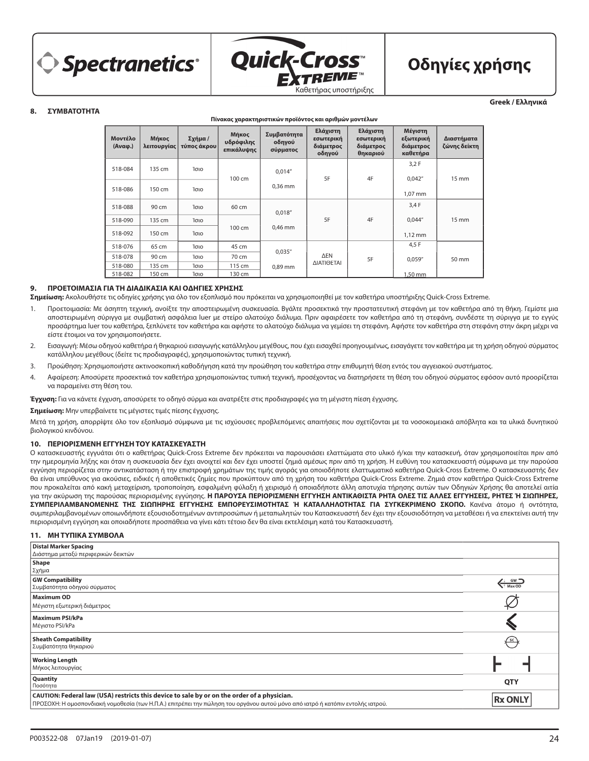**Quick-Cross EXTREME™**
Καθετήρας υποστήριξης

# Οδηγίες χρήσης

**Greek / Ελληνικά**

## 8. ΣΥΜΒΑΤΟΤΗΤΑ

**Πίνακας χαρακτηριστικών προϊόντος και αριθμών μοντέλων**

| Μοντέλο (Αναφ.) | Μήκος λειτουργίας | Σχήμα / τύπος άκρου | Μήκος υδρόφιλης επικάλυψης | Συμβατότητα οδηγού σύρματος | Ελάχιστη εσωτερική διάμετρος οδηγού | Ελάχιστη εσωτερική διάμετρος θηκαριού | Μέγιστη εξωτερική διάμετρος καθετήρα | Διαστήματα ζώνης δείκτη |
|---|---|---|---|---|---|---|---|---|
| 518-084 | 135 cm | Ίσιο | 100 cm | 0,014" 0,36 mm | 5F | 4F | 3,2 F 0,042" 1,07 mm | 15 mm |
| 518-086 | 150 cm | Ίσιο | | | | | | |
| 518-088 | 90 cm | Ίσιο | 60 cm | 0,018" 0,46 mm | 5F | 4F | 3,4 F 0,044" 1,12 mm | 15 mm |
| 518-090 | 135 cm | Ίσιο | 100 cm | | | | | |
| 518-092 | 150 cm | Ίσιο | | | | | | |
| 518-076 | 65 cm | Ίσιο | 45 cm | 0,035" 0,89 mm | ΔΕΝ ΔΙΑΤΙΘΕΤΑΙ | 5F | 4,5 F 0,059" 1,50 mm | 50 mm |
| 518-078 | 90 cm | Ίσιο | 70 cm | | | | | |
| 518-080 | 135 cm | Ίσιο | 115 cm | | | | | |
| 518-082 | 150 cm | Ίσιο | 130 cm | | | | | |

## 9. ΠΡΟΕΤΟΙΜΑΣΙΑ ΓΙΑ ΤΗ ΔΙΑΔΙΚΑΣΙΑ ΚΑΙ ΟΔΗΓΙΕΣ ΧΡΗΣΗΣ

**Σημείωση:** Ακολουθήστε τις οδηγίες χρήσης για όλο τον εξοπλισμό που πρόκειται να χρησιμοποιηθεί με τον καθετήρα υποστήριξης Quick-Cross Extreme.

1. Προετοιμασία: Με άσηπτη τεχνική, ανοίξτε την αποστειρωμένη συσκευασία. Βγάλτε προσεκτικά την προστατευτική στεφάνη με τον καθετήρα από τη θήκη. Γεμίστε μια αποστειρωμένη σύριγγα με συμβατική ασφάλεια luer με στείρο αλατούχο διάλυμα. Πριν αφαιρέσετε τον καθετήρα από τη στεφάνη, συνδέστε τη σύριγγα με το εγγύς προσάρτημα luer του καθετήρα, ξεπλύνετε τον καθετήρα και αφήστε το αλατούχο διάλυμα να γεμίσει τη στεφάνη. Αφήστε τον καθετήρα στη στεφάνη στην άκρη μέχρι να είστε έτοιμοι να τον χρησιμοποιήσετε.
2. Εισαγωγή: Μέσω οδηγού καθετήρα ή θηκαριού εισαγωγής κατάλληλου μεγέθους, που έχει εισαχθεί προηγουμένως, εισαγάγετε τον καθετήρα με τη χρήση οδηγού σύρματος κατάλληλου μεγέθους (δείτε τις προδιαγραφές), χρησιμοποιώντας τυπική τεχνική.
3. Προώθηση: Χρησιμοποιήστε ακτινοσκοπική καθοδήγηση κατά την προώθηση του καθετήρα στην επιθυμητή θέση εντός του αγγειακού συστήματος.
4. Αφαίρεση: Αποσύρετε προσεκτικά τον καθετήρα χρησιμοποιώντας τυπική τεχνική, προσέχοντας να διατηρήσετε τη θέση του οδηγού σύρματος εφόσον αυτό προορίζεται να παραμείνει στη θέση του.

**Έγχυση:** Για να κάνετε έγχυση, αποσύρετε το οδηγό σύρμα και ανατρέξτε στις προδιαγραφές για τη μέγιστη πίεση έγχυσης.

**Σημείωση:** Μην υπερβαίνετε τις μέγιστες τιμές πίεσης έγχυσης.

Μετά τη χρήση, απορρίψτε όλο τον εξοπλισμό σύμφωνα με τις ισχύουσες προβλεπόμενες απαιτήσεις που σχετίζονται με τα νοσοκομειακά απόβλητα και τα υλικά δυνητικού βιολογικού κινδύνου.

## 10. ΠΕΡΙΟΡΙΣΜΕΝΗ ΕΓΓΥΗΣΗ ΤΟΥ ΚΑΤΑΣΚΕΥΑΣΤΗ

Ο κατασκευαστής εγγυάται ότι ο καθετήρας Quick-Cross Extreme δεν πρόκειται να παρουσιάσει ελαττώματα στο υλικό ή/και την κατασκευή, όταν χρησιμοποιείται πριν από την ημερομηνία λήξης και όταν η συσκευασία δεν έχει ανοιχτεί και δεν έχει υποστεί ζημιά αμέσως πριν από τη χρήση. Η ευθύνη του κατασκευαστή σύμφωνα με την παρούσα εγγύηση περιορίζεται στην αντικατάσταση ή την επιστροφή χρημάτων της τιμής αγοράς για οποιοδήποτε ελαττωματικό καθετήρα Quick-Cross Extreme. Ο κατασκευαστής δεν θα είναι υπεύθυνος για ακούσιες, ειδικές ή αποθετικές ζημίες που προκύπτουν από τη χρήση του καθετήρα Quick-Cross Extreme. Ζημιά στον καθετήρα Quick-Cross Extreme που προκαλείται από κακή μεταχείριση, τροποποίηση, εσφαλμένη φύλαξη ή χειρισμό ή οποιαδήποτε άλλη αποτυχία τήρησης αυτών των Οδηγιών Χρήσης θα αποτελεί αιτία για την ακύρωση της παρούσας περιορισμένης εγγύησης. **Η ΠΑΡΟΥΣΑ ΠΕΡΙΟΡΙΣΜΕΝΗ ΕΓΓΥΗΣΗ ΑΝΤΙΚΑΘΙΣΤΑ ΡΗΤΑ ΟΛΕΣ ΤΙΣ ΑΛΛΕΣ ΕΓΓΥΗΣΕΙΣ, ΡΗΤΕΣ Ή ΣΙΩΠΗΡΕΣ, ΣΥΜΠΕΡΙΛΑΜΒΑΝΟΜΕΝΗΣ ΤΗΣ ΣΙΩΠΗΡΗΣ ΕΓΓΥΗΣΗΣ ΕΜΠΟΡΕΥΣΙΜΟΤΗΤΑΣ Ή ΚΑΤΑΛΛΗΛΟΤΗΤΑΣ ΓΙΑ ΣΥΓΚΕΚΡΙΜΕΝΟ ΣΚΟΠΟ.** Κανένα άτομο ή οντότητα, συμπεριλαμβανομένων οποιωνδήποτε εξουσιοδοτημένων αντιπροσώπων ή μεταπωλητών του Κατασκευαστή δεν έχει την εξουσιοδότηση να μεταθέσει ή να επεκτείνει αυτή την περιορισμένη εγγύηση και οποιαδήποτε προσπάθεια να γίνει κάτι τέτοιο δεν θα είναι εκτελέσιμη κατά του Κατασκευαστή.

## 11. ΜΗ ΤΥΠΙΚΑ ΣΥΜΒΟΛΑ

| Σύμβολο | |
|---|---|
| **Distal Marker Spacing** Διάστημα μεταξύ περιφερικών δεικτών | |
| **Shape** Σχήμα | |
| **GW Compatibility** Συμβατότητα οδηγού σύρματος | GW Max OD |
| **Maximum OD** Μέγιστη εξωτερική διάμετρος | Ø |
| **Maximum PSI/kPa** Μέγιστο PSI/kPa | |
| **Sheath Compatibility** Συμβατότητα θηκαριού | SC |
| **Working Length** Μήκος λειτουργίας | |
| **Quantity** Ποσότητα | QTY |
| **CAUTION: Federal law (USA) restricts this device to sale by or on the order of a physician.** ΠΡΟΣΟΧΗ: Η ομοσπονδιακή νομοθεσία (των Η.Π.Α.) επιτρέπει την πώληση του οργάνου αυτού μόνο από ιατρό ή κατόπιν εντολής ιατρού. | Rx ONLY |

P003522-08 07Jan19 (2019-01-07)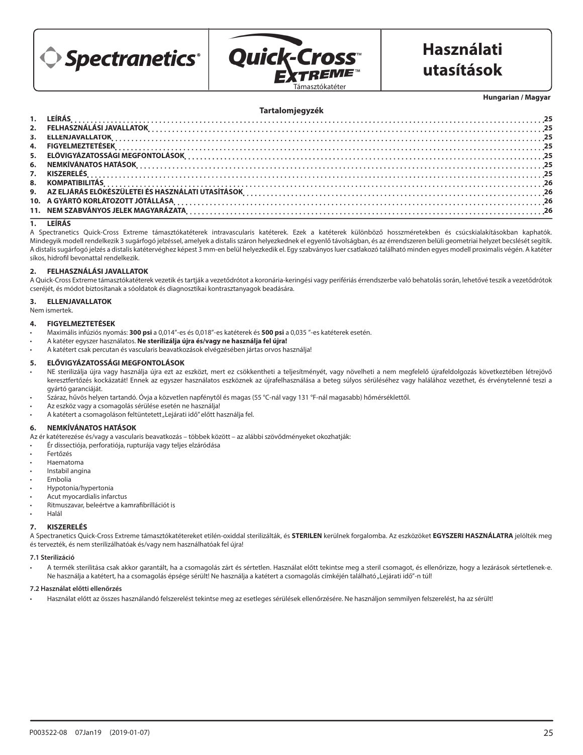Spectranetics®

Quick-Cross™ Extreme™

Támasztókatéter

# Használati utasítások

Hungarian / Magyar

## Tartalomjegyzék

| | | |
|---|---|---|
| 1. | LEÍRÁS | 25 |
| 2. | FELHASZNÁLÁSI JAVALLATOK | 25 |
| 3. | ELLENJAVALLATOK | 25 |
| 4. | FIGYELMEZTETÉSEK | 25 |
| 5. | ELŐVIGYÁZATOSSÁGI MEGFONTOLÁSOK | 25 |
| 6. | NEMKÍVÁNATOS HATÁSOK | 25 |
| 7. | KISZERELÉS | 25 |
| 8. | KOMPATIBILITÁS | 26 |
| 9. | AZ ELJÁRÁS ELŐKÉSZÜLETEI ÉS HASZNÁLATI UTASÍTÁSOK | 26 |
| 10. | A GYÁRTÓ KORLÁTOZOTT JÓTÁLLÁSA | 26 |
| 11. | NEM SZABVÁNYOS JELEK MAGYARÁZATA | 26 |

## 1. LEÍRÁS

A Spectranetics Quick-Cross Extreme támasztókatéterek intravascularis katéterek. Ezek a katéterek különböző hosszméretekben és csúcskialakításokban kaphatók. Mindegyik modell rendelkezik 3 sugárfogó jelzéssel, amelyek a distalis száron helyezkednek el egyenlő távolságban, és az érrendszeren belüli geometriai helyzet becslését segítik. A distalis sugárfogó jelzés a distalis katétervéghez képest 3 mm-en belül helyezkedik el. Egy szabványos luer csatlakozó található minden egyes modell proximalis végén. A katéter síkos, hidrofil bevonattal rendelkezik.

## 2. FELHASZNÁLÁSI JAVALLATOK

A Quick-Cross Extreme támasztókatéterek vezetik és tartják a vezetődrótot a koronária-keringési vagy perifériás érrendszerbe való behatolás során, lehetővé teszik a vezetődrótok cseréjét, és módot biztosítanak a sóoldatok és diagnosztikai kontrasztanyagok beadására.

## 3. ELLENJAVALLATOK

Nem ismertek.

## 4. FIGYELMEZTETÉSEK

- Maximális infúziós nyomás: **300 psi** a 0,014"-es és 0,018"-es katéterek és **500 psi** a 0,035 "-es katéterek esetén.
- A katéter egyszer használatos. **Ne sterilizálja újra és/vagy ne használja fel újra!**
- A katétert csak percutan és vascularis beavatkozások elvégzésében jártas orvos használja!

## 5. ELŐVIGYÁZATOSSÁGI MEGFONTOLÁSOK

- NE sterilizálja újra vagy használja újra ezt az eszközt, mert ez csökkentheti a teljesítményét, vagy növelheti a nem megfelelő újrafeldolgozás következtében létrejövő keresztfertőzés kockázatát! Ennek az egyszer használatos eszköznek az újrafelhasználása a beteg súlyos sérüléséhez vagy halálához vezethet, és érvénytelenné teszi a gyártó garanciáját.
- Száraz, hűvös helyen tartandó. Óvja a közvetlen napfénytől és magas (55 °C-nál vagy 131 °F-nál magasabb) hőmérséklettől.
- Az eszköz vagy a csomagolás sérülése esetén ne használja!
- A katétert a csomagoláson feltüntetett „Lejárati idő" előtt használja fel.

## 6. NEMKÍVÁNATOS HATÁSOK

Az ér katéterezése és/vagy a vascularis beavatkozás – többek között – az alábbi szövődményeket okozhatják:

- Ér dissectiója, perforatiója, rupturája vagy teljes elzáródása
- Fertőzés
- Haematoma
- Instabil angina
- Embolia
- Hypotonia/hypertonia
- Acut myocardialis infarctus
- Ritmuszavar, beleértve a kamrafibrillációt is
- Halál

## 7. KISZERELÉS

A Spectranetics Quick-Cross Extreme támasztókatétereket etilén-oxiddal sterilizálták, és **STERILEN** kerülnek forgalomba. Az eszközöket **EGYSZERI HASZNÁLATRA** jelölték meg és tervezték, és nem sterilizálhatóak és/vagy nem használhatóak fel újra!

### 7.1 Sterilizáció

- A termék sterilitása csak akkor garantált, ha a csomagolás zárt és sértetlen. Használat előtt tekintse meg a steril csomagot, és ellenőrizze, hogy a lezárások sértetlenek-e. Ne használja a katétert, ha a csomagolás épsége sérült! Ne használja a katétert a csomagolás címkéjén található „Lejárati idő"-n túl!

### 7.2 Használat előtti ellenőrzés

- Használat előtt az összes használandó felszerelést tekintse meg az esetleges sérülések ellenőrzésére. Ne használjon semmilyen felszerelést, ha az sérült!

P003522-08 07Jan19 (2019-01-07)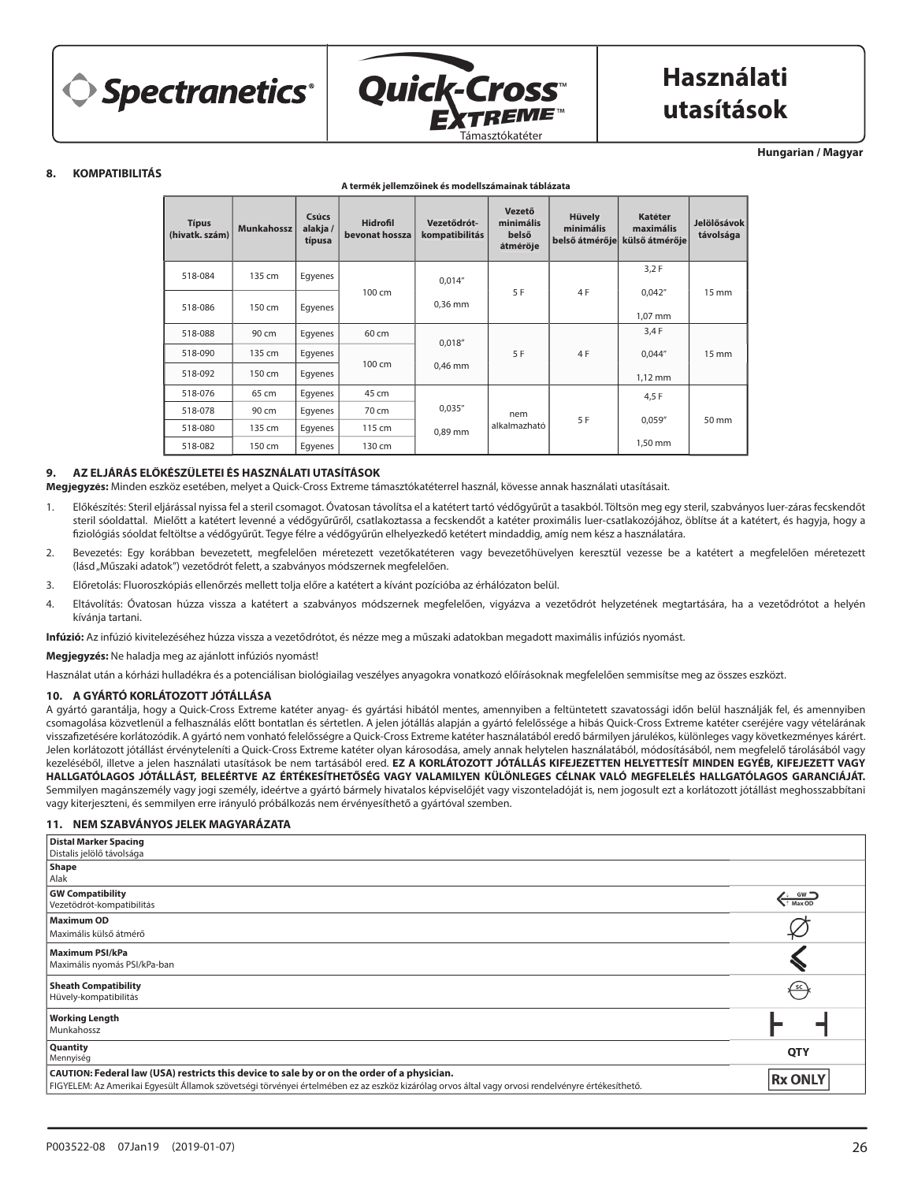Spectranetics® | Quick-Cross™ Extreme™ Támasztókatéter | **Használati utasítások**

**Hungarian / Magyar**

## 8. KOMPATIBILITÁS

**A termék jellemzőinek és modellszámainak táblázata**

| Típus (hivatk. szám) | Munkahossz | Csúcs alakja / típusa | Hidrofil bevonat hossza | Vezetődrót-kompatibilitás | Vezető minimális belső átmérője | Hüvely minimális belső átmérője | Katéter maximális külső átmérője | Jelölősávok távolsága |
|---|---|---|---|---|---|---|---|---|
| 518-084 | 135 cm | Egyenes | 100 cm | 0,014″ 0,36 mm | 5 F | 4 F | 3,2 F 0,042″ 1,07 mm | 15 mm |
| 518-086 | 150 cm | Egyenes | | | | | | |
| 518-088 | 90 cm | Egyenes | 60 cm | 0,018″ 0,46 mm | 5 F | 4 F | 3,4 F 0,044″ 1,12 mm | 15 mm |
| 518-090 | 135 cm | Egyenes | 100 cm | | | | | |
| 518-092 | 150 cm | Egyenes | | | | | | |
| 518-076 | 65 cm | Egyenes | 45 cm | 0,035″ 0,89 mm | nem alkalmazható | 5 F | 4,5 F 0,059″ 1,50 mm | 50 mm |
| 518-078 | 90 cm | Egyenes | 70 cm | | | | | |
| 518-080 | 135 cm | Egyenes | 115 cm | | | | | |
| 518-082 | 150 cm | Egyenes | 130 cm | | | | | |

## 9. AZ ELJÁRÁS ELŐKÉSZÜLETEI ÉS HASZNÁLATI UTASÍTÁSOK

**Megjegyzés:** Minden eszköz esetében, melyet a Quick-Cross Extreme támasztókatéterrel használ, kövesse annak használati utasításait.

1. Előkészítés: Steril eljárással nyissa fel a steril csomagot. Óvatosan távolítsa el a katétert tartó védőgyűrűt a tasakból. Töltsön meg egy steril, szabványos luer-záras fecskendőt steril sóoldattal. Mielőtt a katétert levenné a védőgyűrűről, csatlakoztassa a fecskendőt a katéter proximális luer-csatlakozójához, öblítse át a katétert, és hagyja, hogy a fiziológiás sóoldat feltöltse a védőgyűrűt. Tegye félre a védőgyűrűn elhelyezkedő katétert mindaddig, amíg nem kész a használatára.
2. Bevezetés: Egy korábban bevezetett, megfelelően méretezett vezetőkatéteren vagy bevezetőhüvelyen keresztül vezesse be a katétert a megfelelően méretezett (lásd „Műszaki adatok") vezetődrót felett, a szabványos módszernek megfelelően.
3. Előretolás: Fluoroszkópiás ellenőrzés mellett tolja előre a katétert a kívánt pozícióba az érhálózaton belül.
4. Eltávolítás: Óvatosan húzza vissza a katétert a szabványos módszernek megfelelően, vigyázva a vezetődrót helyzetének megtartására, ha a vezetődrótot a helyén kívánja tartani.

**Infúzió:** Az infúzió kivitelezéséhez húzza vissza a vezetődrótot, és nézze meg a műszaki adatokban megadott maximális infúziós nyomást.

**Megjegyzés:** Ne haladja meg az ajánlott infúziós nyomást!

Használat után a kórházi hulladékra és a potenciálisan biológiailag veszélyes anyagokra vonatkozó előírásoknak megfelelően semmisítse meg az összes eszközt.

## 10. A GYÁRTÓ KORLÁTOZOTT JÓTÁLLÁSA

A gyártó garantálja, hogy a Quick-Cross Extreme katéter anyag- és gyártási hibától mentes, amennyiben a feltüntetett szavatossági időn belül használják fel, és amennyiben csomagolása közvetlenül a felhasználás előtt bontatlan és sértetlen. A jelen jótállás alapján a gyártó felelőssége a hibás Quick-Cross Extreme katéter cseréjére vagy vételárának visszafizetésére korlátozódik. A gyártó nem vonható felelősségre a Quick-Cross Extreme katéter használatából eredő bármilyen járulékos, különleges vagy következményes kárért. Jelen korlátozott jótállást érvényteleníti a Quick-Cross Extreme katéter olyan károsodása, amely annak helytelen használatából, módosításából, nem megfelelő tárolásából vagy kezeléséből, illetve a jelen használati utasítások be nem tartásából ered. **EZ A KORLÁTOZOTT JÓTÁLLÁS KIFEJEZETTEN HELYETTESÍT MINDEN EGYÉB, KIFEJEZETT VAGY HALLGATÓLAGOS JÓTÁLLÁST, BELEÉRTVE AZ ÉRTÉKESÍTHETŐSÉG VAGY VALAMILYEN KÜLÖNLEGES CÉLNAK VALÓ MEGFELELÉS HALLGATÓLAGOS GARANCIÁJÁT.** Semmilyen magánszemély vagy jogi személy, ideértve a gyártó bármely hivatalos képviselőjét vagy viszonteladóját is, nem jogosult ezt a korlátozott jótállást meghosszabbítani vagy kiterjeszteni, és semmilyen erre irányuló próbálkozás nem érvényesíthető a gyártóval szemben.

## 11. NEM SZABVÁNYOS JELEK MAGYARÁZATA

| Jel | Szimbólum |
|---|---|
| **Distal Marker Spacing** Distalis jelölő távolsága | |
| **Shape** Alak | |
| **GW Compatibility** Vezetődrót-kompatibilitás | GW Max OD |
| **Maximum OD** Maximális külső átmérő | ∅ |
| **Maximum PSI/kPa** Maximális nyomás PSI/kPa-ban | |
| **Sheath Compatibility** Hüvely-kompatibilitás | SC |
| **Working Length** Munkahossz | |
| **Quantity** Mennyiség | QTY |
| **CAUTION: Federal law (USA) restricts this device to sale by or on the order of a physician.** FIGYELEM: Az Amerikai Egyesült Államok szövetségi törvényei értelmében ez az eszköz kizárólag orvos által vagy orvosi rendelvényre értékesíthető. | Rx ONLY |

P003522-08 07Jan19 (2019-01-07)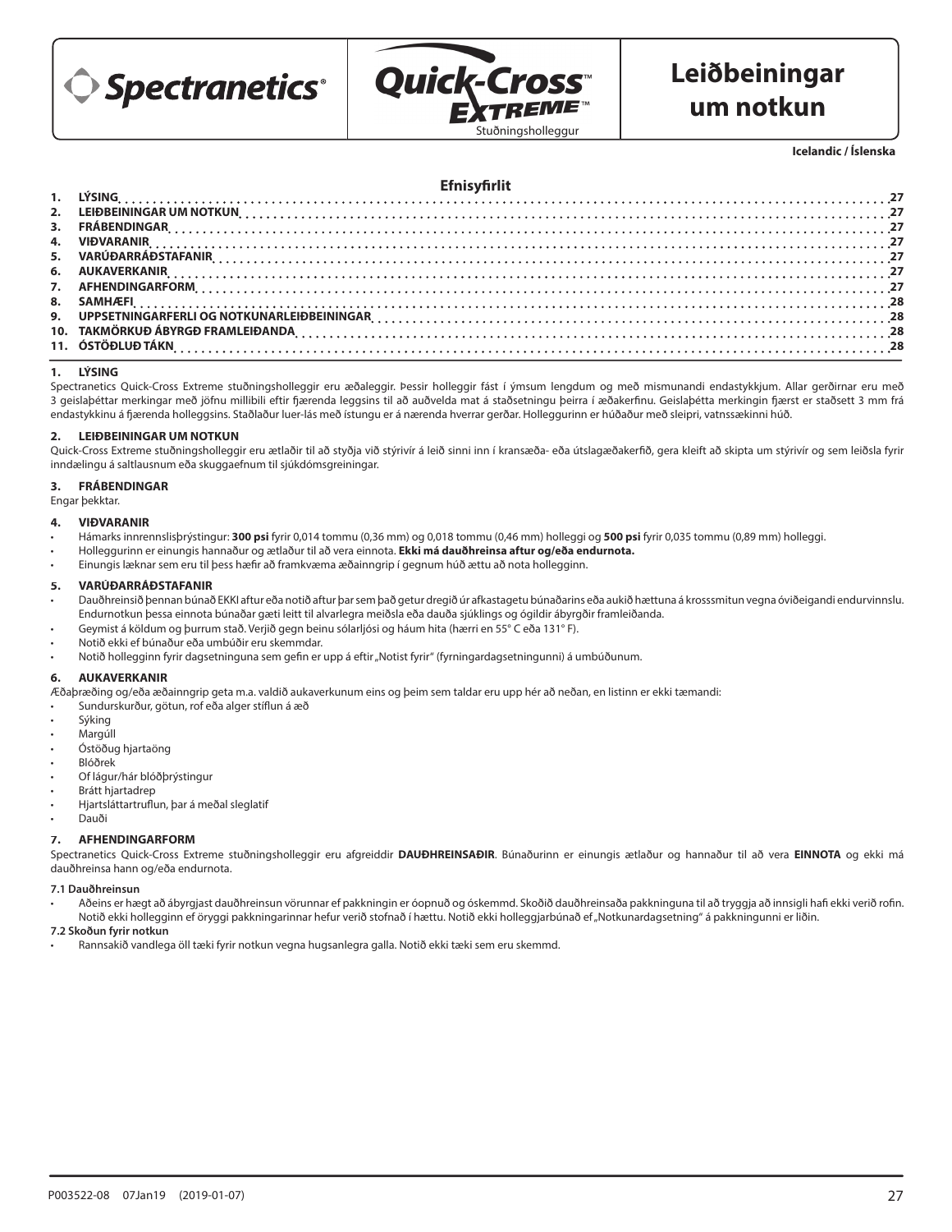Spectranetics® | Quick-Cross™ EXTREME™ Stuðningsholleggur

# Leiðbeiningar um notkun

**Icelandic / Íslenska**

## Efnisyfirlit

1. LÝSING ... 27
2. LEIÐBEININGAR UM NOTKUN ... 27
3. FRÁBENDINGAR ... 27
4. VIÐVARANIR ... 27
5. VARÚÐARRÁÐSTAFANIR ... 27
6. AUKAVERKANIR ... 27
7. AFHENDINGARFORM ... 27
8. SAMHÆFI ... 28
9. UPPSETNINGARFERLI OG NOTKUNARLEIÐBEININGAR ... 28
10. TAKMÖRKUÐ ÁBYRGÐ FRAMLEIÐANDA ... 28
11. ÓSTÖÐLUÐ TÁKN ... 28

## 1. LÝSING

Spectranetics Quick-Cross Extreme stuðningsholleggir eru æðaleggir. Þessir holleggir fást í ýmsum lengdum og með mismunandi endastykkjum. Allar gerðirnar eru með 3 geislaþéttar merkingar með jöfnu millibili eftir fjærenda leggsins til að auðvelda mat á staðsetningu þeirra í æðakerfinu. Geislaþétta merkingin fjærst er staðsett 3 mm frá endastykkinu á fjærenda holleggsins. Staðlaður luer-lás með ístungu er á nærenda hverrar gerðar. Holleggurinn er húðaður með sleipri, vatnssækinni húð.

## 2. LEIÐBEININGAR UM NOTKUN

Quick-Cross Extreme stuðningsholleggir eru ætlaðir til að styðja við stýrivír á leið sinni inn í kransæða- eða útslagæðakerfið, gera kleift að skipta um stýrivír og sem leiðsla fyrir inndælingu á saltlausnum eða skuggaefnum til sjúkdómsgreiningar.

## 3. FRÁBENDINGAR

Engar þekktar.

## 4. VIÐVARANIR

- Hámarks innrennslisþrýstingur: **300 psi** fyrir 0,014 tommu (0,36 mm) og 0,018 tommu (0,46 mm) holleggi og **500 psi** fyrir 0,035 tommu (0,89 mm) holleggi.
- Holleggurinn er einungis hannaður og ætlaður til að vera einnota. **Ekki má dauðhreinsa aftur og/eða endurnota.**
- Einungis læknar sem eru til þess hæfir að framkvæma æðainngrip í gegnum húð ættu að nota holleggin.

## 5. VARÚÐARRÁÐSTAFANIR

- Dauðhreinsið þennan búnað EKKI aftur eða notið aftur þar sem það getur dregið úr afkastagetu búnaðarins eða aukið hættuna á krosssmitun vegna óviðeigandi endurvinnslu. Endurnotkun þessa einnota búnaðar gæti leitt til alvarlegra meiðsla eða dauða sjúklings og ógildir ábyrgðir framleiðanda.
- Geymist á köldum og þurrum stað. Verjið gegn beinu sólarljósi og háum hita (hærri en 55° C eða 131° F).
- Notið ekki ef búnaður eða umbúðir eru skemmdar.
- Notið holleginn fyrir dagsetninguna sem gefin er upp á eftir „Notist fyrir" (fyrningardagsetningunni) á umbúðunum.

## 6. AUKAVERKANIR

Æðaþræðing og/eða æðainngrip geta m.a. valdið aukaverkunum eins og þeim sem taldar eru upp hér að neðan, en listinn er ekki tæmandi:

- Sundurskurður, götun, rof eða alger stíflun á æð
- Sýking
- Margúll
- Óstöðug hjartaöng
- Blóðrek
- Of lágur/hár blóðþrýstingur
- Brátt hjartadrep
- Hjartsláttartruflun, þar á meðal sleglatif
- Dauði

## 7. AFHENDINGARFORM

Spectranetics Quick-Cross Extreme stuðningsholleggir eru afgreiddir **DAUÐHREINSAÐIR**. Búnaðurinn er einungis ætlaður og hannaður til að vera **EINNOTA** og ekki má dauðhreinsa hann og/eða endurnota.

### 7.1 Dauðhreinsun

- Aðeins er hægt að ábyrgjast dauðhreinsun vörunnar ef pakkningin er óopnuð og óskemmd. Skoðið dauðhreinsaða pakkninguna til að tryggja að innsigli hafi ekki verið rofin. Notið ekki holleginn ef öryggi pakkningarinnar hefur verið stofnað í hættu. Notið ekki holleggjarbúnað ef „Notkunardagsetning" á pakkningunni er liðin.

### 7.2 Skoðun fyrir notkun

- Rannsakið vandlega öll tæki fyrir notkun vegna hugsanlegra galla. Notið ekki tæki sem eru skemmd.

P003522-08 07Jan19 (2019-01-07)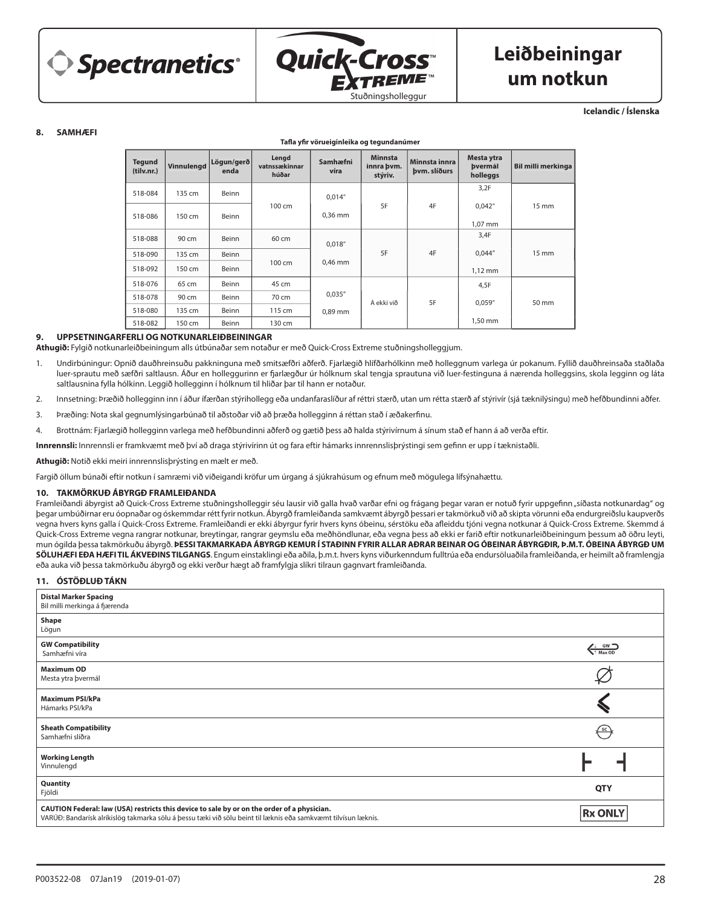Spectranetics®

Quick-Cross™ EXTREME™ Stuðningsholleggur

# Leiðbeiningar um notkun

**Icelandic / Íslenska**

## 8. SAMHÆFI

**Tafla yfir vörueiginleika og tegundanúmer**

| Tegund (tilv.nr.) | Vinnulengd | Lögun/gerð enda | Lengd vatnssækinnar húðar | Samhæfni víra | Minnsta innra þvm. stýriv. | Minnsta innra þvm. slíðurs | Mesta ytra þvermál holleggs | Bil milli merkinga |
|---|---|---|---|---|---|---|---|---|
| 518-084 | 135 cm | Beinn | 100 cm | 0,014″ 0,36 mm | 5F | 4F | 3,2F 0,042″ 1,07 mm | 15 mm |
| 518-086 | 150 cm | Beinn | | | | | | |
| 518-088 | 90 cm | Beinn | 60 cm | 0,018″ 0,46 mm | 5F | 4F | 3,4F 0,044″ 1,12 mm | 15 mm |
| 518-090 | 135 cm | Beinn | 100 cm | | | | | |
| 518-092 | 150 cm | Beinn | | | | | | |
| 518-076 | 65 cm | Beinn | 45 cm | 0,035″ 0,89 mm | Á ekki við | 5F | 4,5F 0,059″ 1,50 mm | 50 mm |
| 518-078 | 90 cm | Beinn | 70 cm | | | | | |
| 518-080 | 135 cm | Beinn | 115 cm | | | | | |
| 518-082 | 150 cm | Beinn | 130 cm | | | | | |

## 9. UPPSETNINGARFERLI OG NOTKUNARLEIÐBEININGAR

**Athugið:** Fylgið notkunarleiðbeiningum alls útbúnaðar sem notaður er með Quick-Cross Extreme stuðningsholleggjum.

1. Undirbúningur: Opnið dauðhreinsuðu pakkninguna með smitsæfðri aðferð. Fjarlægið hlífðarhólkinn með holleggnum varlega úr pokanum. Fyllið dauðhreinsaða staðlaða luer-sprautu með sæfðri saltlausn. Áður en holleggurinn er fjarlægður úr hólknum skal tengja sprautuna við luer-festinguna á nærenda holleggsins, skola legginn og láta saltlausnina fylla hólkinn. Leggið holleggnum í hólknum til hliðar þar til hann er notaður.
2. Innsetning: Þræðið holleggnum inn í áður ífærðan stýrihollegg eða undanfaraslíður af réttri stærð, utan um rétta stærð af stýrivír (sjá tæknilýsingu) með hefðbundinni aðferð.
3. Þræðing: Nota skal gegnumlýsingarbúnað til aðstoðar við að þræða holleggnum á réttan stað í æðakerfinu.
4. Brottnám: Fjarlægið holleggnum varlega með hefðbundinni aðferð og gætið þess að halda stýrivírnum á sínum stað ef hann á að verða eftir.

**Innrennsli:** Innrennsli er framkvæmt með því að draga stýrivírinn út og fara eftir hámarks innrennslisþrýstingi sem gefinn er upp í tæknistaðli.

**Athugið:** Notið ekki meiri innrennslisþrýsting en mælt er með.

Fargið öllum búnaði eftir notkun í samræmi við viðeigandi kröfur um úrgang á sjúkrahúsum og efnum með mögulega lífsýnahættu.

## 10. TAKMÖRKUÐ ÁBYRGÐ FRAMLEIÐANDA

Framleiðandi ábyrgist að Quick-Cross Extreme stuðningsholleggir séu lausir við galla hvað varðar efni og frágang þegar varan er notuð fyrir uppgefinn „síðasta notkunardag" og þegar umbúðirnar eru óopnaðar og óskemmdar rétt fyrir notkun. Ábyrgð framleiðanda samkvæmt ábyrgð þessari er takmörkuð við að skipta vörunni eða endurgreiðslu kaupverðs vegna hvers kyns galla í Quick-Cross Extreme. Framleiðandi er ekki ábyrgur fyrir hvers kyns óbeinu, sérstöku eða afleiddu tjóni vegna notkunar á Quick-Cross Extreme. Skemmd á Quick-Cross Extreme vegna rangrar notkunar, breytingar, rangrar geymslu eða meðhöndlunar, eða vegna þess að ekki er farið eftir notkunarleiðbeiningum þessum að öðru leyti, mun ógilda þessa takmörkuðu ábyrgð. **ÞESSI TAKMARKAÐA ÁBYRGÐ KEMUR Í STAÐINN FYRIR ALLAR AÐRAR BEINAR OG ÓBEINAR ÁBYRGÐIR, Þ.M.T. ÓBEINA ÁBYRGÐ UM SÖLUHÆFI EÐA HÆFI TIL ÁKVEÐINS TILGANGS**. Engum einstaklingi eða aðila, þ.m.t. hvers kyns viðurkenndum fulltrúa eða endursöluaðila framleiðanda, er heimilt að framlengja eða auka við þessa takmörkuðu ábyrgð og ekki verður hægt að framfylgja slíkri tilraun gagnvart framleiðanda.

## 11. ÓSTÖÐLUÐ TÁKN

| | |
|---|---|
| **Distal Marker Spacing** Bil milli merkinga á fjærenda | |
| **Shape** Lögun | |
| **GW Compatibility** Samhæfni víra | GW Max OD |
| **Maximum OD** Mesta ytra þvermál | |
| **Maximum PSI/kPa** Hámarks PSI/kPa | |
| **Sheath Compatibility** Samhæfni slíðra | SC |
| **Working Length** Vinnulengd | |
| **Quantity** Fjöldi | QTY |
| **CAUTION Federal: law (USA) restricts this device to sale by or on the order of a physician.** VARÚÐ: Bandarísk alríkislög takmarka sölu á þessu tæki við sölu beint til læknis eða samkvæmt tilvísun læknis. | Rx ONLY |

P003522-08 07Jan19 (2019-01-07)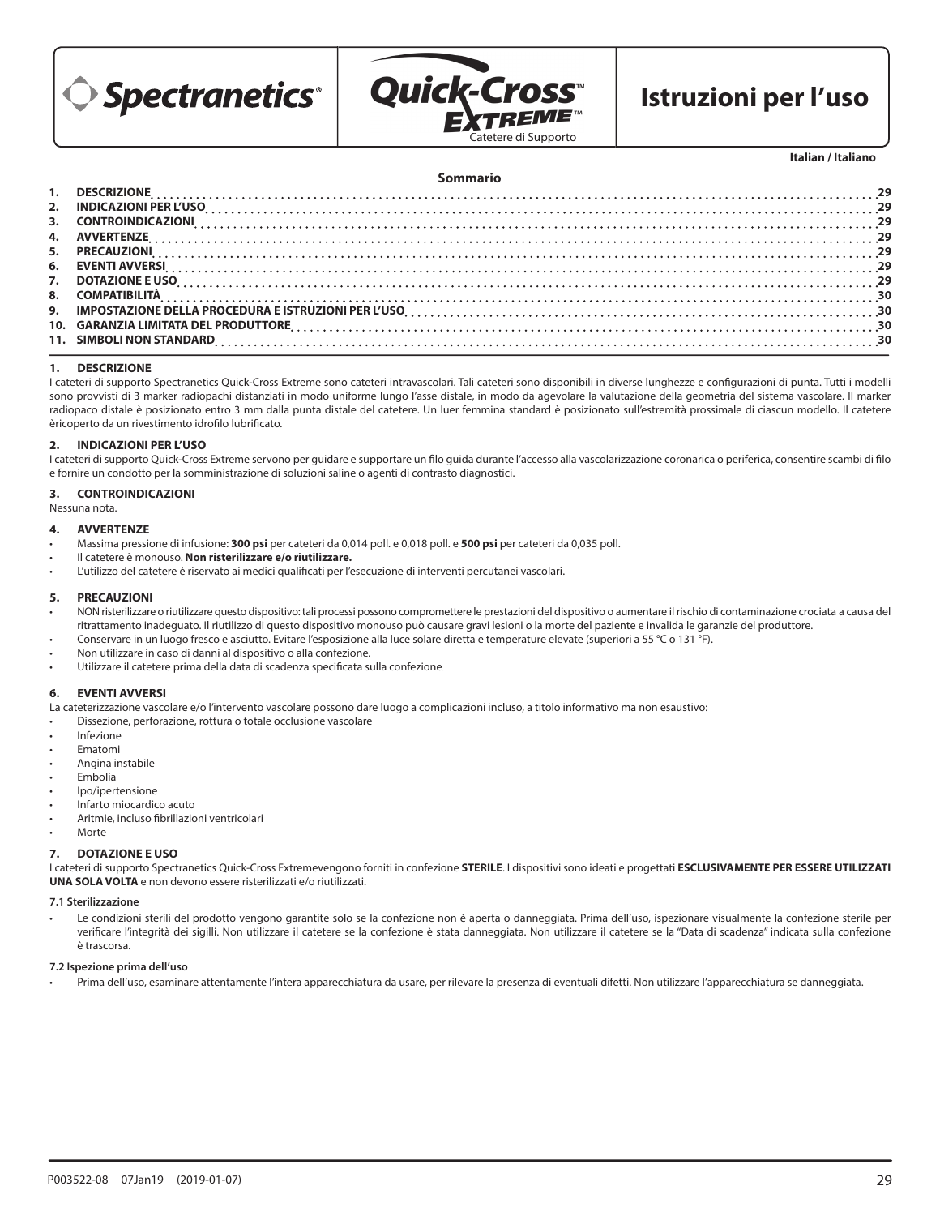Spectranetics®

Quick-Cross™ Extreme™
Catetere di Supporto

# Istruzioni per l'uso

**Italian / Italiano**

**Sommario**

| | | |
|---|---|---|
| 1. | DESCRIZIONE | 29 |
| 2. | INDICAZIONI PER L'USO | 29 |
| 3. | CONTROINDICAZIONI | 29 |
| 4. | AVVERTENZE | 29 |
| 5. | PRECAUZIONI | 29 |
| 6. | EVENTI AVVERSI | 29 |
| 7. | DOTAZIONE E USO | 29 |
| 8. | COMPATIBILITÀ | 30 |
| 9. | IMPOSTAZIONE DELLA PROCEDURA E ISTRUZIONI PER L'USO | 30 |
| 10. | GARANZIA LIMITATA DEL PRODUTTORE | 30 |
| 11. | SIMBOLI NON STANDARD | 30 |

## 1. DESCRIZIONE

I cateteri di supporto Spectranetics Quick-Cross Extreme sono cateteri intravascolari. Tali cateteri sono disponibili in diverse lunghezze e configurazioni di punta. Tutti i modelli sono provvisti di 3 marker radiopachi distanziati in modo uniforme lungo l'asse distale, in modo da agevolare la valutazione della geometria del sistema vascolare. Il marker radiopaco distale è posizionato entro 3 mm dalla punta distale del catetere. Un luer femmina standard è posizionato sull'estremità prossimale di ciascun modello. Il catetere èricoperto da un rivestimento idrofilo lubrificato.

## 2. INDICAZIONI PER L'USO

I cateteri di supporto Quick-Cross Extreme servono per guidare e supportare un filo guida durante l'accesso alla vascolarizzazione coronarica o periferica, consentire scambi di filo e fornire un condotto per la somministrazione di soluzioni saline o agenti di contrasto diagnostici.

## 3. CONTROINDICAZIONI

Nessuna nota.

## 4. AVVERTENZE

- Massima pressione di infusione: **300 psi** per cateteri da 0,014 poll. e 0,018 poll. e **500 psi** per cateteri da 0,035 poll.
- Il catetere è monouso. **Non risterilizzare e/o riutilizzare.**
- L'utilizzo del catetere è riservato ai medici qualificati per l'esecuzione di interventi percutanei vascolari.

## 5. PRECAUZIONI

- NON risterilizzare o riutilizzare questo dispositivo: tali processi possono compromettere le prestazioni del dispositivo o aumentare il rischio di contaminazione crociata a causa del ritrattamento inadeguato. Il riutilizzo di questo dispositivo monouso può causare gravi lesioni o la morte del paziente e invalida le garanzie del produttore.
- Conservare in un luogo fresco e asciutto. Evitare l'esposizione alla luce solare diretta e temperature elevate (superiori a 55 °C o 131 °F).
- Non utilizzare in caso di danni al dispositivo o alla confezione.
- Utilizzare il catetere prima della data di scadenza specificata sulla confezione.

## 6. EVENTI AVVERSI

La cateterizzazione vascolare e/o l'intervento vascolare possono dare luogo a complicazioni incluso, a titolo informativo ma non esaustivo:

- Dissezione, perforazione, rottura o totale occlusione vascolare
- Infezione
- Ematomi
- Angina instabile
- Embolia
- Ipo/ipertensione
- Infarto miocardico acuto
- Aritmie, incluso fibrillazioni ventricolari
- Morte

## 7. DOTAZIONE E USO

I cateteri di supporto Spectranetics Quick-Cross Extremevengono forniti in confezione **STERILE**. I dispositivi sono ideati e progettati **ESCLUSIVAMENTE PER ESSERE UTILIZZATI UNA SOLA VOLTA** e non devono essere risterilizzati e/o riutilizzati.

### 7.1 Sterilizzazione

- Le condizioni sterili del prodotto vengono garantite solo se la confezione non è aperta o danneggiata. Prima dell'uso, ispezionare visualmente la confezione sterile per verificare l'integrità dei sigilli. Non utilizzare il catetere se la confezione è stata danneggiata. Non utilizzare il catetere se la "Data di scadenza" indicata sulla confezione è trascorsa.

### 7.2 Ispezione prima dell'uso

- Prima dell'uso, esaminare attentamente l'intera apparecchiatura da usare, per rilevare la presenza di eventuali difetti. Non utilizzare l'apparecchiatura se danneggiata.

P003522-08 07Jan19 (2019-01-07)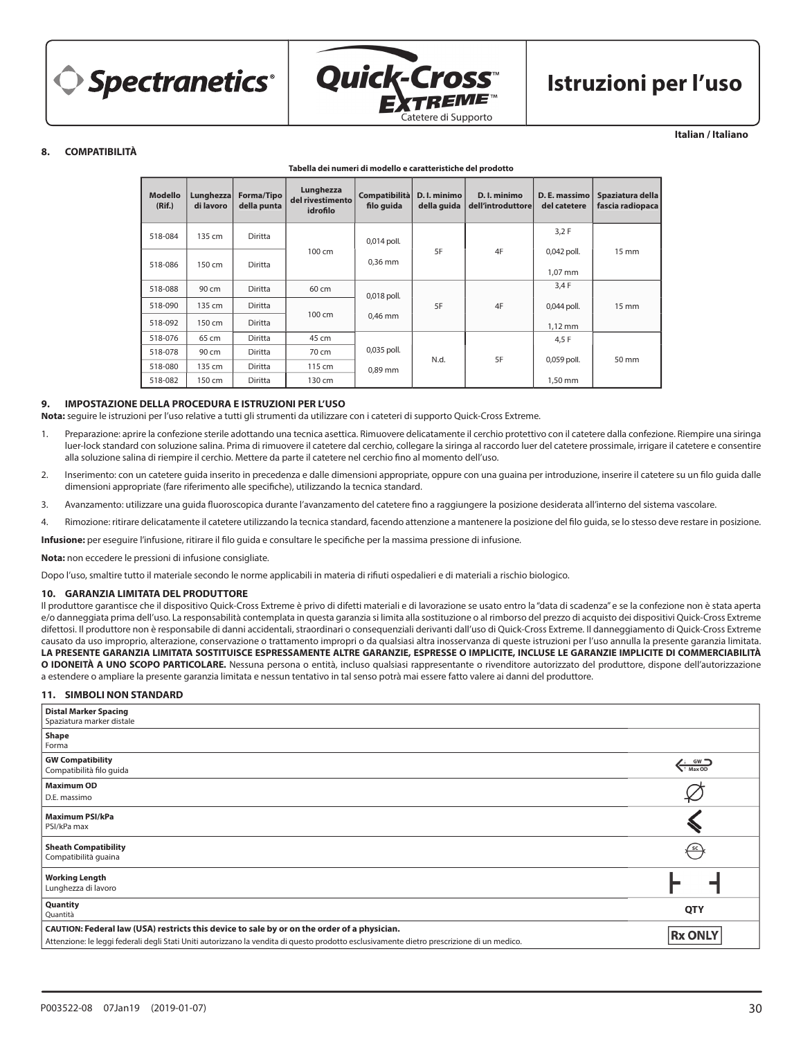# Istruzioni per l'uso

Quick-Cross Extreme Catetere di Supporto

Italian / Italiano

## 8. COMPATIBILITÀ

**Tabella dei numeri di modello e caratteristiche del prodotto**

| Modello (Rif.) | Lunghezza di lavoro | Forma/Tipo della punta | Lunghezza del rivestimento idrofilo | Compatibilità filo guida | D. I. minimo della guida | D. I. minimo dell'introduttore | D. E. massimo del catetere | Spaziatura della fascia radiopaca |
|---|---|---|---|---|---|---|---|---|
| 518-084 | 135 cm | Diritta | 100 cm | 0,014 poll. 0,36 mm | 5F | 4F | 3,2 F 0,042 poll. 1,07 mm | 15 mm |
| 518-086 | 150 cm | Diritta | | | | | | |
| 518-088 | 90 cm | Diritta | 60 cm | 0,018 poll. 0,46 mm | 5F | 4F | 3,4 F 0,044 poll. 1,12 mm | 15 mm |
| 518-090 | 135 cm | Diritta | 100 cm | | | | | |
| 518-092 | 150 cm | Diritta | | | | | | |
| 518-076 | 65 cm | Diritta | 45 cm | 0,035 poll. 0,89 mm | N.d. | 5F | 4,5 F 0,059 poll. 1,50 mm | 50 mm |
| 518-078 | 90 cm | Diritta | 70 cm | | | | | |
| 518-080 | 135 cm | Diritta | 115 cm | | | | | |
| 518-082 | 150 cm | Diritta | 130 cm | | | | | |

## 9. IMPOSTAZIONE DELLA PROCEDURA E ISTRUZIONI PER L'USO

**Nota:** seguire le istruzioni per l'uso relative a tutti gli strumenti da utilizzare con i cateteri di supporto Quick-Cross Extreme.

1. Preparazione: aprire la confezione sterile adottando una tecnica asettica. Rimuovere delicatamente il cerchio protettivo con il catetere dalla confezione. Riempire una siringa luer-lock standard con soluzione salina. Prima di rimuovere il catetere dal cerchio, collegare la siringa al raccordo luer del catetere prossimale, irrigare il catetere e consentire alla soluzione salina di riempire il cerchio. Mettere da parte il catetere nel cerchio fino al momento dell'uso.
2. Inserimento: con un catetere guida inserito in precedenza e dalle dimensioni appropriate, oppure con una guaina per introduzione, inserire il catetere su un filo guida dalle dimensioni appropriate (fare riferimento alle specifiche), utilizzando la tecnica standard.
3. Avanzamento: utilizzare una guida fluoroscopica durante l'avanzamento del catetere fino a raggiungere la posizione desiderata all'interno del sistema vascolare.
4. Rimozione: ritirare delicatamente il catetere utilizzando la tecnica standard, facendo attenzione a mantenere la posizione del filo guida, se lo stesso deve restare in posizione.

**Infusione:** per eseguire l'infusione, ritirare il filo guida e consultare le specifiche per la massima pressione di infusione.

**Nota:** non eccedere le pressioni di infusione consigliate.

Dopo l'uso, smaltire tutto il materiale secondo le norme applicabili in materia di rifiuti ospedalieri e di materiali a rischio biologico.

## 10. GARANZIA LIMITATA DEL PRODUTTORE

Il produttore garantisce che il dispositivo Quick-Cross Extreme è privo di difetti materiali e di lavorazione se usato entro la "data di scadenza" e se la confezione non è stata aperta e/o danneggiata prima dell'uso. La responsabilità contemplata in questa garanzia si limita alla sostituzione o al rimborso del prezzo di acquisto dei dispositivi Quick-Cross Extreme difettosi. Il produttore non è responsabile di danni accidentali, straordinari o consequenziali derivanti dall'uso di Quick-Cross Extreme. Il danneggiamento di Quick-Cross Extreme causato da uso improprio, alterazione, conservazione o trattamento impropri o da qualsiasi altra inosservanza di queste istruzioni per l'uso annulla la presente garanzia limitata. **LA PRESENTE GARANZIA LIMITATA SOSTITUISCE ESPRESSAMENTE ALTRE GARANZIE, ESPRESSE O IMPLICITE, INCLUSE LE GARANZIE IMPLICITE DI COMMERCIABILITÀ O IDONEITÀ A UNO SCOPO PARTICOLARE.** Nessuna persona o entità, incluso qualsiasi rappresentante o rivenditore autorizzato del produttore, dispone dell'autorizzazione a estendere o ampliare la presente garanzia limitata e nessun tentativo in tal senso potrà mai essere fatto valere ai danni del produttore.

## 11. SIMBOLI NON STANDARD

| Descrizione | Simbolo |
|---|---|
| **Distal Marker Spacing** Spaziatura marker distale | |
| **Shape** Forma | |
| **GW Compatibility** Compatibilità filo guida | GW Max OD |
| **Maximum OD** D.E. massimo | |
| **Maximum PSI/kPa** PSI/kPa max | |
| **Sheath Compatibility** Compatibilità guaina | SC |
| **Working Length** Lunghezza di lavoro | |
| **Quantity** Quantità | QTY |
| **CAUTION: Federal law (USA) restricts this device to sale by or on the order of a physician.** Attenzione: le leggi federali degli Stati Uniti autorizzano la vendita di questo prodotto esclusivamente dietro prescrizione di un medico. | Rx ONLY |

P003522-08 07Jan19 (2019-01-07)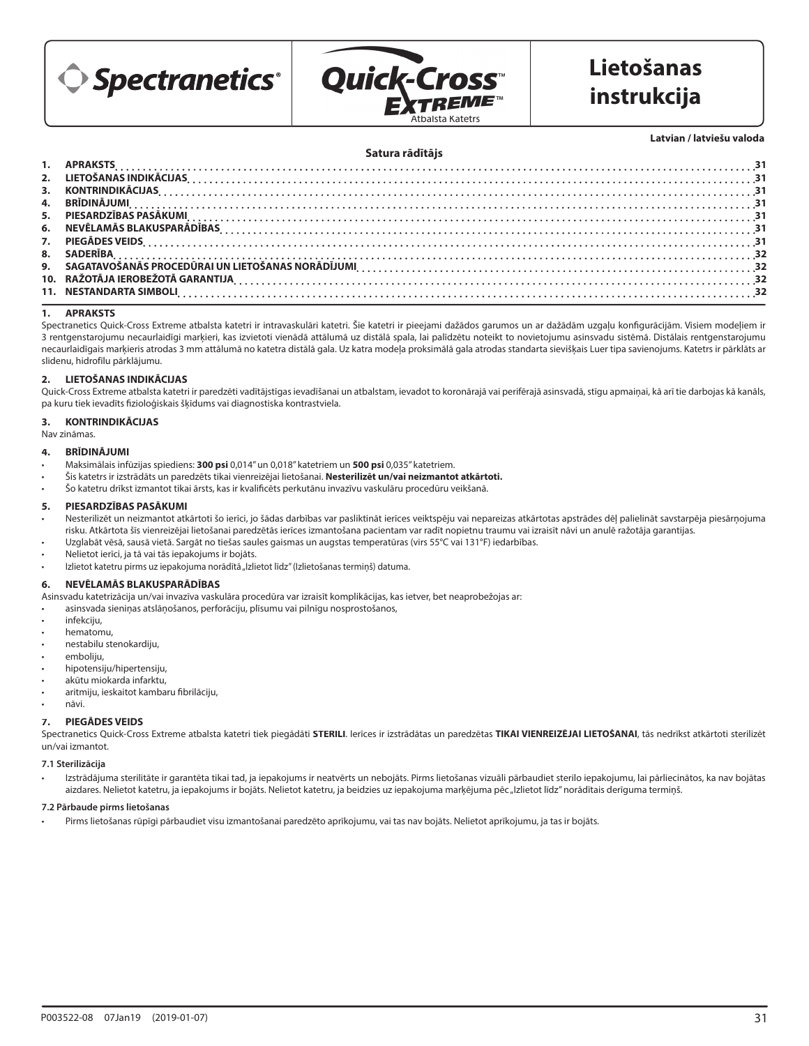Spectranetics®

Quick-Cross™ Extreme™

Atbalsta Katetrs

# Lietošanas instrukcija

**Latvian / latviešu valoda**

**Satura rādītājs**

1. APRAKSTS ... 31
2. LIETOŠANAS INDIKĀCIJAS ... 31
3. KONTRINDIKĀCIJAS ... 31
4. BRĪDINĀJUMI ... 31
5. PIESARDZĪBAS PASĀKUMI ... 31
6. NEVĒLAMĀS BLAKUSPARĀDĪBAS ... 31
7. PIEGĀDES VEIDS ... 31
8. SADERĪBA ... 32
9. SAGATAVOŠANĀS PROCEDŪRAI UN LIETOŠANAS NORĀDĪJUMI ... 32
10. RAŽOTĀJA IEROBEŽOTĀ GARANTIJA ... 32
11. NESTANDARTA SIMBOLI ... 32

## 1. APRAKSTS

Spectranetics Quick-Cross Extreme atbalsta katetri ir intravaskulāri katetri. Šie katetri ir pieejami dažādos garumos un ar dažādām uzgaļu konfigurācijām. Visiem modeļiem ir 3 rentgenstarojumu necaurlaidīgi marķieri, kas izvietoti vienādā attālumā uz distālā spala, lai palīdzētu noteikt to novietojumu asinsvadu sistēmā. Distālais rentgenstarojumu necaurlaidīgais marķieris atrodas 3 mm attālumā no katetra distālā gala. Uz katra modeļa proksimālā gala atrodas standarta sievišķais Luer tipa savienojums. Katetrs ir pārklāts ar slidenu, hidrofilu pārklājumu.

## 2. LIETOŠANAS INDIKĀCIJAS

Quick-Cross Extreme atbalsta katetri ir paredzēti vadītājstīgas ievadīšanai un atbalstam, ievadot to koronārajā vai perifērajā asinsvadā, stīgu apmaiņai, kā arī tie darbojas kā kanāls, pa kuru tiek ievadīts fizioloģiskais šķīdums vai diagnostiska kontrastviela.

## 3. KONTRINDIKĀCIJAS

Nav zināmas.

## 4. BRĪDINĀJUMI

- Maksimālais infūzijas spiediens: **300 psi** 0,014" un 0,018" katetriem un **500 psi** 0,035" katetriem.
- Šis katetrs ir izstrādāts un paredzēts tikai vienreizējai lietošanai. **Nesterilizēt un/vai neizmantot atkārtoti.**
- Šo katetru drīkst izmantot tikai ārsts, kas ir kvalificēts perkutānu invazīvu vaskulāru procedūru veikšanā.

## 5. PIESARDZĪBAS PASĀKUMI

- Nesterilizēt un neizmantot atkārtoti šo ierīci, jo šādas darbības var pasliktināt ierīces veiktspēju vai nepareizas atkārtotas apstrādes dēļ palielināt savstarpēja piesārņojuma risku. Atkārtota šīs vienreizējai lietošanai paredzētās ierīces izmantošana pacientam var radīt nopietnu traumu vai izraisīt nāvi un anulē ražotāja garantijas.
- Uzglabāt vēsā, sausā vietā. Sargāt no tiešas saules gaismas un augstas temperatūras (virs 55°C vai 131°F) iedarbības.
- Nelietot ierīci, ja tā vai tās iepakojums ir bojāts.
- Izlietot katetru pirms uz iepakojuma norādītā „Izlietot līdz" (Izlietošanas termiņš) datuma.

## 6. NEVĒLAMĀS BLAKUSPARĀDĪBAS

Asinsvadu katetrizācija un/vai invazīva vaskulāra procedūra var izraisīt komplikācijas, kas ietver, bet neaprobežojas ar:

- asinsvada sieniņas atslāņošanos, perforāciju, plīsumu vai pilnīgu nosprostošanos,
- infekciju,
- hematomu,
- nestabilu stenokardiju,
- emboliju,
- hipotensiju/hipertensiju,
- akūtu miokarda infarktu,
- aritmiju, ieskaitot kambaru fibrilāciju,
- nāvi.

## 7. PIEGĀDES VEIDS

Spectranetics Quick-Cross Extreme atbalsta katetri tiek piegādāti **STERILI**. Ierīces ir izstrādātas un paredzētas **TIKAI VIENREIZĒJAI LIETOŠANAI**, tās nedrīkst atkārtoti sterilizēt un/vai izmantot.

### 7.1 Sterilizācija

- Izstrādājuma sterilitāte ir garantēta tikai tad, ja iepakojums ir neatvērts un nebojāts. Pirms lietošanas vizuāli pārbaudiet sterilo iepakojumu, lai pārliecinātos, ka nav bojātas aizdares. Nelietot katetru, ja iepakojums ir bojāts. Nelietot katetru, ja beidzies uz iepakojuma marķējuma pēc „Izlietot līdz" norādītais derīguma termiņš.

### 7.2 Pārbaude pirms lietošanas

- Pirms lietošanas rūpīgi pārbaudiet visu izmantošanai paredzēto aprīkojumu, vai tas nav bojāts. Nelietot aprīkojumu, ja tas ir bojāts.

P003522-08 07Jan19 (2019-01-07)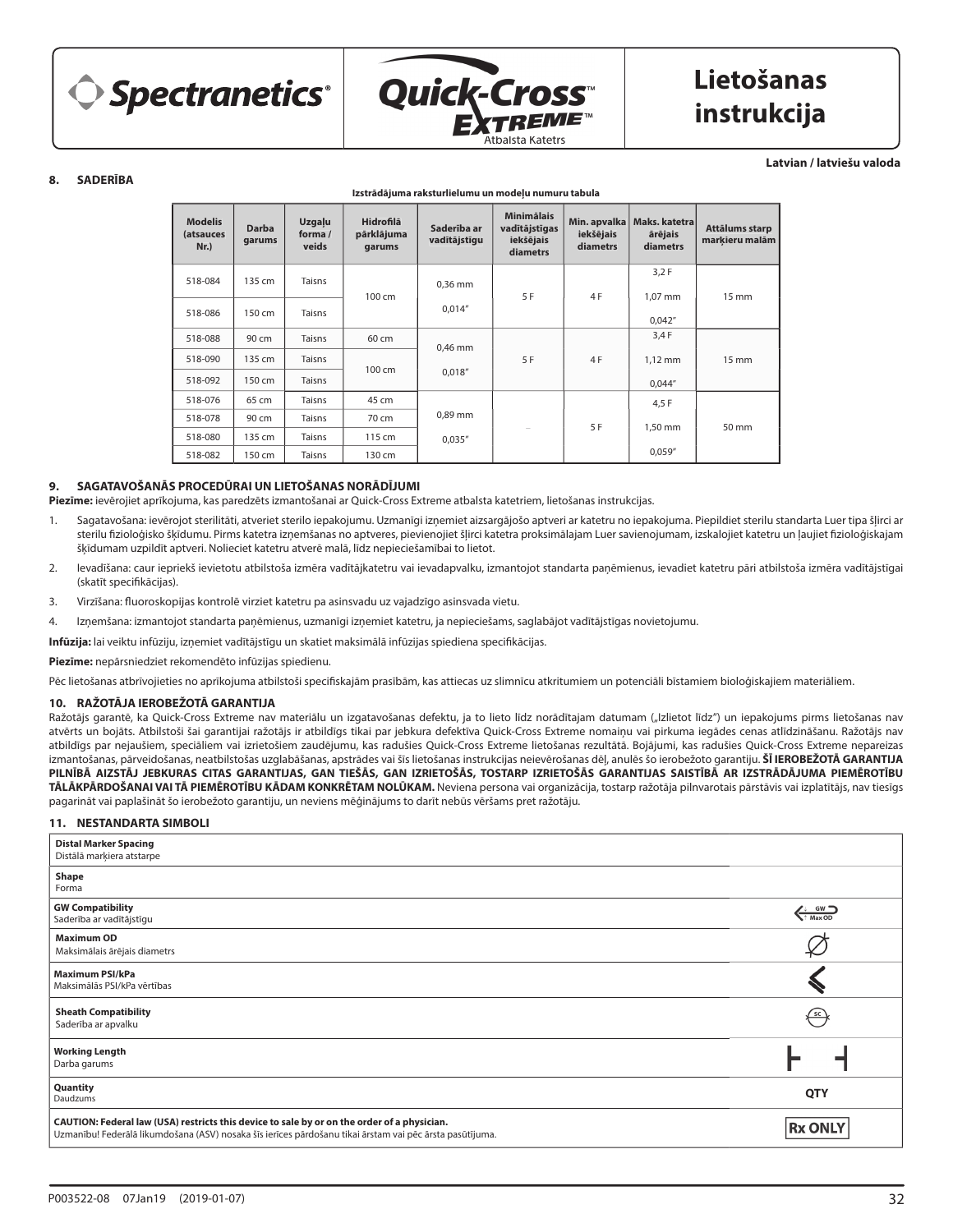Spectranetics®

Quick-Cross™ Extreme™ Atbalsta Katetrs

# Lietošanas instrukcija

**Latvian / latviešu valoda**

## 8. SADERĪBA

**Izstrādājuma raksturlielumu un modeļu numuru tabula**

| Modelis (atsauces Nr.) | Darba garums | Uzgaļu forma / veids | Hidrofilā pārklājuma garums | Saderība ar vadītājstīgu | Minimālais vadītājstīgas iekšējais diametrs | Min. apvalka iekšējais diametrs | Maks. katetra ārējais diametrs | Attālums starp marķieru malām |
|---|---|---|---|---|---|---|---|---|
| 518-084 | 135 cm | Taisns | 100 cm | 0,36 mm 0,014" | 5 F | 4 F | 3,2 F 1,07 mm 0,042" | 15 mm |
| 518-086 | 150 cm | Taisns | | | | | | |
| 518-088 | 90 cm | Taisns | 60 cm | 0,46 mm 0,018" | 5 F | 4 F | 3,4 F 1,12 mm 0,044" | 15 mm |
| 518-090 | 135 cm | Taisns | 100 cm | | | | | |
| 518-092 | 150 cm | Taisns | | | | | | |
| 518-076 | 65 cm | Taisns | 45 cm | 0,89 mm 0,035" | – | 5 F | 4,5 F 1,50 mm 0,059" | 50 mm |
| 518-078 | 90 cm | Taisns | 70 cm | | | | | |
| 518-080 | 135 cm | Taisns | 115 cm | | | | | |
| 518-082 | 150 cm | Taisns | 130 cm | | | | | |

## 9. SAGATAVOŠANĀS PROCEDŪRAI UN LIETOŠANAS NORĀDĪJUMI

**Piezīme:** ievērojiet aprīkojuma, kas paredzēts izmantošanai ar Quick-Cross Extreme atbalsta katetriem, lietošanas instrukcijas.

1. Sagatavošana: ievērojot sterilitāti, atveriet sterilo iepakojumu. Uzmanīgi izņemiet aizsargājošo aptveri ar katetru no iepakojuma. Piepildiet sterilu standarta Luer tipa šļirci ar sterilu fizioloģisko šķīdumu. Pirms katetra izņemšanas no aptveres, pievienojiet šļirci katetra proksimālajam Luer savienojumam, izskalojiet katetru un ļaujiet fizioloģiskajam šķīdumam uzpildīt aptveri. Nolieciet katetru atverē malā, līdz nepieciešamībai to lietot.
2. Ievadīšana: caur iepriekš ievietotu atbilstoša izmēra vadītājkatetru vai ievadapvalku, izmantojot standarta paņēmienus, ievadiet katetru pāri atbilstoša izmēra vadītājstīgai (skatīt specifikācijas).
3. Virzīšana: fluoroskopijas kontrolē virziet katetru pa asinsvadu uz vajadzīgo asinsvada vietu.
4. Izņemšana: izmantojot standarta paņēmienus, uzmanīgi izņemiet katetru, ja nepieciešams, saglabājot vadītājstīgas novietojumu.

**Infūzija:** lai veiktu infūziju, izņemiet vadītājstīgu un skatiet maksimālā infūzijas spiediena specifikācijas.

**Piezīme:** nepārsniedziet rekomendēto infūzijas spiedienu.

Pēc lietošanas atbrīvojieties no aprīkojuma atbilstoši specifiskajām prasībām, kas attiecas uz slimnīcu atkritumiem un potenciāli bīstamiem bioloģiskajiem materiāliem.

## 10. RAŽOTĀJA IEROBEŽOTĀ GARANTIJA

Ražotājs garantē, ka Quick-Cross Extreme nav materiālu un izgatavošanas defektu, ja to lieto līdz norādītajam datumam („Izlietot līdz") un iepakojums pirms lietošanas nav atvērts un bojāts. Atbilstoši šai garantijai ražotājs ir atbildīgs tikai par jebkura defektīva Quick-Cross Extreme nomaiņu vai pirkuma iegādes cenas atlīdzināšanu. Ražotājs nav atbildīgs par nejaušiem, speciāliem vai izrietošiem zaudējumu, kas radušies Quick-Cross Extreme lietošanas rezultātā. Bojājumi, kas radušies Quick-Cross Extreme nepareizas izmantošanas, pārveidošanas, neatbilstošas uzglabāšanas, apstrādes vai šīs lietošanas instrukcijas neievērošanas dēļ, anulēs šo ierobežoto garantiju. **ŠĪ IEROBEŽOTĀ GARANTIJA PILNĪBĀ AIZSTĀJ JEBKURAS CITAS GARANTIJAS, GAN TIEŠĀS, GAN IZRIETOŠĀS, TOSTARP IZRIETOŠĀS GARANTIJAS SAISTĪBĀ AR IZSTRĀDĀJUMA PIEMĒROTĪBU TĀLĀKPĀRDOŠANAI VAI TĀ PIEMĒROTĪBU KĀDAM KONKRĒTAM NOLŪKAM.** Neviena persona vai organizācija, tostarp ražotāja pilnvarotais pārstāvis vai izplatītājs, nav tiesīgs pagarināt vai paplašināt šo ierobežoto garantiju, un neviens mēģinājums to darīt nebūs vēršams pret ražotāju.

## 11. NESTANDARTA SIMBOLI

| | |
|---|---|
| **Distal Marker Spacing** Distālā marķiera atstarpe | |
| **Shape** Forma | |
| **GW Compatibility** Saderība ar vadītājstīgu | GW Max OD |
| **Maximum OD** Maksimālais ārējais diametrs | Ø |
| **Maximum PSI/kPa** Maksimālās PSI/kPa vērtības | |
| **Sheath Compatibility** Saderība ar apvalku | SC |
| **Working Length** Darba garums | |
| **Quantity** Daudzums | QTY |
| **CAUTION: Federal law (USA) restricts this device to sale by or on the order of a physician.** Uzmanību! Federālā likumdošana (ASV) nosaka šīs ierīces pārdošanu tikai ārstam vai pēc ārsta pasūtījuma. | Rx ONLY |

P003522-08 07Jan19 (2019-01-07)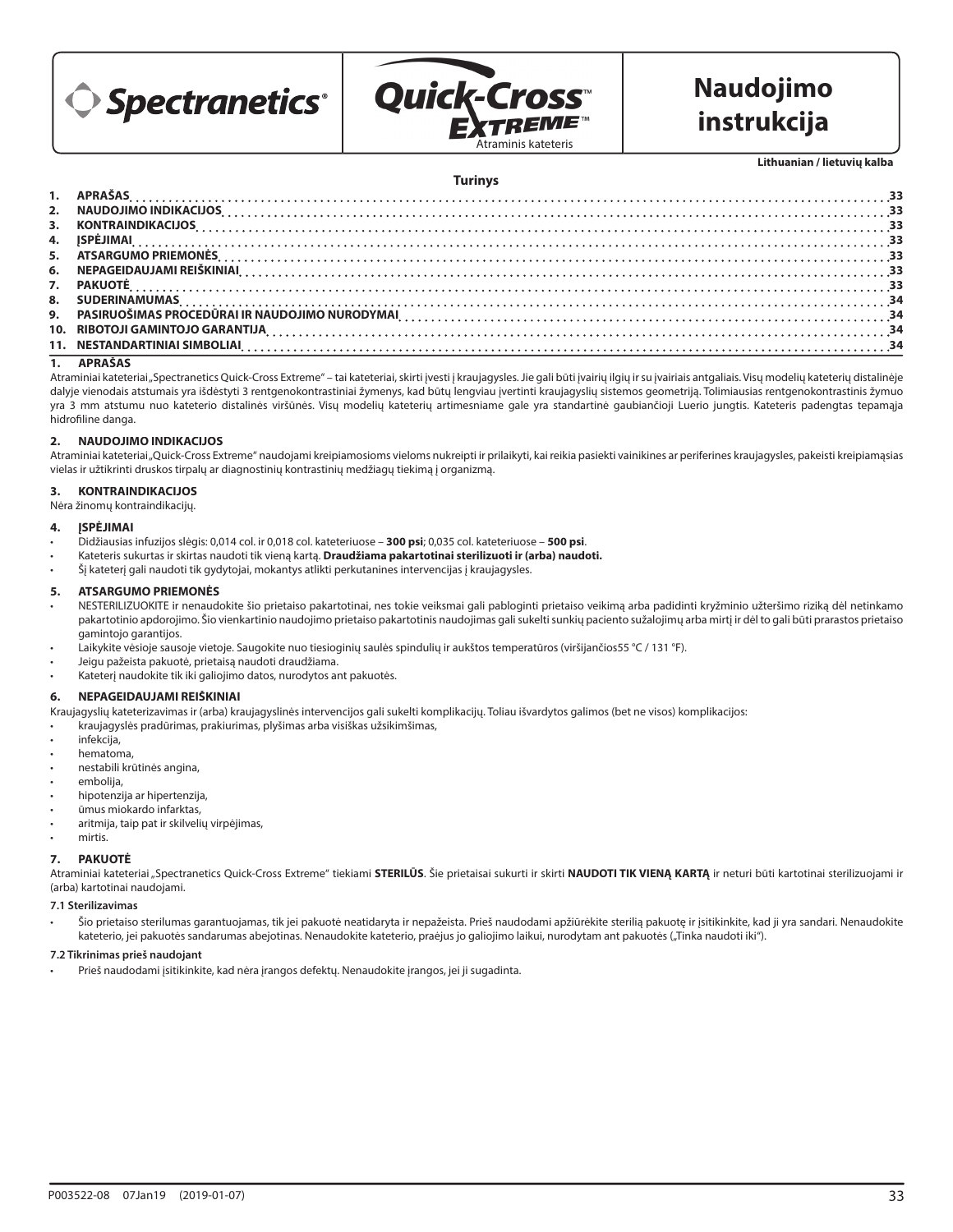Spectranetics® | Quick-Cross™ EXTREME™ Atraminis kateteris

# Naudojimo instrukcija

**Lithuanian / lietuvių kalba**

**Turinys**

1. APRAŠAS ..... 33
2. NAUDOJIMO INDIKACIJOS ..... 33
3. KONTRAINDIKACIJOS ..... 33
4. ĮSPĖJIMAI ..... 33
5. ATSARGUMO PRIEMONĖS ..... 33
6. NEPAGEIDAUJAMI REIŠKINIAI ..... 33
7. PAKUOTĖ ..... 33
8. SUDERINAMUMAS ..... 34
9. PASIRUOŠIMAS PROCEDŪRAI IR NAUDOJIMO NURODYMAI ..... 34
10. RIBOTOJI GAMINTOJO GARANTIJA ..... 34
11. NESTANDARTINIAI SIMBOLIAI ..... 34

## 1. APRAŠAS

Atraminiai kateteriai „Spectranetics Quick-Cross Extreme" – tai kateteriai, skirti įvesti į kraujagysles. Jie gali būti įvairių ilgių ir su įvairiais antgaliais. Visų modelių kateterių distalinėje dalyje vienodais atstumais yra išdėstyti 3 rentgenokontrastiniai žymenys, kad būtų lengviau įvertinti kraujagyslių sistemos geometriją. Tolimiausias rentgenokontrastinis žymuo yra 3 mm atstumu nuo kateterio distalinės viršūnės. Visų modelių kateterių artimesniame gale yra standartinė gaubiančioji Luerio jungtis. Kateteris padengtas tepamąja hidrofiline danga.

## 2. NAUDOJIMO INDIKACIJOS

Atraminiai kateteriai „Quick-Cross Extreme" naudojami kreipiamosioms vieloms nukreipti ir prilaikyti, kai reikia pasiekti vainikines ar periferines kraujagysles, pakeisti kreipiamąsias vielas ir užtikrinti druskos tirpalų ar diagnostinių kontrastinių medžiagų tiekimą į organizmą.

## 3. KONTRAINDIKACIJOS

Nėra žinomų kontraindikacijų.

## 4. ĮSPĖJIMAI

- Didžiausias infuzijos slėgis: 0,014 col. ir 0,018 col. kateteriuose – **300 psi**; 0,035 col. kateteriuose – **500 psi**.
- Kateteris sukurtas ir skirtas naudoti tik vieną kartą. **Draudžiama pakartotinai sterilizuoti ir (arba) naudoti.**
- Šį kateterį gali naudoti tik gydytojai, mokantys atlikti perkutanines intervencijas į kraujagysles.

## 5. ATSARGUMO PRIEMONĖS

- NESTERILIZUOKITE ir nenaudokite šio prietaiso pakartotinai, nes tokie veiksmai gali pabloginti prietaiso veikimą arba padidinti kryžminio užteršimo riziką dėl netinkamo pakartotinio apdorojimo. Šio vienkartinio naudojimo prietaiso pakartotinis naudojimas gali sukelti sunkių paciento sužalojimų arba mirtį ir dėl to gali būti prarastos prietaiso gamintojo garantijos.
- Laikykite vėsioje sausoje vietoje. Saugokite nuo tiesioginių saulės spindulių ir aukštos temperatūros (viršijančios55 °C / 131 °F).
- Jeigu pažeista pakuotė, prietaisą naudoti draudžiama.
- Kateterį naudokite tik iki galiojimo datos, nurodytos ant pakuotės.

## 6. NEPAGEIDAUJAMI REIŠKINIAI

Kraujagyslių kateterizavimas ir (arba) kraujagyslinės intervencijos gali sukelti komplikacijų. Toliau išvardytos galimos (bet ne visos) komplikacijos:

- kraujagyslės pradūrimas, prakiurimas, plyšimas arba visiškas užsikimšimas,
- infekcija,
- hematoma,
- nestabili krūtinės angina,
- embolija,
- hipotenzija ar hipertenzija,
- ūmus miokardo infarktas,
- aritmija, taip pat ir skilvelių virpėjimas,
- mirtis.

## 7. PAKUOTĖ

Atraminiai kateteriai „Spectranetics Quick-Cross Extreme" tiekiami **STERILŪS**. Šie prietaisai sukurti ir skirti **NAUDOTI TIK VIENĄ KARTĄ** ir neturi būti kartotinai sterilizuojami ir (arba) kartotinai naudojami.

### 7.1 Sterilizavimas

- Šio prietaiso sterilumas garantuojamas, tik jei pakuotė neatidaryta ir nepažeista. Prieš naudodami apžiūrėkite sterilią pakuotę ir įsitikinkite, kad ji yra sandari. Nenaudokite kateterio, jei pakuotės sandarumas abejotinas. Nenaudokite kateterio, praėjus jo galiojimo laikui, nurodytam ant pakuotės („Tinka naudoti iki").

### 7.2 Tikrinimas prieš naudojant

- Prieš naudodami įsitikinkite, kad nėra įrangos defektų. Nenaudokite įrangos, jei ji sugadinta.

P003522-08 07Jan19 (2019-01-07)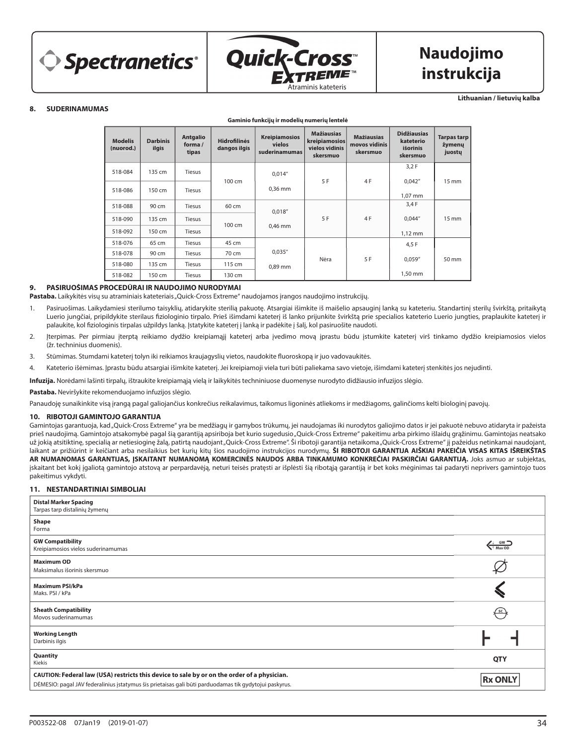## 8. SUDERINAMUMAS

**Gaminio funkcijų ir modelių numerių lentelė**

| Modelis (nuorod.) | Darbinis ilgis | Antgalio forma / tipas | Hidrofilinės dangos ilgis | Kreipiamosios vielos suderinamumas | Mažiausias kreipiamosios vielos vidinis skersmuo | Mažiausias movos vidinis skersmuo | Didžiausias kateterio išorinis skersmuo | Tarpas tarp žymenų juostų |
|---|---|---|---|---|---|---|---|---|
| 518-084 | 135 cm | Tiesus | 100 cm | 0,014″ 0,36 mm | 5 F | 4 F | 3,2 F 0,042″ 1,07 mm | 15 mm |
| 518-086 | 150 cm | Tiesus | | | | | | |
| 518-088 | 90 cm | Tiesus | 60 cm | 0,018″ 0,46 mm | 5 F | 4 F | 3,4 F 0,044″ 1,12 mm | 15 mm |
| 518-090 | 135 cm | Tiesus | 100 cm | | | | | |
| 518-092 | 150 cm | Tiesus | | | | | | |
| 518-076 | 65 cm | Tiesus | 45 cm | 0,035″ 0,89 mm | Nėra | 5 F | 4,5 F 0,059″ 1,50 mm | 50 mm |
| 518-078 | 90 cm | Tiesus | 70 cm | | | | | |
| 518-080 | 135 cm | Tiesus | 115 cm | | | | | |
| 518-082 | 150 cm | Tiesus | 130 cm | | | | | |

## 9. PASIRUOŠIMAS PROCEDŪRAI IR NAUDOJIMO NURODYMAI

**Pastaba.** Laikykitės visų su atraminiais kateteriais „Quick-Cross Extreme“ naudojamos įrangos naudojimo instrukcijų.

1. Pasiruošimas. Laikydamiesi sterilumo taisyklių, atidarykite sterilią pakuotę. Atsargiai išimkite iš maišelio apsauginį lanką su kateteriu. Standartinį sterilų švirkštą, pritaikytą Luerio jungčiai, pripildykite sterilaus fiziologinio tirpalo. Prieš išimdami kateterį iš lanko prijunkite švirkštą prie specialios kateterio Luerio jungties, praplaukite kateterį ir palaukite, kol fiziologinis tirpalas užpildys lanką. Įstatykite kateterį į lanką ir padėkite į šalį, kol pasiruošite naudoti.
2. Įterpimas. Per pirmiau įterptą reikiamo dydžio kreipiamąjį kateterį arba įvedimo movą įprastu būdu įstumkite kateterį virš tinkamo dydžio kreipiamosios vielos (žr. techninius duomenis).
3. Stūmimas. Stumdami kateterį tolyn iki reikiamos kraujagyslių vietos, naudokite fluoroskopą ir juo vadovaukitės.
4. Kateterio išėmimas. Įprastu būdu atsargiai išimkite kateterį. Jei kreipiamoji viela turi būti paliekama savo vietoje, išimdami kateterį stenkitės jos nejudinti.

**Infuzija.** Norėdami lašinti tirpalų, ištraukite kreipiamąją vielą ir laikykitės techniniuose duomenyse nurodyto didžiausio infuzijos slėgio.

**Pastaba.** Neviršykite rekomenduojamo infuzijos slėgio.

Panaudoję sunaikinkite visą įrangą pagal galiojančius konkrečius reikalavimus, taikomus ligoninės atliekoms ir medžiagoms, galinčioms kelti biologinį pavojų.

## 10. RIBOTOJI GAMINTOJO GARANTIJA

Gamintojas garantuoja, kad „Quick-Cross Extreme“ yra be medžiagų ir gamybos trūkumų, jei naudojamas iki nurodytos galiojimo datos ir jei pakuotė nebuvo atidaryta ir pažeista prieš naudojimą. Gamintojo atsakomybė pagal šią garantiją apsiriboja bet kurio sugedusio „Quick-Cross Extreme“ pakeitimu arba pirkimo išlaidų grąžinimu. Gamintojas neatsako už jokią atsitiktinę, specialią ar netiesioginę žalą, patirtą naudojant „Quick-Cross Extreme“. Ši ribotoji garantija netaikoma „Quick-Cross Extreme“ jį pažeidus netinkamai naudojant, laikant ar prižiūrint ir keičiant arba nesilaikius bet kurių kitų šios naudojimo instrukcijos nurodymų. **ŠI RIBOTOJI GARANTIJA AIŠKIAI PAKEIČIA VISAS KITAS IŠREIKŠTAS AR NUMANOMAS GARANTIJAS, ĮSKAITANT NUMANOMĄ KOMERCINĖS NAUDOS ARBA TINKAMUMO KONKREČIAI PASKIRČIAI GARANTIJĄ.** Joks asmuo ar subjektas, įskaitant bet kokį įgaliotą gamintojo atstovą ar perpardavėją, neturi teisės pratęsti ar išplėsti šią ribotąją garantiją ir bet koks mėginimas tai padaryti neprivers gamintojo tuos pakeitimus vykdyti.

## 11. NESTANDARTINIAI SIMBOLIAI

| Simbolis | |
|---|---|
| **Distal Marker Spacing** Tarpas tarp distalinių žymenų | |
| **Shape** Forma | |
| **GW Compatibility** Kreipiamosios vielos suderinamumas | GW Max OD |
| **Maximum OD** Maksimalus išorinis skersmuo | Ø |
| **Maximum PSI/kPa** Maks. PSI / kPa | |
| **Sheath Compatibility** Movos suderinamumas | SC |
| **Working Length** Darbinis ilgis | |
| **Quantity** Kiekis | QTY |
| **CAUTION: Federal law (USA) restricts this device to sale by or on the order of a physician.** DĖMESIO: pagal JAV federalinius įstatymus šis prietaisas gali būti parduodamas tik gydytojui paskyrus. | Rx ONLY |

P003522-08 07Jan19 (2019-01-07)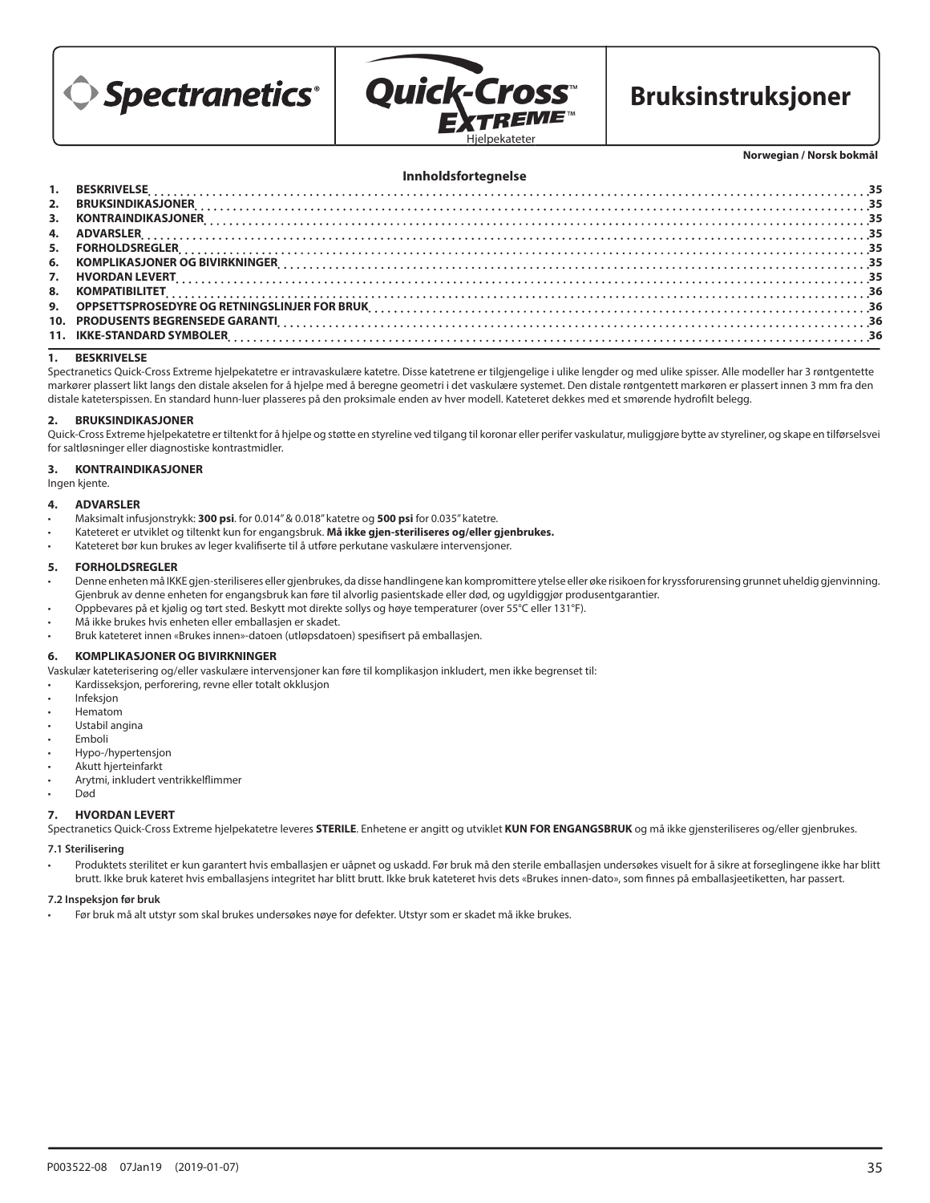Spectranetics®

Quick-Cross™ Extreme™

Hjelpekateter

# Bruksinstruksjoner

**Norwegian / Norsk bokmål**

**Innholdsfortegnelse**

1. BESKRIVELSE .... 35
2. BRUKSINDIKASJONER .... 35
3. KONTRAINDIKASJONER .... 35
4. ADVARSLER .... 35
5. FORHOLDSREGLER .... 35
6. KOMPLIKASJONER OG BIVIRKNINGER .... 35
7. HVORDAN LEVERT .... 35
8. KOMPATIBILITET .... 36
9. OPPSETTSPROSEDYRE OG RETNINGSLINJER FOR BRUK .... 36
10. PRODUSENTS BEGRENSEDE GARANTI .... 36
11. IKKE-STANDARD SYMBOLER .... 36

## 1. BESKRIVELSE

Spectranetics Quick-Cross Extreme hjelpekatetre er intravaskulære katetre. Disse katetrene er tilgjengelige i ulike lengder og med ulike spisser. Alle modeller har 3 røntgentette markører plassert likt langs den distale akselen for å hjelpe med å beregne geometri i det vaskulære systemet. Den distale røntgentett markøren er plassert innen 3 mm fra den distale kateterspissen. En standard hunn-luer plasseres på den proksimale enden av hver modell. Kateteret dekkes med et smørende hydrofilt belegg.

## 2. BRUKSINDIKASJONER

Quick-Cross Extreme hjelpekatetre er tiltenkt for å hjelpe og støtte en styreline ved tilgang til koronar eller perifer vaskulatur, muliggjøre bytte av styreliner, og skape en tilførselsvei for saltløsninger eller diagnostiske kontrastmidler.

## 3. KONTRAINDIKASJONER

Ingen kjente.

## 4. ADVARSLER

- Maksimalt infusjonstrykk: **300 psi**. for 0.014" & 0.018" katetre og **500 psi** for 0.035" katetre.
- Kateteret er utviklet og tiltenkt kun for engangsbruk. **Må ikke gjen-steriliseres og/eller gjenbrukes.**
- Kateteret bør kun brukes av leger kvalifiserte til å utføre perkutane vaskulære intervensjoner.

## 5. FORHOLDSREGLER

- Denne enheten må IKKE gjen-steriliseres eller gjenbrukes, da disse handlingene kan kompromittere ytelse eller øke risikoen for kryssforurensing grunnet uheldig gjenvinning. Gjenbruk av denne enheten for engangsbruk kan føre til alvorlig pasientskade eller død, og ugyldiggjør produsentgarantier.
- Oppbevares på et kjølig og tørt sted. Beskytt mot direkte sollys og høye temperaturer (over 55°C eller 131°F).
- Må ikke brukes hvis enheten eller emballasjen er skadet.
- Bruk kateteret innen «Brukes innen»-datoen (utløpsdatoen) spesifisert på emballasjen.

## 6. KOMPLIKASJONER OG BIVIRKNINGER

Vaskulær kateterisering og/eller vaskulære intervensjoner kan føre til komplikasjon inkludert, men ikke begrenset til:

- Kardisseksjon, perforering, revne eller totalt okklusjon
- Infeksjon
- Hematom
- Ustabil angina
- Emboli
- Hypo-/hypertensjon
- Akutt hjerteinfarkt
- Arytmi, inkludert ventrikkelflimmer
- Død

## 7. HVORDAN LEVERT

Spectranetics Quick-Cross Extreme hjelpekatetre leveres **STERILE**. Enhetene er angitt og utviklet **KUN FOR ENGANGSBRUK** og må ikke gjensteriliseres og/eller gjenbrukes.

### 7.1 Sterilisering

- Produktets sterilitet er kun garantert hvis emballasjen er uåpnet og uskadd. Før bruk må den sterile emballasjen undersøkes visuelt for å sikre at forseglingene ikke har blitt brutt. Ikke bruk kateret hvis emballasjens integritet har blitt brutt. Ikke bruk kateteret hvis dets «Brukes innen-dato», som finnes på emballasjeetiketten, har passert.

### 7.2 Inspeksjon før bruk

- Før bruk må alt utstyr som skal brukes undersøkes nøye for defekter. Utstyr som er skadet må ikke brukes.

P003522-08 07Jan19 (2019-01-07)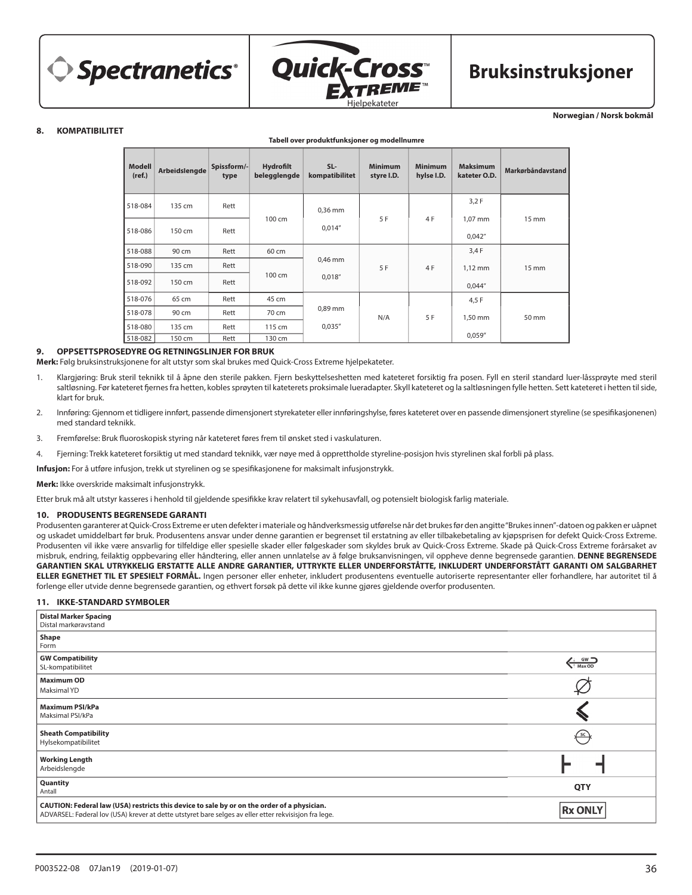Spectranetics® | Quick-Cross™ Extreme™ Hjelpekateter | **Bruksinstruksjoner**

**Norwegian / Norsk bokmål**

## 8. KOMPATIBILITET

**Tabell over produktfunksjoner og modellnumre**

| Modell (ref.) | Arbeidslengde | Spissform/-type | Hydrofilt belegglengde | SL-kompatibilitet | Minimum styre I.D. | Minimum hylse I.D. | Maksimum kateter O.D. | Markørbåndavstand |
|---|---|---|---|---|---|---|---|---|
| 518-084 | 135 cm | Rett | 100 cm | 0,36 mm 0,014" | 5 F | 4 F | 3,2 F 1,07 mm 0,042" | 15 mm |
| 518-086 | 150 cm | Rett | | | | | | |
| 518-088 | 90 cm | Rett | 60 cm | 0,46 mm 0,018" | 5 F | 4 F | 3,4 F 1,12 mm 0,044" | 15 mm |
| 518-090 | 135 cm | Rett | 100 cm | | | | | |
| 518-092 | 150 cm | Rett | | | | | | |
| 518-076 | 65 cm | Rett | 45 cm | 0,89 mm 0,035" | N/A | 5 F | 4,5 F 1,50 mm 0,059" | 50 mm |
| 518-078 | 90 cm | Rett | 70 cm | | | | | |
| 518-080 | 135 cm | Rett | 115 cm | | | | | |
| 518-082 | 150 cm | Rett | 130 cm | | | | | |

## 9. OPPSETTSPROSEDYRE OG RETNINGSLINJER FOR BRUK

**Merk:** Følg bruksinstruksjonene for alt utstyr som skal brukes med Quick-Cross Extreme hjelpekateter.

1. Klargjøring: Bruk steril teknikk til å åpne den sterile pakken. Fjern beskyttelseshetten med kateteret forsiktig fra posen. Fyll en steril standard luer-låssprøyte med steril saltløsning. Før kateteret fjernes fra hetten, kobles sprøyten til kateterets proksimale lueradapter. Skyll kateteret og la saltløsningen fylle hetten. Sett kateteret i hetten til side, klart for bruk.
2. Innføring: Gjennom et tidligere innført, passende dimensjonert styrekateter eller innføringshylse, føres kateteret over en passende dimensjonert styreline (se spesifikasjonene) med standard teknikk.
3. Fremføring: Bruk fluoroskopisk styring når kateteret føres frem til ønsket sted i vaskulaturen.
4. Fjerning: Trekk kateteret forsiktig ut med standard teknikk, vær nøye med å opprettholde styreline-posisjon hvis styrelinen skal forbli på plass.

**Infusjon:** For å utføre infusjon, trekk ut styrelinen og se spesifikasjonene for maksimalt infusjonstrykk.

**Merk:** Ikke overskride maksimalt infusjonstrykk.

Etter bruk må alt utstyr kasseres i henhold til gjeldende spesifikke krav relatert til sykehusavfall, og potensielt biologisk farlig materiale.

## 10. PRODUSENTS BEGRENSEDE GARANTI

Produsenten garanterer at Quick-Cross Extreme er uten defekter i materiale og håndverksmessig utførelse når det brukes før den angitte "Brukes innen"-datoen og pakken er uåpnet og uskadet umiddelbart før bruk. Produsentens ansvar under denne garantien er begrenset til erstatning av eller tilbakebetaling av kjøpsprisen for defekt Quick-Cross Extreme. Produsenten vil ikke være ansvarlig for tilfeldige eller spesielle skader eller følgeskader som skyldes bruk av Quick-Cross Extreme. Skade på Quick-Cross Extreme forårsaket av misbruk, endring, feilaktig oppbevaring eller håndtering, eller annen unnlatelse av å følge bruksanvisningen, vil oppheve denne begrensede garantien. **DENNE BEGRENSEDE GARANTIEN SKAL UTRYKKELIG ERSTATTE ALLE ANDRE GARANTIER, UTTRYKTE ELLER UNDERFORSTÅTTE, INKLUDERT UNDERFORSTÅTT GARANTI OM SALGBARHET ELLER EGNETHET TIL ET SPESIELT FORMÅL.** Ingen personer eller enheter, inkludert produsentens eventuelle autoriserte representanter eller forhandlere, har autoritet til å forlenge eller utvide denne begrensede garantien, og ethvert forsøk på dette vil ikke kunne gjøres gjeldende overfor produsenten.

## 11. IKKE-STANDARD SYMBOLER

| Symbol | |
|---|---|
| **Distal Marker Spacing**<br>Distal markøravstand | |
| **Shape**<br>Form | |
| **GW Compatibility**<br>SL-kompatibilitet | GW / Max OD |
| **Maximum OD**<br>Maksimal YD | |
| **Maximum PSI/kPa**<br>Maksimal PSI/kPa | |
| **Sheath Compatibility**<br>Hylsekompatibilitet | SC |
| **Working Length**<br>Arbeidslengde | |
| **Quantity**<br>Antall | QTY |
| **CAUTION: Federal law (USA) restricts this device to sale by or on the order of a physician.**<br>ADVARSEL: Føderal lov (USA) krever at dette utstyret bare selges av eller etter rekvisisjon fra lege. | Rx ONLY |

P003522-08 07Jan19 (2019-01-07)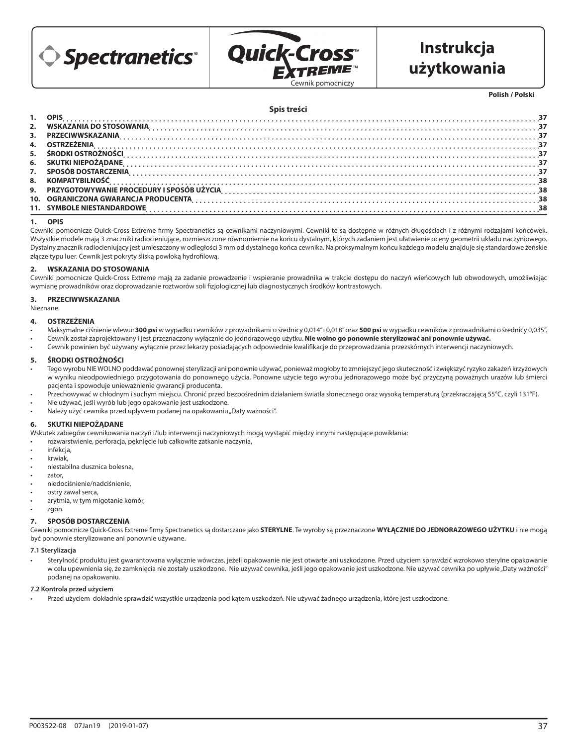Spectranetics®

Quick-Cross™ EXTREME™

Cewnik pomocniczy

# Instrukcja użytkowania

**Polish / Polski**

**Spis treści**

1. OPIS ... 37
2. WSKAZANIA DO STOSOWANIA ... 37
3. PRZECIWWSKAZANIA ... 37
4. OSTRZEŻENIA ... 37
5. ŚRODKI OSTROŻNOŚCI ... 37
6. SKUTKI NIEPOŻĄDANE ... 37
7. SPOSÓB DOSTARCZENIA ... 37
8. KOMPATYBILNOŚĆ ... 38
9. PRZYGOTOWYWANIE PROCEDURY I SPOSÓB UŻYCIA ... 38
10. OGRANICZONA GWARANCJA PRODUCENTA ... 38
11. SYMBOLE NIESTANDARDOWE ... 38

## 1. OPIS

Cewniki pomocnicze Quick-Cross Extreme firmy Spectranetics są cewnikami naczyniowymi. Cewniki te są dostępne w różnych długościach i z różnymi rodzajami końcówek. Wszystkie modele mają 3 znaczniki radiocieniujące, rozmieszczone równomiernie na końcu dystalnym, których zadaniem jest ułatwienie oceny geometrii układu naczyniowego. Dystalny znacznik radiocieniujący jest umieszczony w odległości 3 mm od dystalnego końca cewnika. Na proksymalnym końcu każdego modelu znajduje się standardowe żeńskie złącze typu luer. Cewnik jest pokryty śliską powłoką hydrofilową.

## 2. WSKAZANIA DO STOSOWANIA

Cewniki pomocnicze Quick-Cross Extreme mają za zadanie prowadzenie i wspieranie prowadnika w trakcie dostępu do naczyń wieńcowych lub obwodowych, umożliwiając wymianę prowadników oraz doprowadzanie roztworów soli fizjologicznej lub diagnostycznych środków kontrastowych.

## 3. PRZECIWWSKAZANIA

Nieznane.

## 4. OSTRZEŻENIA

- Maksymalne ciśnienie wlewu: **300 psi** w wypadku cewników z prowadnikami o średnicy 0,014" i 0,018" oraz **500 psi** w wypadku cewników z prowadnikami o średnicy 0,035".
- Cewnik został zaprojektowany i jest przeznaczony wyłącznie do jednorazowego użytku. **Nie wolno go ponownie sterylizować ani ponownie używać.**
- Cewnik powinien być używany wyłącznie przez lekarzy posiadających odpowiednie kwalifikacje do przeprowadzania przezskórnych interwencji naczyniowych.

## 5. ŚRODKI OSTROŻNOŚCI

- Tego wyrobu NIE WOLNO poddawać ponownej sterylizacji ani ponownie używać, ponieważ mogłoby to zmniejszyć jego skuteczność i zwiększyć ryzyko zakażeń krzyżowych w wyniku nieodpowiedniego przygotowania do ponownego użycia. Ponowne użycie tego wyrobu jednorazowego może być przyczyną poważnych urazów lub śmierci pacjenta i spowoduje unieważnienie gwarancji producenta.
- Przechowywać w chłodnym i suchym miejscu. Chronić przed bezpośrednim działaniem światła słonecznego oraz wysoką temperaturą (przekraczającą 55°C, czyli 131°F).
- Nie używać, jeśli wyrób lub jego opakowanie jest uszkodzone.
- Należy użyć cewnika przed upływem podanej na opakowaniu „Daty ważności".

## 6. SKUTKI NIEPOŻĄDANE

Wskutek zabiegów cewnikowania naczyń i/lub interwencji naczyniowych mogą wystąpić między innymi następujące powikłania:

- rozwarstwienie, perforacja, pęknięcie lub całkowite zatkanie naczynia,
- infekcja,
- krwiak,
- niestabilna dusznica bolesna,
- zator,
- niedociśnienie/nadciśnienie,
- ostry zawał serca,
- arytmia, w tym migotanie komór,
- zgon.

## 7. SPOSÓB DOSTARCZENIA

Cewniki pomocnicze Quick-Cross Extreme firmy Spectranetics są dostarczane jako **STERYLNE**. Te wyroby są przeznaczone **WYŁĄCZNIE DO JEDNORAZOWEGO UŻYTKU** i nie mogą być ponownie sterylizowane ani ponownie używane.

### 7.1 Sterylizacja

- Sterylność produktu jest gwarantowana wyłącznie wówczas, jeżeli opakowanie nie jest otwarte ani uszkodzone. Przed użyciem sprawdzić wzrokowo sterylne opakowanie w celu upewnienia się, że zamknięcia nie zostały uszkodzone. Nie używać cewnika, jeśli jego opakowanie jest uszkodzone. Nie używać cewnika po upływie „Daty ważności" podanej na opakowaniu.

### 7.2 Kontrola przed użyciem

- Przed użyciem dokładnie sprawdzić wszystkie urządzenia pod kątem uszkodzeń. Nie używać żadnego urządzenia, które jest uszkodzone.

P003522-08 07Jan19 (2019-01-07)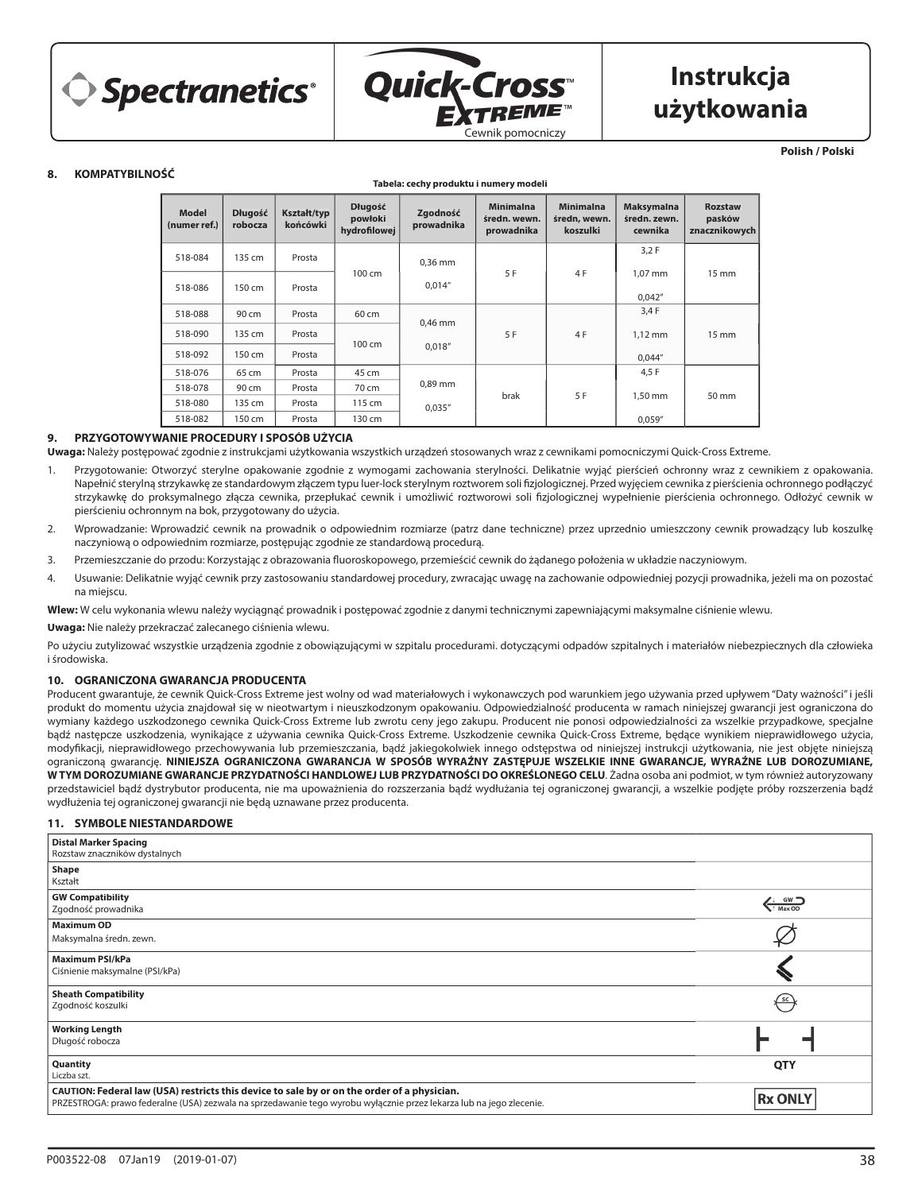**Spectranetics®**

**Quick-Cross™ Extreme™**
Cewnik pomocniczy

# Instrukcja użytkowania

**Polish / Polski**

## 8. KOMPATYBILNOŚĆ

**Tabela: cechy produktu i numery modeli**

| Model (numer ref.) | Długość robocza | Kształt/typ końcówki | Długość powłoki hydrofilowej | Zgodność prowadnika | Minimalna średn. wewn. prowadnika | Minimalna średn. wewn. koszulki | Maksymalna średn. zewn. cewnika | Rozstaw pasków znacznikowych |
|---|---|---|---|---|---|---|---|---|
| 518-084 | 135 cm | Prosta | 100 cm | 0,36 mm 0,014" | 5 F | 4 F | 3,2 F 1,07 mm 0,042" | 15 mm |
| 518-086 | 150 cm | Prosta | | | | | | |
| 518-088 | 90 cm | Prosta | 60 cm | 0,46 mm 0,018" | 5 F | 4 F | 3,4 F 1,12 mm 0,044" | 15 mm |
| 518-090 | 135 cm | Prosta | 100 cm | | | | | |
| 518-092 | 150 cm | Prosta | | | | | | |
| 518-076 | 65 cm | Prosta | 45 cm | 0,89 mm 0,035" | brak | 5 F | 4,5 F 1,50 mm 0,059" | 50 mm |
| 518-078 | 90 cm | Prosta | 70 cm | | | | | |
| 518-080 | 135 cm | Prosta | 115 cm | | | | | |
| 518-082 | 150 cm | Prosta | 130 cm | | | | | |

## 9. PRZYGOTOWYWANIE PROCEDURY I SPOSÓB UŻYCIA

**Uwaga:** Należy postępować zgodnie z instrukcjami użytkowania wszystkich urządzeń stosowanych wraz z cewnikami pomocniczymi Quick-Cross Extreme.

1. Przygotowanie: Otworzyć sterylne opakowanie zgodnie z wymogami zachowania sterylności. Delikatnie wyjąć pierścień ochronny wraz z cewnikiem z opakowania. Napełnić sterylną strzykawkę ze standardowym złączem typu luer-lock sterylnym roztworem soli fizjologicznej. Przed wyjęciem cewnika z pierścienia ochronnego podłączyć strzykawkę do proksymalnego złącza cewnika, przepłukać cewnik i umożliwić roztworowi soli fizjologicznej wypełnienie pierścienia ochronnego. Odłożyć cewnik w pierścieniu ochronnym na bok, przygotowany do użycia.
2. Wprowadzanie: Wprowadzić cewnik na prowadnik o odpowiednim rozmiarze (patrz dane techniczne) przez uprzednio umieszczony cewnik prowadzący lub koszulkę naczyniową o odpowiednim rozmiarze, postępując zgodnie ze standardową procedurą.
3. Przemieszczanie do przodu: Korzystając z obrazowania fluoroskopowego, przemieścić cewnik do żądanego położenia w układzie naczyniowym.
4. Usuwanie: Delikatnie wyjąć cewnik przy zastosowaniu standardowej procedury, zwracając uwagę na zachowanie odpowiedniej pozycji prowadnika, jeżeli ma on pozostać na miejscu.

**Wlew:** W celu wykonania wlewu należy wyciągnąć prowadnik i postępować zgodnie z danymi technicznymi zapewniającymi maksymalne ciśnienie wlewu.

**Uwaga:** Nie należy przekraczać zalecanego ciśnienia wlewu.

Po użyciu zutylizować wszystkie urządzenia zgodnie z obowiązującymi w szpitalu procedurami. dotyczącymi odpadów szpitalnych i materiałów niebezpiecznych dla człowieka i środowiska.

## 10. OGRANICZONA GWARANCJA PRODUCENTA

Producent gwarantuje, że cewnik Quick-Cross Extreme jest wolny od wad materiałowych i wykonawczych pod warunkiem jego używania przed upływem "Daty ważności" i jeśli produkt do momentu użycia znajdował się w nieotwartym i nieuszkodzonym opakowaniu. Odpowiedzialność producenta w ramach niniejszej gwarancji jest ograniczona do wymiany każdego uszkodzonego cewnika Quick-Cross Extreme lub zwrotu ceny jego zakupu. Producent nie ponosi odpowiedzialności za wszelkie przypadkowe, specjalne bądź następcze uszkodzenia, wynikające z używania cewnika Quick-Cross Extreme. Uszkodzenie cewnika Quick-Cross Extreme, będące wynikiem nieprawidłowego użycia, modyfikacji, nieprawidłowego przechowywania lub przemieszczania, bądź jakiegokolwiek innego odstępstwa od niniejszej instrukcji użytkowania, nie jest objęte niniejszą ograniczoną gwarancją. **NINIEJSZA OGRANICZONA GWARANCJA W SPOSÓB WYRAŹNY ZASTĘPUJE WSZELKIE INNE GWARANCJE, WYRAŹNE LUB DOROZUMIANE, W TYM DOROZUMIANE GWARANCJE PRZYDATNOŚCI HANDLOWEJ LUB PRZYDATNOŚCI DO OKREŚLONEGO CELU**. Żadna osoba ani podmiot, w tym również autoryzowany przedstawiciel bądź dystrybutor producenta, nie ma upoważnienia do rozszerzania bądź wydłużania tej ograniczonej gwarancji, a wszelkie podjęte próby rozszerzenia bądź wydłużenia tej ograniczonej gwarancji nie będą uznawane przez producenta.

## 11. SYMBOLE NIESTANDARDOWE

| Opis | Symbol |
|---|---|
| **Distal Marker Spacing** Rozstaw znaczników dystalnych | |
| **Shape** Kształt | |
| **GW Compatibility** Zgodność prowadnika | GW Max OD |
| **Maximum OD** Maksymalna średn. zewn. | Ø |
| **Maximum PSI/kPa** Ciśnienie maksymalne (PSI/kPa) | |
| **Sheath Compatibility** Zgodność koszulki | SC |
| **Working Length** Długość robocza | |
| **Quantity** Liczba szt. | QTY |
| **CAUTION: Federal law (USA) restricts this device to sale by or on the order of a physician.** PRZESTROGA: prawo federalne (USA) zezwala na sprzedawanie tego wyrobu wyłącznie przez lekarza lub na jego zlecenie. | Rx ONLY |

P003522-08 07Jan19 (2019-01-07)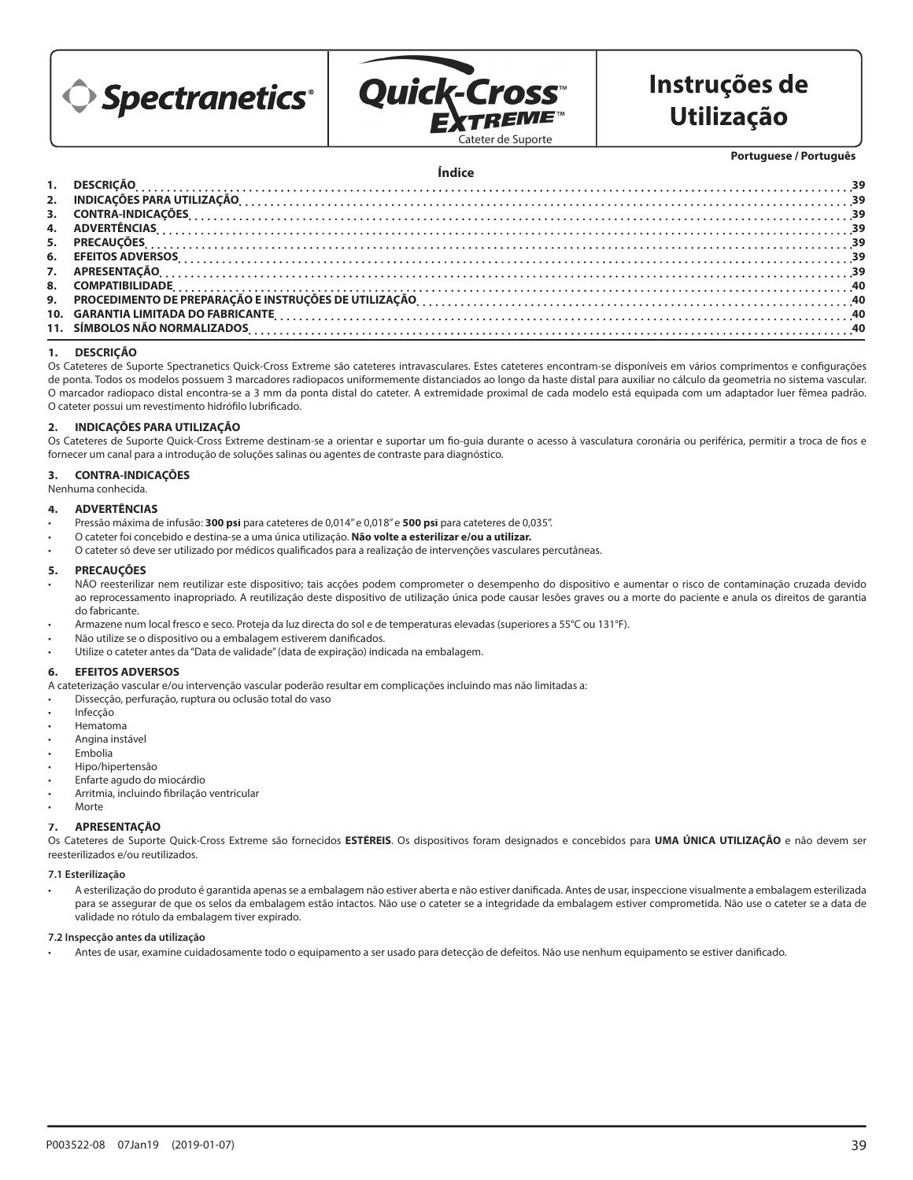Spectranetics®

Quick-Cross™ EXTREME™
Cateter de Suporte

# Instruções de Utilização

**Portuguese / Português**

## Índice

1. DESCRIÇÃO ... 39
2. INDICAÇÕES PARA UTILIZAÇÃO ... 39
3. CONTRA-INDICAÇÕES ... 39
4. ADVERTÊNCIAS ... 39
5. PRECAUÇÕES ... 39
6. EFEITOS ADVERSOS ... 39
7. APRESENTAÇÃO ... 39
8. COMPATIBILIDADE ... 40
9. PROCEDIMENTO DE PREPARAÇÃO E INSTRUÇÕES DE UTILIZAÇÃO ... 40
10. GARANTIA LIMITADA DO FABRICANTE ... 40
11. SÍMBOLOS NÃO NORMALIZADOS ... 40

## 1. DESCRIÇÃO

Os Cateteres de Suporte Spectranetics Quick-Cross Extreme são cateteres intravasculares. Estes cateteres encontram-se disponíveis em vários comprimentos e configurações de ponta. Todos os modelos possuem 3 marcadores radiopacos uniformemente distanciados ao longo da haste distal para auxiliar no cálculo da geometria no sistema vascular. O marcador radiopaco distal encontra-se a 3 mm da ponta distal do cateter. A extremidade proximal de cada modelo está equipada com um adaptador luer fêmea padrão. O cateter possui um revestimento hidrófilo lubrificado.

## 2. INDICAÇÕES PARA UTILIZAÇÃO

Os Cateteres de Suporte Quick-Cross Extreme destinam-se a orientar e suportar um fio-guia durante o acesso à vasculatura coronária ou periférica, permitir a troca de fios e fornecer um canal para a introdução de soluções salinas ou agentes de contraste para diagnóstico.

## 3. CONTRA-INDICAÇÕES

Nenhuma conhecida.

## 4. ADVERTÊNCIAS

- Pressão máxima de infusão: **300 psi** para cateteres de 0,014" e 0,018" e **500 psi** para cateteres de 0,035".
- O cateter foi concebido e destina-se a uma única utilização. **Não volte a esterilizar e/ou a utilizar.**
- O cateter só deve ser utilizado por médicos qualificados para a realização de intervenções vasculares percutâneas.

## 5. PRECAUÇÕES

- NÃO reesterilizar nem reutilizar este dispositivo; tais acções podem comprometer o desempenho do dispositivo e aumentar o risco de contaminação cruzada devido ao reprocessamento inapropriado. A reutilização deste dispositivo de utilização única pode causar lesões graves ou a morte do paciente e anula os direitos de garantia do fabricante.
- Armazene num local fresco e seco. Proteja da luz directa do sol e de temperaturas elevadas (superiores a 55°C ou 131°F).
- Não utilize se o dispositivo ou a embalagem estiverem danificados.
- Utilize o cateter antes da "Data de validade" (data de expiração) indicada na embalagem.

## 6. EFEITOS ADVERSOS

A cateterização vascular e/ou intervenção vascular poderão resultar em complicações incluindo mas não limitadas a:

- Dissecção, perfuração, ruptura ou oclusão total do vaso
- Infecção
- Hematoma
- Angina instável
- Embolia
- Hipo/hipertensão
- Enfarte agudo do miocárdio
- Arritmia, incluindo fibrilação ventricular
- Morte

## 7. APRESENTAÇÃO

Os Cateteres de Suporte Quick-Cross Extreme são fornecidos **ESTÉREIS**. Os dispositivos foram designados e concebidos para **UMA ÚNICA UTILIZAÇÃO** e não devem ser reesterilizados e/ou reutilizados.

### 7.1 Esterilização

- A esterilização do produto é garantida apenas se a embalagem não estiver aberta e não estiver danificada. Antes de usar, inspeccione visualmente a embalagem esterilizada para se assegurar de que os selos da embalagem estão intactos. Não use o cateter se a integridade da embalagem estiver comprometida. Não use o cateter se a data de validade no rótulo da embalagem tiver expirado.

### 7.2 Inspecção antes da utilização

- Antes de usar, examine cuidadosamente todo o equipamento a ser usado para detecção de defeitos. Não use nenhum equipamento se estiver danificado.

P003522-08 07Jan19 (2019-01-07)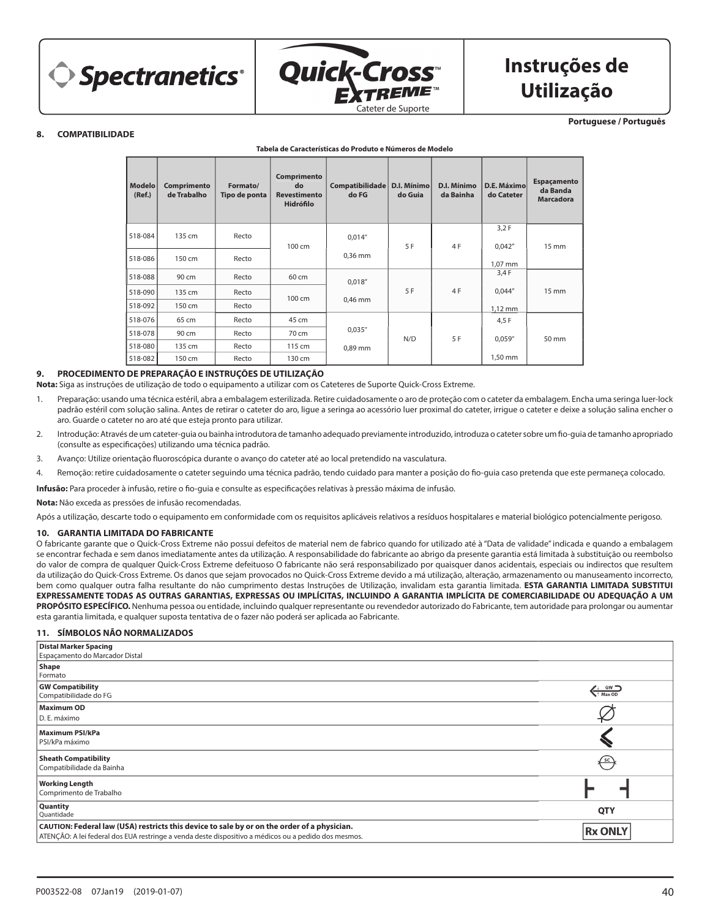Portuguese / Português

## 8. COMPATIBILIDADE

**Tabela de Características do Produto e Números de Modelo**

| Modelo (Ref.) | Comprimento de Trabalho | Formato/ Tipo de ponta | Comprimento do Revestimento Hidrófilo | Compatibilidade do FG | D.I. Mínimo do Guia | D.I. Mínimo da Bainha | D.E. Máximo do Cateter | Espaçamento da Banda Marcadora |
|---|---|---|---|---|---|---|---|---|
| 518-084 | 135 cm | Recto | 100 cm | 0,014" 0,36 mm | 5 F | 4 F | 3,2 F 0,042" 1,07 mm | 15 mm |
| 518-086 | 150 cm | Recto | | | | | | |
| 518-088 | 90 cm | Recto | 60 cm | 0,018" 0,46 mm | 5 F | 4 F | 3,4 F 0,044" 1,12 mm | 15 mm |
| 518-090 | 135 cm | Recto | 100 cm | | | | | |
| 518-092 | 150 cm | Recto | | | | | | |
| 518-076 | 65 cm | Recto | 45 cm | 0,035" 0,89 mm | N/D | 5 F | 4,5 F 0,059" 1,50 mm | 50 mm |
| 518-078 | 90 cm | Recto | 70 cm | | | | | |
| 518-080 | 135 cm | Recto | 115 cm | | | | | |
| 518-082 | 150 cm | Recto | 130 cm | | | | | |

## 9. PROCEDIMENTO DE PREPARAÇÃO E INSTRUÇÕES DE UTILIZAÇÃO

**Nota:** Siga as instruções de utilização de todo o equipamento a utilizar com os Cateteres de Suporte Quick-Cross Extreme.

1. Preparação: usando uma técnica estéril, abra a embalagem esterilizada. Retire cuidadosamente o aro de proteção com o cateter da embalagem. Encha uma seringa luer-lock padrão estéril com solução salina. Antes de retirar o cateter do aro, ligue a seringa ao acessório luer proximal do cateter, irrigue o cateter e deixe a solução salina encher o aro. Guarde o cateter no aro até que esteja pronto para utilizar.
2. Introdução: Através de um cateter-guia ou bainha introdutora de tamanho adequado previamente introduzido, introduza o cateter sobre um fio-guia de tamanho apropriado (consulte as especificações) utilizando uma técnica padrão.
3. Avanço: Utilize orientação fluoroscópica durante o avanço do cateter até ao local pretendido na vasculatura.
4. Remoção: retire cuidadosamente o cateter seguindo uma técnica padrão, tendo cuidado para manter a posição do fio-guia caso pretenda que este permaneça colocado.

**Infusão:** Para proceder à infusão, retire o fio-guia e consulte as especificações relativas à pressão máxima de infusão.

**Nota:** Não exceda as pressões de infusão recomendadas.

Após a utilização, descarte todo o equipamento em conformidade com os requisitos aplicáveis relativos a resíduos hospitalares e material biológico potencialmente perigoso.

## 10. GARANTIA LIMITADA DO FABRICANTE

O fabricante garante que o Quick-Cross Extreme não possui defeitos de material nem de fabrico quando for utilizado até à "Data de validade" indicada e quando a embalagem se encontrar fechada e sem danos imediatamente antes da utilização. A responsabilidade do fabricante ao abrigo da presente garantia está limitada à substituição ou reembolso do valor de compra de qualquer Quick-Cross Extreme defeituoso O fabricante não será responsabilizado por quaisquer danos acidentais, especiais ou indirectos que resultem da utilização do Quick-Cross Extreme. Os danos que sejam provocados no Quick-Cross Extreme devido a má utilização, alteração, armazenamento ou manuseamento incorrecto, bem como qualquer outra falha resultante do não cumprimento destas Instruções de Utilização, invalidam esta garantia limitada. **ESTA GARANTIA LIMITADA SUBSTITUI EXPRESSAMENTE TODAS AS OUTRAS GARANTIAS, EXPRESSAS OU IMPLÍCITAS, INCLUINDO A GARANTIA IMPLÍCITA DE COMERCIABILIDADE OU ADEQUAÇÃO A UM PROPÓSITO ESPECÍFICO.** Nenhuma pessoa ou entidade, incluindo qualquer representante ou revendedor autorizado do Fabricante, tem autoridade para prolongar ou aumentar esta garantia limitada, e qualquer suposta tentativa de o fazer não poderá ser aplicada ao Fabricante.

## 11. SÍMBOLOS NÃO NORMALIZADOS

| | |
|---|---|
| **Distal Marker Spacing** Espaçamento do Marcador Distal | |
| **Shape** Formato | |
| **GW Compatibility** Compatibilidade do FG | GW Max OD |
| **Maximum OD** D. E. máximo | |
| **Maximum PSI/kPa** PSI/kPa máximo | |
| **Sheath Compatibility** Compatibilidade da Bainha | SC |
| **Working Length** Comprimento de Trabalho | |
| **Quantity** Quantidade | QTY |
| **CAUTION: Federal law (USA) restricts this device to sale by or on the order of a physician.** ATENÇÃO: A lei federal dos EUA restringe a venda deste dispositivo a médicos ou a pedido dos mesmos. | Rx ONLY |

P003522-08 07Jan19 (2019-01-07)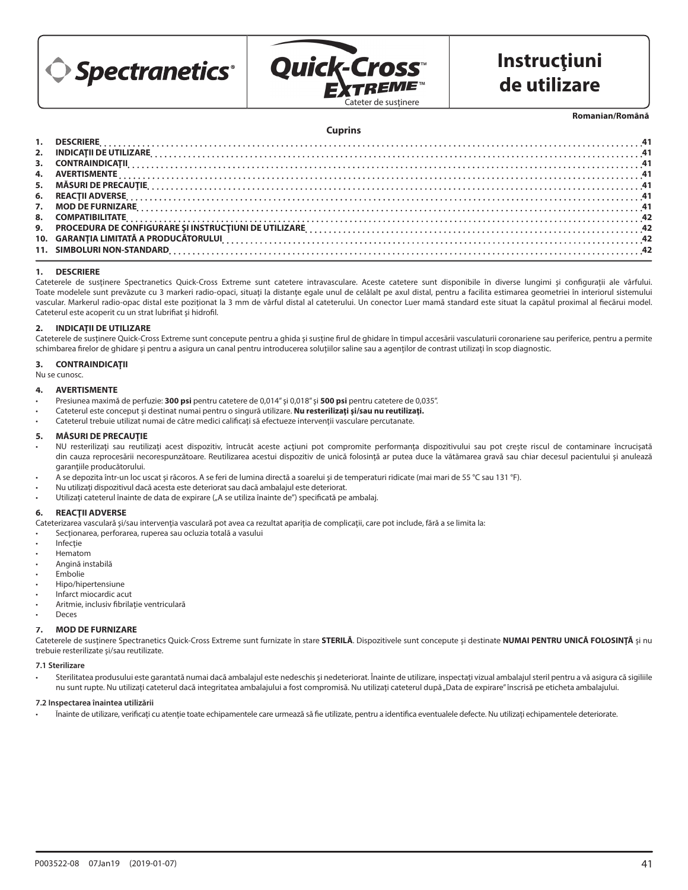Spectranetics®

Quick-Cross™ EXTREME™

Cateter de susţinere

# Instrucţiuni de utilizare

**Romanian/Română**

**Cuprins**

| | | |
|---|---|---|
| 1. | DESCRIERE | 41 |
| 2. | INDICAŢII DE UTILIZARE | 41 |
| 3. | CONTRAINDICAŢII | 41 |
| 4. | AVERTISMENTE | 41 |
| 5. | MĂSURI DE PRECAUŢIE | 41 |
| 6. | REACŢII ADVERSE | 41 |
| 7. | MOD DE FURNIZARE | 41 |
| 8. | COMPATIBILITATE | 42 |
| 9. | PROCEDURA DE CONFIGURARE ŞI INSTRUCŢIUNI DE UTILIZARE | 42 |
| 10. | GARANŢIA LIMITATĂ A PRODUCĂTORULUI | 42 |
| 11. | SIMBOLURI NON-STANDARD | 42 |

## 1. DESCRIERE

Cateterele de susţinere Spectranetics Quick-Cross Extreme sunt catetere intravasculare. Aceste catetere sunt disponibile în diverse lungimi şi configuraţii ale vârfului. Toate modelele sunt prevăzute cu 3 markeri radio-opaci, situaţi la distanţe egale unul de celălalt pe axul distal, pentru a facilita estimarea geometriei în interiorul sistemului vascular. Markerul radio-opac distal este poziţionat la 3 mm de vârful distal al cateterului. Un conector Luer mamă standard este situat la capătul proximal al fiecărui model. Cateterul este acoperit cu un strat lubrifiat şi hidrofil.

## 2. INDICAŢII DE UTILIZARE

Cateterele de susţinere Quick-Cross Extreme sunt concepute pentru a ghida şi susţine firul de ghidare în timpul accesării vasculaturii coronariene sau periferice, pentru a permite schimbarea firelor de ghidare şi pentru a asigura un canal pentru introducerea soluţiilor saline sau a agenţilor de contrast utilizaţi în scop diagnostic.

## 3. CONTRAINDICAŢII

Nu se cunosc.

## 4. AVERTISMENTE

- Presiunea maximă de perfuzie: **300 psi** pentru catetere de 0,014" şi 0,018" şi **500 psi** pentru catetere de 0,035".
- Cateterul este conceput şi destinat numai pentru o singură utilizare. **Nu resterilizaţi şi/sau nu reutilizaţi.**
- Cateterul trebuie utilizat numai de către medici calificaţi să efectueze intervenţii vasculare percutanate.

## 5. MĂSURI DE PRECAUŢIE

- NU resterilizaţi sau reutilizaţi acest dispozitiv, întrucât aceste acţiuni pot compromite performanţa dispozitivului sau pot creşte riscul de contaminare încrucişată din cauza reprocesării necorespunzătoare. Reutilizarea acestui dispozitiv de unică folosinţă ar putea duce la vătămarea gravă sau chiar decesul pacientului şi anulează garanţiile producătorului.
- A se depozita într-un loc uscat şi răcoros. A se feri de lumina directă a soarelui şi de temperaturi ridicate (mai mari de 55 °C sau 131 °F).
- Nu utilizaţi dispozitivul dacă acesta este deteriorat sau dacă ambalajul este deteriorat.
- Utilizaţi cateterul înainte de data de expirare („A se utiliza înainte de") specificată pe ambalaj.

## 6. REACŢII ADVERSE

Cateterizarea vasculară şi/sau intervenţia vasculară pot avea ca rezultat apariţia de complicaţii, care pot include, fără a se limita la:

- Secţionarea, perforarea, ruperea sau ocluzia totală a vasului
- Infecţie
- Hematom
- Angină instabilă
- Embolie
- Hipo/hipertensiune
- Infarct miocardic acut
- Aritmie, inclusiv fibrilaţie ventriculară
- Deces

## 7. MOD DE FURNIZARE

Cateterele de susţinere Spectranetics Quick-Cross Extreme sunt furnizate în stare **STERILĂ**. Dispozitivele sunt concepute şi destinate **NUMAI PENTRU UNICĂ FOLOSINŢĂ** şi nu trebuie resterilizate şi/sau reutilizate.

### 7.1 Sterilizare

- Sterilitatea produsului este garantată numai dacă ambalajul este nedeschis şi nedeteriorat. Înainte de utilizare, inspectaţi vizual ambalajul steril pentru a vă asigura că sigiliile nu sunt rupte. Nu utilizaţi cateterul dacă integritatea ambalajului a fost compromisă. Nu utilizaţi cateterul după „Data de expirare" înscrisă pe eticheta ambalajului.

### 7.2 Inspectarea înaintea utilizării

- Înainte de utilizare, verificaţi cu atenţie toate echipamentele care urmează să fie utilizate, pentru a identifica eventualele defecte. Nu utilizaţi echipamentele deteriorate.

P003522-08 07Jan19 (2019-01-07)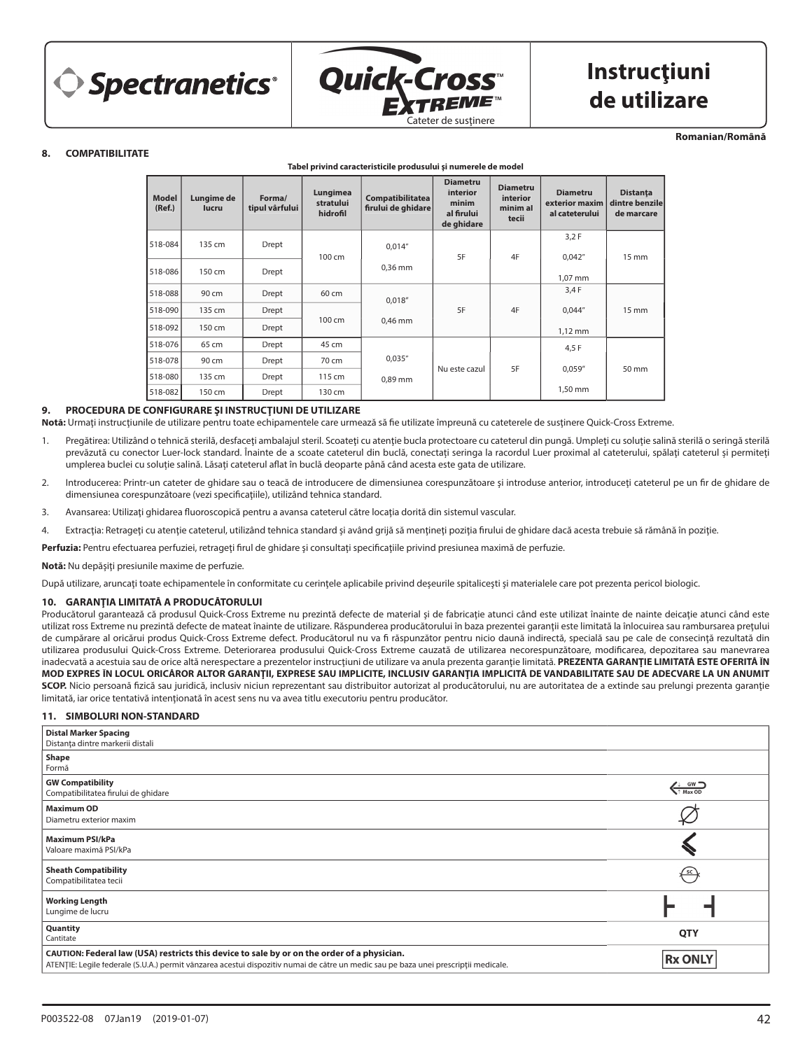Spectranetics® Quick-Cross™ Extreme™ Cateter de susținere

# Instrucţiuni de utilizare

Romanian/Română

## 8. COMPATIBILITATE

**Tabel privind caracteristicile produsului şi numerele de model**

| Model (Ref.) | Lungime de lucru | Forma/ tipul vârfului | Lungimea stratului hidrofil | Compatibilitatea firului de ghidare | Diametru interior minim al firului de ghidare | Diametru interior minim al tecii | Diametru exterior maxim al cateterului | Distanța dintre benzile de marcare |
|---|---|---|---|---|---|---|---|---|
| 518-084 | 135 cm | Drept | 100 cm | 0,014" 0,36 mm | 5F | 4F | 3,2 F 0,042" 1,07 mm | 15 mm |
| 518-086 | 150 cm | Drept | | | | | | |
| 518-088 | 90 cm | Drept | 60 cm | 0,018" 0,46 mm | 5F | 4F | 3,4 F 0,044" 1,12 mm | 15 mm |
| 518-090 | 135 cm | Drept | 100 cm | | | | | |
| 518-092 | 150 cm | Drept | | | | | | |
| 518-076 | 65 cm | Drept | 45 cm | 0,035" 0,89 mm | Nu este cazul | 5F | 4,5 F 0,059" 1,50 mm | 50 mm |
| 518-078 | 90 cm | Drept | 70 cm | | | | | |
| 518-080 | 135 cm | Drept | 115 cm | | | | | |
| 518-082 | 150 cm | Drept | 130 cm | | | | | |

## 9. PROCEDURA DE CONFIGURARE ŞI INSTRUCŢIUNI DE UTILIZARE

**Notă:** Urmaţi instrucţiunile de utilizare pentru toate echipamentele care urmează să fie utilizate împreună cu cateterele de susţinere Quick-Cross Extreme.

1. Pregătirea: Utilizând o tehnică sterilă, desfaceţi ambalajul steril. Scoateţi cu atenţie bucla protectoare cu cateterul din pungă. Umpleţi cu soluţie salină sterilă o seringă sterilă prevăzută cu conector Luer-lock standard. Înainte de a scoate cateterul din buclă, conectaţi seringa la racordul Luer proximal al cateterului, spălaţi cateterul şi permiteţi umplerea buclei cu soluţie salină. Lăsaţi cateterul aflat în buclă deoparte până când acesta este gata de utilizare.
2. Introducerea: Printr-un cateter de ghidare sau o teacă de introducere de dimensiunea corespunzătoare şi introduse anterior, introduceţi cateterul pe un fir de ghidare de dimensiunea corespunzătoare (vezi specificaţiile), utilizând tehnica standard.
3. Avansarea: Utilizaţi ghidarea fluoroscopică pentru a avansa cateterul către locaţia dorită din sistemul vascular.
4. Extracţia: Retrageţi cu atenţie cateterul, utilizând tehnica standard şi având grijă să menţineţi poziţia firului de ghidare dacă acesta trebuie să rămână în poziţie.

**Perfuzia:** Pentru efectuarea perfuziei, retrageţi firul de ghidare şi consultaţi specificaţiile privind presiunea maximă de perfuzie.

**Notă:** Nu depăşiţi presiunile maxime de perfuzie.

După utilizare, aruncaţi toate echipamentele în conformitate cu cerinţele aplicabile privind deşeurile spitaliceşti şi materialele care pot prezenta pericol biologic.

## 10. GARANŢIA LIMITATĂ A PRODUCĂTORULUI

Producătorul garantează că produsul Quick-Cross Extreme nu prezintă defecte de material şi de fabricaţie atunci când este utilizat înainte de nainte deicaţie atunci când este utilizat ross Extreme nu prezintă defecte de mateat înainte de utilizare. Răspunderea producătorului în baza prezentei garanţii este limitată la înlocuirea sau rambursarea preţului de cumpărare al oricărui produs Quick-Cross Extreme defect. Producătorul nu va fi răspunzător pentru nicio daună indirectă, specială sau pe cale de consecinţă rezultată din utilizarea produsului Quick-Cross Extreme. Deteriorarea produsului Quick-Cross Extreme cauzată de utilizarea necorespunzătoare, modificarea, depozitarea sau manevrarea inadecvată a acestuia sau de orice altă nerespectare a prezentelor instrucţiuni de utilizare va anula prezenta garanţie limitată. **PREZENTA GARANŢIE LIMITATĂ ESTE OFERITĂ ÎN MOD EXPRES ÎN LOCUL ORICĂROR ALTOR GARANŢII, EXPRESE SAU IMPLICITE, INCLUSIV GARANŢIA IMPLICITĂ DE VANDABILITATE SAU DE ADECVARE LA UN ANUMIT SCOP.** Nicio persoană fizică sau juridică, inclusiv niciun reprezentant sau distribuitor autorizat al producătorului, nu are autoritatea de a extinde sau prelungi prezenta garanţie limitată, iar orice tentativă intenţionată în acest sens nu va avea titlu executoriu pentru producător.

## 11. SIMBOLURI NON-STANDARD

| Simbol | |
|---|---|
| **Distal Marker Spacing** Distanța dintre markerii distali | |
| **Shape** Formă | |
| **GW Compatibility** Compatibilitatea firului de ghidare | GW Max OD |
| **Maximum OD** Diametru exterior maxim | ⌀ |
| **Maximum PSI/kPa** Valoare maximă PSI/kPa | |
| **Sheath Compatibility** Compatibilitatea tecii | SC |
| **Working Length** Lungime de lucru | |
| **Quantity** Cantitate | QTY |
| **CAUTION: Federal law (USA) restricts this device to sale by or on the order of a physician.** ATENŢIE: Legile federale (S.U.A.) permit vânzarea acestui dispozitiv numai de către un medic sau pe baza unei prescripţii medicale. | Rx ONLY |

P003522-08 07Jan19 (2019-01-07)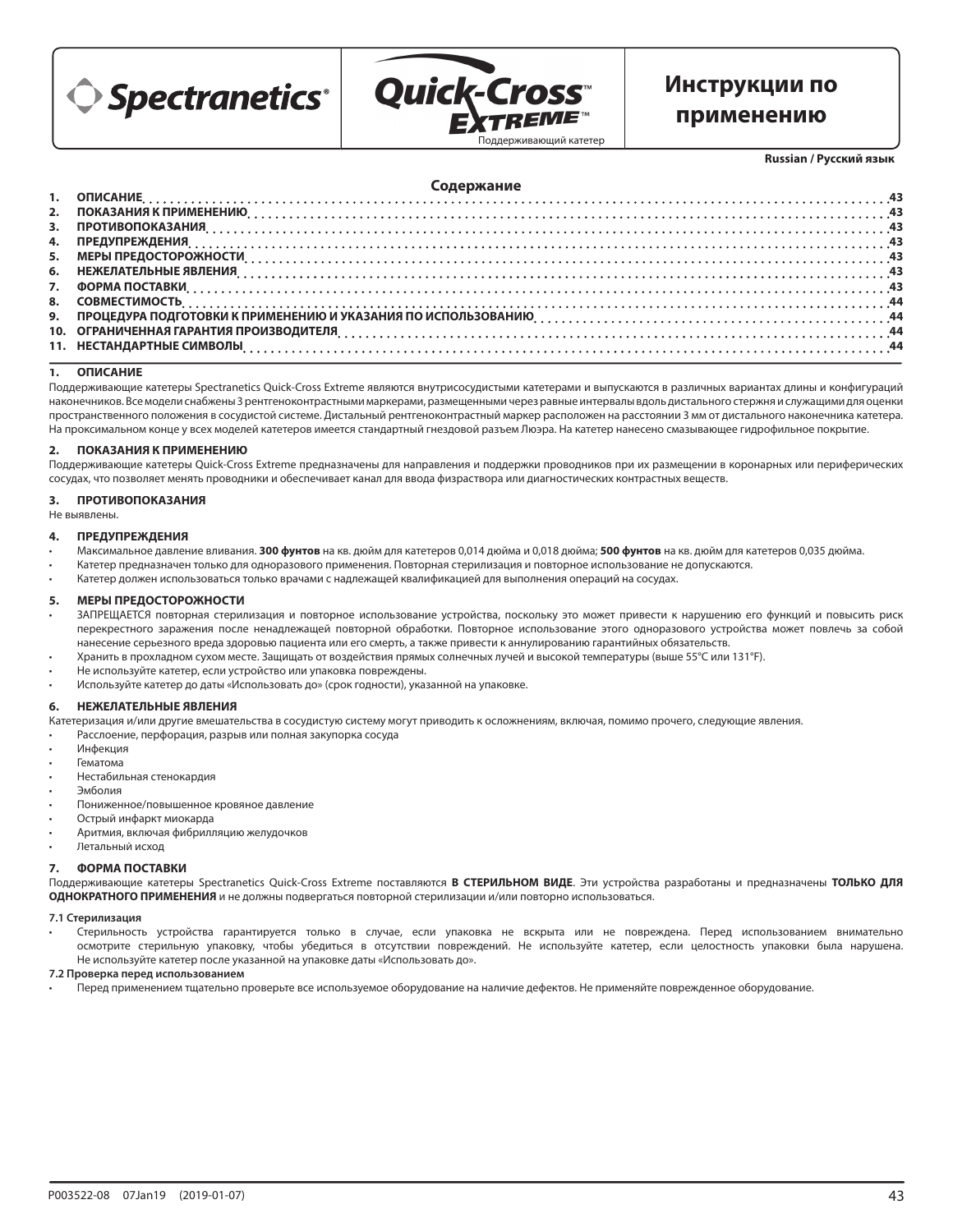Spectranetics®

Quick-Cross™ Extreme™

Поддерживающий катетер

# Инструкции по применению

**Russian / Русский язык**

## Содержание

1. ОПИСАНИЕ .... 43
2. ПОКАЗАНИЯ К ПРИМЕНЕНИЮ .... 43
3. ПРОТИВОПОКАЗАНИЯ .... 43
4. ПРЕДУПРЕЖДЕНИЯ .... 43
5. МЕРЫ ПРЕДОСТОРОЖНОСТИ .... 43
6. НЕЖЕЛАТЕЛЬНЫЕ ЯВЛЕНИЯ .... 43
7. ФОРМА ПОСТАВКИ .... 43
8. СОВМЕСТИМОСТЬ .... 44
9. ПРОЦЕДУРА ПОДГОТОВКИ К ПРИМЕНЕНИЮ И УКАЗАНИЯ ПО ИСПОЛЬЗОВАНИЮ .... 44
10. ОГРАНИЧЕННАЯ ГАРАНТИЯ ПРОИЗВОДИТЕЛЯ .... 44
11. НЕСТАНДАРТНЫЕ СИМВОЛЫ .... 44

## 1. ОПИСАНИЕ

Поддерживающие катетеры Spectranetics Quick-Cross Extreme являются внутрисосудистыми катетерами и выпускаются в различных вариантах длины и конфигураций наконечников. Все модели снабжены 3 рентгеноконтрастными маркерами, размещенными через равные интервалы вдоль дистального стержня и служащими для оценки пространственного положения в сосудистой системе. Дистальный рентгеноконтрастный маркер расположен на расстоянии 3 мм от дистального наконечника катетера. На проксимальном конце у всех моделей катетеров имеется стандартный гнездовой разъем Люэра. На катетер нанесено смазывающее гидрофильное покрытие.

## 2. ПОКАЗАНИЯ К ПРИМЕНЕНИЮ

Поддерживающие катетеры Quick-Cross Extreme предназначены для направления и поддержки проводников при их размещении в коронарных или периферических сосудах, что позволяет менять проводники и обеспечивает канал для ввода физраствора или диагностических контрастных веществ.

## 3. ПРОТИВОПОКАЗАНИЯ

Не выявлены.

## 4. ПРЕДУПРЕЖДЕНИЯ

- Максимальное давление вливания. **300 фунтов** на кв. дюйм для катетеров 0,014 дюйма и 0,018 дюйма; **500 фунтов** на кв. дюйм для катетеров 0,035 дюйма.
- Катетер предназначен только для одноразового применения. Повторная стерилизация и повторное использование не допускаются.
- Катетер должен использоваться только врачами с надлежащей квалификацией для выполнения операций на сосудах.

## 5. МЕРЫ ПРЕДОСТОРОЖНОСТИ

- ЗАПРЕЩАЕТСЯ повторная стерилизация и повторное использование устройства, поскольку это может привести к нарушению его функций и повысить риск перекрестного заражения после ненадлежащей повторной обработки. Повторное использование этого одноразового устройства может повлечь за собой нанесение серьезного вреда здоровью пациента или его смерть, а также привести к аннулированию гарантийных обязательств.
- Хранить в прохладном сухом месте. Защищать от воздействия прямых солнечных лучей и высокой температуры (выше 55°C или 131°F).
- Не используйте катетер, если устройство или упаковка повреждены.
- Используйте катетер до даты «Использовать до» (срок годности), указанной на упаковке.

## 6. НЕЖЕЛАТЕЛЬНЫЕ ЯВЛЕНИЯ

Катетеризация и/или другие вмешательства в сосудистую систему могут приводить к осложнениям, включая, помимо прочего, следующие явления.

- Расслоение, перфорация, разрыв или полная закупорка сосуда
- Инфекция
- Гематома
- Нестабильная стенокардия
- Эмболия
- Пониженное/повышенное кровяное давление
- Острый инфаркт миокарда
- Аритмия, включая фибрилляцию желудочков
- Летальный исход

## 7. ФОРМА ПОСТАВКИ

Поддерживающие катетеры Spectranetics Quick-Cross Extreme поставляются **В СТЕРИЛЬНОМ ВИДЕ**. Эти устройства разработаны и предназначены **ТОЛЬКО ДЛЯ ОДНОКРАТНОГО ПРИМЕНЕНИЯ** и не должны подвергаться повторной стерилизации и/или повторно использоваться.

### 7.1 Стерилизация

- Стерильность устройства гарантируется только в случае, если упаковка не вскрыта или не повреждена. Перед использованием внимательно осмотрите стерильную упаковку, чтобы убедиться в отсутствии повреждений. Не используйте катетер, если целостность упаковки была нарушена. Не используйте катетер после указанной на упаковке даты «Использовать до».

### 7.2 Проверка перед использованием

- Перед применением тщательно проверьте все используемое оборудование на наличие дефектов. Не применяйте поврежденное оборудование.

P003522-08 07Jan19 (2019-01-07)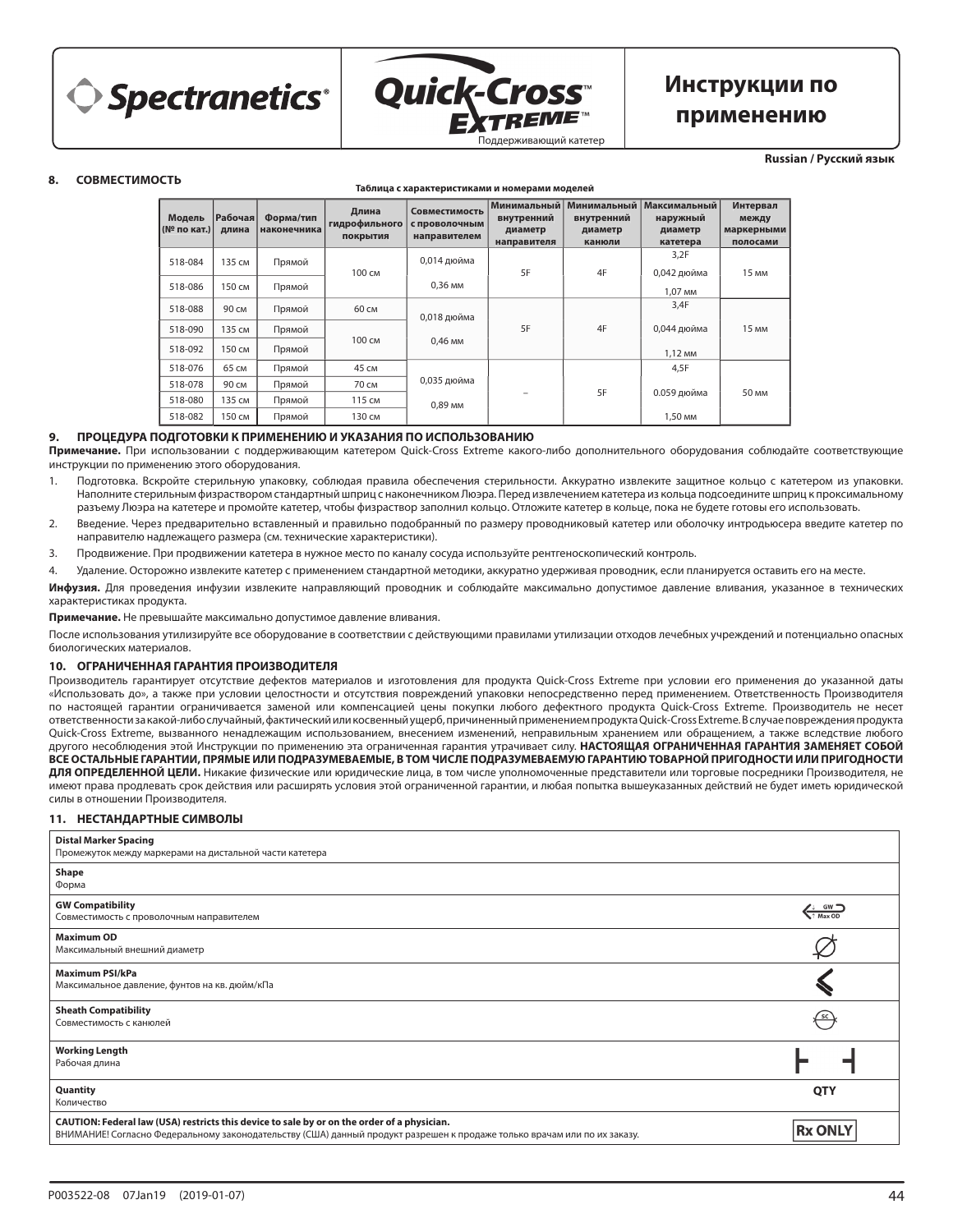Spectranetics® Quick-Cross™ EXTREME™ Поддерживающий катетер

# Инструкции по применению

**Russian / Русский язык**

## 8. СОВМЕСТИМОСТЬ

**Таблица с характеристиками и номерами моделей**

| Модель (№ по кат.) | Рабочая длина | Форма/тип наконечника | Длина гидрофильного покрытия | Совместимость с проволочным направителем | Минимальный внутренний диаметр направителя | Минимальный внутренний диаметр канюли | Максимальный наружный диаметр катетера | Интервал между маркерными полосами |
|---|---|---|---|---|---|---|---|---|
| 518-084 | 135 см | Прямой | 100 см | 0,014 дюйма 0,36 мм | 5F | 4F | 3,2F 0,042 дюйма 1,07 мм | 15 мм |
| 518-086 | 150 см | Прямой | | | | | | |
| 518-088 | 90 см | Прямой | 60 см | 0,018 дюйма 0,46 мм | 5F | 4F | 3,4F 0,044 дюйма 1,12 мм | 15 мм |
| 518-090 | 135 см | Прямой | 100 см | | | | | |
| 518-092 | 150 см | Прямой | | | | | | |
| 518-076 | 65 см | Прямой | 45 см | 0,035 дюйма 0,89 мм | – | 5F | 4,5F 0.059 дюйма 1,50 мм | 50 мм |
| 518-078 | 90 см | Прямой | 70 см | | | | | |
| 518-080 | 135 см | Прямой | 115 см | | | | | |
| 518-082 | 150 см | Прямой | 130 см | | | | | |

## 9. ПРОЦЕДУРА ПОДГОТОВКИ К ПРИМЕНЕНИЮ И УКАЗАНИЯ ПО ИСПОЛЬЗОВАНИЮ

**Примечание.** При использовании с поддерживающим катетером Quick-Cross Extreme какого-либо дополнительного оборудования соблюдайте соответствующие инструкции по применению этого оборудования.

1. Подготовка. Вскройте стерильную упаковку, соблюдая правила обеспечения стерильности. Аккуратно извлеките защитное кольцо с катетером из упаковки. Наполните стерильным физраствором стандартный шприц с наконечником Люэра. Перед извлечением катетера из кольца подсоедините шприц к проксимальному разъему Люэра на катетере и промойте катетер, чтобы физраствор заполнил кольцо. Отложите катетер в кольце, пока не будете готовы его использовать.
2. Введение. Через предварительно вставленный и правильно подобранный по размеру проводниковый катетер или оболочку интродьюсера введите катетер по направителю надлежащего размера (см. технические характеристики).
3. Продвижение. При продвижении катетера в нужное место по каналу сосуда используйте рентгеноскопический контроль.
4. Удаление. Осторожно извлеките катетер с применением стандартной методики, аккуратно удерживая проводник, если планируется оставить его на месте.

**Инфузия.** Для проведения инфузии извлеките направляющий проводник и соблюдайте максимально допустимое давление вливания, указанное в технических характеристиках продукта.

**Примечание.** Не превышайте максимально допустимое давление вливания.

После использования утилизируйте все оборудование в соответствии с действующими правилами утилизации отходов лечебных учреждений и потенциально опасных биологических материалов.

## 10. ОГРАНИЧЕННАЯ ГАРАНТИЯ ПРОИЗВОДИТЕЛЯ

Производитель гарантирует отсутствие дефектов материалов и изготовления для продукта Quick-Cross Extreme при условии его применения до указанной даты «Использовать до», а также при условии целостности и отсутствия повреждений упаковки непосредственно перед применением. Ответственность Производителя по настоящей гарантии ограничивается заменой или компенсацией цены покупки любого дефектного продукта Quick-Cross Extreme. Производитель не несет ответственности за какой-либо случайный, фактический или косвенный ущерб, причиненный применением продукта Quick-Cross Extreme. В случае повреждения продукта Quick-Cross Extreme, вызванного ненадлежащим использованием, внесением изменений, неправильным хранением или обращением, а также вследствие любого другого несоблюдения этой Инструкции по применению эта ограниченная гарантия утрачивает силу. **НАСТОЯЩАЯ ОГРАНИЧЕННАЯ ГАРАНТИЯ ЗАМЕНЯЕТ СОБОЙ ВСЕ ОСТАЛЬНЫЕ ГАРАНТИИ, ПРЯМЫЕ ИЛИ ПОДРАЗУМЕВАЕМЫЕ, В ТОМ ЧИСЛЕ ПОДРАЗУМЕВАЕМУЮ ГАРАНТИЮ ТОВАРНОЙ ПРИГОДНОСТИ ИЛИ ПРИГОДНОСТИ ДЛЯ ОПРЕДЕЛЕННОЙ ЦЕЛИ.** Никакие физические или юридические лица, в том числе уполномоченные представители или торговые посредники Производителя, не имеют права продлевать срок действия или расширять условия этой ограниченной гарантии, и любая попытка вышеуказанных действий не будет иметь юридической силы в отношении Производителя.

## 11. НЕСТАНДАРТНЫЕ СИМВОЛЫ

| Описание | Символ |
|---|---|
| **Distal Marker Spacing** Промежуток между маркерами на дистальной части катетера | |
| **Shape** Форма | |
| **GW Compatibility** Совместимость с проволочным направителем | GW Max OD |
| **Maximum OD** Максимальный внешний диаметр | |
| **Maximum PSI/kPa** Максимальное давление, фунтов на кв. дюйм/кПа | |
| **Sheath Compatibility** Совместимость с канюлей | SC |
| **Working Length** Рабочая длина | |
| **Quantity** Количество | QTY |
| **CAUTION: Federal law (USA) restricts this device to sale by or on the order of a physician.** ВНИМАНИЕ! Согласно Федеральному законодательству (США) данный продукт разрешен к продаже только врачам или по их заказу. | Rx ONLY |

P003522-08 07Jan19 (2019-01-07)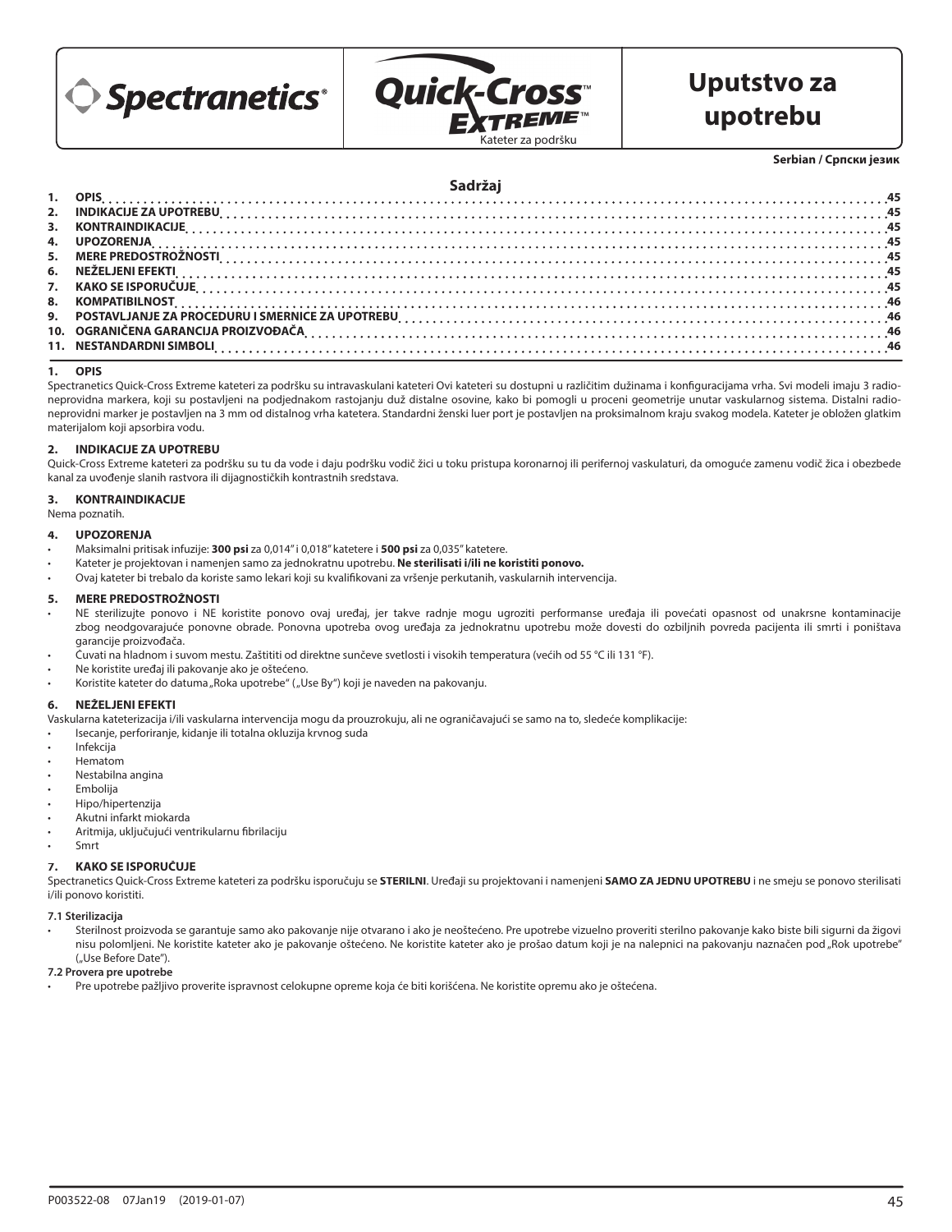Spectranetics® | Quick-Cross™ Extreme™ Kateter za podršku | **Uputstvo za upotrebu**

**Serbian / Српски језик**

## Sadržaj

1. OPIS ..... 45
2. INDIKACIJE ZA UPOTREBU ..... 45
3. KONTRAINDIKACIJE ..... 45
4. UPOZORENJA ..... 45
5. MERE PREDOSTROŽNOSTI ..... 45
6. NEŽELJENI EFEKTI ..... 45
7. KAKO SE ISPORUČUJE ..... 45
8. KOMPATIBILNOST ..... 46
9. POSTAVLJANJE ZA PROCEDURU I SMERNICE ZA UPOTREBU ..... 46
10. OGRANIČENA GARANCIJA PROIZVOĐAČA ..... 46
11. NESTANDARDNI SIMBOLI ..... 46

## 1. OPIS

Spectranetics Quick-Cross Extreme kateteri za podršku su intravaskulani kateteri Ovi kateteri su dostupni u različitim dužinama i konfiguracijama vrha. Svi modeli imaju 3 radio-neprovidna markera, koji su postavljeni na podjednakom rastojanju duž distalne osovine, kako bi pomogli u proceni geometrije unutar vaskularnog sistema. Distalni radio-neprovidni marker je postavljen na 3 mm od distalnog vrha katetera. Standardni ženski luer port je postavljen na proksimalnom kraju svakog modela. Kateter je obložen glatkim materijalom koji apsorbira vodu.

## 2. INDIKACIJE ZA UPOTREBU

Quick-Cross Extreme kateteri za podršku su tu da vode i daju podršku vodič žici u toku pristupa koronarnoj ili perifernoj vaskulaturi, da omoguće zamenu vodič žica i obezbede kanal za uvođenje slanih rastvora ili dijagnostičkih kontrastnih sredstava.

## 3. KONTRAINDIKACIJE

Nema poznatih.

## 4. UPOZORENJA

- Maksimalni pritisak infuzije: **300 psi** za 0,014" i 0,018" katetere i **500 psi** za 0,035" katetere.
- Kateter je projektovan i namenjen samo za jednokratnu upotrebu. **Ne sterilisati i/ili ne koristiti ponovo.**
- Ovaj kateter bi trebalo da koriste samo lekari koji su kvalifikovani za vršenje perkutanih, vaskularnih intervencija.

## 5. MERE PREDOSTROŽNOSTI

- NE sterilizujte ponovo i NE koristite ponovo ovaj uređaj, jer takve radnje mogu ugroziti performanse uređaja ili povećati opasnost od unakrsne kontaminacije zbog neodgovarajuće ponovne obrade. Ponovna upotreba ovog uređaja za jednokratnu upotrebu može dovesti do ozbiljnih povreda pacijenta ili smrti i poništava garancije proizvođača.
- Čuvati na hladnom i suvom mestu. Zaštititi od direktne sunčeve svetlosti i visokih temperatura (većih od 55 °C ili 131 °F).
- Ne koristite uređaj ili pakovanje ako je oštećeno.
- Koristite kateter do datuma „Roka upotrebe" („Use By") koji je naveden na pakovanju.

## 6. NEŽELJENI EFEKTI

Vaskularna kateterizacija i/ili vaskularna intervencija mogu da prouzrokuju, ali ne ograničavajući se samo na to, sledeće komplikacije:

- Isecanje, perforiranje, kidanje ili totalna okluzija krvnog suda
- Infekcija
- Hematom
- Nestabilna angina
- Embolija
- Hipo/hipertenzija
- Akutni infarkt miokarda
- Aritmija, uključujući ventrikularnu fibrilaciju
- Smrt

## 7. KAKO SE ISPORUČUJE

Spectranetics Quick-Cross Extreme kateteri za podršku isporučuju se **STERILNI**. Uređaji su projektovani i namenjeni **SAMO ZA JEDNU UPOTREBU** i ne smeju se ponovo sterilisati i/ili ponovo koristiti.

### 7.1 Sterilizacija

- Sterilnost proizvoda se garantuje samo ako pakovanje nije otvarano i ako je neoštećeno. Pre upotrebe vizuelno proveriti sterilno pakovanje kako biste bili sigurni da žigovi nisu polomljeni. Ne koristite kateter ako je pakovanje oštećeno. Ne koristite kateter ako je prošao datum koji je na nalepnici na pakovanju naznačen pod „Rok upotrebe" („Use Before Date").

### 7.2 Provera pre upotrebe

- Pre upotrebe pažljivo proverite ispravnost celokupne opreme koja će biti korišćena. Ne koristite opremu ako je oštećena.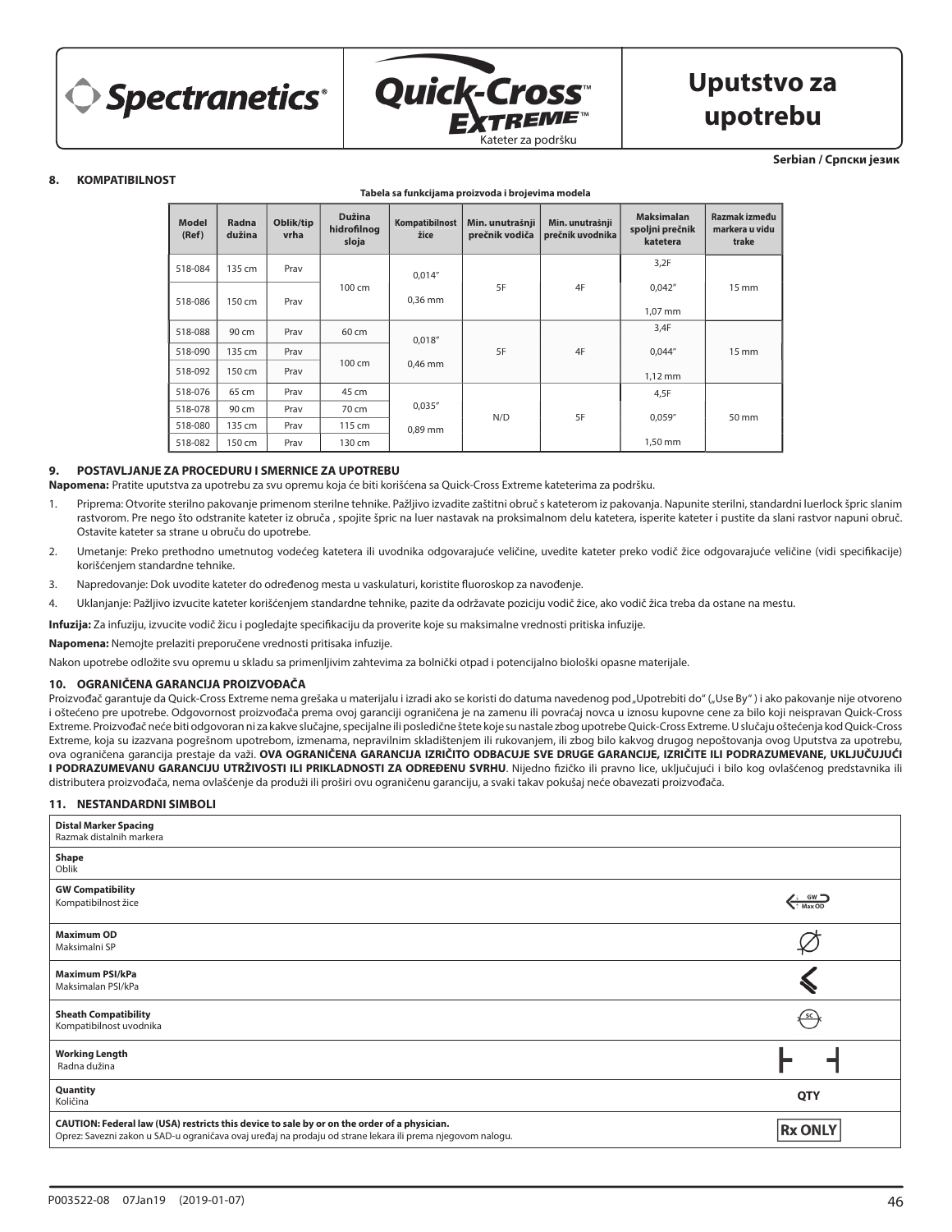Spectranetics®

Quick-Cross™ Extreme™
Kateter za podršku

# Uputstvo za upotrebu

**Serbian / Српски језик**

## 8. KOMPATIBILNOST

**Tabela sa funkcijama proizvoda i brojevima modela**

| Model (Ref) | Radna dužina | Oblik/tip vrha | Dužina hidrofilnog sloja | Kompatibilnost žice | Min. unutrašnji prečnik vodiča | Min. unutrašnji prečnik uvodnika | Maksimalan spoljni prečnik katetera | Razmak između markera u vidu trake |
|---|---|---|---|---|---|---|---|---|
| 518-084 | 135 cm | Prav | 100 cm | 0,014” 0,36 mm | 5F | 4F | 3,2F 0,042” 1,07 mm | 15 mm |
| 518-086 | 150 cm | Prav | | | | | | |
| 518-088 | 90 cm | Prav | 60 cm | 0,018” 0,46 mm | 5F | 4F | 3,4F 0,044” 1,12 mm | 15 mm |
| 518-090 | 135 cm | Prav | 100 cm | | | | | |
| 518-092 | 150 cm | Prav | | | | | | |
| 518-076 | 65 cm | Prav | 45 cm | 0,035” 0,89 mm | N/D | 5F | 4,5F 0,059” 1,50 mm | 50 mm |
| 518-078 | 90 cm | Prav | 70 cm | | | | | |
| 518-080 | 135 cm | Prav | 115 cm | | | | | |
| 518-082 | 150 cm | Prav | 130 cm | | | | | |

## 9. POSTAVLJANJE ZA PROCEDURU I SMERNICE ZA UPOTREBU

**Napomena:** Pratite uputstva za upotrebu za svu opremu koja će biti korišćena sa Quick-Cross Extreme kateterima za podršku.

1. Priprema: Otvorite sterilno pakovanje primenom sterilne tehnike. Pažljivo izvadite zaštitni obruč s kateterom iz pakovanja. Napunite sterilni, standardni luerlock špric slanim rastvorom. Pre nego što odstranite kateter iz obruča , spojite špric na luer nastavak na proksimalnom delu katetera, isperite kateter i pustite da slani rastvor napuni obruč. Ostavite kateter sa strane u obruču do upotrebe.
2. Umetanje: Preko prethodno umetnutog vodećeg katetera ili uvodnika odgovarajuće veličine, uvedite kateter preko vodič žice odgovarajuće veličine (vidi specifikacije) korišćenjem standardne tehnike.
3. Napredovanje: Dok uvodite kateter do određenog mesta u vaskulaturi, koristite fluoroskop za navođenje.
4. Uklanjanje: Pažljivo izvucite kateter korišćenjem standardne tehnike, pazite da održavate poziciju vodič žice, ako vodič žica treba da ostane na mestu.

**Infuzija:** Za infuziju, izvucite vodič žicu i pogledajte specifikaciju da proverite koje su maksimalne vrednosti pritiska infuzije.

**Napomena:** Nemojte prelaziti preporučene vrednosti pritisaka infuzije.

Nakon upotrebe odložite svu opremu u skladu sa primenljivim zahtevima za bolnički otpad i potencijalno biološki opasne materijale.

## 10. OGRANIČENA GARANCIJA PROIZVOĐAČA

Proizvođač garantuje da Quick-Cross Extreme nema grešaka u materijalu i izradi ako se koristi do datuma navedenog pod „Upotrebiti do" („Use By" ) i ako pakovanje nije otvoreno i oštećeno pre upotrebe. Odgovornost proizvođača prema ovoj garanciji ograničena je na zamenu ili povraćaj novca u iznosu kupovne cene za bilo koji neispravan Quick-Cross Extreme. Proizvođač neće biti odgovoran ni za kakve slučajne, specijalne ili posledične štete koje su nastale zbog upotrebe Quick-Cross Extreme. U slučaju oštećenja kod Quick-Cross Extreme, koja su izazvana pogrešnom upotrebom, izmenama, nepravilnim skladištenjem ili rukovanjem, ili zbog bilo kakvog drugog nepoštovanja ovog Uputstva za upotrebu, ova ograničena garancija prestaje da važi. **OVA OGRANIČENA GARANCIJA IZRIČITO ODBACUJE SVE DRUGE GARANCIJE, IZRIČITE ILI PODRAZUMEVANE, UKLJUČUJUĆI I PODRAZUMEVANU GARANCIJU UTRŽIVOSTI ILI PRIKLADNOSTI ZA ODREĐENU SVRHU**. Nijedno fizičko ili pravno lice, uključujući i bilo kog ovlašćenog predstavnika ili distributera proizvođača, nema ovlašćenje da produži ili proširi ovu ograničenu garanciju, a svaki takav pokušaj neće obavezati proizvođača.

## 11. NESTANDARDNI SIMBOLI

| Opis | Simbol |
|---|---|
| **Distal Marker Spacing** Razmak distalnih markera | |
| **Shape** Oblik | |
| **GW Compatibility** Kompatibilnost žice | GW Max OD |
| **Maximum OD** Maksimalni SP | |
| **Maximum PSI/kPa** Maksimalan PSI/kPa | |
| **Sheath Compatibility** Kompatibilnost uvodnika | SC |
| **Working Length** Radna dužina | |
| **Quantity** Količina | QTY |
| **CAUTION: Federal law (USA) restricts this device to sale by or on the order of a physician.** Oprez: Savezni zakon u SAD-u ograničava ovaj uređaj na prodaju od strane lekara ili prema njegovom nalogu. | Rx ONLY |

P003522-08 07Jan19 (2019-01-07)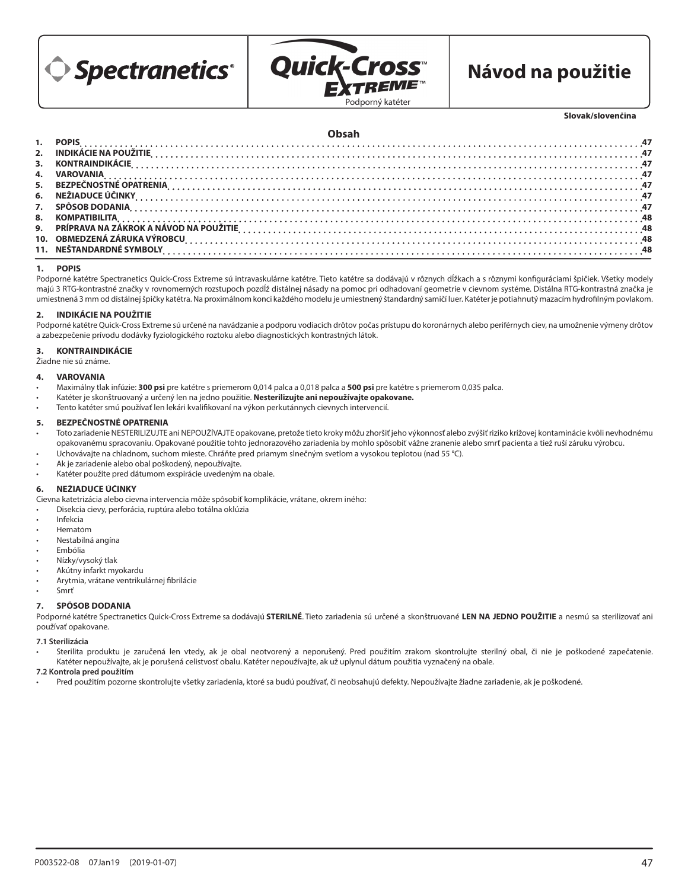Spectranetics®

Quick-Cross™ Extreme™
Podporný katéter

# Návod na použitie

**Slovak/slovenčina**

## Obsah

| | | |
|---|---|---|
| 1. | POPIS | 47 |
| 2. | INDIKÁCIE NA POUŽITIE | 47 |
| 3. | KONTRAINDIKÁCIE | 47 |
| 4. | VAROVANIA | 47 |
| 5. | BEZPEČNOSTNÉ OPATRENIA | 47 |
| 6. | NEŽIADUCE ÚČINKY | 47 |
| 7. | SPÔSOB DODANIA | 47 |
| 8. | KOMPATIBILITA | 48 |
| 9. | PRÍPRAVA NA ZÁKROK A NÁVOD NA POUŽITIE | 48 |
| 10. | OBMEDZENÁ ZÁRUKA VÝROBCU | 48 |
| 11. | NEŠTANDARDNÉ SYMBOLY | 48 |

## 1. POPIS

Podporné katétre Spectranetics Quick-Cross Extreme sú intravaskulárne katétre. Tieto katétre sa dodávajú v rôznych dĺžkach a s rôznymi konfiguráciami špičiek. Všetky modely majú 3 RTG-kontrastné značky v rovnomerných rozstupoch pozdĺž distálnej násady na pomoc pri odhadovaní geometrie v cievnom systéme. Distálna RTG-kontrastná značka je umiestnená 3 mm od distálnej špičky katétra. Na proximálnom konci každého modelu je umiestnený štandardný samičí luer. Katéter je potiahnutý mazacím hydrofilným povlakom.

## 2. INDIKÁCIE NA POUŽITIE

Podporné katétre Quick-Cross Extreme sú určené na navádzanie a podporu vodiacich drôtov počas prístupu do koronárnych alebo periférnych ciev, na umožnenie výmeny drôtov a zabezpečenie prívodu dodávky fyziologického roztoku alebo diagnostických kontrastných látok.

## 3. KONTRAINDIKÁCIE

Žiadne nie sú známe.

## 4. VAROVANIA

- Maximálny tlak infúzie: **300 psi** pre katétre s priemerom 0,014 palca a 0,018 palca a **500 psi** pre katétre s priemerom 0,035 palca.
- Katéter je skonštruovaný a určený len na jedno použitie. **Nesterilizujte ani nepoužívajte opakovane.**
- Tento katéter smú používať len lekári kvalifikovaní na výkon perkutánnych cievnych intervencií.

## 5. BEZPEČNOSTNÉ OPATRENIA

- Toto zariadenie NESTERILIZUJTE ani NEPOUŽÍVAJTE opakovane, pretože tieto kroky môžu zhoršiť jeho výkonnosť alebo zvýšiť riziko krížovej kontaminácie kvôli nevhodnému opakovanému spracovaniu. Opakované použitie tohto jednorazového zariadenia by mohlo spôsobiť vážne zranenie alebo smrť pacienta a tiež ruší záruku výrobcu.
- Uchovávajte na chladnom, suchom mieste. Chráňte pred priamym slnečným svetlom a vysokou teplotou (nad 55 °C).
- Ak je zariadenie alebo obal poškodený, nepoužívajte.
- Katéter použite pred dátumom exspirácie uvedeným na obale.

## 6. NEŽIADUCE ÚČINKY

Cievna katetrizácia alebo cievna intervencia môže spôsobiť komplikácie, vrátane, okrem iného:

- Disekcia cievy, perforácia, ruptúra alebo totálna oklúzia
- Infekcia
- Hematóm
- Nestabilná angína
- Embólia
- Nízky/vysoký tlak
- Akútny infarkt myokardu
- Arytmia, vrátane ventrikulárnej fibrilácie
- Smrť

## 7. SPÔSOB DODANIA

Podporné katétre Spectranetics Quick-Cross Extreme sa dodávajú **STERILNÉ**. Tieto zariadenia sú určené a skonštruované **LEN NA JEDNO POUŽITIE** a nesmú sa sterilizovať ani používať opakovane.

### 7.1 Sterilizácia

- Sterilita produktu je zaručená len vtedy, ak je obal neotvorený a neporušený. Pred použitím zrakom skontrolujte sterilný obal, či nie je poškodené zapečatenie. Katéter nepoužívajte, ak je porušená celistvosť obalu. Katéter nepoužívajte, ak už uplynul dátum použitia vyznačený na obale.

### 7.2 Kontrola pred použitím

- Pred použitím pozorne skontrolujte všetky zariadenia, ktoré sa budú používať, či neobsahujú defekty. Nepoužívajte žiadne zariadenie, ak je poškodené.

P003522-08 07Jan19 (2019-01-07)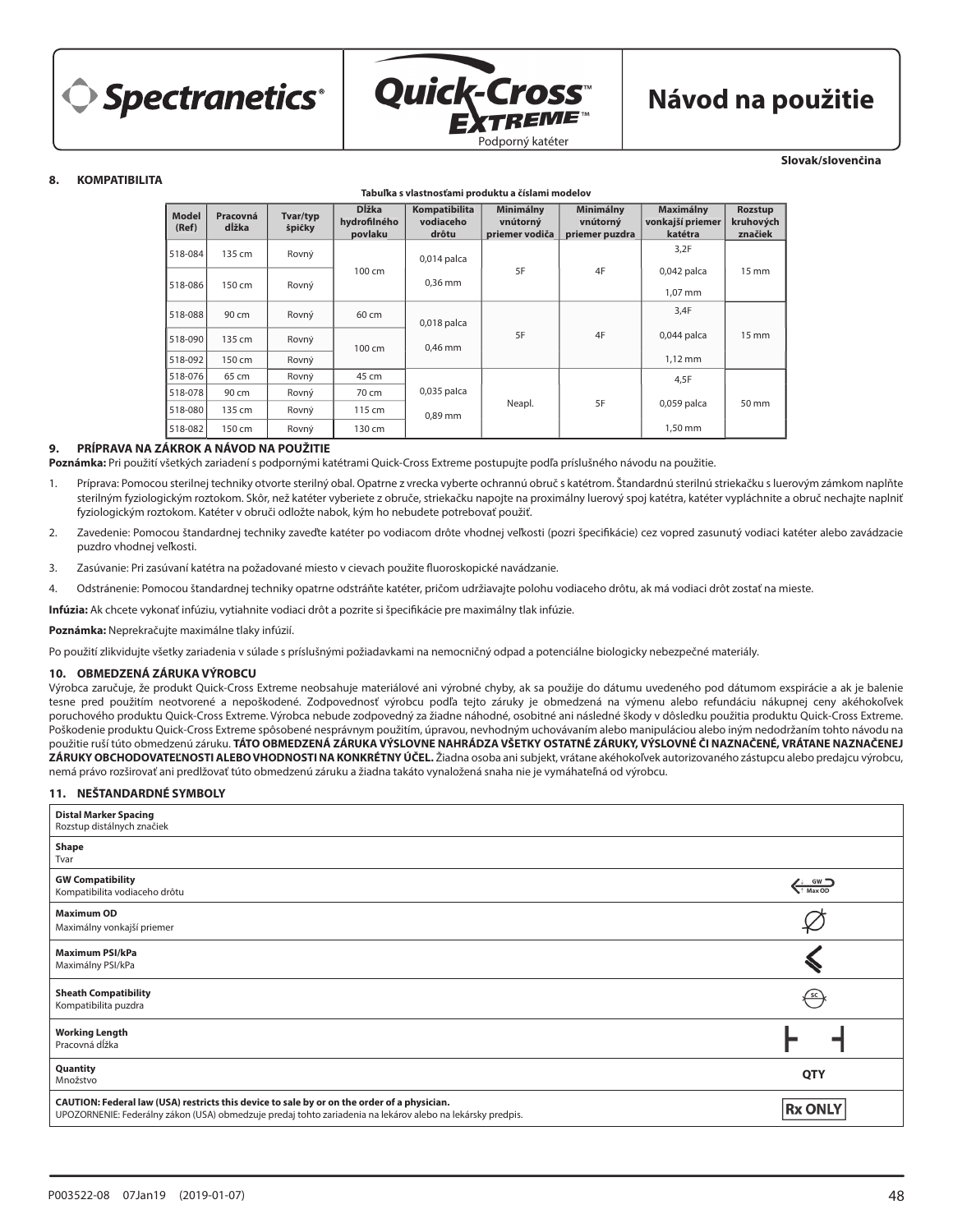**Spectranetics® Quick-Cross™ Extreme™ Podporný katéter**

# Návod na použitie

**Slovak/slovenčina**

## 8. KOMPATIBILITA

**Tabuľka s vlastnosťami produktu a číslami modelov**

| Model (Ref) | Pracovná dĺžka | Tvar/typ špičky | Dĺžka hydrofilného povlaku | Kompatibilita vodiaceho drôtu | Minimálny vnútorný priemer vodiča | Minimálny vnútorný priemer puzdra | Maximálny vonkajší priemer katétra | Rozstup kruhových značiek |
|---|---|---|---|---|---|---|---|---|
| 518-084 | 135 cm | Rovný | 100 cm | 0,014 palca 0,36 mm | 5F | 4F | 3,2F 0,042 palca 1,07 mm | 15 mm |
| 518-086 | 150 cm | Rovný | | | | | | |
| 518-088 | 90 cm | Rovný | 60 cm | 0,018 palca 0,46 mm | 5F | 4F | 3,4F 0,044 palca 1,12 mm | 15 mm |
| 518-090 | 135 cm | Rovný | 100 cm | | | | | |
| 518-092 | 150 cm | Rovný | | | | | | |
| 518-076 | 65 cm | Rovný | 45 cm | 0,035 palca 0,89 mm | Neapl. | 5F | 4,5F 0,059 palca 1,50 mm | 50 mm |
| 518-078 | 90 cm | Rovný | 70 cm | | | | | |
| 518-080 | 135 cm | Rovný | 115 cm | | | | | |
| 518-082 | 150 cm | Rovný | 130 cm | | | | | |

## 9. PRÍPRAVA NA ZÁKROK A NÁVOD NA POUŽITIE

**Poznámka:** Pri použití všetkých zariadení s podpornými katétrami Quick-Cross Extreme postupujte podľa príslušného návodu na použitie.

1. Príprava: Pomocou sterilnej techniky otvorte sterilný obal. Opatrne z vrecka vyberte ochrannú obruč s katétrom. Štandardnú sterilnú striekačku s luerovým zámkom naplňte sterilným fyziologickým roztokom. Skôr, než katéter vyberiete z obruče, striekačku napojte na proximálny luerový spoj katétra, katéter vypláchnite a obruč nechajte naplniť fyziologickým roztokom. Katéter v obruči odložte nabok, kým ho nebudete potrebovať použiť.
2. Zavedenie: Pomocou štandardnej techniky zaveďte katéter po vodiacom drôte vhodnej veľkosti (pozri špecifikácie) cez vopred zasunutý vodiaci katéter alebo zavádzacie puzdro vhodnej veľkosti.
3. Zasúvanie: Pri zasúvaní katétra na požadované miesto v cievach použite fluoroskopické navádzanie.
4. Odstránenie: Pomocou štandardnej techniky opatrne odstráňte katéter, pričom udržiavajte polohu vodiaceho drôtu, ak má vodiaci drôt zostať na mieste.

**Infúzia:** Ak chcete vykonať infúziu, vytiahnite vodiaci drôt a pozrite si špecifikácie pre maximálny tlak infúzie.

**Poznámka:** Neprekračujte maximálne tlaky infúzií.

Po použití zlikvidujte všetky zariadenia v súlade s príslušnými požiadavkami na nemocničný odpad a potenciálne biologicky nebezpečné materiály.

## 10. OBMEDZENÁ ZÁRUKA VÝROBCU

Výrobca zaručuje, že produkt Quick-Cross Extreme neobsahuje materiálové ani výrobné chyby, ak sa použije do dátumu uvedeného pod dátumom exspirácie a ak je balenie tesne pred použitím neotvorené a nepoškodené. Zodpovednosť výrobcu podľa tejto záruky je obmedzená na výmenu alebo refundáciu nákupnej ceny akéhokoľvek poruchového produktu Quick-Cross Extreme. Výrobca nebude zodpovedný za žiadne náhodné, osobitné ani následné škody v dôsledku použitia produktu Quick-Cross Extreme. Poškodenie produktu Quick-Cross Extreme spôsobené nesprávnym použitím, úpravou, nevhodným uchovávaním alebo manipuláciou alebo iným nedodržaním tohto návodu na použitie ruší túto obmedzenú záruku. **TÁTO OBMEDZENÁ ZÁRUKA VÝSLOVNE NAHRÁDZA VŠETKY OSTATNÉ ZÁRUKY, VÝSLOVNÉ ČI NAZNAČENÉ, VRÁTANE NAZNAČENEJ ZÁRUKY OBCHODOVATEĽNOSTI ALEBO VHODNOSTI NA KONKRÉTNY ÚČEL.** Žiadna osoba ani subjekt, vrátane akéhokoľvek autorizovaného zástupcu alebo predajcu výrobcu, nemá právo rozširovať ani predlžovať túto obmedzenú záruku a žiadna takáto vynaložená snaha nie je vymáhateľná od výrobcu.

## 11. NEŠTANDARDNÉ SYMBOLY

| Popis | Symbol |
|---|---|
| **Distal Marker Spacing** Rozstup distálnych značiek | |
| **Shape** Tvar | |
| **GW Compatibility** Kompatibilita vodiaceho drôtu | GW Max OD |
| **Maximum OD** Maximálny vonkajší priemer | ∅ |
| **Maximum PSI/kPa** Maximálny PSI/kPa | |
| **Sheath Compatibility** Kompatibilita puzdra | SC |
| **Working Length** Pracovná dĺžka | |
| **Quantity** Množstvo | QTY |
| **CAUTION: Federal law (USA) restricts this device to sale by or on the order of a physician.** UPOZORNENIE: Federálny zákon (USA) obmedzuje predaj tohto zariadenia na lekárov alebo na lekársky predpis. | Rx ONLY |

P003522-08 07Jan19 (2019-01-07)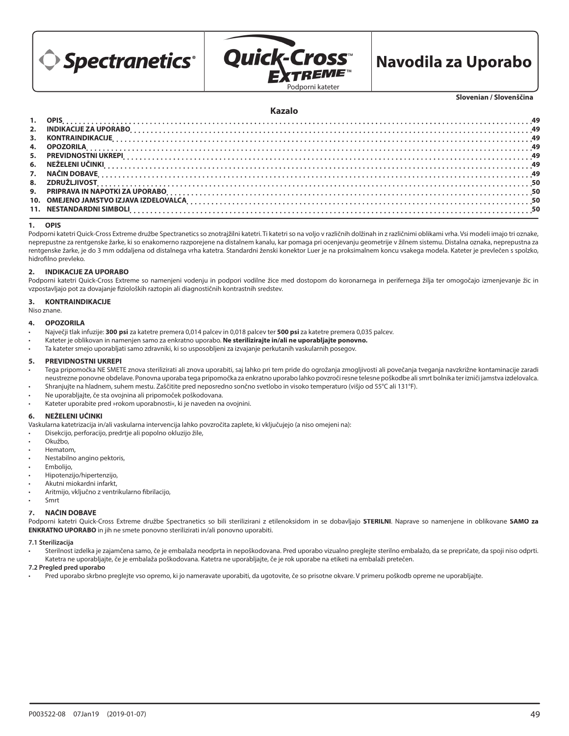Spectranetics®

Quick-Cross™ Extreme™
Podporni kateter

# Navodila za Uporabo

**Slovenian / Slovenščina**

## Kazalo

1. OPIS .......... 49
2. INDIKACIJE ZA UPORABO .......... 49
3. KONTRAINDIKACIJE .......... 49
4. OPOZORILA .......... 49
5. PREVIDNOSTNI UKREPI .......... 49
6. NEŽELENI UČINKI .......... 49
7. NAČIN DOBAVE .......... 49
8. ZDRUŽLJIVOST .......... 50
9. PRIPRAVA IN NAPOTKI ZA UPORABO .......... 50
10. OMEJENO JAMSTVO IZJAVA IZDELOVALCA .......... 50
11. NESTANDARDNI SIMBOLI .......... 50

## 1. OPIS

Podporni katetri Quick-Cross Extreme družbe Spectranetics so znotrajžilni katetri. Ti katetri so na voljo v različnih dolžinah in z različnimi oblikami vrha. Vsi modeli imajo tri oznake, neprepustne za rentgenske žarke, ki so enakomerno razporejene na distalnem kanalu, kar pomaga pri ocenjevanju geometrije v žilnem sistemu. Distalna oznaka, neprepustna za rentgenske žarke, je do 3 mm oddaljena od distalnega vrha katetra. Standardni ženski konektor Luer je na proksimalnem koncu vsakega modela. Kateter je prevlečen s spolzko, hidrofilno prevleko.

## 2. INDIKACIJE ZA UPORABO

Podporni katetri Quick-Cross Extreme so namenjeni vodenju in podpori vodilne žice med dostopom do koronarnega in perifernega žilja ter omogočajo izmenjevanje žic in vzpostavljajo pot za dovajanje fizioloških raztopin ali diagnostičnih kontrastnih sredstev.

## 3. KONTRAINDIKACIJE

Niso znane.

## 4. OPOZORILA

- Največji tlak infuzije: **300 psi** za katetre premera 0,014 palcev in 0,018 palcev ter **500 psi** za katetre premera 0,035 palcev.
- Kateter je oblikovan in namenjen samo za enkratno uporabo. **Ne sterilizirajte in/ali ne uporabljajte ponovno.**
- Ta kateter smejo uporabljati samo zdravniki, ki so usposobljeni za izvajanje perkutanih vaskularnih posegov.

## 5. PREVIDNOSTNI UKREPI

- Tega pripomočka NE SMETE znova sterilizirati ali znova uporabiti, saj lahko pri tem pride do ogrožanja zmogljivosti ali povečanja tveganja navzkrižne kontaminacije zaradi neustrezne ponovne obdelave. Ponovna uporaba tega pripomočka za enkratno uporabo lahko povzroči resne telesne poškodbe ali smrt bolnika ter izniči jamstva izdelovalca.
- Shranjujte na hladnem, suhem mestu. Zaščitite pred neposredno sončno svetlobo in visoko temperaturo (višjo od 55°C ali 131°F).
- Ne uporabljajte, če sta ovojnina ali pripomoček poškodovana.
- Kateter uporabite pred »rokom uporabnosti«, ki je naveden na ovojnini.

## 6. NEŽELENI UČINKI

Vaskularna katetrizacija in/ali vaskularna intervencija lahko povzročita zaplete, ki vključujejo (a niso omejeni na):

- Disekcijo, perforacijo, predrtje ali popolno okluzijo žile,
- Okužbo,
- Hematom,
- Nestabilno angino pektoris,
- Embolijo,
- Hipotenzijo/hipertenzijo,
- Akutni miokardni infarkt,
- Aritmijo, vključno z ventrikularno fibrilacijo,
- Smrt

## 7. NAČIN DOBAVE

Podporni katetri Quick-Cross Extreme družbe Spectranetics so bili sterilizirani z etilenoksidom in se dobavljajo **STERILNI**. Naprave so namenjene in oblikovane **SAMO za ENKRATNO UPORABO** in jih ne smete ponovno sterilizirati in/ali ponovno uporabiti.

### 7.1 Sterilizacija

- Sterilnost izdelka je zajamčena samo, če je embalaža neodprta in nepoškodovana. Pred uporabo vizualno preglejte sterilno embalažo, da se prepričate, da spoji niso odprti. Katetra ne uporabljajte, če je embalaža poškodovana. Katetra ne uporabljajte, če je rok uporabe na etiketi na embalaži pretečen.

### 7.2 Pregled pred uporabo

- Pred uporabo skrbno preglejte vso opremo, ki jo nameravate uporabiti, da ugotovite, če so prisotne okvare. V primeru poškodb opreme ne uporabljajte.

P003522-08 07Jan19 (2019-01-07)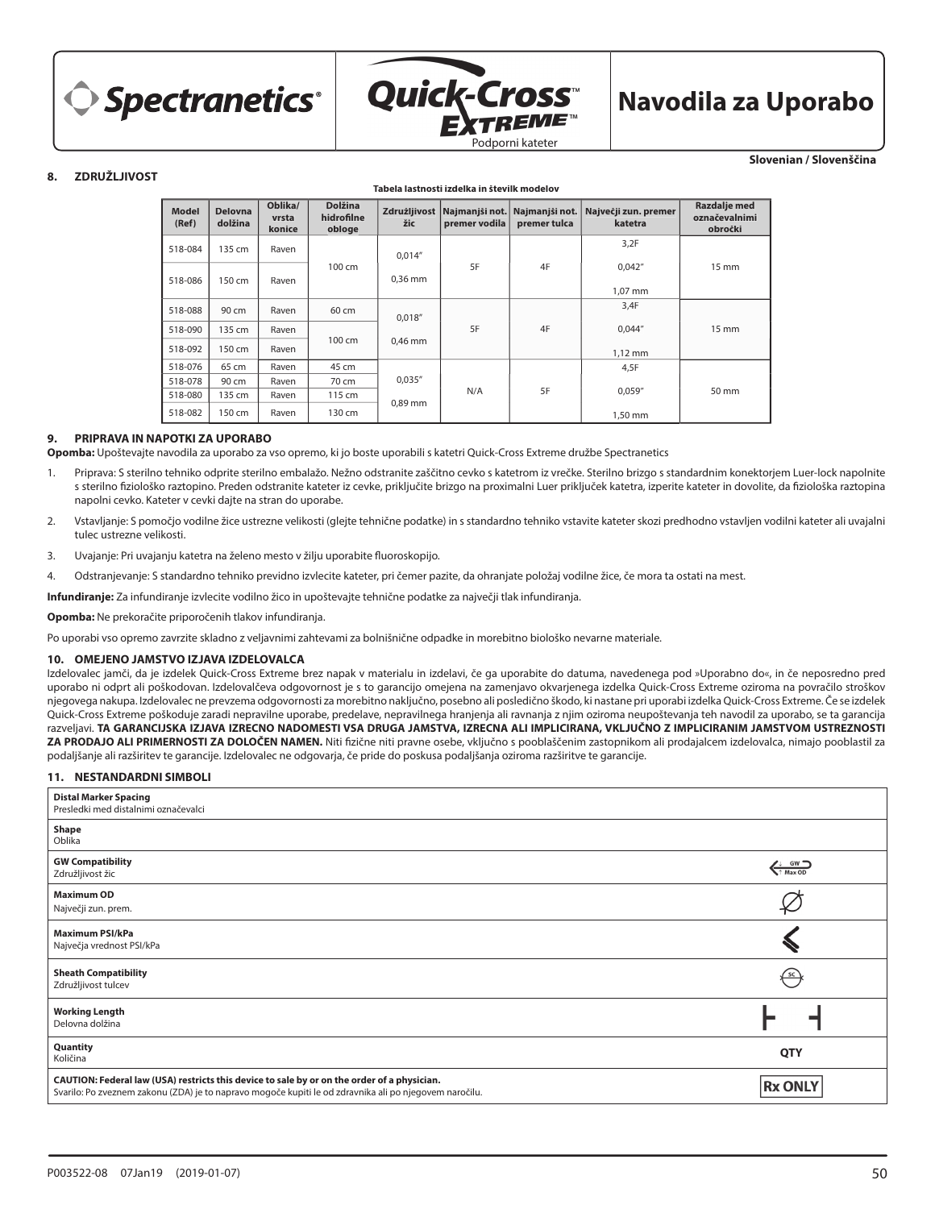# Navodila za Uporabo

Spectranetics® Quick-Cross™ Extreme™ Podporni kateter

**Slovenian / Slovenščina**

## 8. ZDRUŽLJIVOST

**Tabela lastnosti izdelka in števila modelov**

| Model (Ref) | Delovna dolžina | Oblika/ vrsta konice | Dolžina hidrofilne obloge | Združljivost žic | Najmanjši not. premer vodila | Najmanjši not. premer tulca | Največji zun. premer katetra | Razdalje med označevalnimi obročki |
|---|---|---|---|---|---|---|---|---|
| 518-084 | 135 cm | Raven | 100 cm | 0,014″ 0,36 mm | 5F | 4F | 3,2F 0,042″ 1,07 mm | 15 mm |
| 518-086 | 150 cm | Raven | | | | | | |
| 518-088 | 90 cm | Raven | 60 cm | 0,018″ 0,46 mm | 5F | 4F | 3,4F 0,044″ 1,12 mm | 15 mm |
| 518-090 | 135 cm | Raven | 100 cm | | | | | |
| 518-092 | 150 cm | Raven | | | | | | |
| 518-076 | 65 cm | Raven | 45 cm | 0,035″ 0,89 mm | N/A | 5F | 4,5F 0,059″ 1,50 mm | 50 mm |
| 518-078 | 90 cm | Raven | 70 cm | | | | | |
| 518-080 | 135 cm | Raven | 115 cm | | | | | |
| 518-082 | 150 cm | Raven | 130 cm | | | | | |

## 9. PRIPRAVA IN NAPOTKI ZA UPORABO

**Opomba:** Upoštevajte navodila za uporabo za vso opremo, ki jo boste uporabili s katetri Quick-Cross Extreme družbe Spectranetics

1. Priprava: S sterilno tehniko odprite sterilno embalažo. Nežno odstranite zaščitno cevko s katetrom iz vrečke. Sterilno brizgo s standardnim konektorjem Luer-lock napolnite s sterilno fiziološko raztopino. Preden odstranite kateter iz cevke, priključite brizgo na proksimalni Luer priključek katetra, izperite kateter in dovolite, da fiziološka raztopina napolni cevko. Kateter v cevki dajte na stran do uporabe.
2. Vstavljanje: S pomočjo vodilne žice ustrezne velikosti (glejte tehnične podatke) in s standardno tehniko vstavite kateter skozi predhodno vstavljen vodilni kateter ali uvajalni tulec ustrezne velikosti.
3. Uvajanje: Pri uvajanju katetra na želeno mesto v žilju uporabite fluoroskopijo.
4. Odstranjevanje: S standardno tehniko previdno izvlecite kateter, pri čemer pazite, da ohranjate položaj vodilne žice, če mora ta ostati na mest.

**Infundiranje:** Za infundiranje izvlecite vodilno žico in upoštevajte tehnične podatke za največji tlak infundiranja.

**Opomba:** Ne prekoračite priporočenih tlakov infundiranja.

Po uporabi vso opremo zavrzite skladno z veljavnimi zahtevami za bolnišnične odpadke in morebitno biološko nevarne materiale.

## 10. OMEJENO JAMSTVO IZJAVA IZDELOVALCA

Izdelovalec jamči, da je izdelek Quick-Cross Extreme brez napak v materialu in izdelavi, če ga uporabite do datuma, navedenega pod »Uporabno do«, in če neposredno pred uporabo ni odprt ali poškodovan. Izdelovalčeva odgovornost je s to garancijo omejena na zamenjavo okvarjenega izdelka Quick-Cross Extreme oziroma na povračilo stroškov njegovega nakupa. Izdelovalec ne prevzema odgovornosti za morebitno naključno, posebno ali posledično škodo, ki nastane pri uporabi izdelka Quick-Cross Extreme. Če se izdelek Quick-Cross Extreme poškoduje zaradi nepravilne uporabe, predelave, nepravilnega hranjenja ali ravnanja z njim oziroma neupoštevanja teh navodil za uporabo, se ta garancija razveljavi. **TA GARANCIJSKA IZJAVA IZRECNO NADOMESTI VSA DRUGA JAMSTVA, IZRECNA ALI IMPLICIRANA, VKLJUČNO Z IMPLICIRANIM JAMSTVOM USTREZNOSTI ZA PRODAJO ALI PRIMERNOSTI ZA DOLOČEN NAMEN.** Niti fizične niti pravne osebe, vključno s pooblaščenim zastopnikom ali prodajalcem izdelovalca, nimajo pooblastil za podaljšanje ali razširitev te garancije. Izdelovalec ne odgovarja, če pride do poskusa podaljšanja oziroma razširitve te garancije.

## 11. NESTANDARDNI SIMBOLI

| Simbol | |
|---|---|
| **Distal Marker Spacing** Presledki med distalnimi označevalci | |
| **Shape** Oblika | |
| **GW Compatibility** Združljivost žic | GW Max OD |
| **Maximum OD** Največji zun. prem. | ∅ |
| **Maximum PSI/kPa** Največja vrednost PSI/kPa | |
| **Sheath Compatibility** Združljivost tulcev | SC |
| **Working Length** Delovna dolžina | |
| **Quantity** Količina | QTY |
| **CAUTION: Federal law (USA) restricts this device to sale by or on the order of a physician.** Svarilo: Po zveznem zakonu (ZDA) je to napravo mogoče kupiti le od zdravnika ali po njegovem naročilu. | Rx ONLY |

P003522-08 07Jan19 (2019-01-07)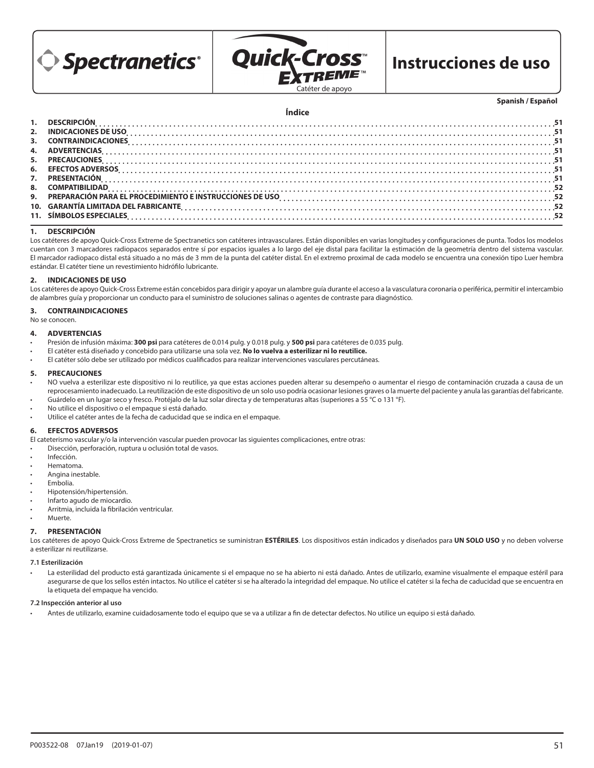Spectranetics®

Quick-Cross™ Extreme™

Catéter de apoyo

# Instrucciones de uso

**Spanish / Español**

## Índice

1. DESCRIPCIÓN ... 51
2. INDICACIONES DE USO ... 51
3. CONTRAINDICACIONES ... 51
4. ADVERTENCIAS ... 51
5. PRECAUCIONES ... 51
6. EFECTOS ADVERSOS ... 51
7. PRESENTACIÓN ... 51
8. COMPATIBILIDAD ... 52
9. PREPARACIÓN PARA EL PROCEDIMIENTO E INSTRUCCIONES DE USO ... 52
10. GARANTÍA LIMITADA DEL FABRICANTE ... 52
11. SÍMBOLOS ESPECIALES ... 52

## 1. DESCRIPCIÓN

Los catéteres de apoyo Quick-Cross Extreme de Spectranetics son catéteres intravasculares. Están disponibles en varias longitudes y configuraciones de punta. Todos los modelos cuentan con 3 marcadores radiopacos separados entre sí por espacios iguales a lo largo del eje distal para facilitar la estimación de la geometría dentro del sistema vascular. El marcador radiopaco distal está situado a no más de 3 mm de la punta del catéter distal. En el extremo proximal de cada modelo se encuentra una conexión tipo Luer hembra estándar. El catéter tiene un revestimiento hidrófilo lubricante.

## 2. INDICACIONES DE USO

Los catéteres de apoyo Quick-Cross Extreme están concebidos para dirigir y apoyar un alambre guía durante el acceso a la vasculatura coronaria o periférica, permitir el intercambio de alambres guía y proporcionar un conducto para el suministro de soluciones salinas o agentes de contraste para diagnóstico.

## 3. CONTRAINDICACIONES

No se conocen.

## 4. ADVERTENCIAS

- Presión de infusión máxima: **300 psi** para catéteres de 0.014 pulg. y 0.018 pulg. y **500 psi** para catéteres de 0.035 pulg.
- El catéter está diseñado y concebido para utilizarse una sola vez. **No lo vuelva a esterilizar ni lo reutilice.**
- El catéter sólo debe ser utilizado por médicos cualificados para realizar intervenciones vasculares percutáneas.

## 5. PRECAUCIONES

- NO vuelva a esterilizar este dispositivo ni lo reutilice, ya que estas acciones pueden alterar su desempeño o aumentar el riesgo de contaminación cruzada a causa de un reprocesamiento inadecuado. La reutilización de este dispositivo de un solo uso podría ocasionar lesiones graves o la muerte del paciente y anula las garantías del fabricante.
- Guárdelo en un lugar seco y fresco. Protéjalo de la luz solar directa y de temperaturas altas (superiores a 55 °C o 131 °F).
- No utilice el dispositivo o el empaque si está dañado.
- Utilice el catéter antes de la fecha de caducidad que se indica en el empaque.

## 6. EFECTOS ADVERSOS

El cateterismo vascular y/o la intervención vascular pueden provocar las siguientes complicaciones, entre otras:

- Disección, perforación, ruptura u oclusión total de vasos.
- Infección.
- Hematoma.
- Angina inestable.
- Embolia.
- Hipotensión/hipertensión.
- Infarto agudo de miocardio.
- Arritmia, incluida la fibrilación ventricular.
- Muerte.

## 7. PRESENTACIÓN

Los catéteres de apoyo Quick-Cross Extreme de Spectranetics se suministran **ESTÉRILES**. Los dispositivos están indicados y diseñados para **UN SOLO USO** y no deben volverse a esterilizar ni reutilizarse.

### 7.1 Esterilización

- La esterilidad del producto está garantizada únicamente si el empaque no se ha abierto ni está dañado. Antes de utilizarlo, examine visualmente el empaque estéril para asegurarse de que los sellos estén intactos. No utilice el catéter si se ha alterado la integridad del empaque. No utilice el catéter si la fecha de caducidad que se encuentra en la etiqueta del empaque ha vencido.

### 7.2 Inspección anterior al uso

- Antes de utilizarlo, examine cuidadosamente todo el equipo que se va a utilizar a fin de detectar defectos. No utilice un equipo si está dañado.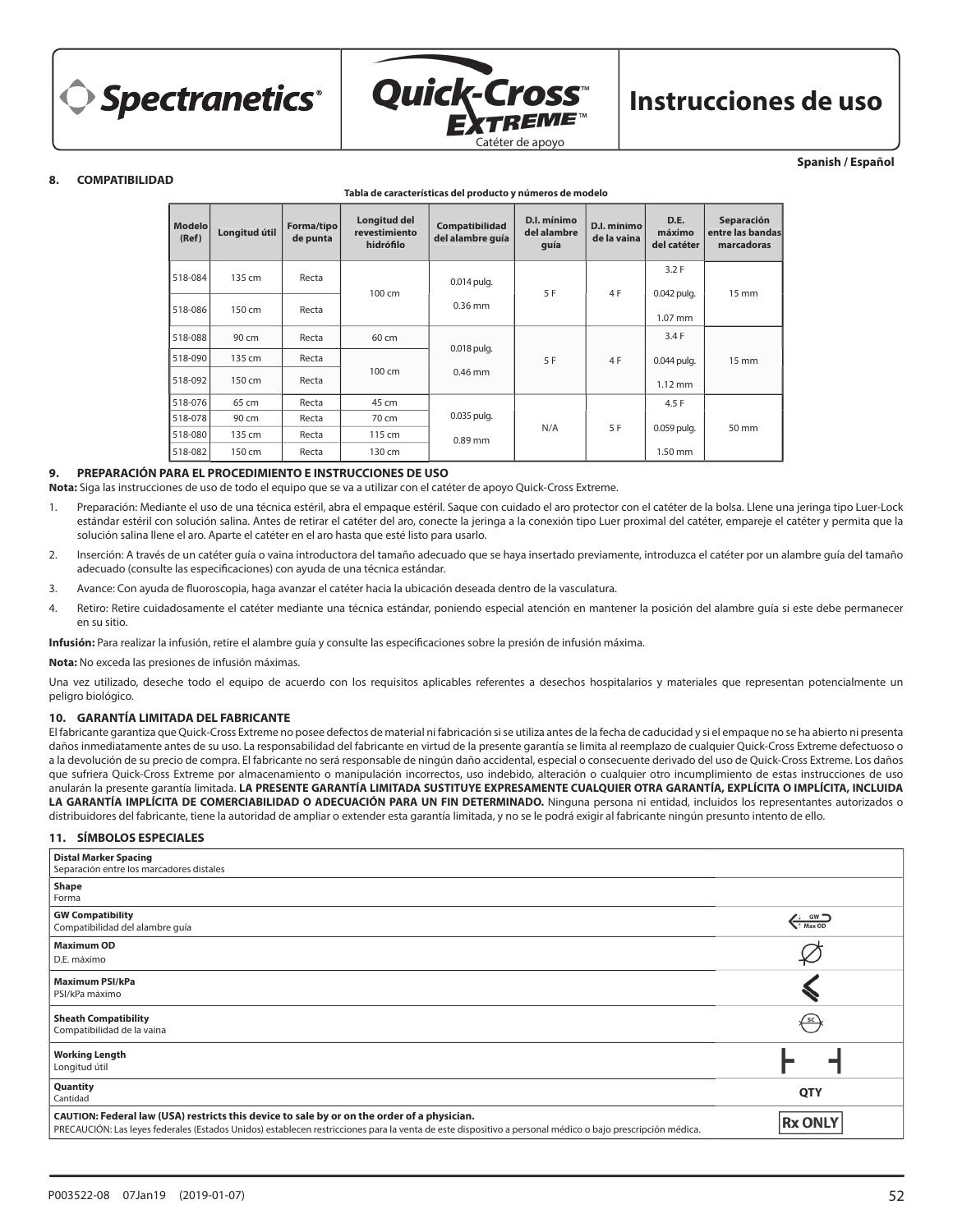Spanish / Español

## 8. COMPATIBILIDAD

**Tabla de características del producto y números de modelo**

| Modelo (Ref) | Longitud útil | Forma/tipo de punta | Longitud del revestimiento hidrófilo | Compatibilidad del alambre guía | D.I. mínimo del alambre guía | D.I. mínimo de la vaina | D.E. máximo del catéter | Separación entre las bandas marcadoras |
|---|---|---|---|---|---|---|---|---|
| 518-084 | 135 cm | Recta | 100 cm | 0.014 pulg. 0.36 mm | 5 F | 4 F | 3.2 F 0.042 pulg. 1.07 mm | 15 mm |
| 518-086 | 150 cm | Recta | | | | | | |
| 518-088 | 90 cm | Recta | 60 cm | 0.018 pulg. 0.46 mm | 5 F | 4 F | 3.4 F 0.044 pulg. 1.12 mm | 15 mm |
| 518-090 | 135 cm | Recta | 100 cm | | | | | |
| 518-092 | 150 cm | Recta | | | | | | |
| 518-076 | 65 cm | Recta | 45 cm | 0.035 pulg. 0.89 mm | N/A | 5 F | 4.5 F 0.059 pulg. 1.50 mm | 50 mm |
| 518-078 | 90 cm | Recta | 70 cm | | | | | |
| 518-080 | 135 cm | Recta | 115 cm | | | | | |
| 518-082 | 150 cm | Recta | 130 cm | | | | | |

## 9. PREPARACIÓN PARA EL PROCEDIMIENTO E INSTRUCCIONES DE USO

**Nota:** Siga las instrucciones de uso de todo el equipo que se va a utilizar con el catéter de apoyo Quick-Cross Extreme.

1. Preparación: Mediante el uso de una técnica estéril, abra el empaque estéril. Saque con cuidado el aro protector con el catéter de la bolsa. Llene una jeringa tipo Luer-Lock estándar estéril con solución salina. Antes de retirar el catéter del aro, conecte la jeringa a la conexión tipo Luer proximal del catéter, empareje el catéter y permita que la solución salina llene el aro. Aparte el catéter en el aro hasta que esté listo para usarlo.
2. Inserción: A través de un catéter guía o vaina introductora del tamaño adecuado que se haya insertado previamente, introduzca el catéter por un alambre guía del tamaño adecuado (consulte las especificaciones) con ayuda de una técnica estándar.
3. Avance: Con ayuda de fluoroscopia, haga avanzar el catéter hacia la ubicación deseada dentro de la vasculatura.
4. Retiro: Retire cuidadosamente el catéter mediante una técnica estándar, poniendo especial atención en mantener la posición del alambre guía si este debe permanecer en su sitio.

**Infusión:** Para realizar la infusión, retire el alambre guía y consulte las especificaciones sobre la presión de infusión máxima.

**Nota:** No exceda las presiones de infusión máximas.

Una vez utilizado, deseche todo el equipo de acuerdo con los requisitos aplicables referentes a desechos hospitalarios y materiales que representan potencialmente un peligro biológico.

## 10. GARANTÍA LIMITADA DEL FABRICANTE

El fabricante garantiza que Quick-Cross Extreme no posee defectos de material ni fabricación si se utiliza antes de la fecha de caducidad y si el empaque no se ha abierto ni presenta daños inmediatamente antes de su uso. La responsabilidad del fabricante en virtud de la presente garantía se limita al reemplazo de cualquier Quick-Cross Extreme defectuoso o a la devolución de su precio de compra. El fabricante no será responsable de ningún daño accidental, especial o consecuente derivado del uso de Quick-Cross Extreme. Los daños que sufriera Quick-Cross Extreme por almacenamiento o manipulación incorrectos, uso indebido, alteración o cualquier otro incumplimiento de estas instrucciones de uso anularán la presente garantía limitada. **LA PRESENTE GARANTÍA LIMITADA SUSTITUYE EXPRESAMENTE CUALQUIER OTRA GARANTÍA, EXPLÍCITA O IMPLÍCITA, INCLUIDA LA GARANTÍA IMPLÍCITA DE COMERCIABILIDAD O ADECUACIÓN PARA UN FIN DETERMINADO.** Ninguna persona ni entidad, incluidos los representantes autorizados o distribuidores del fabricante, tiene la autoridad de ampliar o extender esta garantía limitada, y no se le podrá exigir al fabricante ningún presunto intento de ello.

## 11. SÍMBOLOS ESPECIALES

| Símbolo | |
|---|---|
| **Distal Marker Spacing** Separación entre los marcadores distales | |
| **Shape** Forma | |
| **GW Compatibility** Compatibilidad del alambre guía | GW Max OD |
| **Maximum OD** D.E. máximo | |
| **Maximum PSI/kPa** PSI/kPa máximo | |
| **Sheath Compatibility** Compatibilidad de la vaina | SC |
| **Working Length** Longitud útil | |
| **Quantity** Cantidad | QTY |
| **CAUTION: Federal law (USA) restricts this device to sale by or on the order of a physician.** PRECAUCIÓN: Las leyes federales (Estados Unidos) establecen restricciones para la venta de este dispositivo a personal médico o bajo prescripción médica. | Rx ONLY |

P003522-08 07Jan19 (2019-01-07)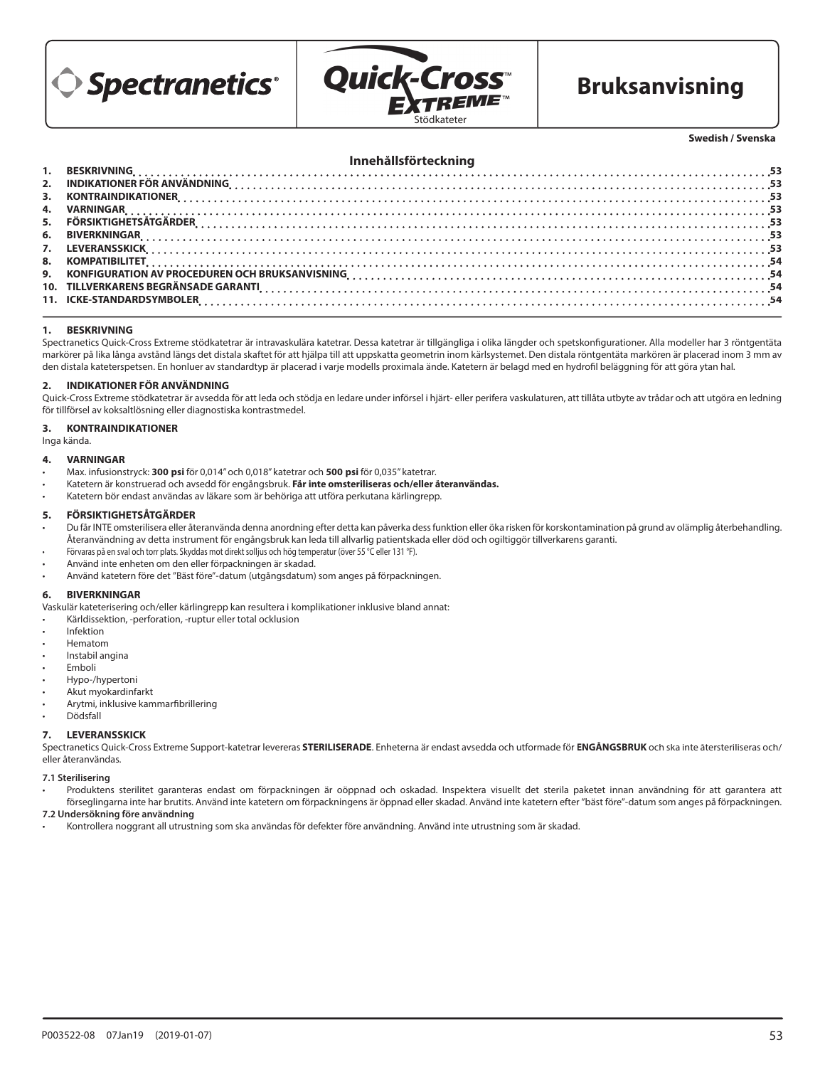Spectranetics®

Quick-Cross™ EXTREME™ Stödkateter

# Bruksanvisning

Swedish / Svenska

## Innehållsförteckning

1. BESKRIVNING ... 53
2. INDIKATIONER FÖR ANVÄNDNING ... 53
3. KONTRAINDIKATIONER ... 53
4. VARNINGAR ... 53
5. FÖRSIKTIGHETSÅTGÄRDER ... 53
6. BIVERKNINGAR ... 53
7. LEVERANSSKICK ... 53
8. KOMPATIBILITET ... 54
9. KONFIGURATION AV PROCEDUREN OCH BRUKSANVISNING ... 54
10. TILLVERKARENS BEGRÄNSADE GARANTI ... 54
11. ICKE-STANDARDSYMBOLER ... 54

## 1. BESKRIVNING

Spectranetics Quick-Cross Extreme stödkatetrar är intravaskulära katetrar. Dessa katetrar är tillgängliga i olika längder och spetskonfigurationer. Alla modeller har 3 röntgentäta markörer på lika långa avstånd längs det distala skaftet för att hjälpa till att uppskatta geometrin inom kärlsystemet. Den distala röntgentäta markören är placerad inom 3 mm av den distala kateterspetsen. En honluer av standardtyp är placerad i varje modells proximala ände. Katetern är belagd med en hydrofil beläggning för att göra ytan hal.

## 2. INDIKATIONER FÖR ANVÄNDNING

Quick-Cross Extreme stödkatetrar är avsedda för att leda och stödja en ledare under införsel i hjärt- eller perifera vaskulaturen, att tillåta utbyte av trådar och att utgöra en ledning för tillförsel av koksaltlösning eller diagnostiska kontrastmedel.

## 3. KONTRAINDIKATIONER

Inga kända.

## 4. VARNINGAR

- Max. infusionstryck: **300 psi** för 0,014" och 0,018" katetrar och **500 psi** för 0,035" katetrar.
- Katetern är konstruerad och avsedd för engångsbruk. **Får inte omsteriliseras och/eller återanvändas.**
- Katetern bör endast användas av läkare som är behöriga att utföra perkutana kärlingrepp.

## 5. FÖRSIKTIGHETSÅTGÄRDER

- Du får INTE omsterilisera eller återanvända denna anordning efter detta kan påverka dess funktion eller öka risken för korskontamination på grund av olämplig återbehandling. Återanvändning av detta instrument för engångsbruk kan leda till allvarlig patientskada eller död och ogiltiggör tillverkarens garanti.
- Förvaras på en sval och torr plats. Skyddas mot direkt solljus och hög temperatur (över 55 °C eller 131 °F).
- Använd inte enheten om den eller förpackningen är skadad.
- Använd katetern före det "Bäst före"-datum (utgångsdatum) som anges på förpackningen.

## 6. BIVERKNINGAR

Vaskulär kateterisering och/eller kärlingrepp kan resultera i komplikationer inklusive bland annat:

- Kärldissektion, -perforation, -ruptur eller total ocklusion
- Infektion
- Hematom
- Instabil angina
- Emboli
- Hypo-/hypertoni
- Akut myokardinfarkt
- Arytmi, inklusive kammarfibrillering
- Dödsfall

## 7. LEVERANSSKICK

Spectranetics Quick-Cross Extreme Support-katetrar levereras **STERILISERADE**. Enheterna är endast avsedda och utformade för **ENGÅNGSBRUK** och ska inte återsteriliseras och/eller återanvändas.

### 7.1 Sterilisering

- Produktens sterilitet garanteras endast om förpackningen är oöppnad och oskadad. Inspektera visuellt det sterila paketet innan användning för att garantera att förseglingarna inte har brutits. Använd inte katetern om förpackningens är öppnad eller skadad. Använd inte katetern efter "bäst före"-datum som anges på förpackningen.

### 7.2 Undersökning före användning

- Kontrollera noggrant all utrustning som ska användas för defekter före användning. Använd inte utrustning som är skadad.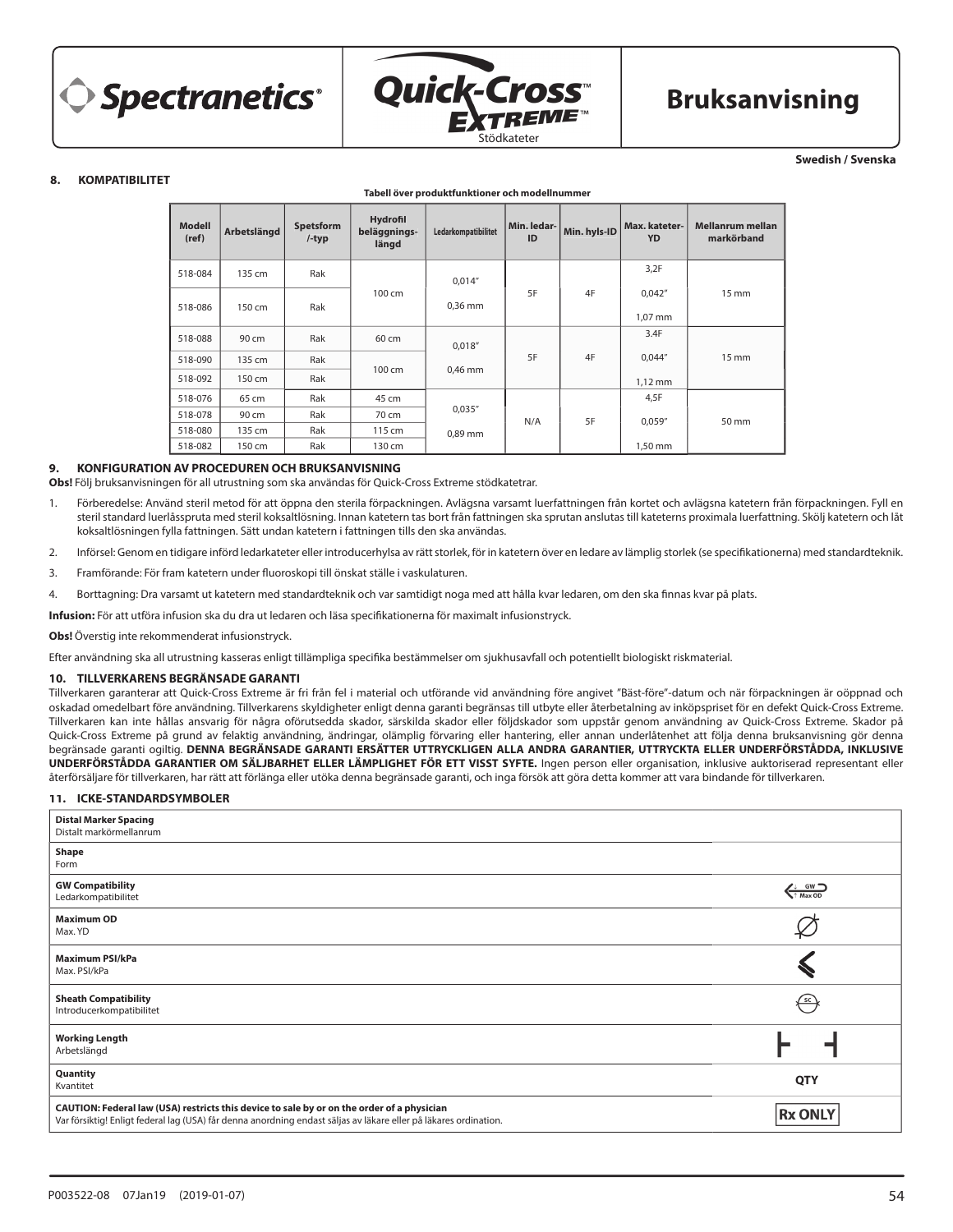Spectranetics® | Quick-Cross™ EXTREME™ Stödkateter | **Bruksanvisning**

Swedish / Svenska

## 8. KOMPATIBILITET

**Tabell över produktfunktioner och modellnummer**

| Modell (ref) | Arbetslängd | Spetsform /-typ | Hydrofil beläggnings-längd | Ledarkompatibilitet | Min. ledar-ID | Min. hyls-ID | Max. kateter-YD | Mellanrum mellan markörband |
|---|---|---|---|---|---|---|---|---|
| 518-084 | 135 cm | Rak | 100 cm | 0,014″ 0,36 mm | 5F | 4F | 3,2F 0,042″ 1,07 mm | 15 mm |
| 518-086 | 150 cm | Rak | | | | | | |
| 518-088 | 90 cm | Rak | 60 cm | 0,018″ 0,46 mm | 5F | 4F | 3.4F 0,044″ 1,12 mm | 15 mm |
| 518-090 | 135 cm | Rak | 100 cm | | | | | |
| 518-092 | 150 cm | Rak | | | | | | |
| 518-076 | 65 cm | Rak | 45 cm | 0,035″ 0,89 mm | N/A | 5F | 4,5F 0,059″ 1,50 mm | 50 mm |
| 518-078 | 90 cm | Rak | 70 cm | | | | | |
| 518-080 | 135 cm | Rak | 115 cm | | | | | |
| 518-082 | 150 cm | Rak | 130 cm | | | | | |

## 9. KONFIGURATION AV PROCEDUREN OCH BRUKSANVISNING

**Obs!** Följ bruksanvisningen för all utrustning som ska användas för Quick-Cross Extreme stödkatetrar.

1. Förberedelse: Använd steril metod för att öppna den sterila förpackningen. Avlägsna varsamt luerfattningen från kortet och avlägsna katetern från förpackningen. Fyll en steril standard luerlåsspruta med steril koksaltlösning. Innan katetern tas bort från fattningen ska sprutan anslutas till kateterns proximala luerfattning. Skölj katetern och låt koksaltlösningen fylla fattningen. Sätt undan katetern i fattningen tills den ska användas.
2. Införsel: Genom en tidigare införd ledarkateter eller introducerhylsa av rätt storlek, för in katetern över en ledare av lämplig storlek (se specifikationerna) med standardteknik.
3. Framförande: För fram katetern under fluoroskopi till önskat ställe i vaskulaturen.
4. Borttagning: Dra varsamt ut katetern med standardteknik och var samtidigt noga med att hålla kvar ledaren, om den ska finnas kvar på plats.

**Infusion:** För att utföra infusion ska du dra ut ledaren och läsa specifikationerna för maximalt infusionstryck.

**Obs!** Överstig inte rekommenderat infusionstryck.

Efter användning ska all utrustning kasseras enligt tillämpliga specifika bestämmelser om sjukhusavfall och potentiellt biologiskt riskmaterial.

## 10. TILLVERKARENS BEGRÄNSADE GARANTI

Tillverkaren garanterar att Quick-Cross Extreme är fri från fel i material och utförande vid användning före angivet "Bäst-före"-datum och när förpackningen är oöppnad och oskadad omedelbart före användning. Tillverkarens skyldigheter enligt denna garanti begränsas till utbyte eller återbetalning av inköpspriset för en defekt Quick-Cross Extreme. Tillverkaren kan inte hållas ansvarig för några oförutsedda skador, särskilda skador eller följdskador som uppstår genom användning av Quick-Cross Extreme. Skador på Quick-Cross Extreme på grund av felaktig användning, ändringar, olämplig förvaring eller hantering, eller annan underlåtenhet att följa denna bruksanvisning gör denna begränsade garanti ogiltig. **DENNA BEGRÄNSADE GARANTI ERSÄTTER UTTRYCKLIGEN ALLA ANDRA GARANTIER, UTTRYCKTA ELLER UNDERFÖRSTÅDDA, INKLUSIVE UNDERFÖRSTÅDDA GARANTIER OM SÄLJBARHET ELLER LÄMPLIGHET FÖR ETT VISST SYFTE.** Ingen person eller organisation, inklusive auktoriserad representant eller återförsäljare för tillverkaren, har rätt att förlänga eller utöka denna begränsade garanti, och inga försök att göra detta kommer att vara bindande för tillverkaren.

## 11. ICKE-STANDARDSYMBOLER

| Symbol | |
|---|---|
| **Distal Marker Spacing**<br>Distalt markörmellanrum | |
| **Shape**<br>Form | |
| **GW Compatibility**<br>Ledarkompatibilitet | GW Max OD |
| **Maximum OD**<br>Max. YD | |
| **Maximum PSI/kPa**<br>Max. PSI/kPa | |
| **Sheath Compatibility**<br>Introducerkompatibilitet | SC |
| **Working Length**<br>Arbetslängd | |
| **Quantity**<br>Kvantitet | QTY |
| **CAUTION: Federal law (USA) restricts this device to sale by or on the order of a physician**<br>Var försiktig! Enligt federal lag (USA) får denna anordning endast säljas av läkare eller på läkares ordination. | Rx ONLY |

P003522-08 07Jan19 (2019-01-07)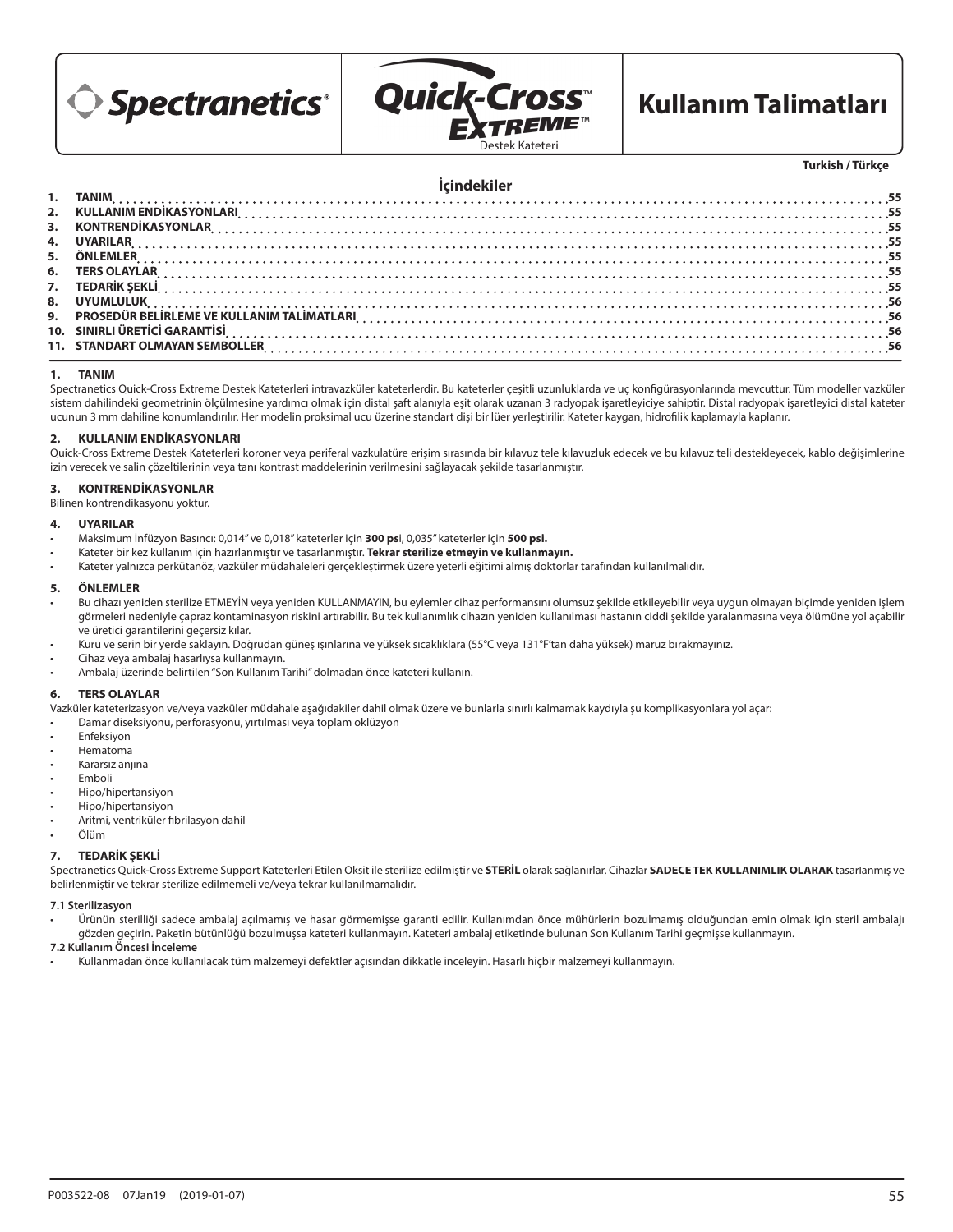Spectranetics®

Quick-Cross™ EXTREME™
Destek Kateteri

# Kullanım Talimatları

**Turkish / Türkçe**

## İçindekiler

| | | |
|---|---|---|
| 1. | TANIM | 55 |
| 2. | KULLANIM ENDİKASYONLARI | 55 |
| 3. | KONTRENDİKASYONLAR | 55 |
| 4. | UYARILAR | 55 |
| 5. | ÖNLEMLER | 55 |
| 6. | TERS OLAYLAR | 55 |
| 7. | TEDARİK ŞEKLİ | 55 |
| 8. | UYUMLULUK | 56 |
| 9. | PROSEDÜR BELİRLEME VE KULLANIM TALİMATLARI | 56 |
| 10. | SINIRLI ÜRETİCİ GARANTİSİ | 56 |
| 11. | STANDART OLMAYAN SEMBOLLER | 56 |

## 1. TANIM

Spectranetics Quick-Cross Extreme Destek Kateterleri intravazküler kateterlerdir. Bu kateterler çeşitli uzunluklarda ve uç konfigürasyonlarında mevcuttur. Tüm modeller vazküler sistem dahilindeki geometrinin ölçülmesine yardımcı olmak için distal şaft alanıyla eşit olarak uzanan 3 radyopak işaretleyiciye sahiptir. Distal radyopak işaretleyici distal kateter ucunun 3 mm dahiline konumlandırılır. Her modelin proksimal ucu üzerine standart dişi bir lüer yerleştirilir. Kateter kaygan, hidrofilik kaplamayla kaplanır.

## 2. KULLANIM ENDİKASYONLARI

Quick-Cross Extreme Destek Kateterleri koroner veya periferal vazkulatüre erişim sırasında bir kılavuz tele kılavuzluk edecek ve bu kılavuz teli destekleyecek, kablo değişimlerine izin verecek ve salin çözeltilerinin veya tanı kontrast maddelerinin verilmesini sağlayacak şekilde tasarlanmıştır.

## 3. KONTRENDİKASYONLAR

Bilinen kontrendikasyonu yoktur.

## 4. UYARILAR

- Maksimum İnfüzyon Basıncı: 0,014" ve 0,018" kateterler için **300 ps**i, 0,035" kateterler için **500 psi.**
- Kateter bir kez kullanım için hazırlanmıştır ve tasarlanmıştır. **Tekrar sterilize etmeyin ve kullanmayın.**
- Kateter yalnızca perkütanöz, vazküler müdahaleleri gerçekleştirmek üzere yeterli eğitimi almış doktorlar tarafından kullanılmalıdır.

## 5. ÖNLEMLER

- Bu cihazı yeniden sterilize ETMEYİN veya yeniden KULLANMAYIN, bu eylemler cihaz performansını olumsuz şekilde etkileyebilir veya uygun olmayan biçimde yeniden işlem görmeleri nedeniyle çapraz kontaminasyon riskini artırabilir. Bu tek kullanımlık cihazın yeniden kullanılması hastanın ciddi şekilde yaralanmasına veya ölümüne yol açabilir ve üretici garantilerini geçersiz kılar.
- Kuru ve serin bir yerde saklayın. Doğrudan güneş ışınlarına ve yüksek sıcaklıklara (55°C veya 131°F'tan daha yüksek) maruz bırakmayınız.
- Cihaz veya ambalaj hasarlıysa kullanmayın.
- Ambalaj üzerinde belirtilen "Son Kullanım Tarihi" dolmadan önce kateteri kullanın.

## 6. TERS OLAYLAR

Vazküler kateterizasyon ve/veya vazküler müdahale aşağıdakiler dahil olmak üzere ve bunlarla sınırlı kalmamak kaydıyla şu komplikasyonlara yol açar:

- Damar diseksiyonu, perforasyonu, yırtılması veya toplam oklüzyon
- Enfeksiyon
- Hematoma
- Kararsız anjina
- Emboli
- Hipo/hipertansiyon
- Hipo/hipertansiyon
- Aritmi, ventriküler fibrilasyon dahil
- Ölüm

## 7. TEDARİK ŞEKLİ

Spectranetics Quick-Cross Extreme Support Kateterleri Etilen Oksit ile sterilize edilmiştir ve **STERİL** olarak sağlanırlar. Cihazlar **SADECE TEK KULLANIMLIK OLARAK** tasarlanmış ve belirlenmiştir ve tekrar sterilize edilmemeli ve/veya tekrar kullanılmamalıdır.

### 7.1 Sterilizasyon

- Ürünün sterilliği sadece ambalaj açılmamış ve hasar görmemişse garanti edilir. Kullanımdan önce mühürlerin bozulmamış olduğundan emin olmak için steril ambalajı gözden geçirin. Paketin bütünlüğü bozulmuşsa kateteri kullanmayın. Kateteri ambalaj etiketinde bulunan Son Kullanım Tarihi geçmişse kullanmayın.

### 7.2 Kullanım Öncesi İnceleme

- Kullanmadan önce kullanılacak tüm malzemeyi defektler açısından dikkatle inceleyin. Hasarlı hiçbir malzemeyi kullanmayın.

P003522-08 07Jan19 (2019-01-07)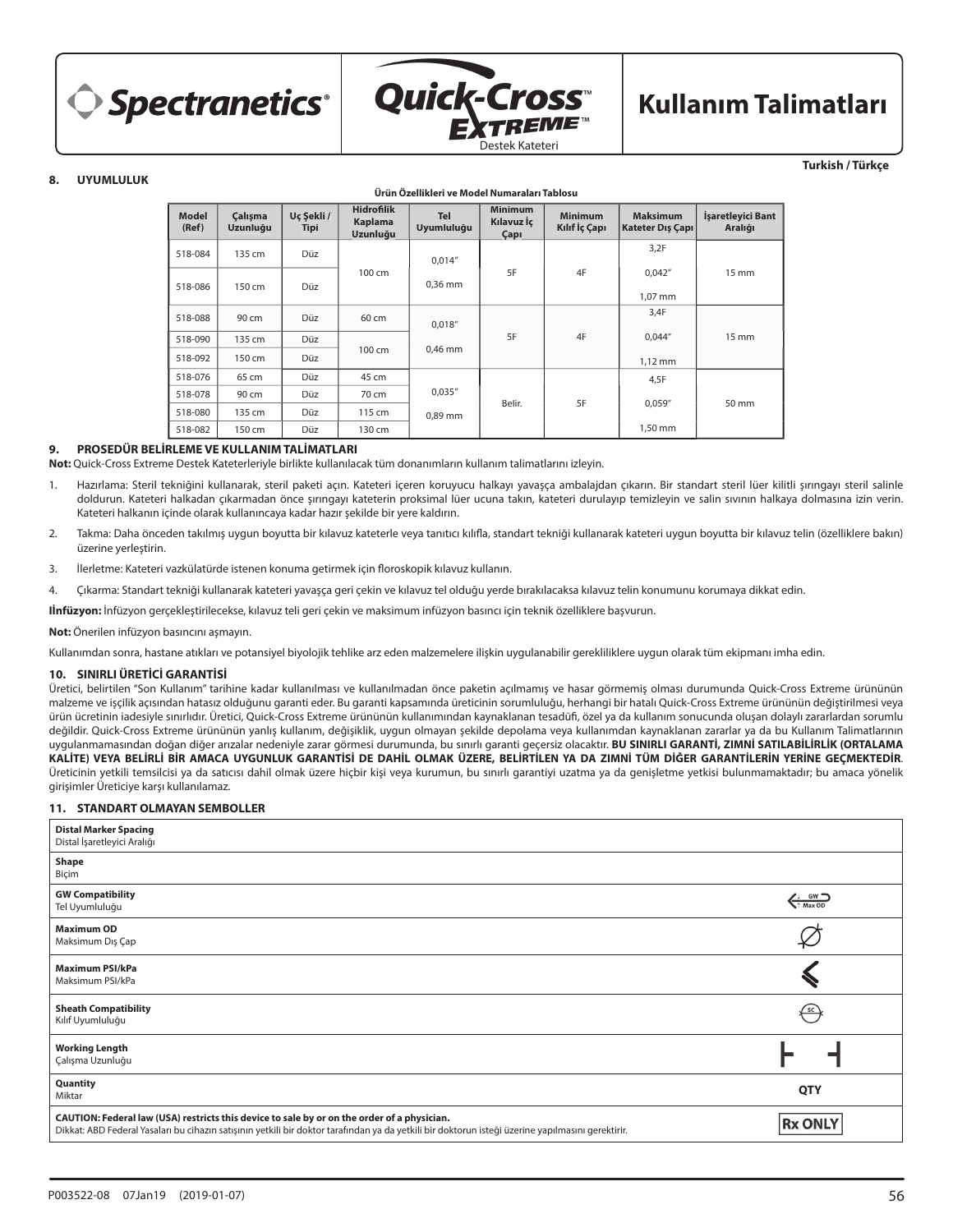**Spectranetics®** | **Quick-Cross™ EXTREME™** Destek Kateteri | **Kullanım Talimatları**

Turkish / Türkçe

## 8. UYUMLULUK

**Ürün Özellikleri ve Model Numaraları Tablosu**

| Model (Ref) | Çalışma Uzunluğu | Uç Şekli / Tipi | Hidrofilik Kaplama Uzunluğu | Tel Uyumluluğu | Minimum Kılavuz İç Çapı | Minimum Kılıf İç Çapı | Maksimum Kateter Dış Çapı | İşaretleyici Bant Aralığı |
|---|---|---|---|---|---|---|---|---|
| 518-084 | 135 cm | Düz | 100 cm | 0,014″ 0,36 mm | 5F | 4F | 3,2F 0,042″ 1,07 mm | 15 mm |
| 518-086 | 150 cm | Düz | | | | | | |
| 518-088 | 90 cm | Düz | 60 cm | 0,018″ 0,46 mm | 5F | 4F | 3,4F 0,044″ 1,12 mm | 15 mm |
| 518-090 | 135 cm | Düz | 100 cm | | | | | |
| 518-092 | 150 cm | Düz | | | | | | |
| 518-076 | 65 cm | Düz | 45 cm | 0,035″ 0,89 mm | Belir. | 5F | 4,5F 0,059″ 1,50 mm | 50 mm |
| 518-078 | 90 cm | Düz | 70 cm | | | | | |
| 518-080 | 135 cm | Düz | 115 cm | | | | | |
| 518-082 | 150 cm | Düz | 130 cm | | | | | |

## 9. PROSEDÜR BELİRLEME VE KULLANIM TALİMATLARI

**Not:** Quick-Cross Extreme Destek Kateterleriyle birlikte kullanılacak tüm donanımların kullanım talimatlarını izleyin.

1. Hazırlama: Steril tekniğini kullanarak, steril paketi açın. Kateteri içeren koruyucu halkayı yavaşça ambalajdan çıkarın. Bir standart steril lüer kilitli şırıngayı steril salinle doldurun. Kateteri halkadan çıkarmadan önce şırıngayı kateterin proksimal lüer ucuna takın, kateteri durulayıp temizleyin ve salin sıvının halkaya dolmasına izin verin. Kateteri halkanın içinde olarak kullanıncaya kadar hazır şekilde bir yere kaldırın.
2. Takma: Daha önceden takılmış uygun boyutta bir kılavuz kateterle veya tanıtıcı kılıfla, standart tekniği kullanarak kateteri uygun boyutta bir kılavuz telin (özelliklere bakın) üzerine yerleştirin.
3. İlerletme: Kateteri vazkülatürde istenen konuma getirmek için floroskopik kılavuz kullanın.
4. Çıkarma: Standart tekniği kullanarak kateteri yavaşça geri çekin ve kılavuz tel olduğu yerde bırakılacaksa kılavuz telin konumunu korumaya dikkat edin.

**İİnfüzyon:** İnfüzyon gerçekleştirilecekse, kılavuz teli geri çekin ve maksimum infüzyon basıncı için teknik özelliklere başvurun.

**Not:** Önerilen infüzyon basıncını aşmayın.

Kullanımdan sonra, hastane atıkları ve potansiyel biyolojik tehlike arz eden malzemelere ilişkin uygulanabilir gerekliliklere uygun olarak tüm ekipmanı imha edin.

## 10. SINIRLI ÜRETİCİ GARANTİSİ

Üretici, belirtilen "Son Kullanım" tarihine kadar kullanılması ve kullanılmadan önce paketin açılmamış ve hasar görmemiş olması durumunda Quick-Cross Extreme ürününün malzeme ve işçilik açısından hatasız olduğunu garanti eder. Bu garanti kapsamında üreticinin sorumluluğu, herhangi bir hatalı Quick-Cross Extreme ürününün değiştirilmesi veya ürün ücretinin iadesiyle sınırlıdır. Üretici, Quick-Cross Extreme ürününün kullanımından kaynaklanan tesadüfi, özel ya da kullanım sonucunda oluşan dolaylı zararlardan sorumlu değildir. Quick-Cross Extreme ürününün yanlış kullanım, değişiklik, uygun olmayan şekilde depolama veya kullanımdan kaynaklanan zararlar ya da bu Kullanım Talimatlarının uygulanmamasından doğan diğer arızalar nedeniyle zarar görmesi durumunda, bu sınırlı garanti geçersiz olacaktır. **BU SINIRLI GARANTİ, ZIMNİ SATILABİLİRLİK (ORTALAMA KALİTE) VEYA BELİRLİ BİR AMACA UYGUNLUK GARANTİSİ DE DAHİL OLMAK ÜZERE, BELİRTİLEN YA DA ZIMNİ TÜM DİĞER GARANTİLERİN YERİNE GEÇMEKTEDİR**. Üreticinin yetkili temsilcisi ya da satıcısı dahil olmak üzere hiçbir kişi veya kurumun, bu sınırlı garantiyi uzatma ya da genişletme yetkisi bulunmamaktadır; bu amaca yönelik girişimler Üreticiye karşı kullanılamaz.

## 11. STANDART OLMAYAN SEMBOLLER

| Sembol | |
|---|---|
| **Distal Marker Spacing** Distal İşaretleyici Aralığı | |
| **Shape** Biçim | |
| **GW Compatibility** Tel Uyumluluğu | GW Max OD |
| **Maximum OD** Maksimum Dış Çap | |
| **Maximum PSI/kPa** Maksimum PSI/kPa | |
| **Sheath Compatibility** Kılıf Uyumluluğu | SC |
| **Working Length** Çalışma Uzunluğu | |
| **Quantity** Miktar | QTY |
| **CAUTION: Federal law (USA) restricts this device to sale by or on the order of a physician.** Dikkat: ABD Federal Yasaları bu cihazın satışının yetkili bir doktor tarafından ya da yetkili bir doktorun isteği üzerine yapılmasını gerektirir. | Rx ONLY |

P003522-08 07Jan19 (2019-01-07)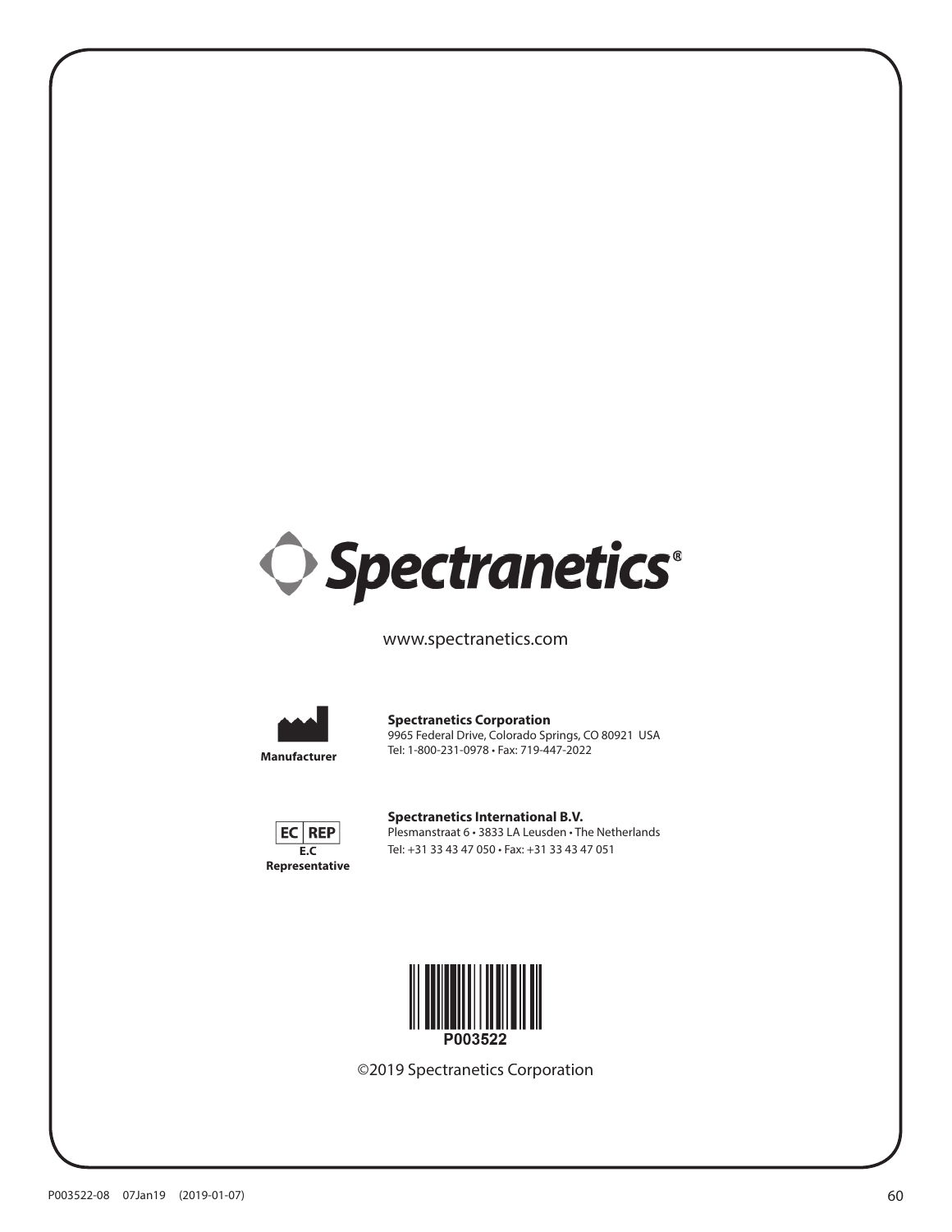Spectranetics®

www.spectranetics.com

Manufacturer

**Spectranetics Corporation**
9965 Federal Drive, Colorado Springs, CO 80921 USA
Tel: 1-800-231-0978 • Fax: 719-447-2022

EC | REP
E.C
Representative

**Spectranetics International B.V.**
Plesmanstraat 6 • 3833 LA Leusden • The Netherlands
Tel: +31 33 43 47 050 • Fax: +31 33 43 47 051

P003522

©2019 Spectranetics Corporation

P003522-08 07Jan19 (2019-01-07)